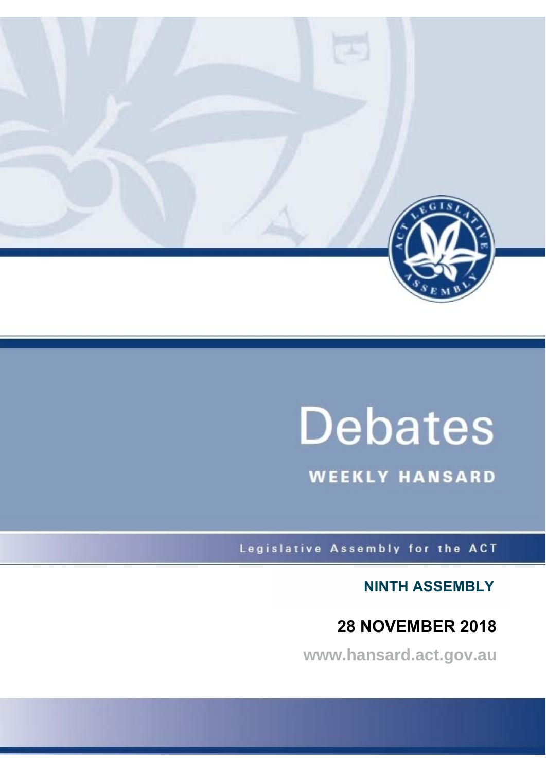# Debates

## WEEKLY HANSARD

Legislative Assembly for the ACT

**NINTH ASSEMBLY**

## 28 NOVEMBER 2018

**www.hansard.act.gov.au**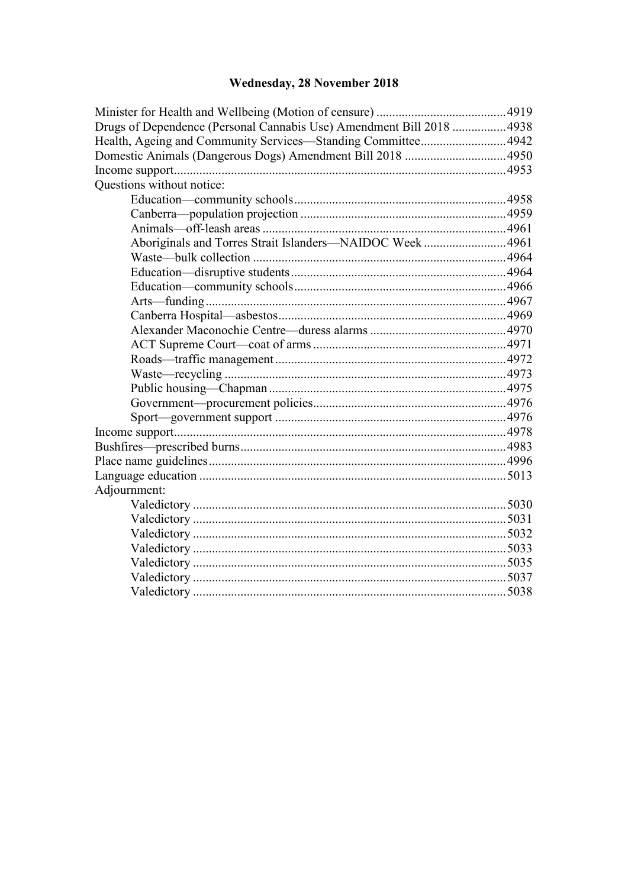## Wednesday, 28 November 2018

Minister for Health and Wellbeing (Motion of censure) ......................................... 4919
Drugs of Dependence (Personal Cannabis Use) Amendment Bill 2018 ................. 4938
Health, Ageing and Community Services—Standing Committee........................... 4942
Domestic Animals (Dangerous Dogs) Amendment Bill 2018 ................................ 4950
Income support........................................................................................................ 4953
Questions without notice:
- Education—community schools.................................................................. 4958
- Canberra—population projection ................................................................ 4959
- Animals—off-leash areas ............................................................................ 4961
- Aboriginals and Torres Strait Islanders—NAIDOC Week .......................... 4961
- Waste—bulk collection ............................................................................... 4964
- Education—disruptive students................................................................... 4964
- Education—community schools.................................................................. 4966
- Arts—funding.............................................................................................. 4967
- Canberra Hospital—asbestos....................................................................... 4969
- Alexander Maconochie Centre—duress alarms ........................................... 4970
- ACT Supreme Court—coat of arms ............................................................ 4971
- Roads—traffic management........................................................................ 4972
- Waste—recycling ........................................................................................ 4973
- Public housing—Chapman .......................................................................... 4975
- Government—procurement policies............................................................ 4976
- Sport—government support ........................................................................ 4976

Income support........................................................................................................ 4978
Bushfires—prescribed burns................................................................................... 4983
Place name guidelines............................................................................................. 4996
Language education ................................................................................................ 5013
Adjournment:
- Valedictory .................................................................................................. 5030
- Valedictory .................................................................................................. 5031
- Valedictory .................................................................................................. 5032
- Valedictory .................................................................................................. 5033
- Valedictory .................................................................................................. 5035
- Valedictory .................................................................................................. 5037
- Valedictory .................................................................................................. 5038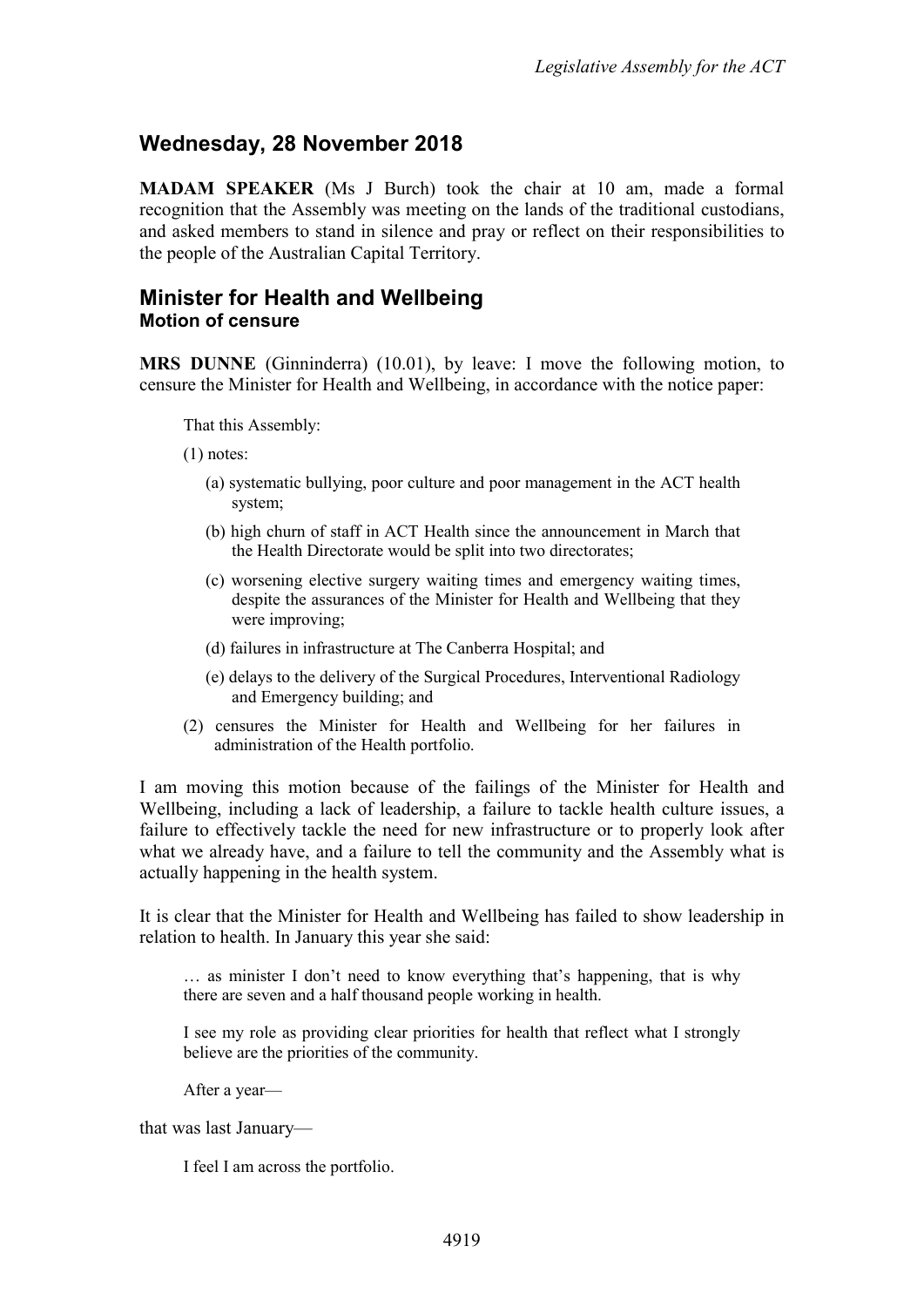## Wednesday, 28 November 2018

**MADAM SPEAKER** (Ms J Burch) took the chair at 10 am, made a formal recognition that the Assembly was meeting on the lands of the traditional custodians, and asked members to stand in silence and pray or reflect on their responsibilities to the people of the Australian Capital Territory.

## Minister for Health and Wellbeing
### Motion of censure

**MRS DUNNE** (Ginninderra) (10.01), by leave: I move the following motion, to censure the Minister for Health and Wellbeing, in accordance with the notice paper:

> That this Assembly:
>
> (1) notes:
>
> (a) systematic bullying, poor culture and poor management in the ACT health system;
>
> (b) high churn of staff in ACT Health since the announcement in March that the Health Directorate would be split into two directorates;
>
> (c) worsening elective surgery waiting times and emergency waiting times, despite the assurances of the Minister for Health and Wellbeing that they were improving;
>
> (d) failures in infrastructure at The Canberra Hospital; and
>
> (e) delays to the delivery of the Surgical Procedures, Interventional Radiology and Emergency building; and
>
> (2) censures the Minister for Health and Wellbeing for her failures in administration of the Health portfolio.

I am moving this motion because of the failings of the Minister for Health and Wellbeing, including a lack of leadership, a failure to tackle health culture issues, a failure to effectively tackle the need for new infrastructure or to properly look after what we already have, and a failure to tell the community and the Assembly what is actually happening in the health system.

It is clear that the Minister for Health and Wellbeing has failed to show leadership in relation to health. In January this year she said:

> … as minister I don't need to know everything that's happening, that is why there are seven and a half thousand people working in health.
>
> I see my role as providing clear priorities for health that reflect what I strongly believe are the priorities of the community.
>
> After a year—

that was last January—

> I feel I am across the portfolio.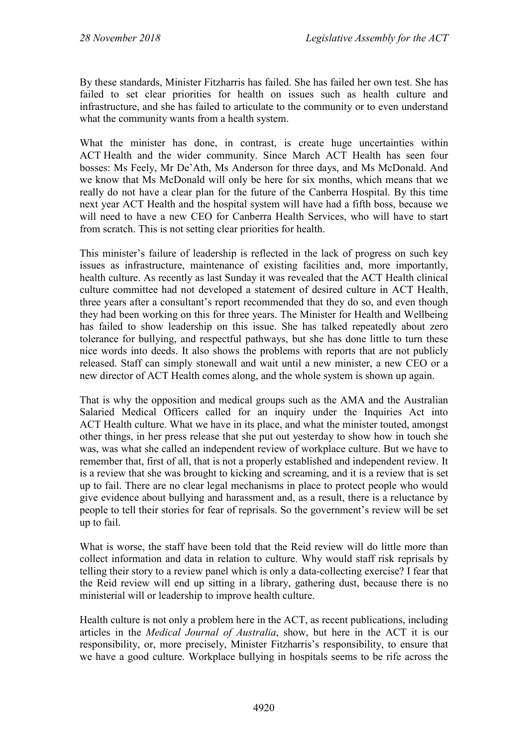By these standards, Minister Fitzharris has failed. She has failed her own test. She has failed to set clear priorities for health on issues such as health culture and infrastructure, and she has failed to articulate to the community or to even understand what the community wants from a health system.

What the minister has done, in contrast, is create huge uncertainties within ACT Health and the wider community. Since March ACT Health has seen four bosses: Ms Feely, Mr De'Ath, Ms Anderson for three days, and Ms McDonald. And we know that Ms McDonald will only be here for six months, which means that we really do not have a clear plan for the future of the Canberra Hospital. By this time next year ACT Health and the hospital system will have had a fifth boss, because we will need to have a new CEO for Canberra Health Services, who will have to start from scratch. This is not setting clear priorities for health.

This minister's failure of leadership is reflected in the lack of progress on such key issues as infrastructure, maintenance of existing facilities and, more importantly, health culture. As recently as last Sunday it was revealed that the ACT Health clinical culture committee had not developed a statement of desired culture in ACT Health, three years after a consultant's report recommended that they do so, and even though they had been working on this for three years. The Minister for Health and Wellbeing has failed to show leadership on this issue. She has talked repeatedly about zero tolerance for bullying, and respectful pathways, but she has done little to turn these nice words into deeds. It also shows the problems with reports that are not publicly released. Staff can simply stonewall and wait until a new minister, a new CEO or a new director of ACT Health comes along, and the whole system is shown up again.

That is why the opposition and medical groups such as the AMA and the Australian Salaried Medical Officers called for an inquiry under the Inquiries Act into ACT Health culture. What we have in its place, and what the minister touted, amongst other things, in her press release that she put out yesterday to show how in touch she was, was what she called an independent review of workplace culture. But we have to remember that, first of all, that is not a properly established and independent review. It is a review that she was brought to kicking and screaming, and it is a review that is set up to fail. There are no clear legal mechanisms in place to protect people who would give evidence about bullying and harassment and, as a result, there is a reluctance by people to tell their stories for fear of reprisals. So the government's review will be set up to fail.

What is worse, the staff have been told that the Reid review will do little more than collect information and data in relation to culture. Why would staff risk reprisals by telling their story to a review panel which is only a data-collecting exercise? I fear that the Reid review will end up sitting in a library, gathering dust, because there is no ministerial will or leadership to improve health culture.

Health culture is not only a problem here in the ACT, as recent publications, including articles in the *Medical Journal of Australia*, show, but here in the ACT it is our responsibility, or, more precisely, Minister Fitzharris's responsibility, to ensure that we have a good culture. Workplace bullying in hospitals seems to be rife across the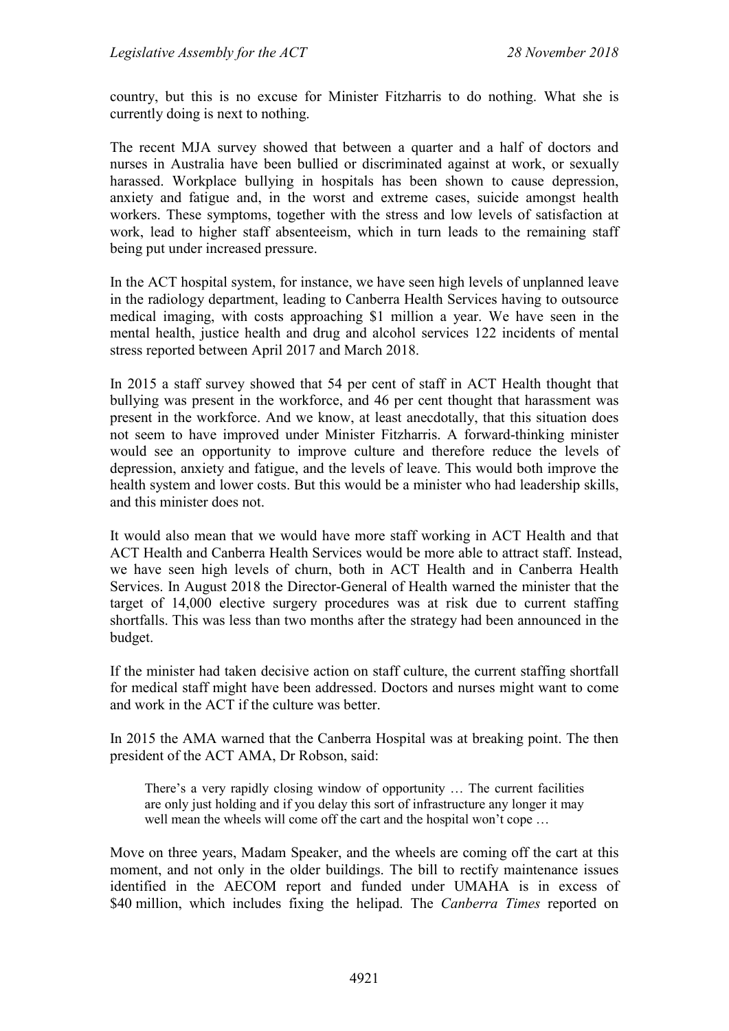country, but this is no excuse for Minister Fitzharris to do nothing. What she is currently doing is next to nothing.

The recent MJA survey showed that between a quarter and a half of doctors and nurses in Australia have been bullied or discriminated against at work, or sexually harassed. Workplace bullying in hospitals has been shown to cause depression, anxiety and fatigue and, in the worst and extreme cases, suicide amongst health workers. These symptoms, together with the stress and low levels of satisfaction at work, lead to higher staff absenteeism, which in turn leads to the remaining staff being put under increased pressure.

In the ACT hospital system, for instance, we have seen high levels of unplanned leave in the radiology department, leading to Canberra Health Services having to outsource medical imaging, with costs approaching $1 million a year. We have seen in the mental health, justice health and drug and alcohol services 122 incidents of mental stress reported between April 2017 and March 2018.

In 2015 a staff survey showed that 54 per cent of staff in ACT Health thought that bullying was present in the workforce, and 46 per cent thought that harassment was present in the workforce. And we know, at least anecdotally, that this situation does not seem to have improved under Minister Fitzharris. A forward-thinking minister would see an opportunity to improve culture and therefore reduce the levels of depression, anxiety and fatigue, and the levels of leave. This would both improve the health system and lower costs. But this would be a minister who had leadership skills, and this minister does not.

It would also mean that we would have more staff working in ACT Health and that ACT Health and Canberra Health Services would be more able to attract staff. Instead, we have seen high levels of churn, both in ACT Health and in Canberra Health Services. In August 2018 the Director-General of Health warned the minister that the target of 14,000 elective surgery procedures was at risk due to current staffing shortfalls. This was less than two months after the strategy had been announced in the budget.

If the minister had taken decisive action on staff culture, the current staffing shortfall for medical staff might have been addressed. Doctors and nurses might want to come and work in the ACT if the culture was better.

In 2015 the AMA warned that the Canberra Hospital was at breaking point. The then president of the ACT AMA, Dr Robson, said:

> There's a very rapidly closing window of opportunity … The current facilities are only just holding and if you delay this sort of infrastructure any longer it may well mean the wheels will come off the cart and the hospital won't cope …

Move on three years, Madam Speaker, and the wheels are coming off the cart at this moment, and not only in the older buildings. The bill to rectify maintenance issues identified in the AECOM report and funded under UMAHA is in excess of $40 million, which includes fixing the helipad. The *Canberra Times* reported on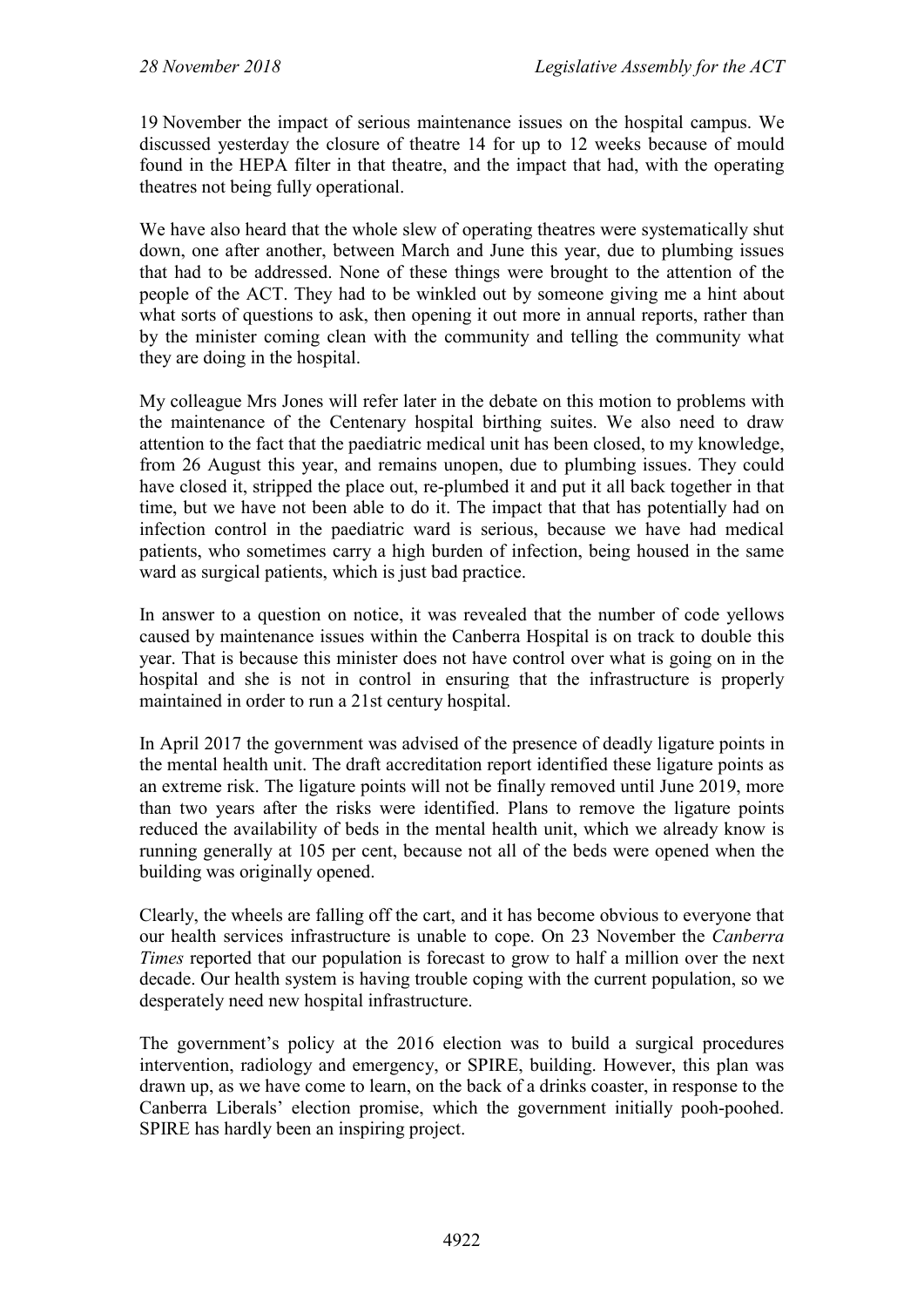19 November the impact of serious maintenance issues on the hospital campus. We discussed yesterday the closure of theatre 14 for up to 12 weeks because of mould found in the HEPA filter in that theatre, and the impact that had, with the operating theatres not being fully operational.

We have also heard that the whole slew of operating theatres were systematically shut down, one after another, between March and June this year, due to plumbing issues that had to be addressed. None of these things were brought to the attention of the people of the ACT. They had to be winkled out by someone giving me a hint about what sorts of questions to ask, then opening it out more in annual reports, rather than by the minister coming clean with the community and telling the community what they are doing in the hospital.

My colleague Mrs Jones will refer later in the debate on this motion to problems with the maintenance of the Centenary hospital birthing suites. We also need to draw attention to the fact that the paediatric medical unit has been closed, to my knowledge, from 26 August this year, and remains unopen, due to plumbing issues. They could have closed it, stripped the place out, re-plumbed it and put it all back together in that time, but we have not been able to do it. The impact that that has potentially had on infection control in the paediatric ward is serious, because we have had medical patients, who sometimes carry a high burden of infection, being housed in the same ward as surgical patients, which is just bad practice.

In answer to a question on notice, it was revealed that the number of code yellows caused by maintenance issues within the Canberra Hospital is on track to double this year. That is because this minister does not have control over what is going on in the hospital and she is not in control in ensuring that the infrastructure is properly maintained in order to run a 21st century hospital.

In April 2017 the government was advised of the presence of deadly ligature points in the mental health unit. The draft accreditation report identified these ligature points as an extreme risk. The ligature points will not be finally removed until June 2019, more than two years after the risks were identified. Plans to remove the ligature points reduced the availability of beds in the mental health unit, which we already know is running generally at 105 per cent, because not all of the beds were opened when the building was originally opened.

Clearly, the wheels are falling off the cart, and it has become obvious to everyone that our health services infrastructure is unable to cope. On 23 November the *Canberra Times* reported that our population is forecast to grow to half a million over the next decade. Our health system is having trouble coping with the current population, so we desperately need new hospital infrastructure.

The government's policy at the 2016 election was to build a surgical procedures intervention, radiology and emergency, or SPIRE, building. However, this plan was drawn up, as we have come to learn, on the back of a drinks coaster, in response to the Canberra Liberals' election promise, which the government initially pooh-poohed. SPIRE has hardly been an inspiring project.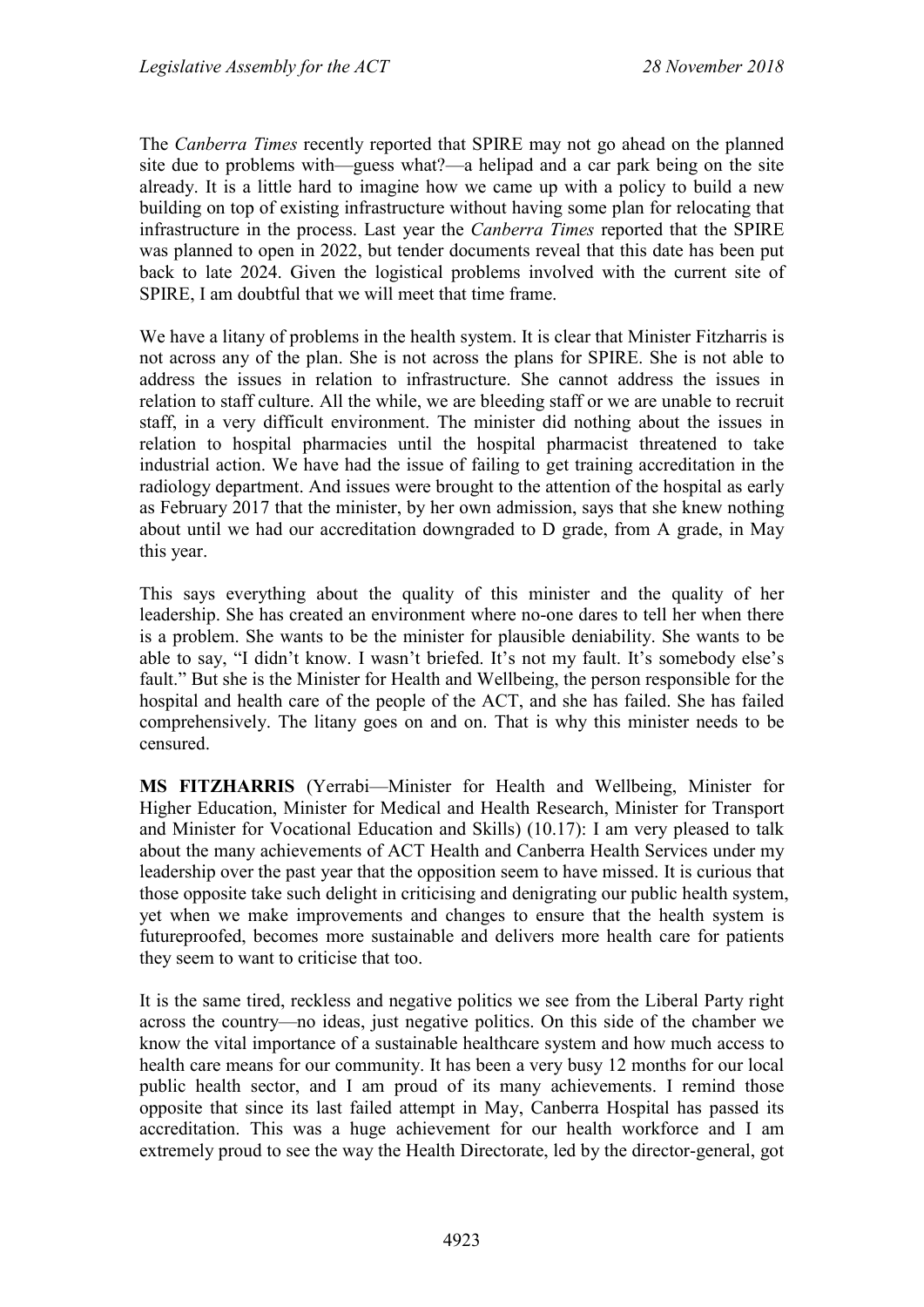The *Canberra Times* recently reported that SPIRE may not go ahead on the planned site due to problems with—guess what?—a helipad and a car park being on the site already. It is a little hard to imagine how we came up with a policy to build a new building on top of existing infrastructure without having some plan for relocating that infrastructure in the process. Last year the *Canberra Times* reported that the SPIRE was planned to open in 2022, but tender documents reveal that this date has been put back to late 2024. Given the logistical problems involved with the current site of SPIRE, I am doubtful that we will meet that time frame.

We have a litany of problems in the health system. It is clear that Minister Fitzharris is not across any of the plan. She is not across the plans for SPIRE. She is not able to address the issues in relation to infrastructure. She cannot address the issues in relation to staff culture. All the while, we are bleeding staff or we are unable to recruit staff, in a very difficult environment. The minister did nothing about the issues in relation to hospital pharmacies until the hospital pharmacist threatened to take industrial action. We have had the issue of failing to get training accreditation in the radiology department. And issues were brought to the attention of the hospital as early as February 2017 that the minister, by her own admission, says that she knew nothing about until we had our accreditation downgraded to D grade, from A grade, in May this year.

This says everything about the quality of this minister and the quality of her leadership. She has created an environment where no-one dares to tell her when there is a problem. She wants to be the minister for plausible deniability. She wants to be able to say, "I didn't know. I wasn't briefed. It's not my fault. It's somebody else's fault." But she is the Minister for Health and Wellbeing, the person responsible for the hospital and health care of the people of the ACT, and she has failed. She has failed comprehensively. The litany goes on and on. That is why this minister needs to be censured.

**MS FITZHARRIS** (Yerrabi—Minister for Health and Wellbeing, Minister for Higher Education, Minister for Medical and Health Research, Minister for Transport and Minister for Vocational Education and Skills) (10.17): I am very pleased to talk about the many achievements of ACT Health and Canberra Health Services under my leadership over the past year that the opposition seem to have missed. It is curious that those opposite take such delight in criticising and denigrating our public health system, yet when we make improvements and changes to ensure that the health system is futureproofed, becomes more sustainable and delivers more health care for patients they seem to want to criticise that too.

It is the same tired, reckless and negative politics we see from the Liberal Party right across the country—no ideas, just negative politics. On this side of the chamber we know the vital importance of a sustainable healthcare system and how much access to health care means for our community. It has been a very busy 12 months for our local public health sector, and I am proud of its many achievements. I remind those opposite that since its last failed attempt in May, Canberra Hospital has passed its accreditation. This was a huge achievement for our health workforce and I am extremely proud to see the way the Health Directorate, led by the director-general, got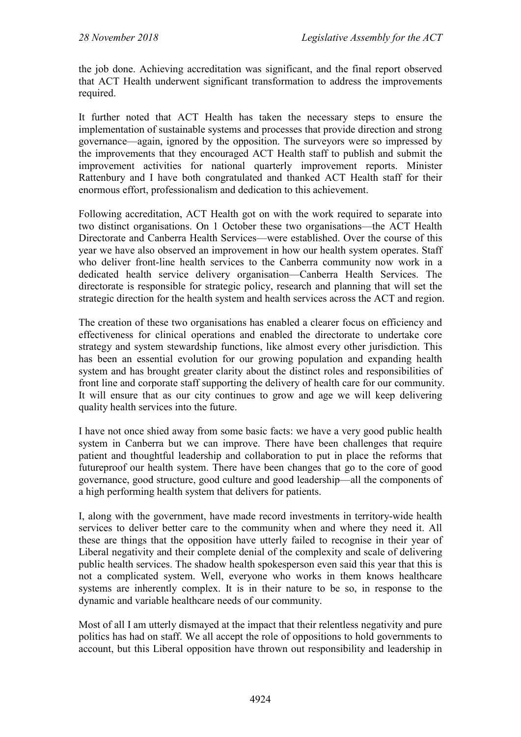the job done. Achieving accreditation was significant, and the final report observed that ACT Health underwent significant transformation to address the improvements required.

It further noted that ACT Health has taken the necessary steps to ensure the implementation of sustainable systems and processes that provide direction and strong governance—again, ignored by the opposition. The surveyors were so impressed by the improvements that they encouraged ACT Health staff to publish and submit the improvement activities for national quarterly improvement reports. Minister Rattenbury and I have both congratulated and thanked ACT Health staff for their enormous effort, professionalism and dedication to this achievement.

Following accreditation, ACT Health got on with the work required to separate into two distinct organisations. On 1 October these two organisations—the ACT Health Directorate and Canberra Health Services—were established. Over the course of this year we have also observed an improvement in how our health system operates. Staff who deliver front-line health services to the Canberra community now work in a dedicated health service delivery organisation—Canberra Health Services. The directorate is responsible for strategic policy, research and planning that will set the strategic direction for the health system and health services across the ACT and region.

The creation of these two organisations has enabled a clearer focus on efficiency and effectiveness for clinical operations and enabled the directorate to undertake core strategy and system stewardship functions, like almost every other jurisdiction. This has been an essential evolution for our growing population and expanding health system and has brought greater clarity about the distinct roles and responsibilities of front line and corporate staff supporting the delivery of health care for our community. It will ensure that as our city continues to grow and age we will keep delivering quality health services into the future.

I have not once shied away from some basic facts: we have a very good public health system in Canberra but we can improve. There have been challenges that require patient and thoughtful leadership and collaboration to put in place the reforms that futureproof our health system. There have been changes that go to the core of good governance, good structure, good culture and good leadership—all the components of a high performing health system that delivers for patients.

I, along with the government, have made record investments in territory-wide health services to deliver better care to the community when and where they need it. All these are things that the opposition have utterly failed to recognise in their year of Liberal negativity and their complete denial of the complexity and scale of delivering public health services. The shadow health spokesperson even said this year that this is not a complicated system. Well, everyone who works in them knows healthcare systems are inherently complex. It is in their nature to be so, in response to the dynamic and variable healthcare needs of our community.

Most of all I am utterly dismayed at the impact that their relentless negativity and pure politics has had on staff. We all accept the role of oppositions to hold governments to account, but this Liberal opposition have thrown out responsibility and leadership in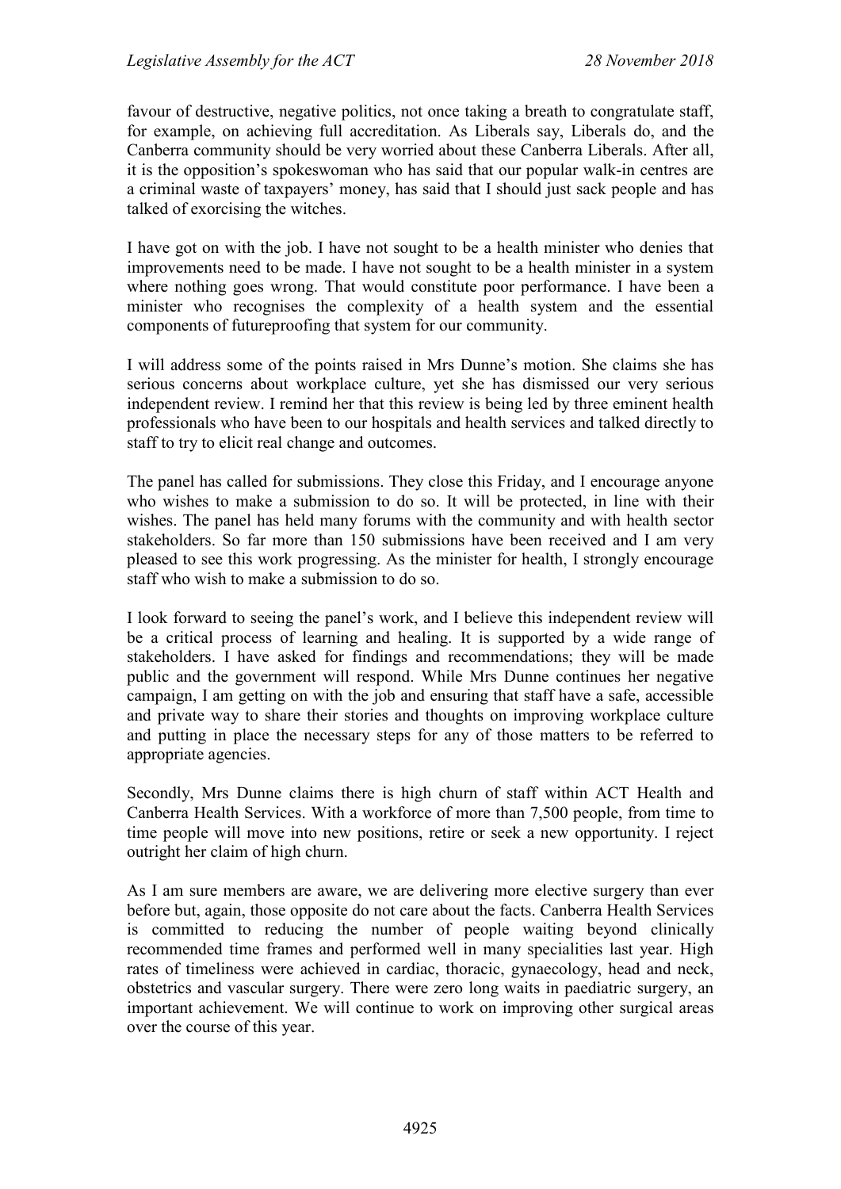favour of destructive, negative politics, not once taking a breath to congratulate staff, for example, on achieving full accreditation. As Liberals say, Liberals do, and the Canberra community should be very worried about these Canberra Liberals. After all, it is the opposition's spokeswoman who has said that our popular walk-in centres are a criminal waste of taxpayers' money, has said that I should just sack people and has talked of exorcising the witches.

I have got on with the job. I have not sought to be a health minister who denies that improvements need to be made. I have not sought to be a health minister in a system where nothing goes wrong. That would constitute poor performance. I have been a minister who recognises the complexity of a health system and the essential components of futureproofing that system for our community.

I will address some of the points raised in Mrs Dunne's motion. She claims she has serious concerns about workplace culture, yet she has dismissed our very serious independent review. I remind her that this review is being led by three eminent health professionals who have been to our hospitals and health services and talked directly to staff to try to elicit real change and outcomes.

The panel has called for submissions. They close this Friday, and I encourage anyone who wishes to make a submission to do so. It will be protected, in line with their wishes. The panel has held many forums with the community and with health sector stakeholders. So far more than 150 submissions have been received and I am very pleased to see this work progressing. As the minister for health, I strongly encourage staff who wish to make a submission to do so.

I look forward to seeing the panel's work, and I believe this independent review will be a critical process of learning and healing. It is supported by a wide range of stakeholders. I have asked for findings and recommendations; they will be made public and the government will respond. While Mrs Dunne continues her negative campaign, I am getting on with the job and ensuring that staff have a safe, accessible and private way to share their stories and thoughts on improving workplace culture and putting in place the necessary steps for any of those matters to be referred to appropriate agencies.

Secondly, Mrs Dunne claims there is high churn of staff within ACT Health and Canberra Health Services. With a workforce of more than 7,500 people, from time to time people will move into new positions, retire or seek a new opportunity. I reject outright her claim of high churn.

As I am sure members are aware, we are delivering more elective surgery than ever before but, again, those opposite do not care about the facts. Canberra Health Services is committed to reducing the number of people waiting beyond clinically recommended time frames and performed well in many specialities last year. High rates of timeliness were achieved in cardiac, thoracic, gynaecology, head and neck, obstetrics and vascular surgery. There were zero long waits in paediatric surgery, an important achievement. We will continue to work on improving other surgical areas over the course of this year.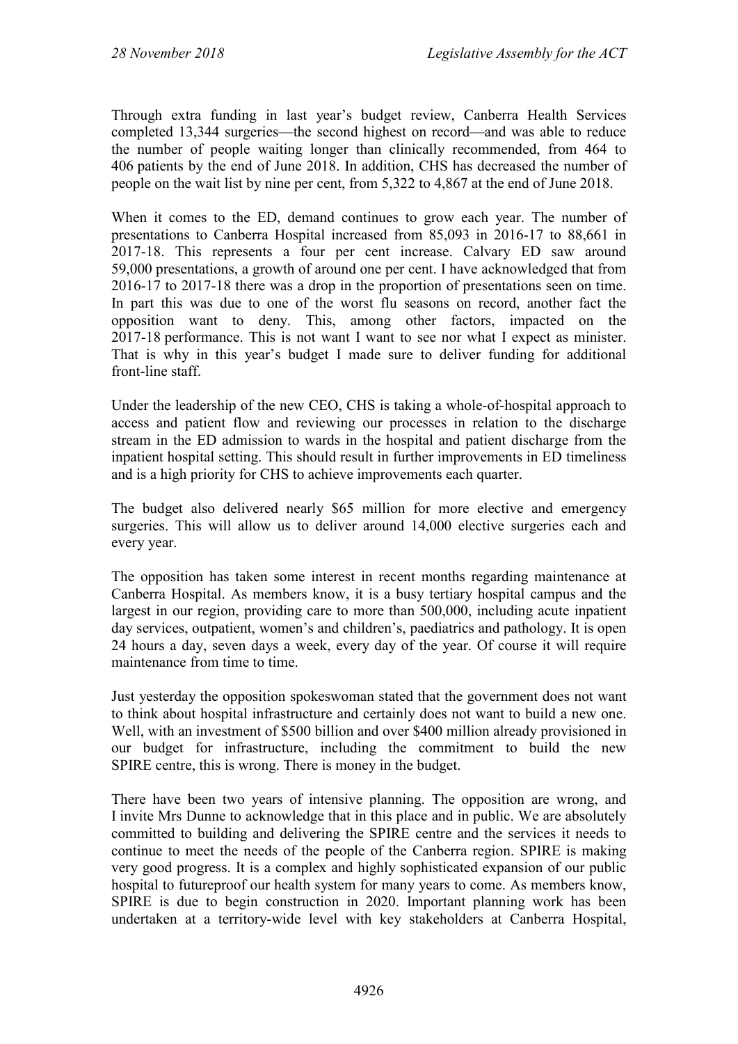Through extra funding in last year's budget review, Canberra Health Services completed 13,344 surgeries—the second highest on record—and was able to reduce the number of people waiting longer than clinically recommended, from 464 to 406 patients by the end of June 2018. In addition, CHS has decreased the number of people on the wait list by nine per cent, from 5,322 to 4,867 at the end of June 2018.

When it comes to the ED, demand continues to grow each year. The number of presentations to Canberra Hospital increased from 85,093 in 2016-17 to 88,661 in 2017-18. This represents a four per cent increase. Calvary ED saw around 59,000 presentations, a growth of around one per cent. I have acknowledged that from 2016-17 to 2017-18 there was a drop in the proportion of presentations seen on time. In part this was due to one of the worst flu seasons on record, another fact the opposition want to deny. This, among other factors, impacted on the 2017-18 performance. This is not want I want to see nor what I expect as minister. That is why in this year's budget I made sure to deliver funding for additional front-line staff.

Under the leadership of the new CEO, CHS is taking a whole-of-hospital approach to access and patient flow and reviewing our processes in relation to the discharge stream in the ED admission to wards in the hospital and patient discharge from the inpatient hospital setting. This should result in further improvements in ED timeliness and is a high priority for CHS to achieve improvements each quarter.

The budget also delivered nearly $65 million for more elective and emergency surgeries. This will allow us to deliver around 14,000 elective surgeries each and every year.

The opposition has taken some interest in recent months regarding maintenance at Canberra Hospital. As members know, it is a busy tertiary hospital campus and the largest in our region, providing care to more than 500,000, including acute inpatient day services, outpatient, women's and children's, paediatrics and pathology. It is open 24 hours a day, seven days a week, every day of the year. Of course it will require maintenance from time to time.

Just yesterday the opposition spokeswoman stated that the government does not want to think about hospital infrastructure and certainly does not want to build a new one. Well, with an investment of $500 billion and over $400 million already provisioned in our budget for infrastructure, including the commitment to build the new SPIRE centre, this is wrong. There is money in the budget.

There have been two years of intensive planning. The opposition are wrong, and I invite Mrs Dunne to acknowledge that in this place and in public. We are absolutely committed to building and delivering the SPIRE centre and the services it needs to continue to meet the needs of the people of the Canberra region. SPIRE is making very good progress. It is a complex and highly sophisticated expansion of our public hospital to futureproof our health system for many years to come. As members know, SPIRE is due to begin construction in 2020. Important planning work has been undertaken at a territory-wide level with key stakeholders at Canberra Hospital,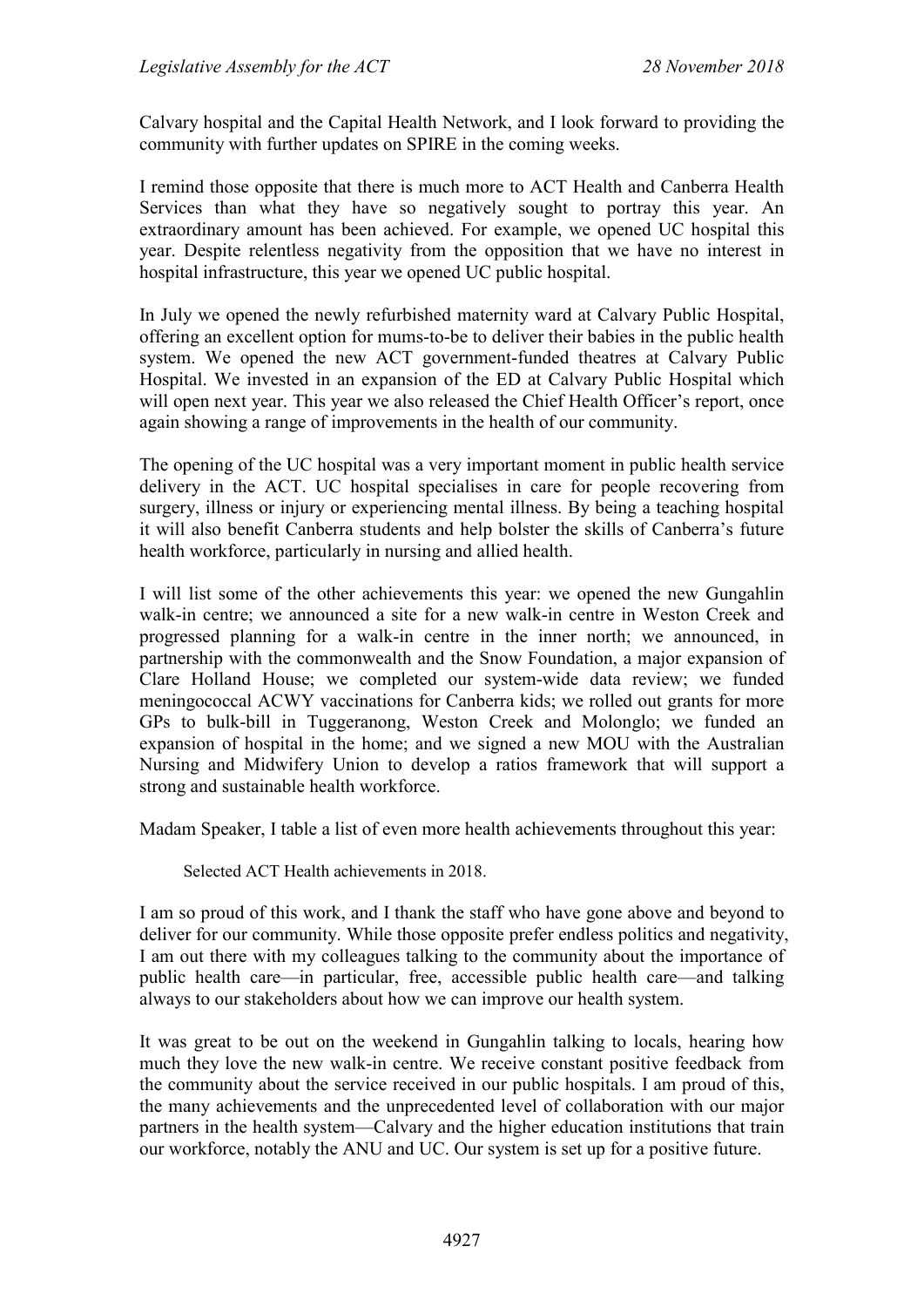Calvary hospital and the Capital Health Network, and I look forward to providing the community with further updates on SPIRE in the coming weeks.

I remind those opposite that there is much more to ACT Health and Canberra Health Services than what they have so negatively sought to portray this year. An extraordinary amount has been achieved. For example, we opened UC hospital this year. Despite relentless negativity from the opposition that we have no interest in hospital infrastructure, this year we opened UC public hospital.

In July we opened the newly refurbished maternity ward at Calvary Public Hospital, offering an excellent option for mums-to-be to deliver their babies in the public health system. We opened the new ACT government-funded theatres at Calvary Public Hospital. We invested in an expansion of the ED at Calvary Public Hospital which will open next year. This year we also released the Chief Health Officer's report, once again showing a range of improvements in the health of our community.

The opening of the UC hospital was a very important moment in public health service delivery in the ACT. UC hospital specialises in care for people recovering from surgery, illness or injury or experiencing mental illness. By being a teaching hospital it will also benefit Canberra students and help bolster the skills of Canberra's future health workforce, particularly in nursing and allied health.

I will list some of the other achievements this year: we opened the new Gungahlin walk-in centre; we announced a site for a new walk-in centre in Weston Creek and progressed planning for a walk-in centre in the inner north; we announced, in partnership with the commonwealth and the Snow Foundation, a major expansion of Clare Holland House; we completed our system-wide data review; we funded meningococcal ACWY vaccinations for Canberra kids; we rolled out grants for more GPs to bulk-bill in Tuggeranong, Weston Creek and Molonglo; we funded an expansion of hospital in the home; and we signed a new MOU with the Australian Nursing and Midwifery Union to develop a ratios framework that will support a strong and sustainable health workforce.

Madam Speaker, I table a list of even more health achievements throughout this year:

> Selected ACT Health achievements in 2018.

I am so proud of this work, and I thank the staff who have gone above and beyond to deliver for our community. While those opposite prefer endless politics and negativity, I am out there with my colleagues talking to the community about the importance of public health care—in particular, free, accessible public health care—and talking always to our stakeholders about how we can improve our health system.

It was great to be out on the weekend in Gungahlin talking to locals, hearing how much they love the new walk-in centre. We receive constant positive feedback from the community about the service received in our public hospitals. I am proud of this, the many achievements and the unprecedented level of collaboration with our major partners in the health system—Calvary and the higher education institutions that train our workforce, notably the ANU and UC. Our system is set up for a positive future.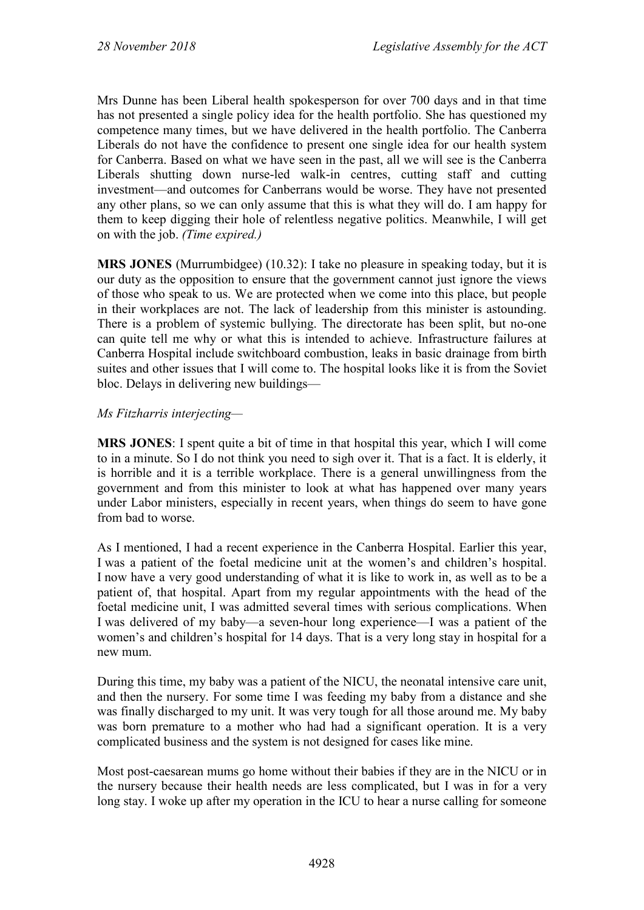Mrs Dunne has been Liberal health spokesperson for over 700 days and in that time has not presented a single policy idea for the health portfolio. She has questioned my competence many times, but we have delivered in the health portfolio. The Canberra Liberals do not have the confidence to present one single idea for our health system for Canberra. Based on what we have seen in the past, all we will see is the Canberra Liberals shutting down nurse-led walk-in centres, cutting staff and cutting investment—and outcomes for Canberrans would be worse. They have not presented any other plans, so we can only assume that this is what they will do. I am happy for them to keep digging their hole of relentless negative politics. Meanwhile, I will get on with the job. *(Time expired.)*

**MRS JONES** (Murrumbidgee) (10.32): I take no pleasure in speaking today, but it is our duty as the opposition to ensure that the government cannot just ignore the views of those who speak to us. We are protected when we come into this place, but people in their workplaces are not. The lack of leadership from this minister is astounding. There is a problem of systemic bullying. The directorate has been split, but no-one can quite tell me why or what this is intended to achieve. Infrastructure failures at Canberra Hospital include switchboard combustion, leaks in basic drainage from birth suites and other issues that I will come to. The hospital looks like it is from the Soviet bloc. Delays in delivering new buildings—

*Ms Fitzharris interjecting*—

**MRS JONES**: I spent quite a bit of time in that hospital this year, which I will come to in a minute. So I do not think you need to sigh over it. That is a fact. It is elderly, it is horrible and it is a terrible workplace. There is a general unwillingness from the government and from this minister to look at what has happened over many years under Labor ministers, especially in recent years, when things do seem to have gone from bad to worse.

As I mentioned, I had a recent experience in the Canberra Hospital. Earlier this year, I was a patient of the foetal medicine unit at the women's and children's hospital. I now have a very good understanding of what it is like to work in, as well as to be a patient of, that hospital. Apart from my regular appointments with the head of the foetal medicine unit, I was admitted several times with serious complications. When I was delivered of my baby—a seven-hour long experience—I was a patient of the women's and children's hospital for 14 days. That is a very long stay in hospital for a new mum.

During this time, my baby was a patient of the NICU, the neonatal intensive care unit, and then the nursery. For some time I was feeding my baby from a distance and she was finally discharged to my unit. It was very tough for all those around me. My baby was born premature to a mother who had had a significant operation. It is a very complicated business and the system is not designed for cases like mine.

Most post-caesarean mums go home without their babies if they are in the NICU or in the nursery because their health needs are less complicated, but I was in for a very long stay. I woke up after my operation in the ICU to hear a nurse calling for someone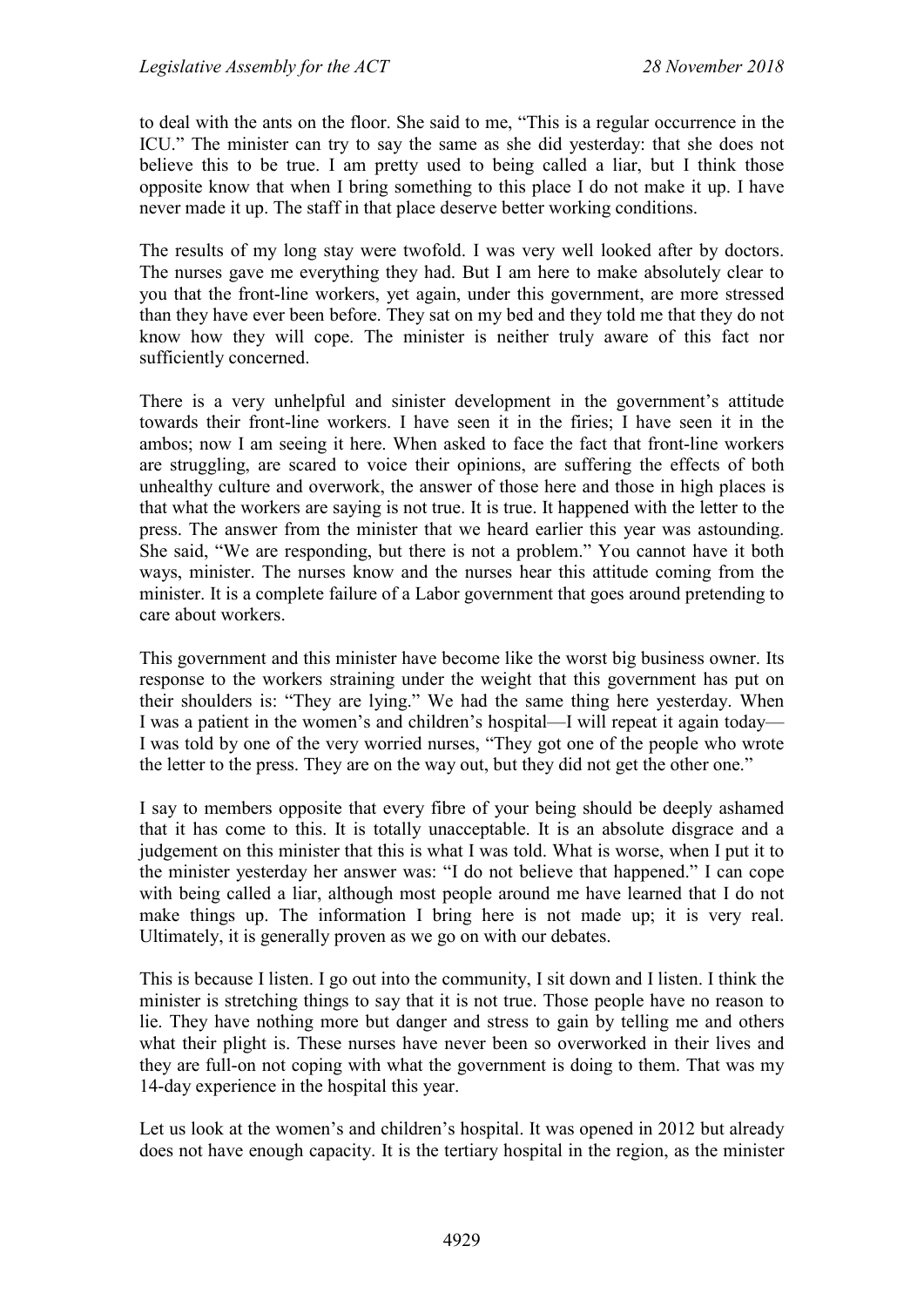to deal with the ants on the floor. She said to me, "This is a regular occurrence in the ICU." The minister can try to say the same as she did yesterday: that she does not believe this to be true. I am pretty used to being called a liar, but I think those opposite know that when I bring something to this place I do not make it up. I have never made it up. The staff in that place deserve better working conditions.

The results of my long stay were twofold. I was very well looked after by doctors. The nurses gave me everything they had. But I am here to make absolutely clear to you that the front-line workers, yet again, under this government, are more stressed than they have ever been before. They sat on my bed and they told me that they do not know how they will cope. The minister is neither truly aware of this fact nor sufficiently concerned.

There is a very unhelpful and sinister development in the government's attitude towards their front-line workers. I have seen it in the firies; I have seen it in the ambos; now I am seeing it here. When asked to face the fact that front-line workers are struggling, are scared to voice their opinions, are suffering the effects of both unhealthy culture and overwork, the answer of those here and those in high places is that what the workers are saying is not true. It is true. It happened with the letter to the press. The answer from the minister that we heard earlier this year was astounding. She said, "We are responding, but there is not a problem." You cannot have it both ways, minister. The nurses know and the nurses hear this attitude coming from the minister. It is a complete failure of a Labor government that goes around pretending to care about workers.

This government and this minister have become like the worst big business owner. Its response to the workers straining under the weight that this government has put on their shoulders is: "They are lying." We had the same thing here yesterday. When I was a patient in the women's and children's hospital—I will repeat it again today—I was told by one of the very worried nurses, "They got one of the people who wrote the letter to the press. They are on the way out, but they did not get the other one."

I say to members opposite that every fibre of your being should be deeply ashamed that it has come to this. It is totally unacceptable. It is an absolute disgrace and a judgement on this minister that this is what I was told. What is worse, when I put it to the minister yesterday her answer was: "I do not believe that happened." I can cope with being called a liar, although most people around me have learned that I do not make things up. The information I bring here is not made up; it is very real. Ultimately, it is generally proven as we go on with our debates.

This is because I listen. I go out into the community, I sit down and I listen. I think the minister is stretching things to say that it is not true. Those people have no reason to lie. They have nothing more but danger and stress to gain by telling me and others what their plight is. These nurses have never been so overworked in their lives and they are full-on not coping with what the government is doing to them. That was my 14-day experience in the hospital this year.

Let us look at the women's and children's hospital. It was opened in 2012 but already does not have enough capacity. It is the tertiary hospital in the region, as the minister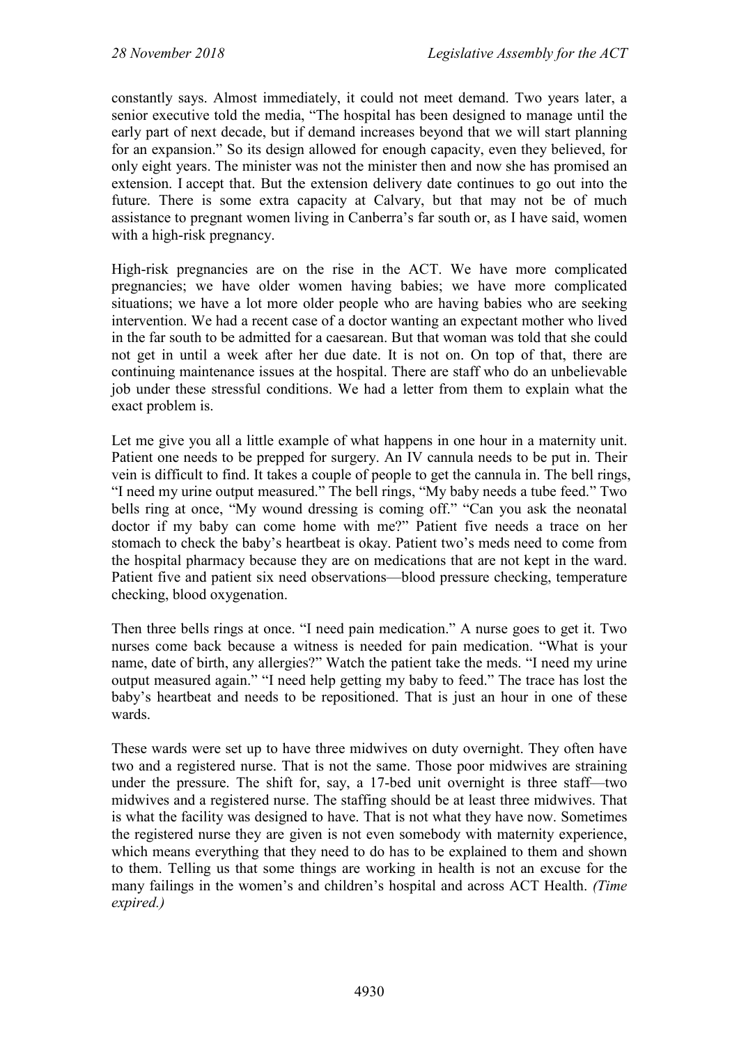constantly says. Almost immediately, it could not meet demand. Two years later, a senior executive told the media, "The hospital has been designed to manage until the early part of next decade, but if demand increases beyond that we will start planning for an expansion." So its design allowed for enough capacity, even they believed, for only eight years. The minister was not the minister then and now she has promised an extension. I accept that. But the extension delivery date continues to go out into the future. There is some extra capacity at Calvary, but that may not be of much assistance to pregnant women living in Canberra's far south or, as I have said, women with a high-risk pregnancy.

High-risk pregnancies are on the rise in the ACT. We have more complicated pregnancies; we have older women having babies; we have more complicated situations; we have a lot more older people who are having babies who are seeking intervention. We had a recent case of a doctor wanting an expectant mother who lived in the far south to be admitted for a caesarean. But that woman was told that she could not get in until a week after her due date. It is not on. On top of that, there are continuing maintenance issues at the hospital. There are staff who do an unbelievable job under these stressful conditions. We had a letter from them to explain what the exact problem is.

Let me give you all a little example of what happens in one hour in a maternity unit. Patient one needs to be prepped for surgery. An IV cannula needs to be put in. Their vein is difficult to find. It takes a couple of people to get the cannula in. The bell rings, "I need my urine output measured." The bell rings, "My baby needs a tube feed." Two bells ring at once, "My wound dressing is coming off." "Can you ask the neonatal doctor if my baby can come home with me?" Patient five needs a trace on her stomach to check the baby's heartbeat is okay. Patient two's meds need to come from the hospital pharmacy because they are on medications that are not kept in the ward. Patient five and patient six need observations—blood pressure checking, temperature checking, blood oxygenation.

Then three bells rings at once. "I need pain medication." A nurse goes to get it. Two nurses come back because a witness is needed for pain medication. "What is your name, date of birth, any allergies?" Watch the patient take the meds. "I need my urine output measured again." "I need help getting my baby to feed." The trace has lost the baby's heartbeat and needs to be repositioned. That is just an hour in one of these wards.

These wards were set up to have three midwives on duty overnight. They often have two and a registered nurse. That is not the same. Those poor midwives are straining under the pressure. The shift for, say, a 17-bed unit overnight is three staff—two midwives and a registered nurse. The staffing should be at least three midwives. That is what the facility was designed to have. That is not what they have now. Sometimes the registered nurse they are given is not even somebody with maternity experience, which means everything that they need to do has to be explained to them and shown to them. Telling us that some things are working in health is not an excuse for the many failings in the women's and children's hospital and across ACT Health. *(Time expired.)*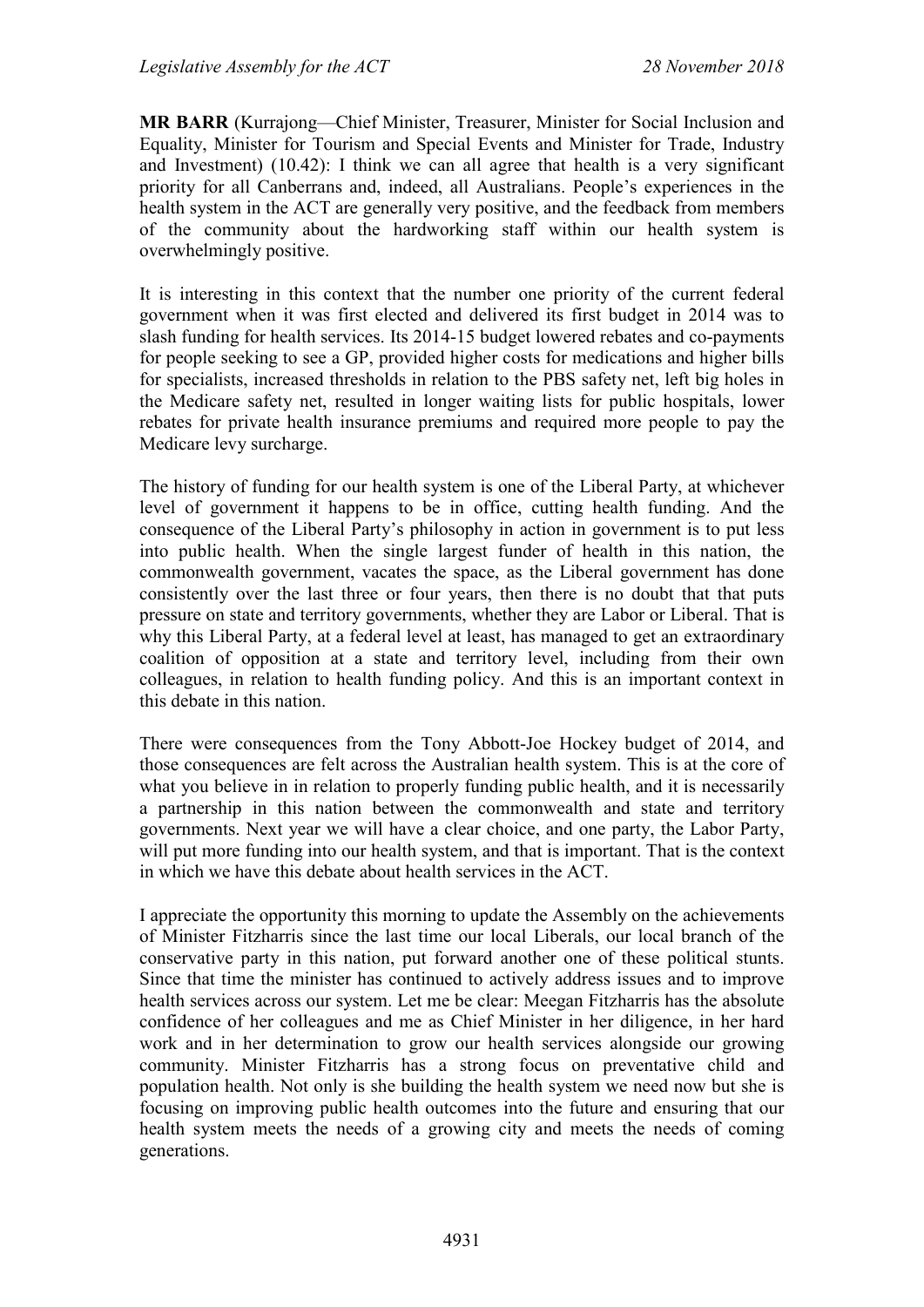**MR BARR** (Kurrajong—Chief Minister, Treasurer, Minister for Social Inclusion and Equality, Minister for Tourism and Special Events and Minister for Trade, Industry and Investment) (10.42): I think we can all agree that health is a very significant priority for all Canberrans and, indeed, all Australians. People's experiences in the health system in the ACT are generally very positive, and the feedback from members of the community about the hardworking staff within our health system is overwhelmingly positive.

It is interesting in this context that the number one priority of the current federal government when it was first elected and delivered its first budget in 2014 was to slash funding for health services. Its 2014-15 budget lowered rebates and co-payments for people seeking to see a GP, provided higher costs for medications and higher bills for specialists, increased thresholds in relation to the PBS safety net, left big holes in the Medicare safety net, resulted in longer waiting lists for public hospitals, lower rebates for private health insurance premiums and required more people to pay the Medicare levy surcharge.

The history of funding for our health system is one of the Liberal Party, at whichever level of government it happens to be in office, cutting health funding. And the consequence of the Liberal Party's philosophy in action in government is to put less into public health. When the single largest funder of health in this nation, the commonwealth government, vacates the space, as the Liberal government has done consistently over the last three or four years, then there is no doubt that that puts pressure on state and territory governments, whether they are Labor or Liberal. That is why this Liberal Party, at a federal level at least, has managed to get an extraordinary coalition of opposition at a state and territory level, including from their own colleagues, in relation to health funding policy. And this is an important context in this debate in this nation.

There were consequences from the Tony Abbott-Joe Hockey budget of 2014, and those consequences are felt across the Australian health system. This is at the core of what you believe in in relation to properly funding public health, and it is necessarily a partnership in this nation between the commonwealth and state and territory governments. Next year we will have a clear choice, and one party, the Labor Party, will put more funding into our health system, and that is important. That is the context in which we have this debate about health services in the ACT.

I appreciate the opportunity this morning to update the Assembly on the achievements of Minister Fitzharris since the last time our local Liberals, our local branch of the conservative party in this nation, put forward another one of these political stunts. Since that time the minister has continued to actively address issues and to improve health services across our system. Let me be clear: Meegan Fitzharris has the absolute confidence of her colleagues and me as Chief Minister in her diligence, in her hard work and in her determination to grow our health services alongside our growing community. Minister Fitzharris has a strong focus on preventative child and population health. Not only is she building the health system we need now but she is focusing on improving public health outcomes into the future and ensuring that our health system meets the needs of a growing city and meets the needs of coming generations.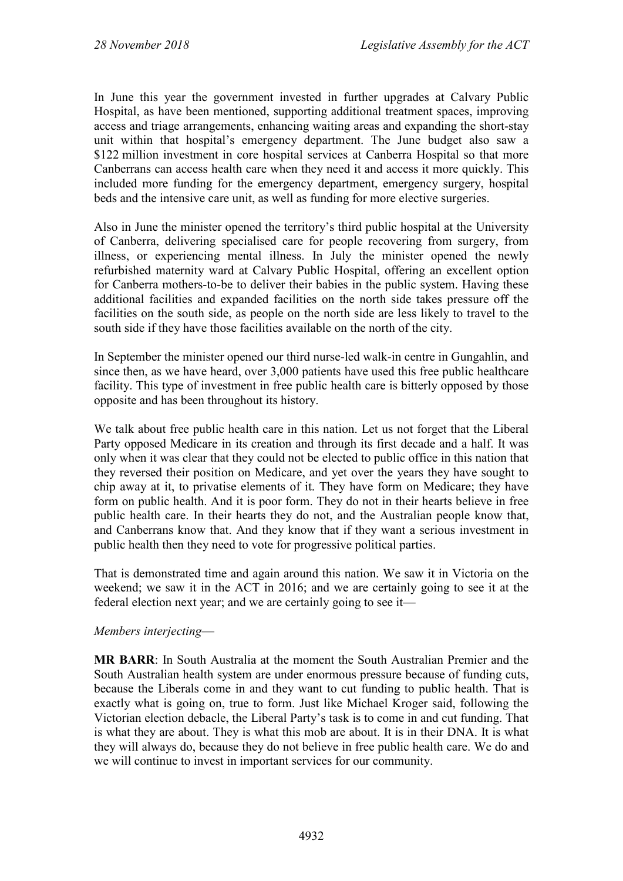In June this year the government invested in further upgrades at Calvary Public Hospital, as have been mentioned, supporting additional treatment spaces, improving access and triage arrangements, enhancing waiting areas and expanding the short-stay unit within that hospital's emergency department. The June budget also saw a $122 million investment in core hospital services at Canberra Hospital so that more Canberrans can access health care when they need it and access it more quickly. This included more funding for the emergency department, emergency surgery, hospital beds and the intensive care unit, as well as funding for more elective surgeries.

Also in June the minister opened the territory's third public hospital at the University of Canberra, delivering specialised care for people recovering from surgery, from illness, or experiencing mental illness. In July the minister opened the newly refurbished maternity ward at Calvary Public Hospital, offering an excellent option for Canberra mothers-to-be to deliver their babies in the public system. Having these additional facilities and expanded facilities on the north side takes pressure off the facilities on the south side, as people on the north side are less likely to travel to the south side if they have those facilities available on the north of the city.

In September the minister opened our third nurse-led walk-in centre in Gungahlin, and since then, as we have heard, over 3,000 patients have used this free public healthcare facility. This type of investment in free public health care is bitterly opposed by those opposite and has been throughout its history.

We talk about free public health care in this nation. Let us not forget that the Liberal Party opposed Medicare in its creation and through its first decade and a half. It was only when it was clear that they could not be elected to public office in this nation that they reversed their position on Medicare, and yet over the years they have sought to chip away at it, to privatise elements of it. They have form on Medicare; they have form on public health. And it is poor form. They do not in their hearts believe in free public health care. In their hearts they do not, and the Australian people know that, and Canberrans know that. And they know that if they want a serious investment in public health then they need to vote for progressive political parties.

That is demonstrated time and again around this nation. We saw it in Victoria on the weekend; we saw it in the ACT in 2016; and we are certainly going to see it at the federal election next year; and we are certainly going to see it—

*Members interjecting*—

**MR BARR**: In South Australia at the moment the South Australian Premier and the South Australian health system are under enormous pressure because of funding cuts, because the Liberals come in and they want to cut funding to public health. That is exactly what is going on, true to form. Just like Michael Kroger said, following the Victorian election debacle, the Liberal Party's task is to come in and cut funding. That is what they are about. They is what this mob are about. It is in their DNA. It is what they will always do, because they do not believe in free public health care. We do and we will continue to invest in important services for our community.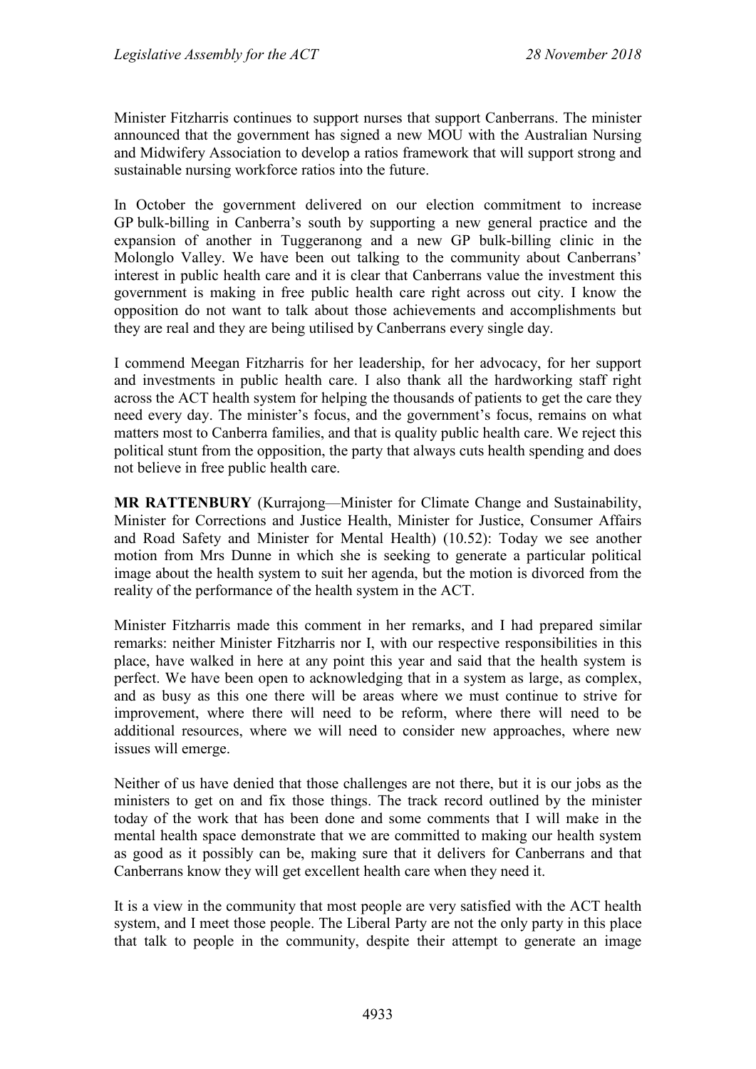Minister Fitzharris continues to support nurses that support Canberrans. The minister announced that the government has signed a new MOU with the Australian Nursing and Midwifery Association to develop a ratios framework that will support strong and sustainable nursing workforce ratios into the future.

In October the government delivered on our election commitment to increase GP bulk-billing in Canberra's south by supporting a new general practice and the expansion of another in Tuggeranong and a new GP bulk-billing clinic in the Molonglo Valley. We have been out talking to the community about Canberrans' interest in public health care and it is clear that Canberrans value the investment this government is making in free public health care right across out city. I know the opposition do not want to talk about those achievements and accomplishments but they are real and they are being utilised by Canberrans every single day.

I commend Meegan Fitzharris for her leadership, for her advocacy, for her support and investments in public health care. I also thank all the hardworking staff right across the ACT health system for helping the thousands of patients to get the care they need every day. The minister's focus, and the government's focus, remains on what matters most to Canberra families, and that is quality public health care. We reject this political stunt from the opposition, the party that always cuts health spending and does not believe in free public health care.

**MR RATTENBURY** (Kurrajong—Minister for Climate Change and Sustainability, Minister for Corrections and Justice Health, Minister for Justice, Consumer Affairs and Road Safety and Minister for Mental Health) (10.52): Today we see another motion from Mrs Dunne in which she is seeking to generate a particular political image about the health system to suit her agenda, but the motion is divorced from the reality of the performance of the health system in the ACT.

Minister Fitzharris made this comment in her remarks, and I had prepared similar remarks: neither Minister Fitzharris nor I, with our respective responsibilities in this place, have walked in here at any point this year and said that the health system is perfect. We have been open to acknowledging that in a system as large, as complex, and as busy as this one there will be areas where we must continue to strive for improvement, where there will need to be reform, where there will need to be additional resources, where we will need to consider new approaches, where new issues will emerge.

Neither of us have denied that those challenges are not there, but it is our jobs as the ministers to get on and fix those things. The track record outlined by the minister today of the work that has been done and some comments that I will make in the mental health space demonstrate that we are committed to making our health system as good as it possibly can be, making sure that it delivers for Canberrans and that Canberrans know they will get excellent health care when they need it.

It is a view in the community that most people are very satisfied with the ACT health system, and I meet those people. The Liberal Party are not the only party in this place that talk to people in the community, despite their attempt to generate an image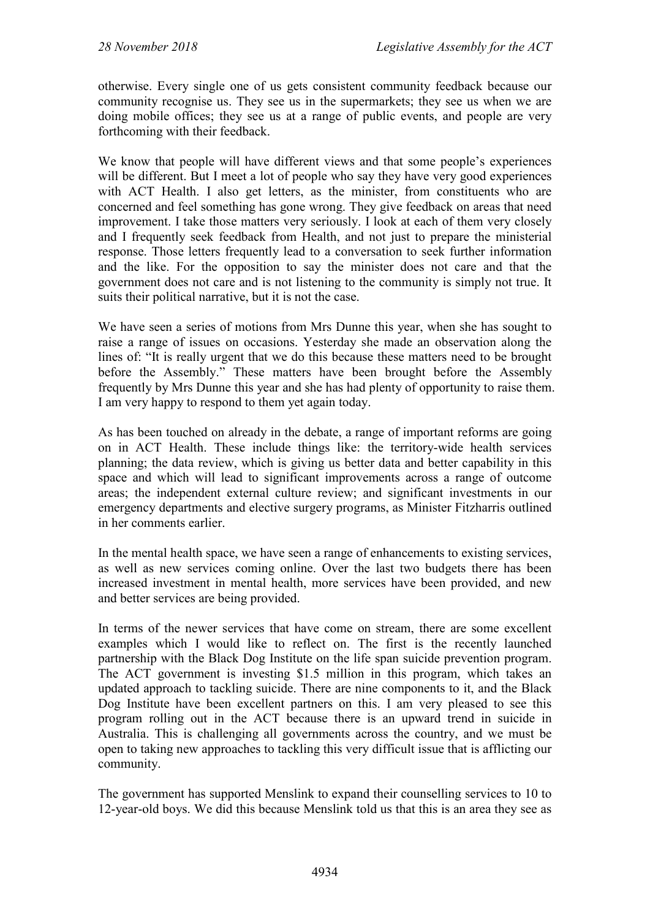otherwise. Every single one of us gets consistent community feedback because our community recognise us. They see us in the supermarkets; they see us when we are doing mobile offices; they see us at a range of public events, and people are very forthcoming with their feedback.

We know that people will have different views and that some people's experiences will be different. But I meet a lot of people who say they have very good experiences with ACT Health. I also get letters, as the minister, from constituents who are concerned and feel something has gone wrong. They give feedback on areas that need improvement. I take those matters very seriously. I look at each of them very closely and I frequently seek feedback from Health, and not just to prepare the ministerial response. Those letters frequently lead to a conversation to seek further information and the like. For the opposition to say the minister does not care and that the government does not care and is not listening to the community is simply not true. It suits their political narrative, but it is not the case.

We have seen a series of motions from Mrs Dunne this year, when she has sought to raise a range of issues on occasions. Yesterday she made an observation along the lines of: "It is really urgent that we do this because these matters need to be brought before the Assembly." These matters have been brought before the Assembly frequently by Mrs Dunne this year and she has had plenty of opportunity to raise them. I am very happy to respond to them yet again today.

As has been touched on already in the debate, a range of important reforms are going on in ACT Health. These include things like: the territory-wide health services planning; the data review, which is giving us better data and better capability in this space and which will lead to significant improvements across a range of outcome areas; the independent external culture review; and significant investments in our emergency departments and elective surgery programs, as Minister Fitzharris outlined in her comments earlier.

In the mental health space, we have seen a range of enhancements to existing services, as well as new services coming online. Over the last two budgets there has been increased investment in mental health, more services have been provided, and new and better services are being provided.

In terms of the newer services that have come on stream, there are some excellent examples which I would like to reflect on. The first is the recently launched partnership with the Black Dog Institute on the life span suicide prevention program. The ACT government is investing $1.5 million in this program, which takes an updated approach to tackling suicide. There are nine components to it, and the Black Dog Institute have been excellent partners on this. I am very pleased to see this program rolling out in the ACT because there is an upward trend in suicide in Australia. This is challenging all governments across the country, and we must be open to taking new approaches to tackling this very difficult issue that is afflicting our community.

The government has supported Menslink to expand their counselling services to 10 to 12-year-old boys. We did this because Menslink told us that this is an area they see as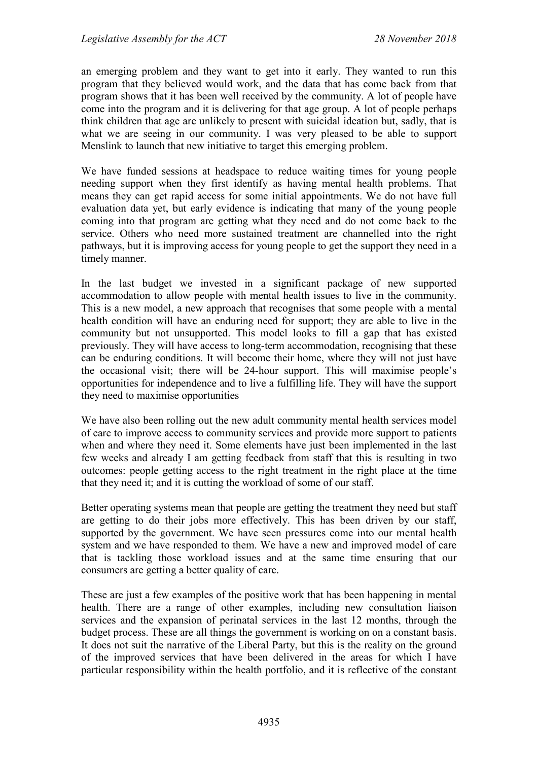an emerging problem and they want to get into it early. They wanted to run this program that they believed would work, and the data that has come back from that program shows that it has been well received by the community. A lot of people have come into the program and it is delivering for that age group. A lot of people perhaps think children that age are unlikely to present with suicidal ideation but, sadly, that is what we are seeing in our community. I was very pleased to be able to support Menslink to launch that new initiative to target this emerging problem.

We have funded sessions at headspace to reduce waiting times for young people needing support when they first identify as having mental health problems. That means they can get rapid access for some initial appointments. We do not have full evaluation data yet, but early evidence is indicating that many of the young people coming into that program are getting what they need and do not come back to the service. Others who need more sustained treatment are channelled into the right pathways, but it is improving access for young people to get the support they need in a timely manner.

In the last budget we invested in a significant package of new supported accommodation to allow people with mental health issues to live in the community. This is a new model, a new approach that recognises that some people with a mental health condition will have an enduring need for support; they are able to live in the community but not unsupported. This model looks to fill a gap that has existed previously. They will have access to long-term accommodation, recognising that these can be enduring conditions. It will become their home, where they will not just have the occasional visit; there will be 24-hour support. This will maximise people's opportunities for independence and to live a fulfilling life. They will have the support they need to maximise opportunities

We have also been rolling out the new adult community mental health services model of care to improve access to community services and provide more support to patients when and where they need it. Some elements have just been implemented in the last few weeks and already I am getting feedback from staff that this is resulting in two outcomes: people getting access to the right treatment in the right place at the time that they need it; and it is cutting the workload of some of our staff.

Better operating systems mean that people are getting the treatment they need but staff are getting to do their jobs more effectively. This has been driven by our staff, supported by the government. We have seen pressures come into our mental health system and we have responded to them. We have a new and improved model of care that is tackling those workload issues and at the same time ensuring that our consumers are getting a better quality of care.

These are just a few examples of the positive work that has been happening in mental health. There are a range of other examples, including new consultation liaison services and the expansion of perinatal services in the last 12 months, through the budget process. These are all things the government is working on on a constant basis. It does not suit the narrative of the Liberal Party, but this is the reality on the ground of the improved services that have been delivered in the areas for which I have particular responsibility within the health portfolio, and it is reflective of the constant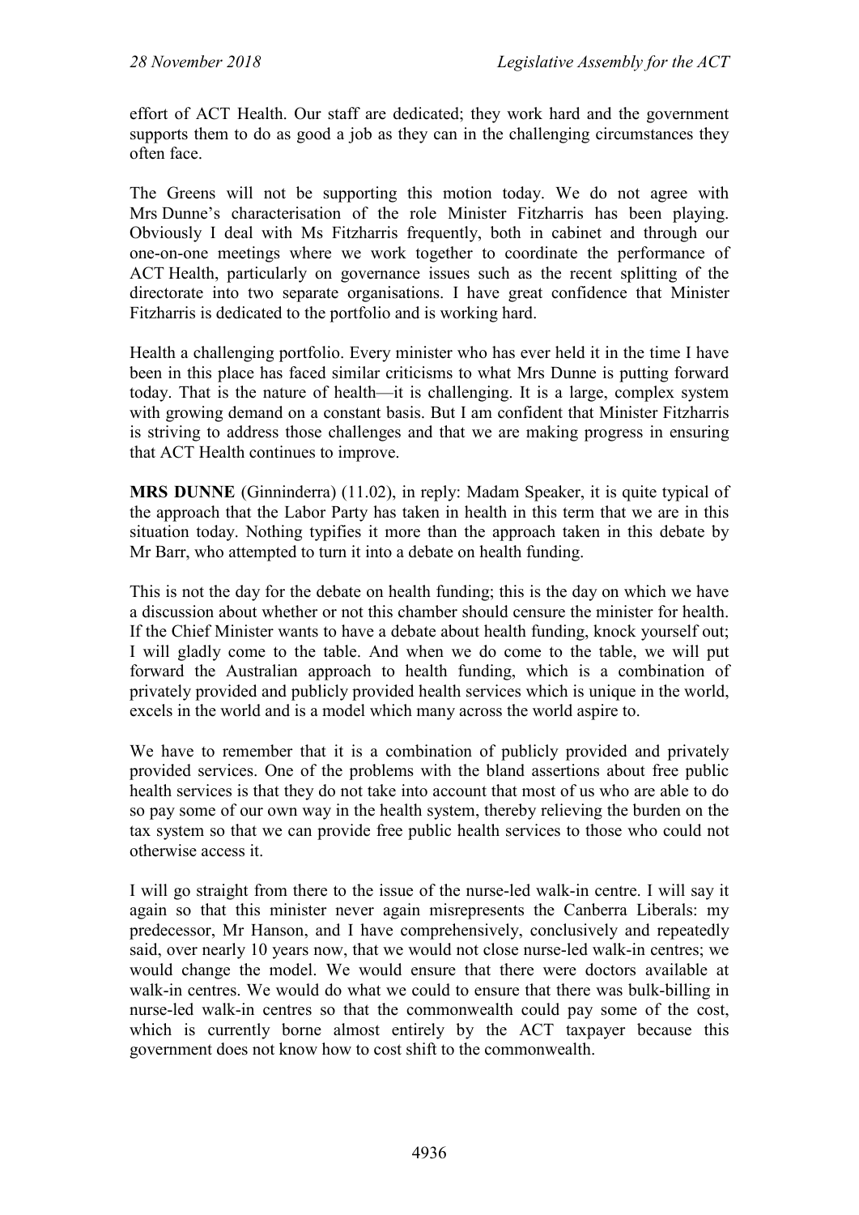effort of ACT Health. Our staff are dedicated; they work hard and the government supports them to do as good a job as they can in the challenging circumstances they often face.

The Greens will not be supporting this motion today. We do not agree with Mrs Dunne's characterisation of the role Minister Fitzharris has been playing. Obviously I deal with Ms Fitzharris frequently, both in cabinet and through our one-on-one meetings where we work together to coordinate the performance of ACT Health, particularly on governance issues such as the recent splitting of the directorate into two separate organisations. I have great confidence that Minister Fitzharris is dedicated to the portfolio and is working hard.

Health a challenging portfolio. Every minister who has ever held it in the time I have been in this place has faced similar criticisms to what Mrs Dunne is putting forward today. That is the nature of health—it is challenging. It is a large, complex system with growing demand on a constant basis. But I am confident that Minister Fitzharris is striving to address those challenges and that we are making progress in ensuring that ACT Health continues to improve.

**MRS DUNNE** (Ginninderra) (11.02), in reply: Madam Speaker, it is quite typical of the approach that the Labor Party has taken in health in this term that we are in this situation today. Nothing typifies it more than the approach taken in this debate by Mr Barr, who attempted to turn it into a debate on health funding.

This is not the day for the debate on health funding; this is the day on which we have a discussion about whether or not this chamber should censure the minister for health. If the Chief Minister wants to have a debate about health funding, knock yourself out; I will gladly come to the table. And when we do come to the table, we will put forward the Australian approach to health funding, which is a combination of privately provided and publicly provided health services which is unique in the world, excels in the world and is a model which many across the world aspire to.

We have to remember that it is a combination of publicly provided and privately provided services. One of the problems with the bland assertions about free public health services is that they do not take into account that most of us who are able to do so pay some of our own way in the health system, thereby relieving the burden on the tax system so that we can provide free public health services to those who could not otherwise access it.

I will go straight from there to the issue of the nurse-led walk-in centre. I will say it again so that this minister never again misrepresents the Canberra Liberals: my predecessor, Mr Hanson, and I have comprehensively, conclusively and repeatedly said, over nearly 10 years now, that we would not close nurse-led walk-in centres; we would change the model. We would ensure that there were doctors available at walk-in centres. We would do what we could to ensure that there was bulk-billing in nurse-led walk-in centres so that the commonwealth could pay some of the cost, which is currently borne almost entirely by the ACT taxpayer because this government does not know how to cost shift to the commonwealth.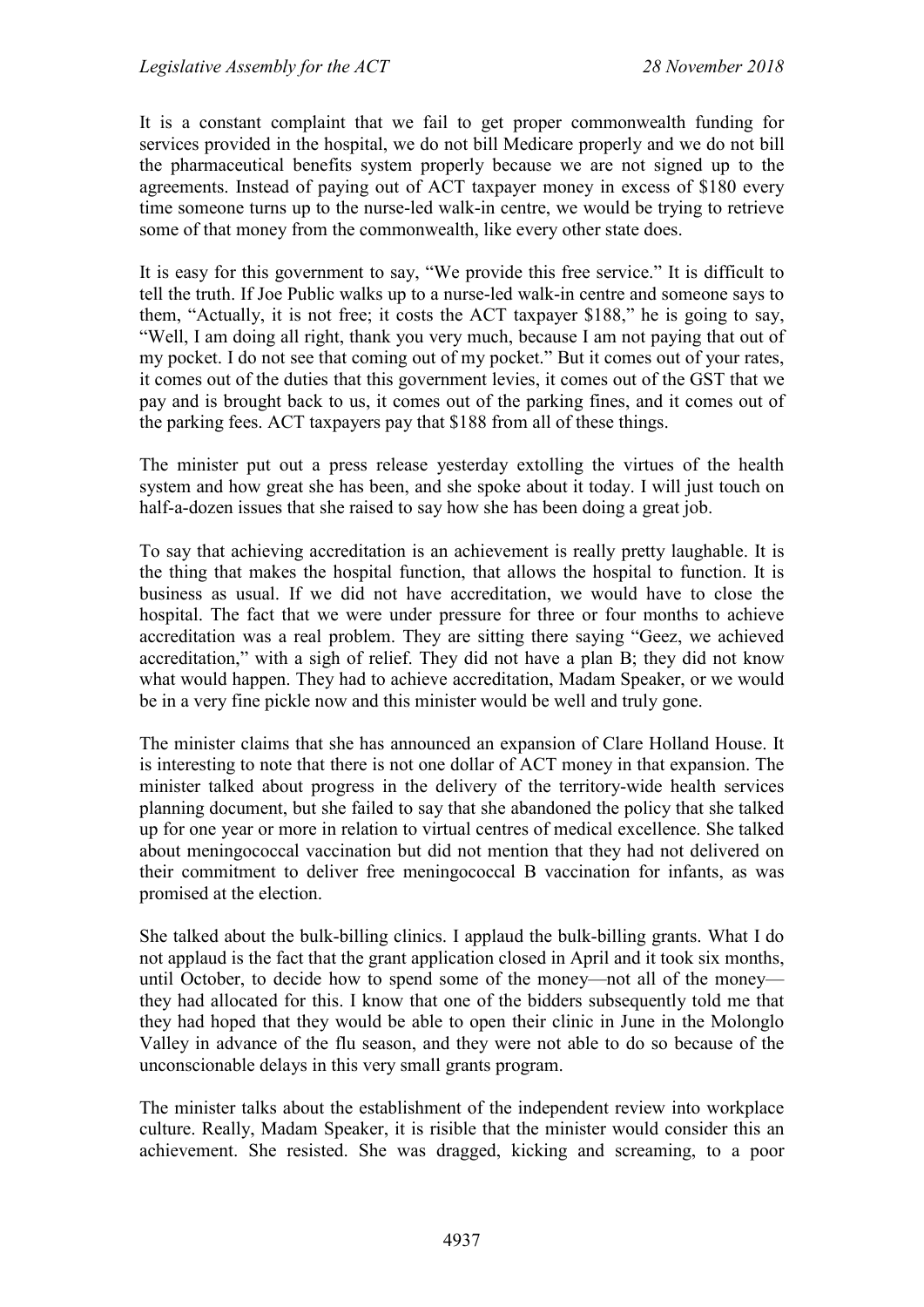It is a constant complaint that we fail to get proper commonwealth funding for services provided in the hospital, we do not bill Medicare properly and we do not bill the pharmaceutical benefits system properly because we are not signed up to the agreements. Instead of paying out of ACT taxpayer money in excess of $180 every time someone turns up to the nurse-led walk-in centre, we would be trying to retrieve some of that money from the commonwealth, like every other state does.

It is easy for this government to say, "We provide this free service." It is difficult to tell the truth. If Joe Public walks up to a nurse-led walk-in centre and someone says to them, "Actually, it is not free; it costs the ACT taxpayer $188," he is going to say, "Well, I am doing all right, thank you very much, because I am not paying that out of my pocket. I do not see that coming out of my pocket." But it comes out of your rates, it comes out of the duties that this government levies, it comes out of the GST that we pay and is brought back to us, it comes out of the parking fines, and it comes out of the parking fees. ACT taxpayers pay that $188 from all of these things.

The minister put out a press release yesterday extolling the virtues of the health system and how great she has been, and she spoke about it today. I will just touch on half-a-dozen issues that she raised to say how she has been doing a great job.

To say that achieving accreditation is an achievement is really pretty laughable. It is the thing that makes the hospital function, that allows the hospital to function. It is business as usual. If we did not have accreditation, we would have to close the hospital. The fact that we were under pressure for three or four months to achieve accreditation was a real problem. They are sitting there saying "Geez, we achieved accreditation," with a sigh of relief. They did not have a plan B; they did not know what would happen. They had to achieve accreditation, Madam Speaker, or we would be in a very fine pickle now and this minister would be well and truly gone.

The minister claims that she has announced an expansion of Clare Holland House. It is interesting to note that there is not one dollar of ACT money in that expansion. The minister talked about progress in the delivery of the territory-wide health services planning document, but she failed to say that she abandoned the policy that she talked up for one year or more in relation to virtual centres of medical excellence. She talked about meningococcal vaccination but did not mention that they had not delivered on their commitment to deliver free meningococcal B vaccination for infants, as was promised at the election.

She talked about the bulk-billing clinics. I applaud the bulk-billing grants. What I do not applaud is the fact that the grant application closed in April and it took six months, until October, to decide how to spend some of the money—not all of the money—they had allocated for this. I know that one of the bidders subsequently told me that they had hoped that they would be able to open their clinic in June in the Molonglo Valley in advance of the flu season, and they were not able to do so because of the unconscionable delays in this very small grants program.

The minister talks about the establishment of the independent review into workplace culture. Really, Madam Speaker, it is risible that the minister would consider this an achievement. She resisted. She was dragged, kicking and screaming, to a poor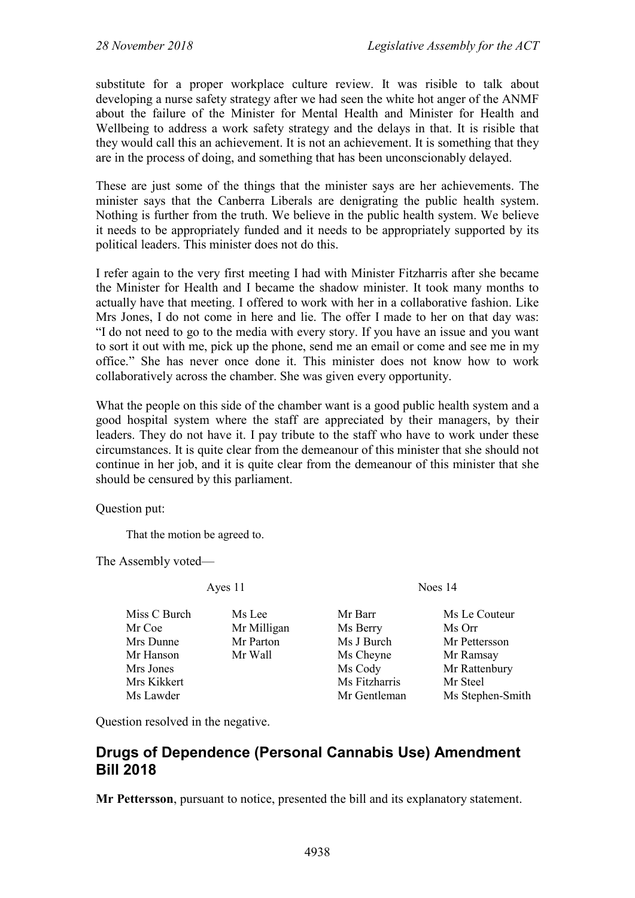substitute for a proper workplace culture review. It was risible to talk about developing a nurse safety strategy after we had seen the white hot anger of the ANMF about the failure of the Minister for Mental Health and Minister for Health and Wellbeing to address a work safety strategy and the delays in that. It is risible that they would call this an achievement. It is not an achievement. It is something that they are in the process of doing, and something that has been unconscionably delayed.

These are just some of the things that the minister says are her achievements. The minister says that the Canberra Liberals are denigrating the public health system. Nothing is further from the truth. We believe in the public health system. We believe it needs to be appropriately funded and it needs to be appropriately supported by its political leaders. This minister does not do this.

I refer again to the very first meeting I had with Minister Fitzharris after she became the Minister for Health and I became the shadow minister. It took many months to actually have that meeting. I offered to work with her in a collaborative fashion. Like Mrs Jones, I do not come in here and lie. The offer I made to her on that day was: "I do not need to go to the media with every story. If you have an issue and you want to sort it out with me, pick up the phone, send me an email or come and see me in my office." She has never once done it. This minister does not know how to work collaboratively across the chamber. She was given every opportunity.

What the people on this side of the chamber want is a good public health system and a good hospital system where the staff are appreciated by their managers, by their leaders. They do not have it. I pay tribute to the staff who have to work under these circumstances. It is quite clear from the demeanour of this minister that she should not continue in her job, and it is quite clear from the demeanour of this minister that she should be censured by this parliament.

Question put:

> That the motion be agreed to.

The Assembly voted—

| Ayes 11 | | Noes 14 | |
|---|---|---|---|
| Miss C Burch | Ms Lee | Mr Barr | Ms Le Couteur |
| Mr Coe | Mr Milligan | Ms Berry | Ms Orr |
| Mrs Dunne | Mr Parton | Ms J Burch | Mr Pettersson |
| Mr Hanson | Mr Wall | Ms Cheyne | Mr Ramsay |
| Mrs Jones | | Ms Cody | Mr Rattenbury |
| Mrs Kikkert | | Ms Fitzharris | Mr Steel |
| Ms Lawder | | Mr Gentleman | Ms Stephen-Smith |

Question resolved in the negative.

## Drugs of Dependence (Personal Cannabis Use) Amendment Bill 2018

**Mr Pettersson**, pursuant to notice, presented the bill and its explanatory statement.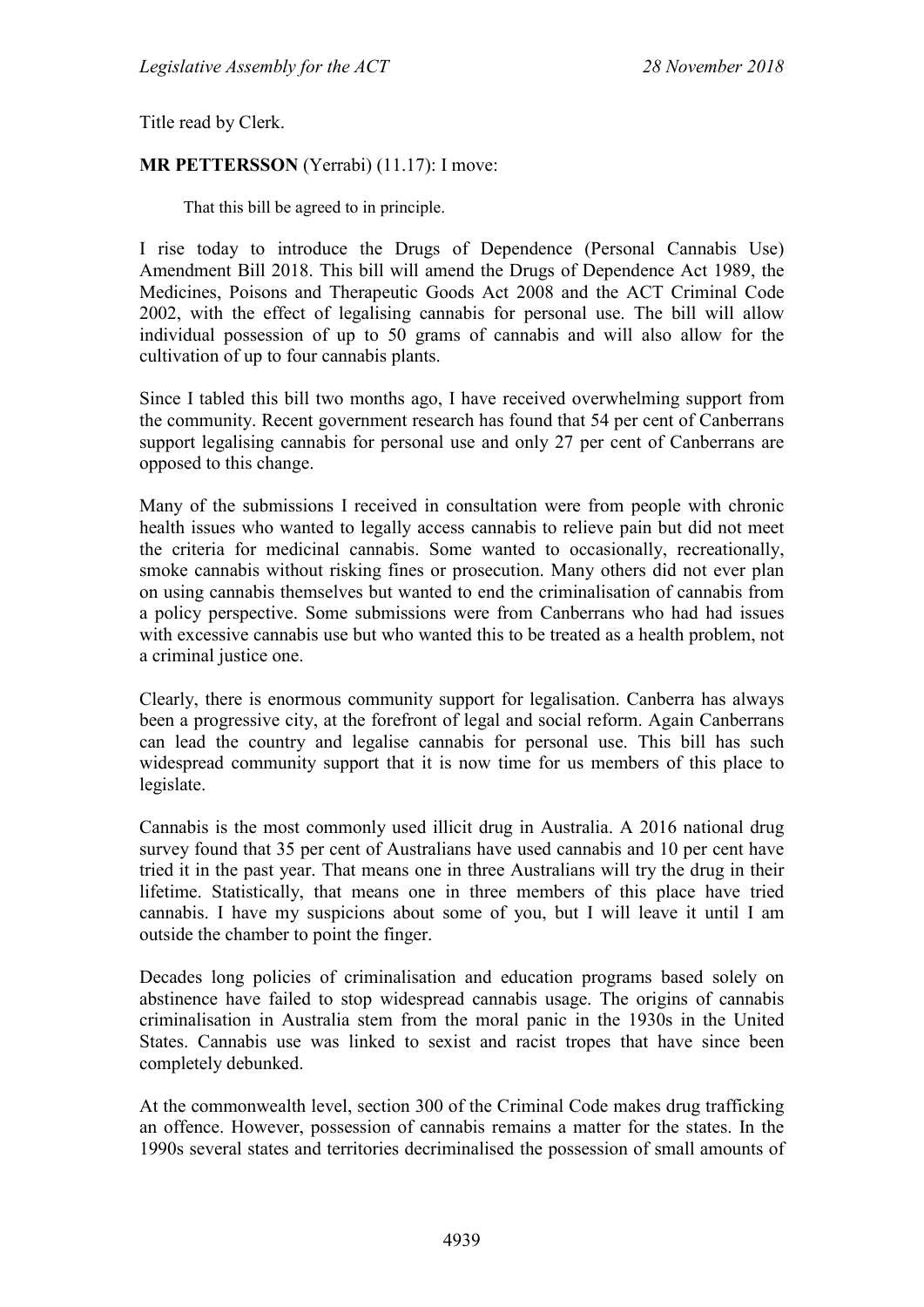Title read by Clerk.

**MR PETTERSSON** (Yerrabi) (11.17): I move:

> That this bill be agreed to in principle.

I rise today to introduce the Drugs of Dependence (Personal Cannabis Use) Amendment Bill 2018. This bill will amend the Drugs of Dependence Act 1989, the Medicines, Poisons and Therapeutic Goods Act 2008 and the ACT Criminal Code 2002, with the effect of legalising cannabis for personal use. The bill will allow individual possession of up to 50 grams of cannabis and will also allow for the cultivation of up to four cannabis plants.

Since I tabled this bill two months ago, I have received overwhelming support from the community. Recent government research has found that 54 per cent of Canberrans support legalising cannabis for personal use and only 27 per cent of Canberrans are opposed to this change.

Many of the submissions I received in consultation were from people with chronic health issues who wanted to legally access cannabis to relieve pain but did not meet the criteria for medicinal cannabis. Some wanted to occasionally, recreationally, smoke cannabis without risking fines or prosecution. Many others did not ever plan on using cannabis themselves but wanted to end the criminalisation of cannabis from a policy perspective. Some submissions were from Canberrans who had had issues with excessive cannabis use but who wanted this to be treated as a health problem, not a criminal justice one.

Clearly, there is enormous community support for legalisation. Canberra has always been a progressive city, at the forefront of legal and social reform. Again Canberrans can lead the country and legalise cannabis for personal use. This bill has such widespread community support that it is now time for us members of this place to legislate.

Cannabis is the most commonly used illicit drug in Australia. A 2016 national drug survey found that 35 per cent of Australians have used cannabis and 10 per cent have tried it in the past year. That means one in three Australians will try the drug in their lifetime. Statistically, that means one in three members of this place have tried cannabis. I have my suspicions about some of you, but I will leave it until I am outside the chamber to point the finger.

Decades long policies of criminalisation and education programs based solely on abstinence have failed to stop widespread cannabis usage. The origins of cannabis criminalisation in Australia stem from the moral panic in the 1930s in the United States. Cannabis use was linked to sexist and racist tropes that have since been completely debunked.

At the commonwealth level, section 300 of the Criminal Code makes drug trafficking an offence. However, possession of cannabis remains a matter for the states. In the 1990s several states and territories decriminalised the possession of small amounts of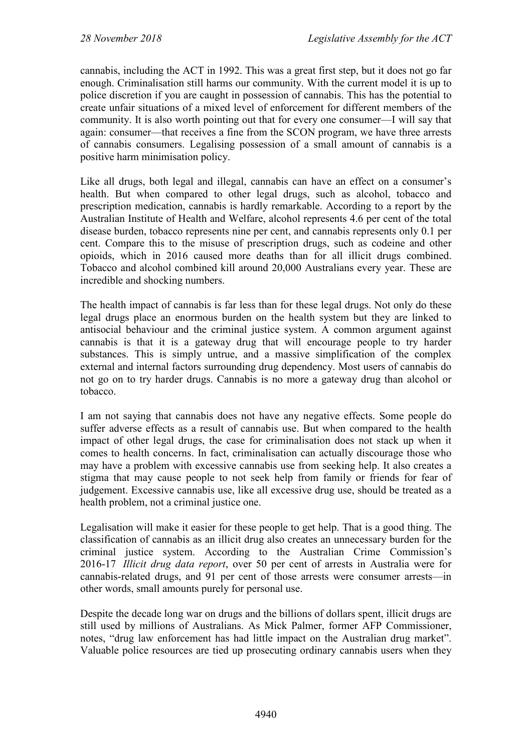cannabis, including the ACT in 1992. This was a great first step, but it does not go far enough. Criminalisation still harms our community. With the current model it is up to police discretion if you are caught in possession of cannabis. This has the potential to create unfair situations of a mixed level of enforcement for different members of the community. It is also worth pointing out that for every one consumer—I will say that again: consumer—that receives a fine from the SCON program, we have three arrests of cannabis consumers. Legalising possession of a small amount of cannabis is a positive harm minimisation policy.

Like all drugs, both legal and illegal, cannabis can have an effect on a consumer's health. But when compared to other legal drugs, such as alcohol, tobacco and prescription medication, cannabis is hardly remarkable. According to a report by the Australian Institute of Health and Welfare, alcohol represents 4.6 per cent of the total disease burden, tobacco represents nine per cent, and cannabis represents only 0.1 per cent. Compare this to the misuse of prescription drugs, such as codeine and other opioids, which in 2016 caused more deaths than for all illicit drugs combined. Tobacco and alcohol combined kill around 20,000 Australians every year. These are incredible and shocking numbers.

The health impact of cannabis is far less than for these legal drugs. Not only do these legal drugs place an enormous burden on the health system but they are linked to antisocial behaviour and the criminal justice system. A common argument against cannabis is that it is a gateway drug that will encourage people to try harder substances. This is simply untrue, and a massive simplification of the complex external and internal factors surrounding drug dependency. Most users of cannabis do not go on to try harder drugs. Cannabis is no more a gateway drug than alcohol or tobacco.

I am not saying that cannabis does not have any negative effects. Some people do suffer adverse effects as a result of cannabis use. But when compared to the health impact of other legal drugs, the case for criminalisation does not stack up when it comes to health concerns. In fact, criminalisation can actually discourage those who may have a problem with excessive cannabis use from seeking help. It also creates a stigma that may cause people to not seek help from family or friends for fear of judgement. Excessive cannabis use, like all excessive drug use, should be treated as a health problem, not a criminal justice one.

Legalisation will make it easier for these people to get help. That is a good thing. The classification of cannabis as an illicit drug also creates an unnecessary burden for the criminal justice system. According to the Australian Crime Commission's 2016-17 *Illicit drug data report*, over 50 per cent of arrests in Australia were for cannabis-related drugs, and 91 per cent of those arrests were consumer arrests—in other words, small amounts purely for personal use.

Despite the decade long war on drugs and the billions of dollars spent, illicit drugs are still used by millions of Australians. As Mick Palmer, former AFP Commissioner, notes, "drug law enforcement has had little impact on the Australian drug market". Valuable police resources are tied up prosecuting ordinary cannabis users when they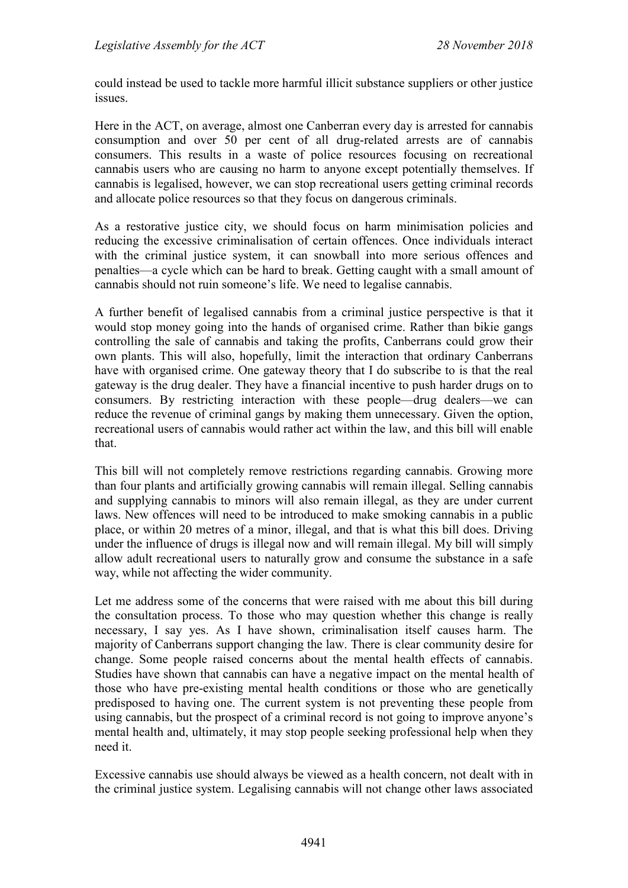could instead be used to tackle more harmful illicit substance suppliers or other justice issues.

Here in the ACT, on average, almost one Canberran every day is arrested for cannabis consumption and over 50 per cent of all drug-related arrests are of cannabis consumers. This results in a waste of police resources focusing on recreational cannabis users who are causing no harm to anyone except potentially themselves. If cannabis is legalised, however, we can stop recreational users getting criminal records and allocate police resources so that they focus on dangerous criminals.

As a restorative justice city, we should focus on harm minimisation policies and reducing the excessive criminalisation of certain offences. Once individuals interact with the criminal justice system, it can snowball into more serious offences and penalties—a cycle which can be hard to break. Getting caught with a small amount of cannabis should not ruin someone's life. We need to legalise cannabis.

A further benefit of legalised cannabis from a criminal justice perspective is that it would stop money going into the hands of organised crime. Rather than bikie gangs controlling the sale of cannabis and taking the profits, Canberrans could grow their own plants. This will also, hopefully, limit the interaction that ordinary Canberrans have with organised crime. One gateway theory that I do subscribe to is that the real gateway is the drug dealer. They have a financial incentive to push harder drugs on to consumers. By restricting interaction with these people—drug dealers—we can reduce the revenue of criminal gangs by making them unnecessary. Given the option, recreational users of cannabis would rather act within the law, and this bill will enable that.

This bill will not completely remove restrictions regarding cannabis. Growing more than four plants and artificially growing cannabis will remain illegal. Selling cannabis and supplying cannabis to minors will also remain illegal, as they are under current laws. New offences will need to be introduced to make smoking cannabis in a public place, or within 20 metres of a minor, illegal, and that is what this bill does. Driving under the influence of drugs is illegal now and will remain illegal. My bill will simply allow adult recreational users to naturally grow and consume the substance in a safe way, while not affecting the wider community.

Let me address some of the concerns that were raised with me about this bill during the consultation process. To those who may question whether this change is really necessary, I say yes. As I have shown, criminalisation itself causes harm. The majority of Canberrans support changing the law. There is clear community desire for change. Some people raised concerns about the mental health effects of cannabis. Studies have shown that cannabis can have a negative impact on the mental health of those who have pre-existing mental health conditions or those who are genetically predisposed to having one. The current system is not preventing these people from using cannabis, but the prospect of a criminal record is not going to improve anyone's mental health and, ultimately, it may stop people seeking professional help when they need it.

Excessive cannabis use should always be viewed as a health concern, not dealt with in the criminal justice system. Legalising cannabis will not change other laws associated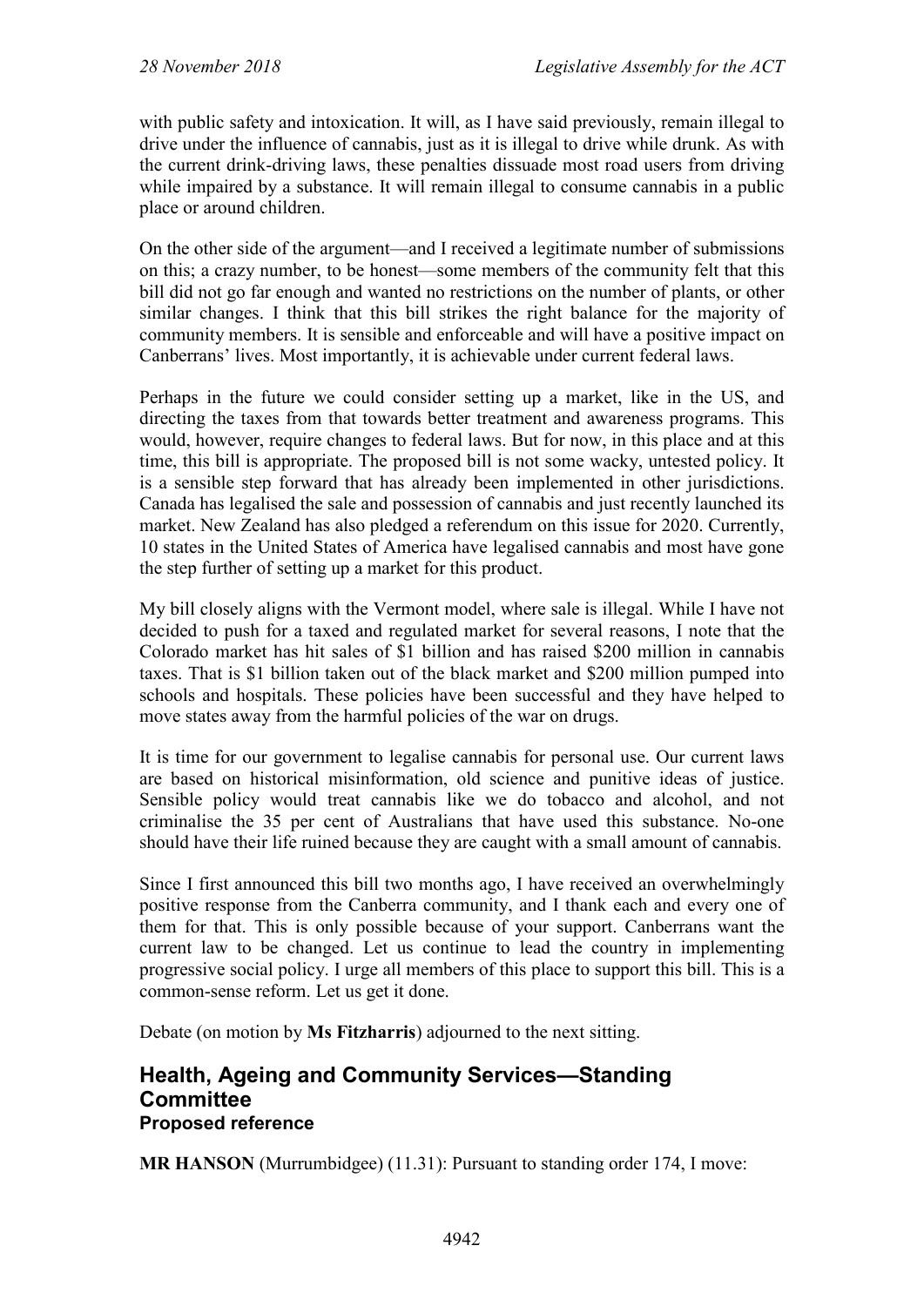with public safety and intoxication. It will, as I have said previously, remain illegal to drive under the influence of cannabis, just as it is illegal to drive while drunk. As with the current drink-driving laws, these penalties dissuade most road users from driving while impaired by a substance. It will remain illegal to consume cannabis in a public place or around children.

On the other side of the argument—and I received a legitimate number of submissions on this; a crazy number, to be honest—some members of the community felt that this bill did not go far enough and wanted no restrictions on the number of plants, or other similar changes. I think that this bill strikes the right balance for the majority of community members. It is sensible and enforceable and will have a positive impact on Canberrans' lives. Most importantly, it is achievable under current federal laws.

Perhaps in the future we could consider setting up a market, like in the US, and directing the taxes from that towards better treatment and awareness programs. This would, however, require changes to federal laws. But for now, in this place and at this time, this bill is appropriate. The proposed bill is not some wacky, untested policy. It is a sensible step forward that has already been implemented in other jurisdictions. Canada has legalised the sale and possession of cannabis and just recently launched its market. New Zealand has also pledged a referendum on this issue for 2020. Currently, 10 states in the United States of America have legalised cannabis and most have gone the step further of setting up a market for this product.

My bill closely aligns with the Vermont model, where sale is illegal. While I have not decided to push for a taxed and regulated market for several reasons, I note that the Colorado market has hit sales of $1 billion and has raised $200 million in cannabis taxes. That is $1 billion taken out of the black market and $200 million pumped into schools and hospitals. These policies have been successful and they have helped to move states away from the harmful policies of the war on drugs.

It is time for our government to legalise cannabis for personal use. Our current laws are based on historical misinformation, old science and punitive ideas of justice. Sensible policy would treat cannabis like we do tobacco and alcohol, and not criminalise the 35 per cent of Australians that have used this substance. No-one should have their life ruined because they are caught with a small amount of cannabis.

Since I first announced this bill two months ago, I have received an overwhelmingly positive response from the Canberra community, and I thank each and every one of them for that. This is only possible because of your support. Canberrans want the current law to be changed. Let us continue to lead the country in implementing progressive social policy. I urge all members of this place to support this bill. This is a common-sense reform. Let us get it done.

Debate (on motion by **Ms Fitzharris**) adjourned to the next sitting.

## Health, Ageing and Community Services—Standing Committee

### Proposed reference

**MR HANSON** (Murrumbidgee) (11.31): Pursuant to standing order 174, I move: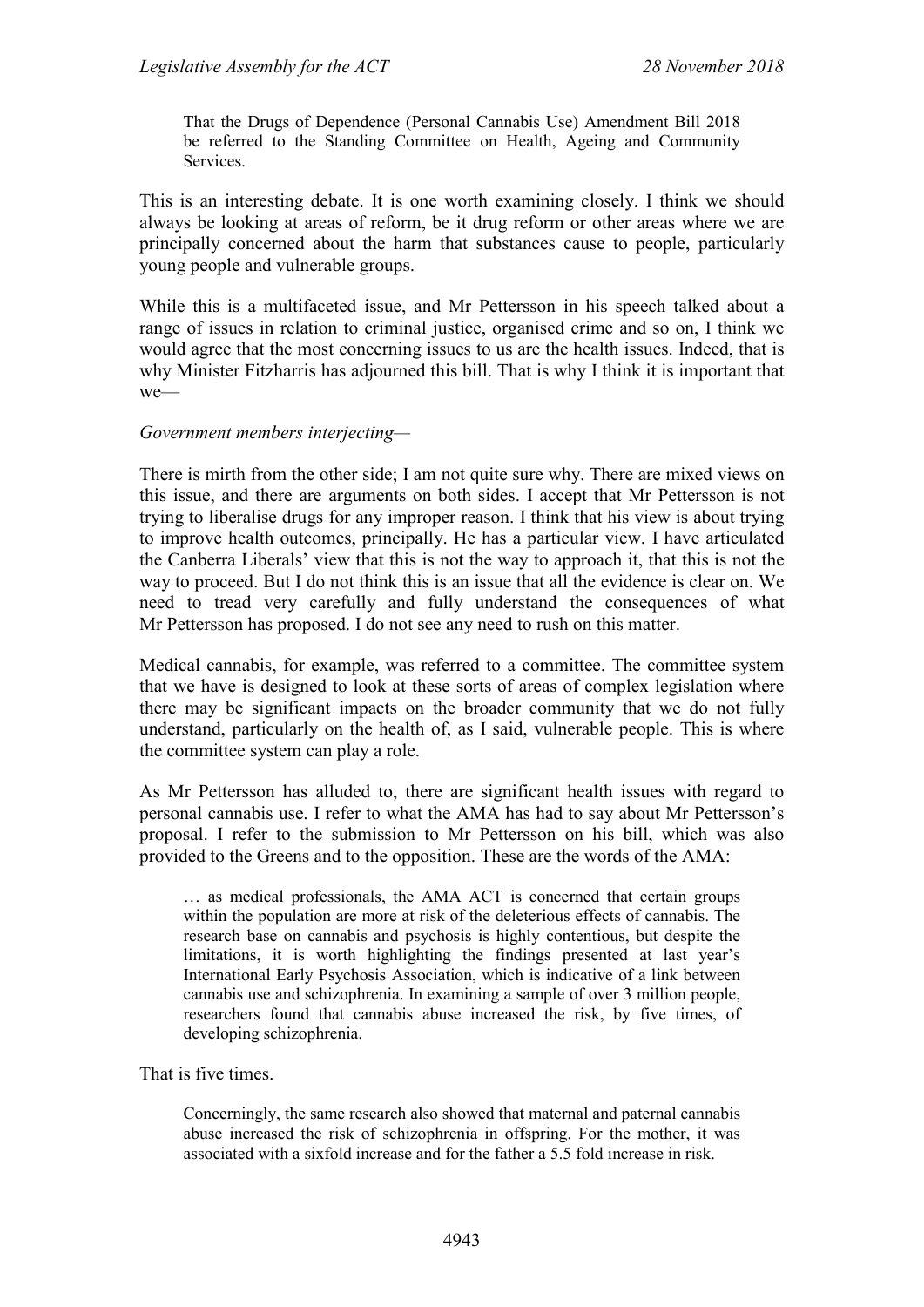> That the Drugs of Dependence (Personal Cannabis Use) Amendment Bill 2018 be referred to the Standing Committee on Health, Ageing and Community Services.

This is an interesting debate. It is one worth examining closely. I think we should always be looking at areas of reform, be it drug reform or other areas where we are principally concerned about the harm that substances cause to people, particularly young people and vulnerable groups.

While this is a multifaceted issue, and Mr Pettersson in his speech talked about a range of issues in relation to criminal justice, organised crime and so on, I think we would agree that the most concerning issues to us are the health issues. Indeed, that is why Minister Fitzharris has adjourned this bill. That is why I think it is important that we—

*Government members interjecting*—

There is mirth from the other side; I am not quite sure why. There are mixed views on this issue, and there are arguments on both sides. I accept that Mr Pettersson is not trying to liberalise drugs for any improper reason. I think that his view is about trying to improve health outcomes, principally. He has a particular view. I have articulated the Canberra Liberals' view that this is not the way to approach it, that this is not the way to proceed. But I do not think this is an issue that all the evidence is clear on. We need to tread very carefully and fully understand the consequences of what Mr Pettersson has proposed. I do not see any need to rush on this matter.

Medical cannabis, for example, was referred to a committee. The committee system that we have is designed to look at these sorts of areas of complex legislation where there may be significant impacts on the broader community that we do not fully understand, particularly on the health of, as I said, vulnerable people. This is where the committee system can play a role.

As Mr Pettersson has alluded to, there are significant health issues with regard to personal cannabis use. I refer to what the AMA has had to say about Mr Pettersson's proposal. I refer to the submission to Mr Pettersson on his bill, which was also provided to the Greens and to the opposition. These are the words of the AMA:

> … as medical professionals, the AMA ACT is concerned that certain groups within the population are more at risk of the deleterious effects of cannabis. The research base on cannabis and psychosis is highly contentious, but despite the limitations, it is worth highlighting the findings presented at last year's International Early Psychosis Association, which is indicative of a link between cannabis use and schizophrenia. In examining a sample of over 3 million people, researchers found that cannabis abuse increased the risk, by five times, of developing schizophrenia.

That is five times.

> Concerningly, the same research also showed that maternal and paternal cannabis abuse increased the risk of schizophrenia in offspring. For the mother, it was associated with a sixfold increase and for the father a 5.5 fold increase in risk.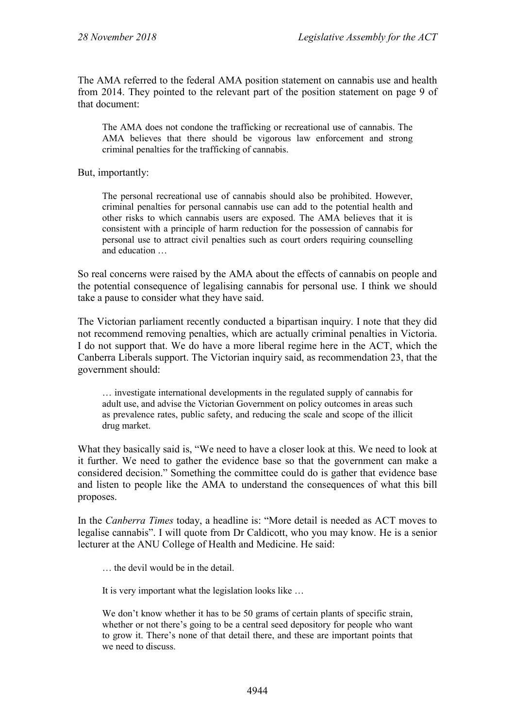The AMA referred to the federal AMA position statement on cannabis use and health from 2014. They pointed to the relevant part of the position statement on page 9 of that document:

> The AMA does not condone the trafficking or recreational use of cannabis. The AMA believes that there should be vigorous law enforcement and strong criminal penalties for the trafficking of cannabis.

But, importantly:

> The personal recreational use of cannabis should also be prohibited. However, criminal penalties for personal cannabis use can add to the potential health and other risks to which cannabis users are exposed. The AMA believes that it is consistent with a principle of harm reduction for the possession of cannabis for personal use to attract civil penalties such as court orders requiring counselling and education …

So real concerns were raised by the AMA about the effects of cannabis on people and the potential consequence of legalising cannabis for personal use. I think we should take a pause to consider what they have said.

The Victorian parliament recently conducted a bipartisan inquiry. I note that they did not recommend removing penalties, which are actually criminal penalties in Victoria. I do not support that. We do have a more liberal regime here in the ACT, which the Canberra Liberals support. The Victorian inquiry said, as recommendation 23, that the government should:

> … investigate international developments in the regulated supply of cannabis for adult use, and advise the Victorian Government on policy outcomes in areas such as prevalence rates, public safety, and reducing the scale and scope of the illicit drug market.

What they basically said is, "We need to have a closer look at this. We need to look at it further. We need to gather the evidence base so that the government can make a considered decision." Something the committee could do is gather that evidence base and listen to people like the AMA to understand the consequences of what this bill proposes.

In the *Canberra Times* today, a headline is: "More detail is needed as ACT moves to legalise cannabis". I will quote from Dr Caldicott, who you may know. He is a senior lecturer at the ANU College of Health and Medicine. He said:

> … the devil would be in the detail.
>
> It is very important what the legislation looks like …
>
> We don't know whether it has to be 50 grams of certain plants of specific strain, whether or not there's going to be a central seed depository for people who want to grow it. There's none of that detail there, and these are important points that we need to discuss.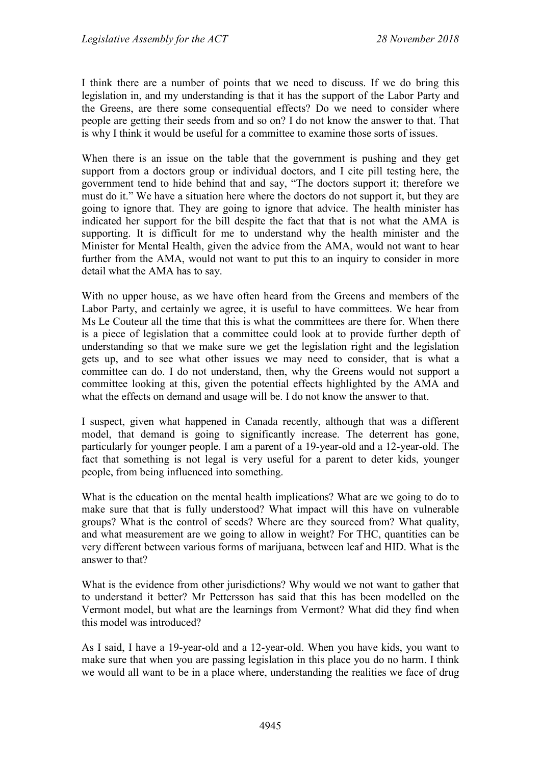I think there are a number of points that we need to discuss. If we do bring this legislation in, and my understanding is that it has the support of the Labor Party and the Greens, are there some consequential effects? Do we need to consider where people are getting their seeds from and so on? I do not know the answer to that. That is why I think it would be useful for a committee to examine those sorts of issues.

When there is an issue on the table that the government is pushing and they get support from a doctors group or individual doctors, and I cite pill testing here, the government tend to hide behind that and say, "The doctors support it; therefore we must do it." We have a situation here where the doctors do not support it, but they are going to ignore that. They are going to ignore that advice. The health minister has indicated her support for the bill despite the fact that that is not what the AMA is supporting. It is difficult for me to understand why the health minister and the Minister for Mental Health, given the advice from the AMA, would not want to hear further from the AMA, would not want to put this to an inquiry to consider in more detail what the AMA has to say.

With no upper house, as we have often heard from the Greens and members of the Labor Party, and certainly we agree, it is useful to have committees. We hear from Ms Le Couteur all the time that this is what the committees are there for. When there is a piece of legislation that a committee could look at to provide further depth of understanding so that we make sure we get the legislation right and the legislation gets up, and to see what other issues we may need to consider, that is what a committee can do. I do not understand, then, why the Greens would not support a committee looking at this, given the potential effects highlighted by the AMA and what the effects on demand and usage will be. I do not know the answer to that.

I suspect, given what happened in Canada recently, although that was a different model, that demand is going to significantly increase. The deterrent has gone, particularly for younger people. I am a parent of a 19-year-old and a 12-year-old. The fact that something is not legal is very useful for a parent to deter kids, younger people, from being influenced into something.

What is the education on the mental health implications? What are we going to do to make sure that that is fully understood? What impact will this have on vulnerable groups? What is the control of seeds? Where are they sourced from? What quality, and what measurement are we going to allow in weight? For THC, quantities can be very different between various forms of marijuana, between leaf and HID. What is the answer to that?

What is the evidence from other jurisdictions? Why would we not want to gather that to understand it better? Mr Pettersson has said that this has been modelled on the Vermont model, but what are the learnings from Vermont? What did they find when this model was introduced?

As I said, I have a 19-year-old and a 12-year-old. When you have kids, you want to make sure that when you are passing legislation in this place you do no harm. I think we would all want to be in a place where, understanding the realities we face of drug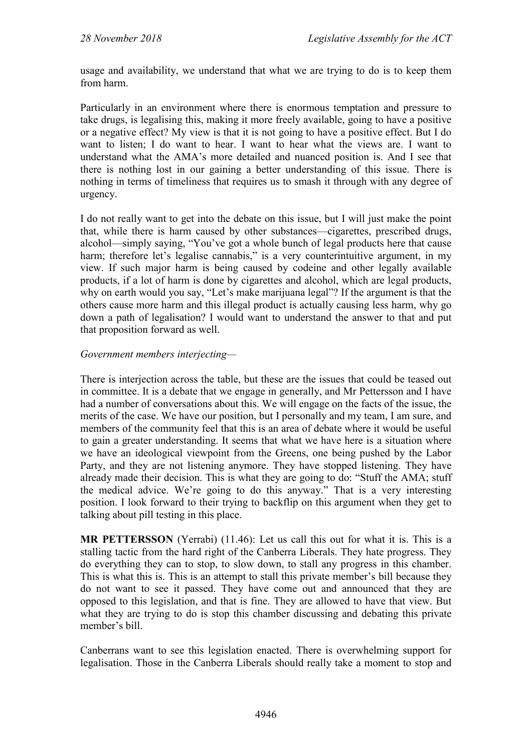usage and availability, we understand that what we are trying to do is to keep them from harm.

Particularly in an environment where there is enormous temptation and pressure to take drugs, is legalising this, making it more freely available, going to have a positive or a negative effect? My view is that it is not going to have a positive effect. But I do want to listen; I do want to hear. I want to hear what the views are. I want to understand what the AMA's more detailed and nuanced position is. And I see that there is nothing lost in our gaining a better understanding of this issue. There is nothing in terms of timeliness that requires us to smash it through with any degree of urgency.

I do not really want to get into the debate on this issue, but I will just make the point that, while there is harm caused by other substances—cigarettes, prescribed drugs, alcohol—simply saying, "You've got a whole bunch of legal products here that cause harm; therefore let's legalise cannabis," is a very counterintuitive argument, in my view. If such major harm is being caused by codeine and other legally available products, if a lot of harm is done by cigarettes and alcohol, which are legal products, why on earth would you say, "Let's make marijuana legal"? If the argument is that the others cause more harm and this illegal product is actually causing less harm, why go down a path of legalisation? I would want to understand the answer to that and put that proposition forward as well.

*Government members interjecting*—

There is interjection across the table, but these are the issues that could be teased out in committee. It is a debate that we engage in generally, and Mr Pettersson and I have had a number of conversations about this. We will engage on the facts of the issue, the merits of the case. We have our position, but I personally and my team, I am sure, and members of the community feel that this is an area of debate where it would be useful to gain a greater understanding. It seems that what we have here is a situation where we have an ideological viewpoint from the Greens, one being pushed by the Labor Party, and they are not listening anymore. They have stopped listening. They have already made their decision. This is what they are going to do: "Stuff the AMA; stuff the medical advice. We're going to do this anyway." That is a very interesting position. I look forward to their trying to backflip on this argument when they get to talking about pill testing in this place.

**MR PETTERSSON** (Yerrabi) (11.46): Let us call this out for what it is. This is a stalling tactic from the hard right of the Canberra Liberals. They hate progress. They do everything they can to stop, to slow down, to stall any progress in this chamber. This is what this is. This is an attempt to stall this private member's bill because they do not want to see it passed. They have come out and announced that they are opposed to this legislation, and that is fine. They are allowed to have that view. But what they are trying to do is stop this chamber discussing and debating this private member's bill.

Canberrans want to see this legislation enacted. There is overwhelming support for legalisation. Those in the Canberra Liberals should really take a moment to stop and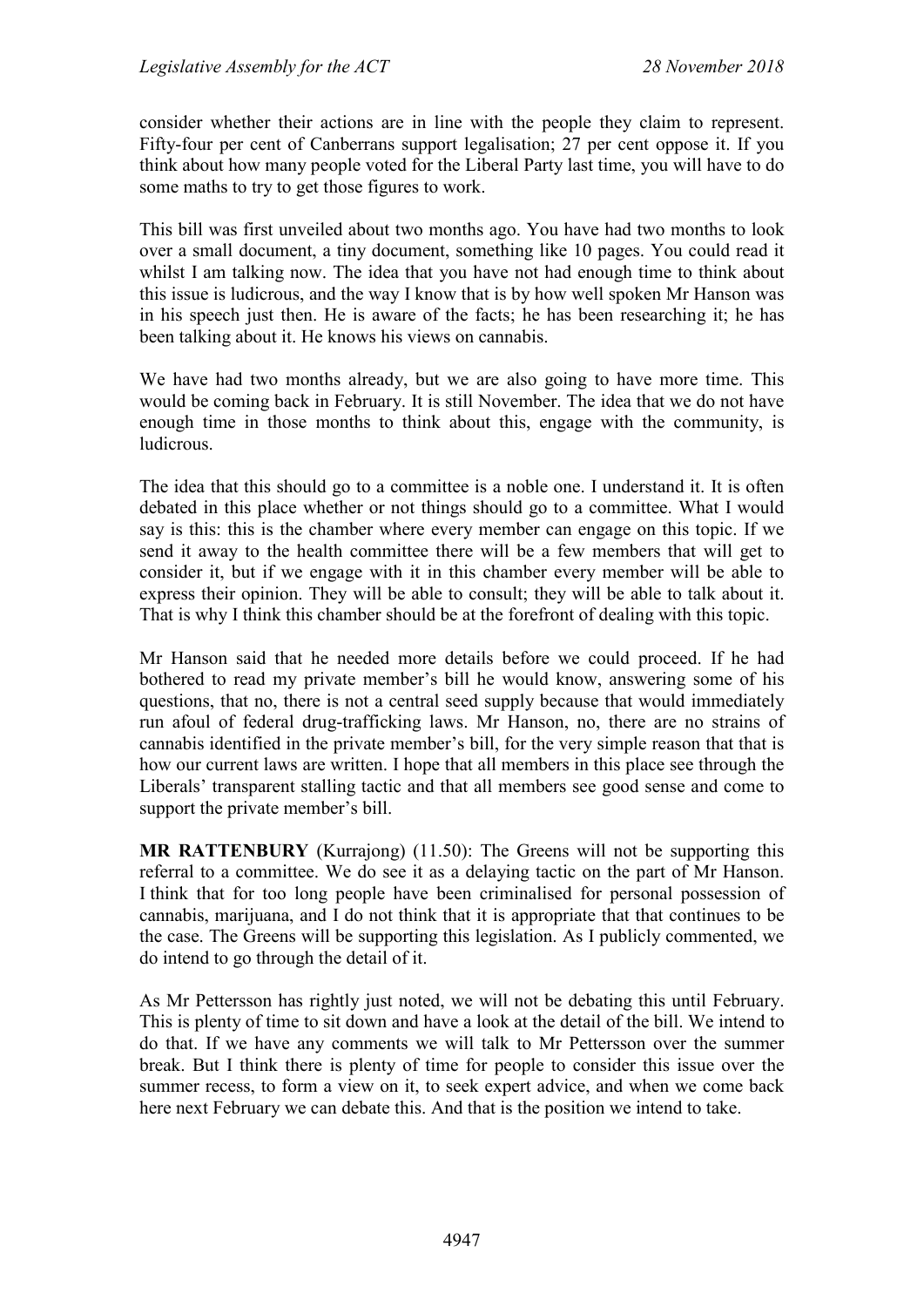consider whether their actions are in line with the people they claim to represent. Fifty-four per cent of Canberrans support legalisation; 27 per cent oppose it. If you think about how many people voted for the Liberal Party last time, you will have to do some maths to try to get those figures to work.

This bill was first unveiled about two months ago. You have had two months to look over a small document, a tiny document, something like 10 pages. You could read it whilst I am talking now. The idea that you have not had enough time to think about this issue is ludicrous, and the way I know that is by how well spoken Mr Hanson was in his speech just then. He is aware of the facts; he has been researching it; he has been talking about it. He knows his views on cannabis.

We have had two months already, but we are also going to have more time. This would be coming back in February. It is still November. The idea that we do not have enough time in those months to think about this, engage with the community, is ludicrous.

The idea that this should go to a committee is a noble one. I understand it. It is often debated in this place whether or not things should go to a committee. What I would say is this: this is the chamber where every member can engage on this topic. If we send it away to the health committee there will be a few members that will get to consider it, but if we engage with it in this chamber every member will be able to express their opinion. They will be able to consult; they will be able to talk about it. That is why I think this chamber should be at the forefront of dealing with this topic.

Mr Hanson said that he needed more details before we could proceed. If he had bothered to read my private member's bill he would know, answering some of his questions, that no, there is not a central seed supply because that would immediately run afoul of federal drug-trafficking laws. Mr Hanson, no, there are no strains of cannabis identified in the private member's bill, for the very simple reason that that is how our current laws are written. I hope that all members in this place see through the Liberals' transparent stalling tactic and that all members see good sense and come to support the private member's bill.

**MR RATTENBURY** (Kurrajong) (11.50): The Greens will not be supporting this referral to a committee. We do see it as a delaying tactic on the part of Mr Hanson. I think that for too long people have been criminalised for personal possession of cannabis, marijuana, and I do not think that it is appropriate that that continues to be the case. The Greens will be supporting this legislation. As I publicly commented, we do intend to go through the detail of it.

As Mr Pettersson has rightly just noted, we will not be debating this until February. This is plenty of time to sit down and have a look at the detail of the bill. We intend to do that. If we have any comments we will talk to Mr Pettersson over the summer break. But I think there is plenty of time for people to consider this issue over the summer recess, to form a view on it, to seek expert advice, and when we come back here next February we can debate this. And that is the position we intend to take.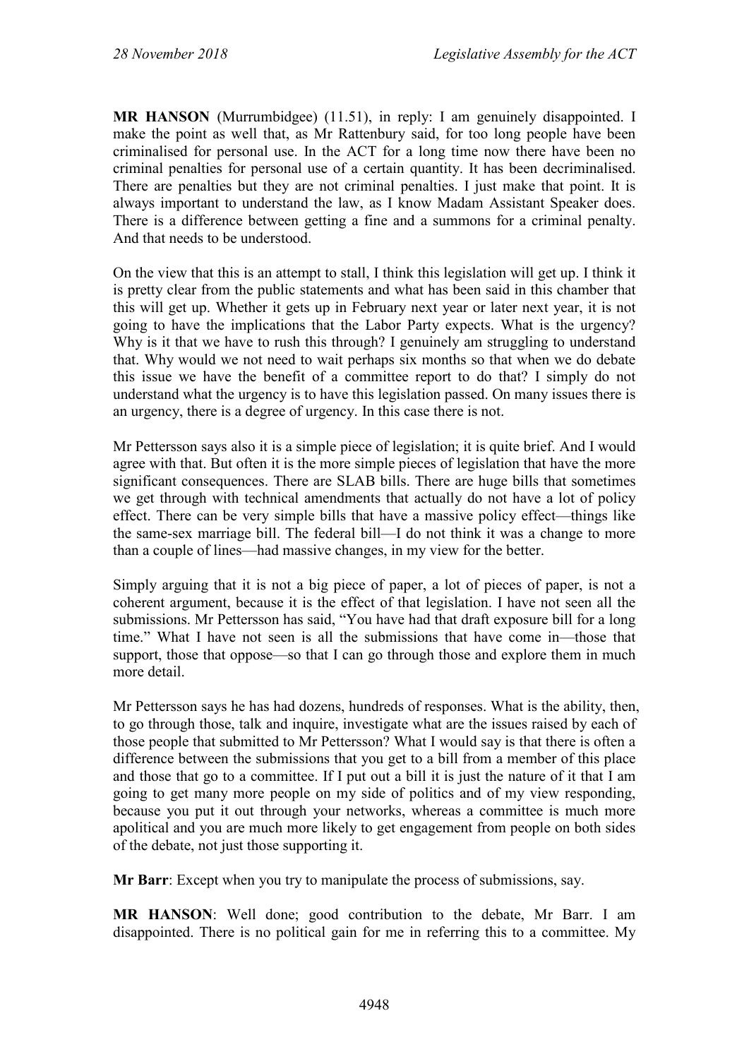**MR HANSON** (Murrumbidgee) (11.51), in reply: I am genuinely disappointed. I make the point as well that, as Mr Rattenbury said, for too long people have been criminalised for personal use. In the ACT for a long time now there have been no criminal penalties for personal use of a certain quantity. It has been decriminalised. There are penalties but they are not criminal penalties. I just make that point. It is always important to understand the law, as I know Madam Assistant Speaker does. There is a difference between getting a fine and a summons for a criminal penalty. And that needs to be understood.

On the view that this is an attempt to stall, I think this legislation will get up. I think it is pretty clear from the public statements and what has been said in this chamber that this will get up. Whether it gets up in February next year or later next year, it is not going to have the implications that the Labor Party expects. What is the urgency? Why is it that we have to rush this through? I genuinely am struggling to understand that. Why would we not need to wait perhaps six months so that when we do debate this issue we have the benefit of a committee report to do that? I simply do not understand what the urgency is to have this legislation passed. On many issues there is an urgency, there is a degree of urgency. In this case there is not.

Mr Pettersson says also it is a simple piece of legislation; it is quite brief. And I would agree with that. But often it is the more simple pieces of legislation that have the more significant consequences. There are SLAB bills. There are huge bills that sometimes we get through with technical amendments that actually do not have a lot of policy effect. There can be very simple bills that have a massive policy effect—things like the same-sex marriage bill. The federal bill—I do not think it was a change to more than a couple of lines—had massive changes, in my view for the better.

Simply arguing that it is not a big piece of paper, a lot of pieces of paper, is not a coherent argument, because it is the effect of that legislation. I have not seen all the submissions. Mr Pettersson has said, "You have had that draft exposure bill for a long time." What I have not seen is all the submissions that have come in—those that support, those that oppose—so that I can go through those and explore them in much more detail.

Mr Pettersson says he has had dozens, hundreds of responses. What is the ability, then, to go through those, talk and inquire, investigate what are the issues raised by each of those people that submitted to Mr Pettersson? What I would say is that there is often a difference between the submissions that you get to a bill from a member of this place and those that go to a committee. If I put out a bill it is just the nature of it that I am going to get many more people on my side of politics and of my view responding, because you put it out through your networks, whereas a committee is much more apolitical and you are much more likely to get engagement from people on both sides of the debate, not just those supporting it.

**Mr Barr**: Except when you try to manipulate the process of submissions, say.

**MR HANSON**: Well done; good contribution to the debate, Mr Barr. I am disappointed. There is no political gain for me in referring this to a committee. My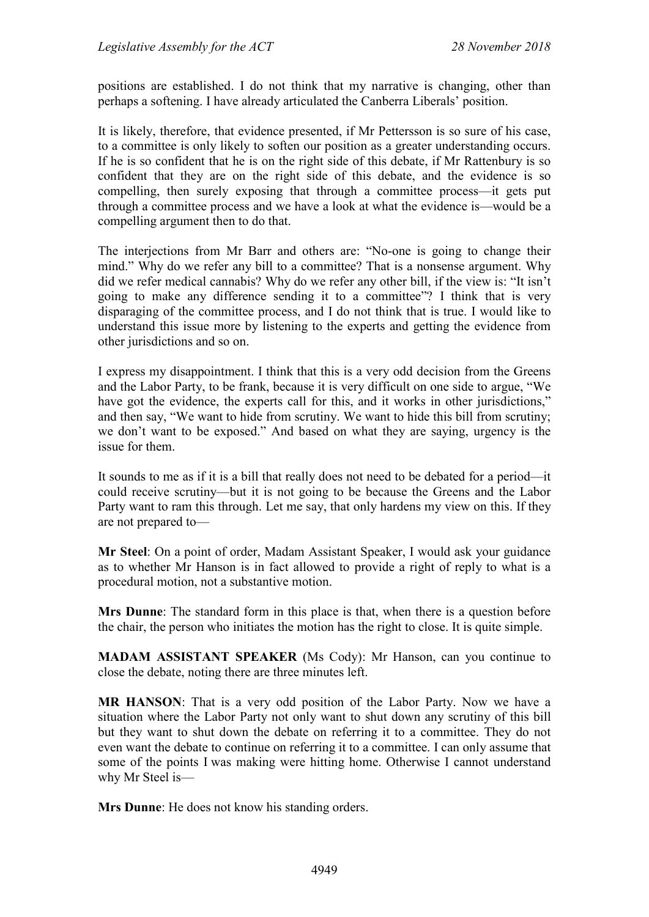positions are established. I do not think that my narrative is changing, other than perhaps a softening. I have already articulated the Canberra Liberals' position.

It is likely, therefore, that evidence presented, if Mr Pettersson is so sure of his case, to a committee is only likely to soften our position as a greater understanding occurs. If he is so confident that he is on the right side of this debate, if Mr Rattenbury is so confident that they are on the right side of this debate, and the evidence is so compelling, then surely exposing that through a committee process—it gets put through a committee process and we have a look at what the evidence is—would be a compelling argument then to do that.

The interjections from Mr Barr and others are: "No-one is going to change their mind." Why do we refer any bill to a committee? That is a nonsense argument. Why did we refer medical cannabis? Why do we refer any other bill, if the view is: "It isn't going to make any difference sending it to a committee"? I think that is very disparaging of the committee process, and I do not think that is true. I would like to understand this issue more by listening to the experts and getting the evidence from other jurisdictions and so on.

I express my disappointment. I think that this is a very odd decision from the Greens and the Labor Party, to be frank, because it is very difficult on one side to argue, "We have got the evidence, the experts call for this, and it works in other jurisdictions," and then say, "We want to hide from scrutiny. We want to hide this bill from scrutiny; we don't want to be exposed." And based on what they are saying, urgency is the issue for them.

It sounds to me as if it is a bill that really does not need to be debated for a period—it could receive scrutiny—but it is not going to be because the Greens and the Labor Party want to ram this through. Let me say, that only hardens my view on this. If they are not prepared to—

**Mr Steel**: On a point of order, Madam Assistant Speaker, I would ask your guidance as to whether Mr Hanson is in fact allowed to provide a right of reply to what is a procedural motion, not a substantive motion.

**Mrs Dunne**: The standard form in this place is that, when there is a question before the chair, the person who initiates the motion has the right to close. It is quite simple.

**MADAM ASSISTANT SPEAKER** (Ms Cody): Mr Hanson, can you continue to close the debate, noting there are three minutes left.

**MR HANSON**: That is a very odd position of the Labor Party. Now we have a situation where the Labor Party not only want to shut down any scrutiny of this bill but they want to shut down the debate on referring it to a committee. They do not even want the debate to continue on referring it to a committee. I can only assume that some of the points I was making were hitting home. Otherwise I cannot understand why Mr Steel is—

**Mrs Dunne**: He does not know his standing orders.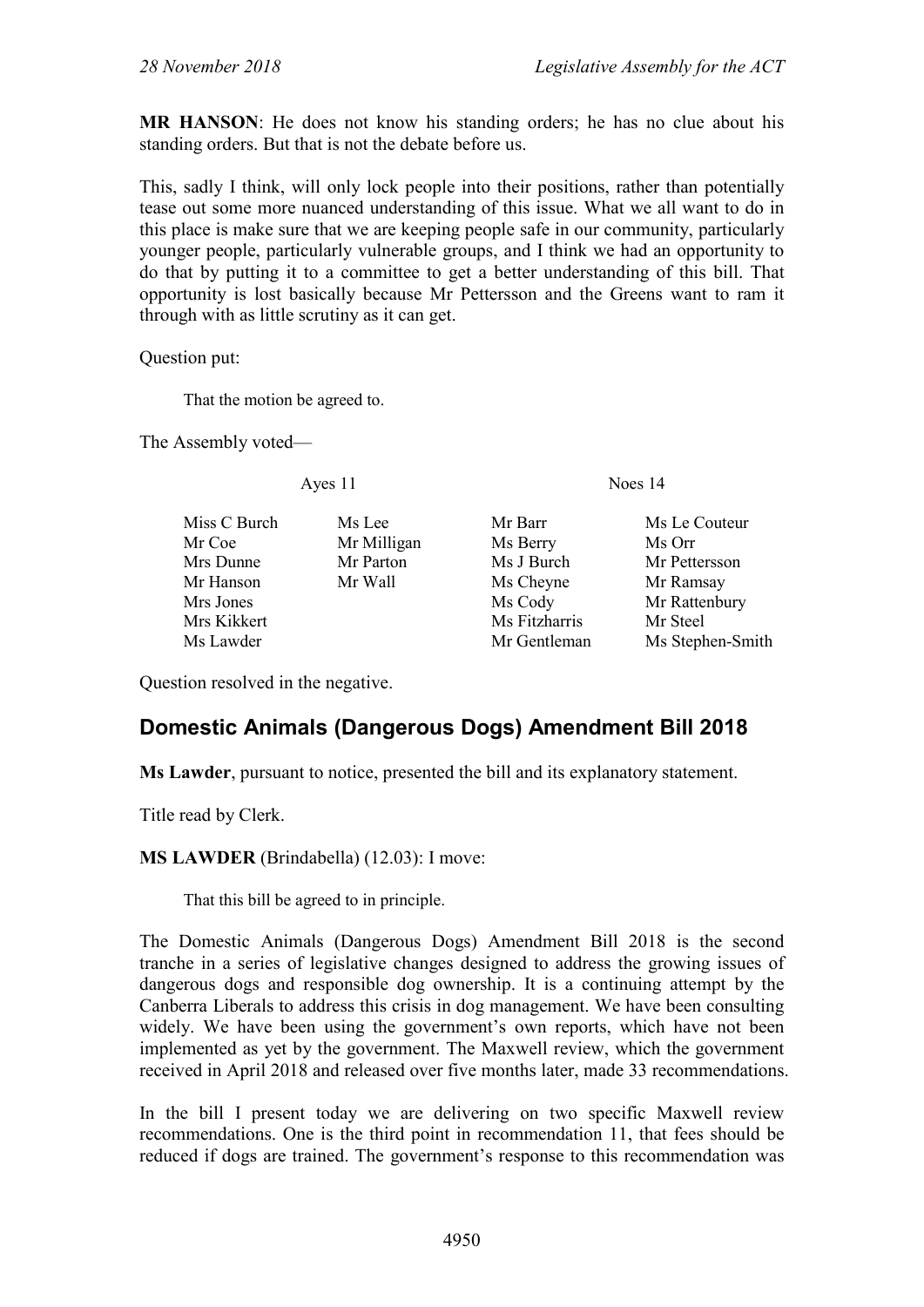**MR HANSON**: He does not know his standing orders; he has no clue about his standing orders. But that is not the debate before us.

This, sadly I think, will only lock people into their positions, rather than potentially tease out some more nuanced understanding of this issue. What we all want to do in this place is make sure that we are keeping people safe in our community, particularly younger people, particularly vulnerable groups, and I think we had an opportunity to do that by putting it to a committee to get a better understanding of this bill. That opportunity is lost basically because Mr Pettersson and the Greens want to ram it through with as little scrutiny as it can get.

Question put:

> That the motion be agreed to.

The Assembly voted—

| Ayes 11 | | Noes 14 | |
|---|---|---|---|
| Miss C Burch | Ms Lee | Mr Barr | Ms Le Couteur |
| Mr Coe | Mr Milligan | Ms Berry | Ms Orr |
| Mrs Dunne | Mr Parton | Ms J Burch | Mr Pettersson |
| Mr Hanson | Mr Wall | Ms Cheyne | Mr Ramsay |
| Mrs Jones | | Ms Cody | Mr Rattenbury |
| Mrs Kikkert | | Ms Fitzharris | Mr Steel |
| Ms Lawder | | Mr Gentleman | Ms Stephen-Smith |

Question resolved in the negative.

## Domestic Animals (Dangerous Dogs) Amendment Bill 2018

**Ms Lawder**, pursuant to notice, presented the bill and its explanatory statement.

Title read by Clerk.

**MS LAWDER** (Brindabella) (12.03): I move:

> That this bill be agreed to in principle.

The Domestic Animals (Dangerous Dogs) Amendment Bill 2018 is the second tranche in a series of legislative changes designed to address the growing issues of dangerous dogs and responsible dog ownership. It is a continuing attempt by the Canberra Liberals to address this crisis in dog management. We have been consulting widely. We have been using the government's own reports, which have not been implemented as yet by the government. The Maxwell review, which the government received in April 2018 and released over five months later, made 33 recommendations.

In the bill I present today we are delivering on two specific Maxwell review recommendations. One is the third point in recommendation 11, that fees should be reduced if dogs are trained. The government's response to this recommendation was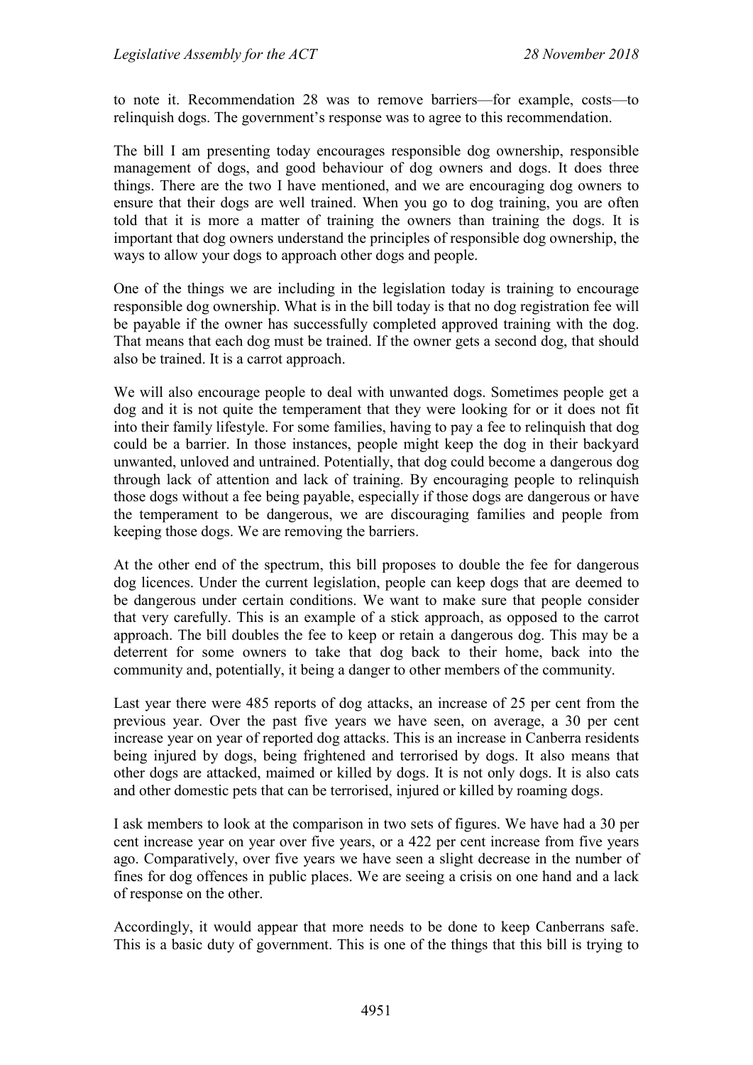to note it. Recommendation 28 was to remove barriers—for example, costs—to relinquish dogs. The government's response was to agree to this recommendation.

The bill I am presenting today encourages responsible dog ownership, responsible management of dogs, and good behaviour of dog owners and dogs. It does three things. There are the two I have mentioned, and we are encouraging dog owners to ensure that their dogs are well trained. When you go to dog training, you are often told that it is more a matter of training the owners than training the dogs. It is important that dog owners understand the principles of responsible dog ownership, the ways to allow your dogs to approach other dogs and people.

One of the things we are including in the legislation today is training to encourage responsible dog ownership. What is in the bill today is that no dog registration fee will be payable if the owner has successfully completed approved training with the dog. That means that each dog must be trained. If the owner gets a second dog, that should also be trained. It is a carrot approach.

We will also encourage people to deal with unwanted dogs. Sometimes people get a dog and it is not quite the temperament that they were looking for or it does not fit into their family lifestyle. For some families, having to pay a fee to relinquish that dog could be a barrier. In those instances, people might keep the dog in their backyard unwanted, unloved and untrained. Potentially, that dog could become a dangerous dog through lack of attention and lack of training. By encouraging people to relinquish those dogs without a fee being payable, especially if those dogs are dangerous or have the temperament to be dangerous, we are discouraging families and people from keeping those dogs. We are removing the barriers.

At the other end of the spectrum, this bill proposes to double the fee for dangerous dog licences. Under the current legislation, people can keep dogs that are deemed to be dangerous under certain conditions. We want to make sure that people consider that very carefully. This is an example of a stick approach, as opposed to the carrot approach. The bill doubles the fee to keep or retain a dangerous dog. This may be a deterrent for some owners to take that dog back to their home, back into the community and, potentially, it being a danger to other members of the community.

Last year there were 485 reports of dog attacks, an increase of 25 per cent from the previous year. Over the past five years we have seen, on average, a 30 per cent increase year on year of reported dog attacks. This is an increase in Canberra residents being injured by dogs, being frightened and terrorised by dogs. It also means that other dogs are attacked, maimed or killed by dogs. It is not only dogs. It is also cats and other domestic pets that can be terrorised, injured or killed by roaming dogs.

I ask members to look at the comparison in two sets of figures. We have had a 30 per cent increase year on year over five years, or a 422 per cent increase from five years ago. Comparatively, over five years we have seen a slight decrease in the number of fines for dog offences in public places. We are seeing a crisis on one hand and a lack of response on the other.

Accordingly, it would appear that more needs to be done to keep Canberrans safe. This is a basic duty of government. This is one of the things that this bill is trying to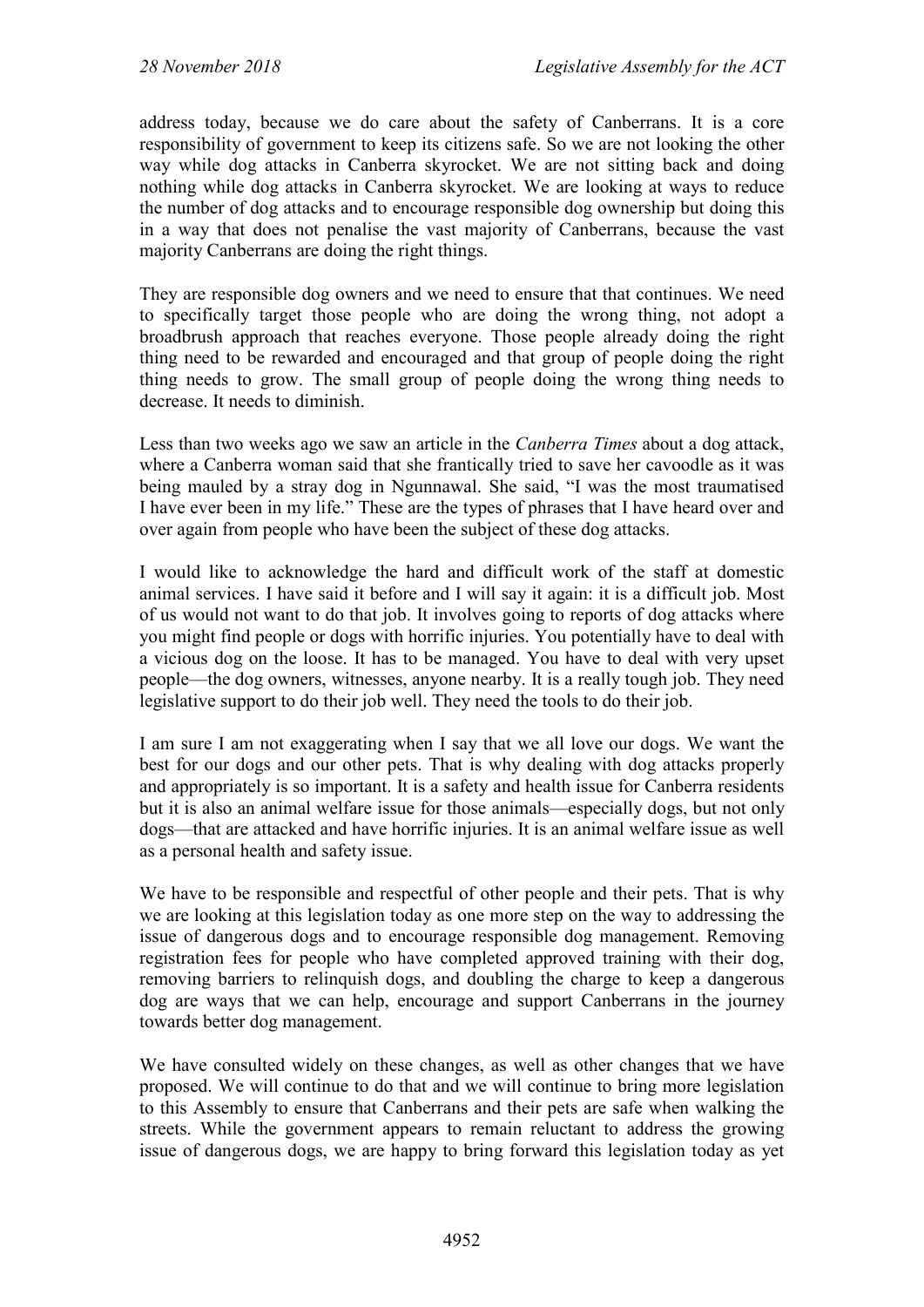address today, because we do care about the safety of Canberrans. It is a core responsibility of government to keep its citizens safe. So we are not looking the other way while dog attacks in Canberra skyrocket. We are not sitting back and doing nothing while dog attacks in Canberra skyrocket. We are looking at ways to reduce the number of dog attacks and to encourage responsible dog ownership but doing this in a way that does not penalise the vast majority of Canberrans, because the vast majority Canberrans are doing the right things.

They are responsible dog owners and we need to ensure that that continues. We need to specifically target those people who are doing the wrong thing, not adopt a broadbrush approach that reaches everyone. Those people already doing the right thing need to be rewarded and encouraged and that group of people doing the right thing needs to grow. The small group of people doing the wrong thing needs to decrease. It needs to diminish.

Less than two weeks ago we saw an article in the *Canberra Times* about a dog attack, where a Canberra woman said that she frantically tried to save her cavoodle as it was being mauled by a stray dog in Ngunnawal. She said, "I was the most traumatised I have ever been in my life." These are the types of phrases that I have heard over and over again from people who have been the subject of these dog attacks.

I would like to acknowledge the hard and difficult work of the staff at domestic animal services. I have said it before and I will say it again: it is a difficult job. Most of us would not want to do that job. It involves going to reports of dog attacks where you might find people or dogs with horrific injuries. You potentially have to deal with a vicious dog on the loose. It has to be managed. You have to deal with very upset people—the dog owners, witnesses, anyone nearby. It is a really tough job. They need legislative support to do their job well. They need the tools to do their job.

I am sure I am not exaggerating when I say that we all love our dogs. We want the best for our dogs and our other pets. That is why dealing with dog attacks properly and appropriately is so important. It is a safety and health issue for Canberra residents but it is also an animal welfare issue for those animals—especially dogs, but not only dogs—that are attacked and have horrific injuries. It is an animal welfare issue as well as a personal health and safety issue.

We have to be responsible and respectful of other people and their pets. That is why we are looking at this legislation today as one more step on the way to addressing the issue of dangerous dogs and to encourage responsible dog management. Removing registration fees for people who have completed approved training with their dog, removing barriers to relinquish dogs, and doubling the charge to keep a dangerous dog are ways that we can help, encourage and support Canberrans in the journey towards better dog management.

We have consulted widely on these changes, as well as other changes that we have proposed. We will continue to do that and we will continue to bring more legislation to this Assembly to ensure that Canberrans and their pets are safe when walking the streets. While the government appears to remain reluctant to address the growing issue of dangerous dogs, we are happy to bring forward this legislation today as yet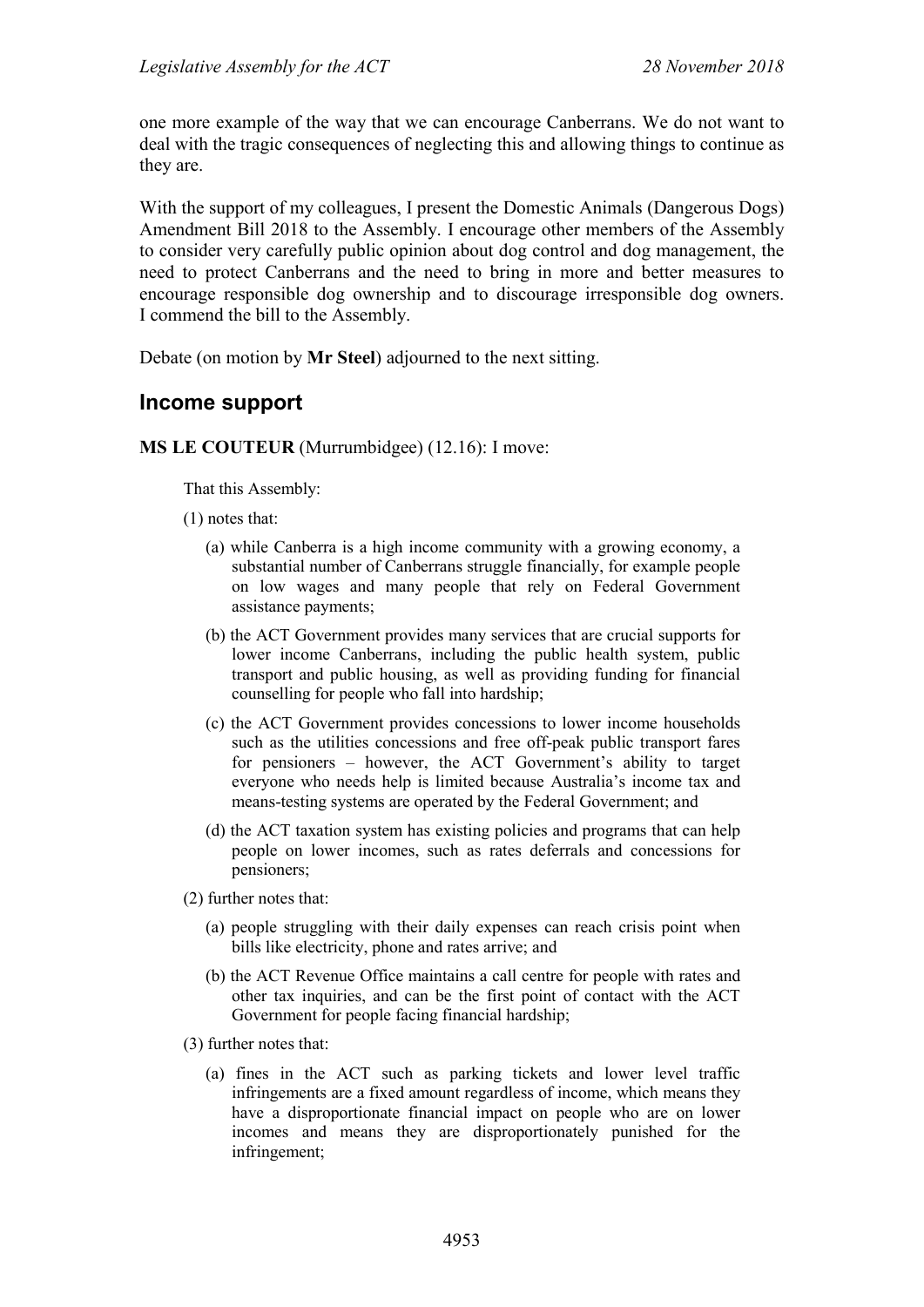one more example of the way that we can encourage Canberrans. We do not want to deal with the tragic consequences of neglecting this and allowing things to continue as they are.

With the support of my colleagues, I present the Domestic Animals (Dangerous Dogs) Amendment Bill 2018 to the Assembly. I encourage other members of the Assembly to consider very carefully public opinion about dog control and dog management, the need to protect Canberrans and the need to bring in more and better measures to encourage responsible dog ownership and to discourage irresponsible dog owners. I commend the bill to the Assembly.

Debate (on motion by **Mr Steel**) adjourned to the next sitting.

## Income support

**MS LE COUTEUR** (Murrumbidgee) (12.16): I move:

> That this Assembly:
>
> (1) notes that:
>
> (a) while Canberra is a high income community with a growing economy, a substantial number of Canberrans struggle financially, for example people on low wages and many people that rely on Federal Government assistance payments;
>
> (b) the ACT Government provides many services that are crucial supports for lower income Canberrans, including the public health system, public transport and public housing, as well as providing funding for financial counselling for people who fall into hardship;
>
> (c) the ACT Government provides concessions to lower income households such as the utilities concessions and free off-peak public transport fares for pensioners – however, the ACT Government's ability to target everyone who needs help is limited because Australia's income tax and means-testing systems are operated by the Federal Government; and
>
> (d) the ACT taxation system has existing policies and programs that can help people on lower incomes, such as rates deferrals and concessions for pensioners;
>
> (2) further notes that:
>
> (a) people struggling with their daily expenses can reach crisis point when bills like electricity, phone and rates arrive; and
>
> (b) the ACT Revenue Office maintains a call centre for people with rates and other tax inquiries, and can be the first point of contact with the ACT Government for people facing financial hardship;
>
> (3) further notes that:
>
> (a) fines in the ACT such as parking tickets and lower level traffic infringements are a fixed amount regardless of income, which means they have a disproportionate financial impact on people who are on lower incomes and means they are disproportionately punished for the infringement;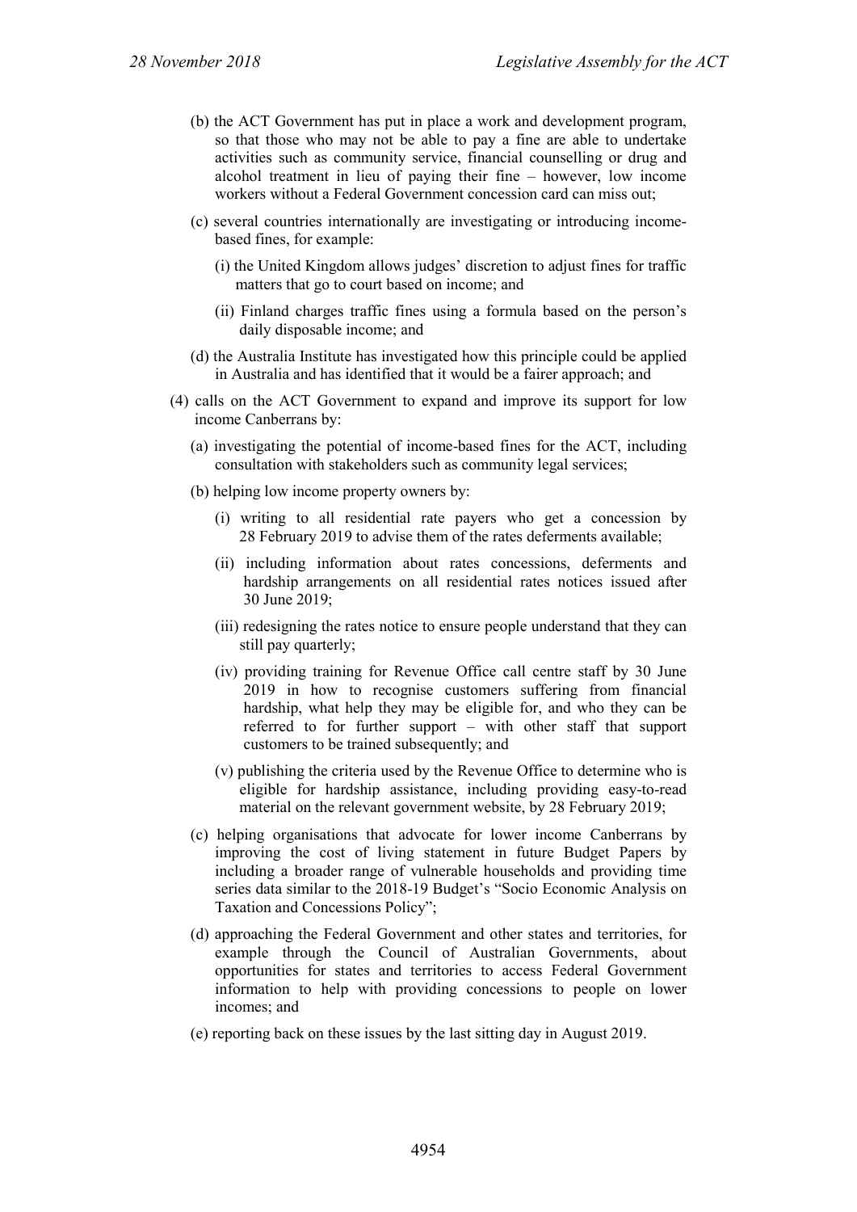(b) the ACT Government has put in place a work and development program, so that those who may not be able to pay a fine are able to undertake activities such as community service, financial counselling or drug and alcohol treatment in lieu of paying their fine – however, low income workers without a Federal Government concession card can miss out;

(c) several countries internationally are investigating or introducing income-based fines, for example:

(i) the United Kingdom allows judges' discretion to adjust fines for traffic matters that go to court based on income; and

(ii) Finland charges traffic fines using a formula based on the person's daily disposable income; and

(d) the Australia Institute has investigated how this principle could be applied in Australia and has identified that it would be a fairer approach; and

(4) calls on the ACT Government to expand and improve its support for low income Canberrans by:

(a) investigating the potential of income-based fines for the ACT, including consultation with stakeholders such as community legal services;

(b) helping low income property owners by:

(i) writing to all residential rate payers who get a concession by 28 February 2019 to advise them of the rates deferments available;

(ii) including information about rates concessions, deferments and hardship arrangements on all residential rates notices issued after 30 June 2019;

(iii) redesigning the rates notice to ensure people understand that they can still pay quarterly;

(iv) providing training for Revenue Office call centre staff by 30 June 2019 in how to recognise customers suffering from financial hardship, what help they may be eligible for, and who they can be referred to for further support – with other staff that support customers to be trained subsequently; and

(v) publishing the criteria used by the Revenue Office to determine who is eligible for hardship assistance, including providing easy-to-read material on the relevant government website, by 28 February 2019;

(c) helping organisations that advocate for lower income Canberrans by improving the cost of living statement in future Budget Papers by including a broader range of vulnerable households and providing time series data similar to the 2018-19 Budget's "Socio Economic Analysis on Taxation and Concessions Policy";

(d) approaching the Federal Government and other states and territories, for example through the Council of Australian Governments, about opportunities for states and territories to access Federal Government information to help with providing concessions to people on lower incomes; and

(e) reporting back on these issues by the last sitting day in August 2019.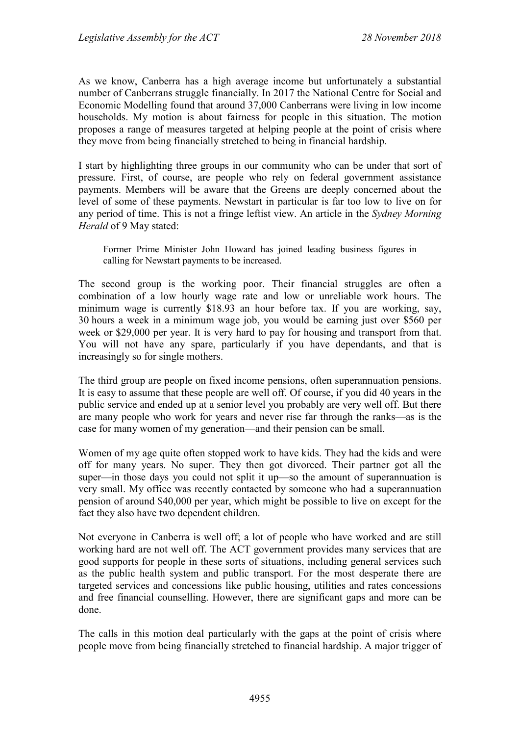As we know, Canberra has a high average income but unfortunately a substantial number of Canberrans struggle financially. In 2017 the National Centre for Social and Economic Modelling found that around 37,000 Canberrans were living in low income households. My motion is about fairness for people in this situation. The motion proposes a range of measures targeted at helping people at the point of crisis where they move from being financially stretched to being in financial hardship.

I start by highlighting three groups in our community who can be under that sort of pressure. First, of course, are people who rely on federal government assistance payments. Members will be aware that the Greens are deeply concerned about the level of some of these payments. Newstart in particular is far too low to live on for any period of time. This is not a fringe leftist view. An article in the *Sydney Morning Herald* of 9 May stated:

> Former Prime Minister John Howard has joined leading business figures in calling for Newstart payments to be increased.

The second group is the working poor. Their financial struggles are often a combination of a low hourly wage rate and low or unreliable work hours. The minimum wage is currently $18.93 an hour before tax. If you are working, say, 30 hours a week in a minimum wage job, you would be earning just over $560 per week or $29,000 per year. It is very hard to pay for housing and transport from that. You will not have any spare, particularly if you have dependants, and that is increasingly so for single mothers.

The third group are people on fixed income pensions, often superannuation pensions. It is easy to assume that these people are well off. Of course, if you did 40 years in the public service and ended up at a senior level you probably are very well off. But there are many people who work for years and never rise far through the ranks—as is the case for many women of my generation—and their pension can be small.

Women of my age quite often stopped work to have kids. They had the kids and were off for many years. No super. They then got divorced. Their partner got all the super—in those days you could not split it up—so the amount of superannuation is very small. My office was recently contacted by someone who had a superannuation pension of around $40,000 per year, which might be possible to live on except for the fact they also have two dependent children.

Not everyone in Canberra is well off; a lot of people who have worked and are still working hard are not well off. The ACT government provides many services that are good supports for people in these sorts of situations, including general services such as the public health system and public transport. For the most desperate there are targeted services and concessions like public housing, utilities and rates concessions and free financial counselling. However, there are significant gaps and more can be done.

The calls in this motion deal particularly with the gaps at the point of crisis where people move from being financially stretched to financial hardship. A major trigger of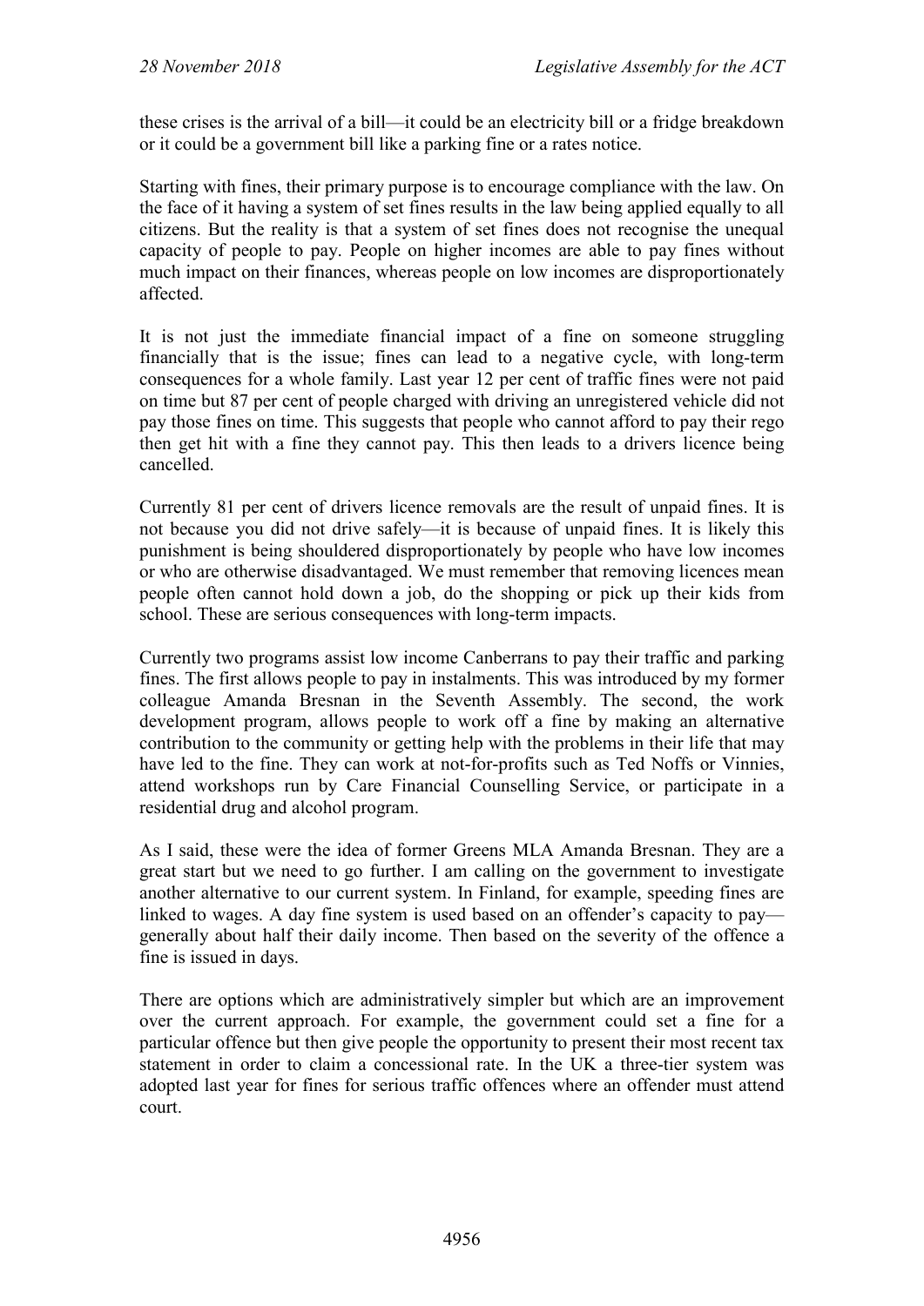these crises is the arrival of a bill—it could be an electricity bill or a fridge breakdown or it could be a government bill like a parking fine or a rates notice.

Starting with fines, their primary purpose is to encourage compliance with the law. On the face of it having a system of set fines results in the law being applied equally to all citizens. But the reality is that a system of set fines does not recognise the unequal capacity of people to pay. People on higher incomes are able to pay fines without much impact on their finances, whereas people on low incomes are disproportionately affected.

It is not just the immediate financial impact of a fine on someone struggling financially that is the issue; fines can lead to a negative cycle, with long-term consequences for a whole family. Last year 12 per cent of traffic fines were not paid on time but 87 per cent of people charged with driving an unregistered vehicle did not pay those fines on time. This suggests that people who cannot afford to pay their rego then get hit with a fine they cannot pay. This then leads to a drivers licence being cancelled.

Currently 81 per cent of drivers licence removals are the result of unpaid fines. It is not because you did not drive safely—it is because of unpaid fines. It is likely this punishment is being shouldered disproportionately by people who have low incomes or who are otherwise disadvantaged. We must remember that removing licences mean people often cannot hold down a job, do the shopping or pick up their kids from school. These are serious consequences with long-term impacts.

Currently two programs assist low income Canberrans to pay their traffic and parking fines. The first allows people to pay in instalments. This was introduced by my former colleague Amanda Bresnan in the Seventh Assembly. The second, the work development program, allows people to work off a fine by making an alternative contribution to the community or getting help with the problems in their life that may have led to the fine. They can work at not-for-profits such as Ted Noffs or Vinnies, attend workshops run by Care Financial Counselling Service, or participate in a residential drug and alcohol program.

As I said, these were the idea of former Greens MLA Amanda Bresnan. They are a great start but we need to go further. I am calling on the government to investigate another alternative to our current system. In Finland, for example, speeding fines are linked to wages. A day fine system is used based on an offender's capacity to pay—generally about half their daily income. Then based on the severity of the offence a fine is issued in days.

There are options which are administratively simpler but which are an improvement over the current approach. For example, the government could set a fine for a particular offence but then give people the opportunity to present their most recent tax statement in order to claim a concessional rate. In the UK a three-tier system was adopted last year for fines for serious traffic offences where an offender must attend court.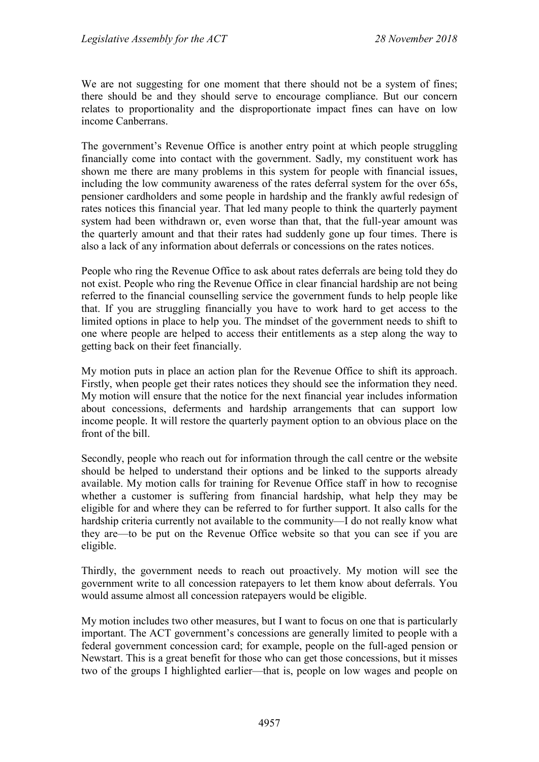We are not suggesting for one moment that there should not be a system of fines; there should be and they should serve to encourage compliance. But our concern relates to proportionality and the disproportionate impact fines can have on low income Canberrans.

The government's Revenue Office is another entry point at which people struggling financially come into contact with the government. Sadly, my constituent work has shown me there are many problems in this system for people with financial issues, including the low community awareness of the rates deferral system for the over 65s, pensioner cardholders and some people in hardship and the frankly awful redesign of rates notices this financial year. That led many people to think the quarterly payment system had been withdrawn or, even worse than that, that the full-year amount was the quarterly amount and that their rates had suddenly gone up four times. There is also a lack of any information about deferrals or concessions on the rates notices.

People who ring the Revenue Office to ask about rates deferrals are being told they do not exist. People who ring the Revenue Office in clear financial hardship are not being referred to the financial counselling service the government funds to help people like that. If you are struggling financially you have to work hard to get access to the limited options in place to help you. The mindset of the government needs to shift to one where people are helped to access their entitlements as a step along the way to getting back on their feet financially.

My motion puts in place an action plan for the Revenue Office to shift its approach. Firstly, when people get their rates notices they should see the information they need. My motion will ensure that the notice for the next financial year includes information about concessions, deferments and hardship arrangements that can support low income people. It will restore the quarterly payment option to an obvious place on the front of the bill.

Secondly, people who reach out for information through the call centre or the website should be helped to understand their options and be linked to the supports already available. My motion calls for training for Revenue Office staff in how to recognise whether a customer is suffering from financial hardship, what help they may be eligible for and where they can be referred to for further support. It also calls for the hardship criteria currently not available to the community—I do not really know what they are—to be put on the Revenue Office website so that you can see if you are eligible.

Thirdly, the government needs to reach out proactively. My motion will see the government write to all concession ratepayers to let them know about deferrals. You would assume almost all concession ratepayers would be eligible.

My motion includes two other measures, but I want to focus on one that is particularly important. The ACT government's concessions are generally limited to people with a federal government concession card; for example, people on the full-aged pension or Newstart. This is a great benefit for those who can get those concessions, but it misses two of the groups I highlighted earlier—that is, people on low wages and people on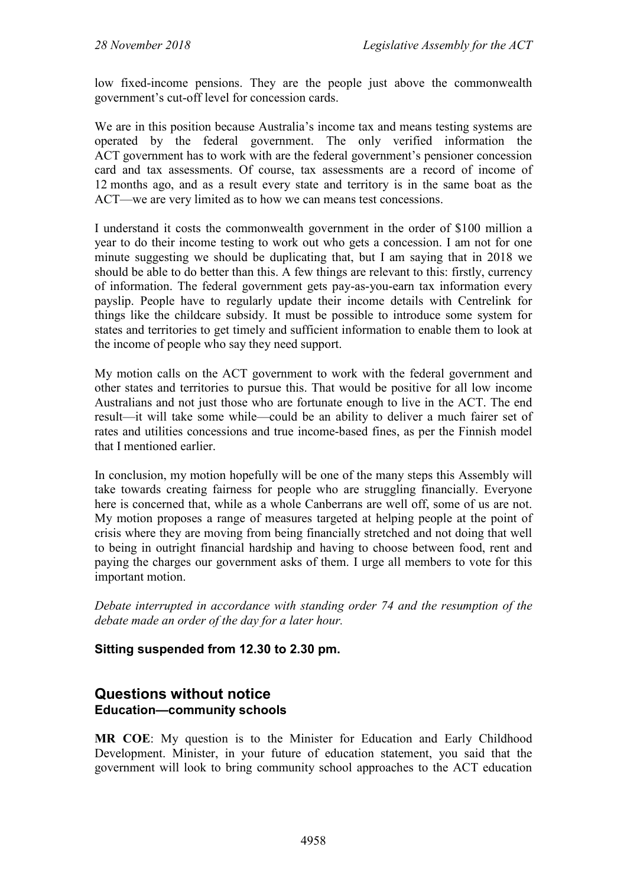low fixed-income pensions. They are the people just above the commonwealth government's cut-off level for concession cards.

We are in this position because Australia's income tax and means testing systems are operated by the federal government. The only verified information the ACT government has to work with are the federal government's pensioner concession card and tax assessments. Of course, tax assessments are a record of income of 12 months ago, and as a result every state and territory is in the same boat as the ACT—we are very limited as to how we can means test concessions.

I understand it costs the commonwealth government in the order of $100 million a year to do their income testing to work out who gets a concession. I am not for one minute suggesting we should be duplicating that, but I am saying that in 2018 we should be able to do better than this. A few things are relevant to this: firstly, currency of information. The federal government gets pay-as-you-earn tax information every payslip. People have to regularly update their income details with Centrelink for things like the childcare subsidy. It must be possible to introduce some system for states and territories to get timely and sufficient information to enable them to look at the income of people who say they need support.

My motion calls on the ACT government to work with the federal government and other states and territories to pursue this. That would be positive for all low income Australians and not just those who are fortunate enough to live in the ACT. The end result—it will take some while—could be an ability to deliver a much fairer set of rates and utilities concessions and true income-based fines, as per the Finnish model that I mentioned earlier.

In conclusion, my motion hopefully will be one of the many steps this Assembly will take towards creating fairness for people who are struggling financially. Everyone here is concerned that, while as a whole Canberrans are well off, some of us are not. My motion proposes a range of measures targeted at helping people at the point of crisis where they are moving from being financially stretched and not doing that well to being in outright financial hardship and having to choose between food, rent and paying the charges our government asks of them. I urge all members to vote for this important motion.

*Debate interrupted in accordance with standing order 74 and the resumption of the debate made an order of the day for a later hour.*

**Sitting suspended from 12.30 to 2.30 pm.**

## Questions without notice

### Education—community schools

**MR COE**: My question is to the Minister for Education and Early Childhood Development. Minister, in your future of education statement, you said that the government will look to bring community school approaches to the ACT education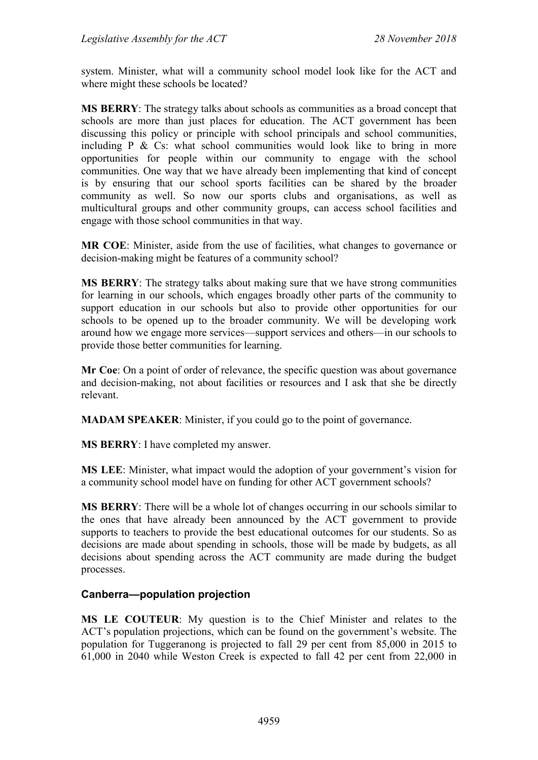system. Minister, what will a community school model look like for the ACT and where might these schools be located?

**MS BERRY**: The strategy talks about schools as communities as a broad concept that schools are more than just places for education. The ACT government has been discussing this policy or principle with school principals and school communities, including P & Cs: what school communities would look like to bring in more opportunities for people within our community to engage with the school communities. One way that we have already been implementing that kind of concept is by ensuring that our school sports facilities can be shared by the broader community as well. So now our sports clubs and organisations, as well as multicultural groups and other community groups, can access school facilities and engage with those school communities in that way.

**MR COE**: Minister, aside from the use of facilities, what changes to governance or decision-making might be features of a community school?

**MS BERRY**: The strategy talks about making sure that we have strong communities for learning in our schools, which engages broadly other parts of the community to support education in our schools but also to provide other opportunities for our schools to be opened up to the broader community. We will be developing work around how we engage more services—support services and others—in our schools to provide those better communities for learning.

**Mr Coe**: On a point of order of relevance, the specific question was about governance and decision-making, not about facilities or resources and I ask that she be directly relevant.

**MADAM SPEAKER**: Minister, if you could go to the point of governance.

**MS BERRY**: I have completed my answer.

**MS LEE**: Minister, what impact would the adoption of your government's vision for a community school model have on funding for other ACT government schools?

**MS BERRY**: There will be a whole lot of changes occurring in our schools similar to the ones that have already been announced by the ACT government to provide supports to teachers to provide the best educational outcomes for our students. So as decisions are made about spending in schools, those will be made by budgets, as all decisions about spending across the ACT community are made during the budget processes.

### Canberra—population projection

**MS LE COUTEUR**: My question is to the Chief Minister and relates to the ACT's population projections, which can be found on the government's website. The population for Tuggeranong is projected to fall 29 per cent from 85,000 in 2015 to 61,000 in 2040 while Weston Creek is expected to fall 42 per cent from 22,000 in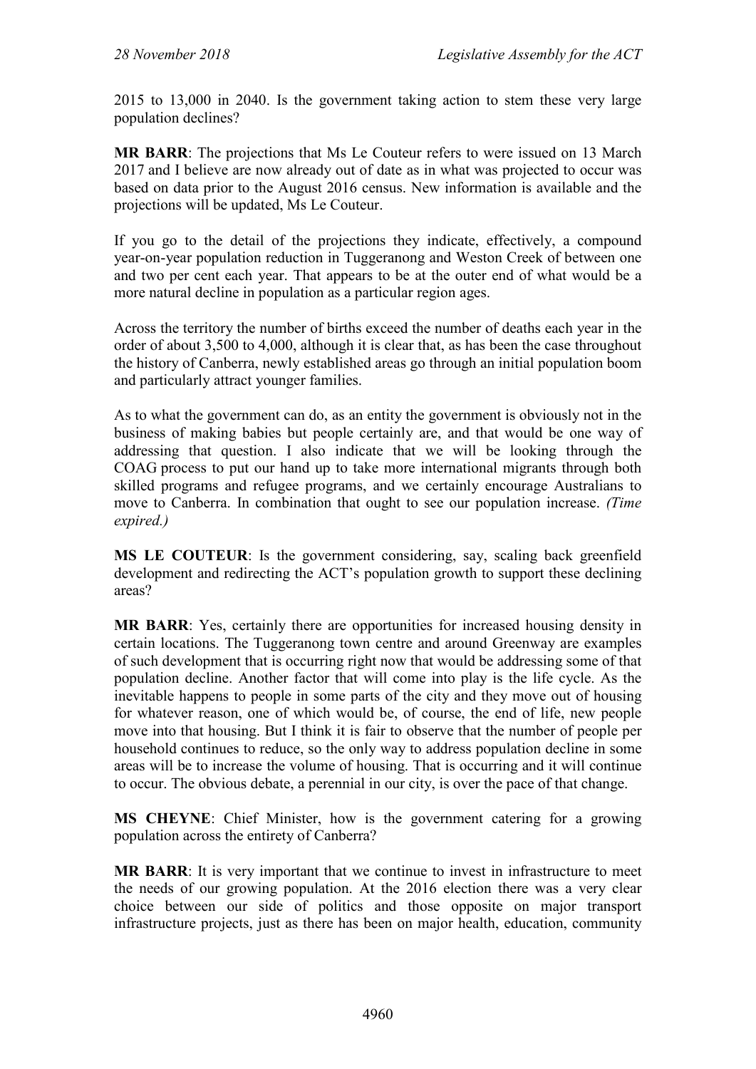2015 to 13,000 in 2040. Is the government taking action to stem these very large population declines?

**MR BARR**: The projections that Ms Le Couteur refers to were issued on 13 March 2017 and I believe are now already out of date as in what was projected to occur was based on data prior to the August 2016 census. New information is available and the projections will be updated, Ms Le Couteur.

If you go to the detail of the projections they indicate, effectively, a compound year-on-year population reduction in Tuggeranong and Weston Creek of between one and two per cent each year. That appears to be at the outer end of what would be a more natural decline in population as a particular region ages.

Across the territory the number of births exceed the number of deaths each year in the order of about 3,500 to 4,000, although it is clear that, as has been the case throughout the history of Canberra, newly established areas go through an initial population boom and particularly attract younger families.

As to what the government can do, as an entity the government is obviously not in the business of making babies but people certainly are, and that would be one way of addressing that question. I also indicate that we will be looking through the COAG process to put our hand up to take more international migrants through both skilled programs and refugee programs, and we certainly encourage Australians to move to Canberra. In combination that ought to see our population increase. *(Time expired.)*

**MS LE COUTEUR**: Is the government considering, say, scaling back greenfield development and redirecting the ACT's population growth to support these declining areas?

**MR BARR**: Yes, certainly there are opportunities for increased housing density in certain locations. The Tuggeranong town centre and around Greenway are examples of such development that is occurring right now that would be addressing some of that population decline. Another factor that will come into play is the life cycle. As the inevitable happens to people in some parts of the city and they move out of housing for whatever reason, one of which would be, of course, the end of life, new people move into that housing. But I think it is fair to observe that the number of people per household continues to reduce, so the only way to address population decline in some areas will be to increase the volume of housing. That is occurring and it will continue to occur. The obvious debate, a perennial in our city, is over the pace of that change.

**MS CHEYNE**: Chief Minister, how is the government catering for a growing population across the entirety of Canberra?

**MR BARR**: It is very important that we continue to invest in infrastructure to meet the needs of our growing population. At the 2016 election there was a very clear choice between our side of politics and those opposite on major transport infrastructure projects, just as there has been on major health, education, community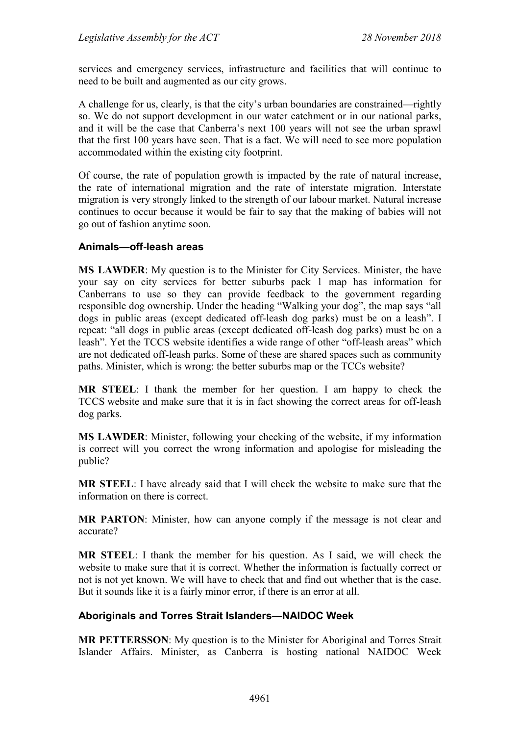services and emergency services, infrastructure and facilities that will continue to need to be built and augmented as our city grows.

A challenge for us, clearly, is that the city's urban boundaries are constrained—rightly so. We do not support development in our water catchment or in our national parks, and it will be the case that Canberra's next 100 years will not see the urban sprawl that the first 100 years have seen. That is a fact. We will need to see more population accommodated within the existing city footprint.

Of course, the rate of population growth is impacted by the rate of natural increase, the rate of international migration and the rate of interstate migration. Interstate migration is very strongly linked to the strength of our labour market. Natural increase continues to occur because it would be fair to say that the making of babies will not go out of fashion anytime soon.

### Animals—off-leash areas

**MS LAWDER**: My question is to the Minister for City Services. Minister, the have your say on city services for better suburbs pack 1 map has information for Canberrans to use so they can provide feedback to the government regarding responsible dog ownership. Under the heading "Walking your dog", the map says "all dogs in public areas (except dedicated off-leash dog parks) must be on a leash". I repeat: "all dogs in public areas (except dedicated off-leash dog parks) must be on a leash". Yet the TCCS website identifies a wide range of other "off-leash areas" which are not dedicated off-leash parks. Some of these are shared spaces such as community paths. Minister, which is wrong: the better suburbs map or the TCCs website?

**MR STEEL**: I thank the member for her question. I am happy to check the TCCS website and make sure that it is in fact showing the correct areas for off-leash dog parks.

**MS LAWDER**: Minister, following your checking of the website, if my information is correct will you correct the wrong information and apologise for misleading the public?

**MR STEEL**: I have already said that I will check the website to make sure that the information on there is correct.

**MR PARTON**: Minister, how can anyone comply if the message is not clear and accurate?

**MR STEEL**: I thank the member for his question. As I said, we will check the website to make sure that it is correct. Whether the information is factually correct or not is not yet known. We will have to check that and find out whether that is the case. But it sounds like it is a fairly minor error, if there is an error at all.

### Aboriginals and Torres Strait Islanders—NAIDOC Week

**MR PETTERSSON**: My question is to the Minister for Aboriginal and Torres Strait Islander Affairs. Minister, as Canberra is hosting national NAIDOC Week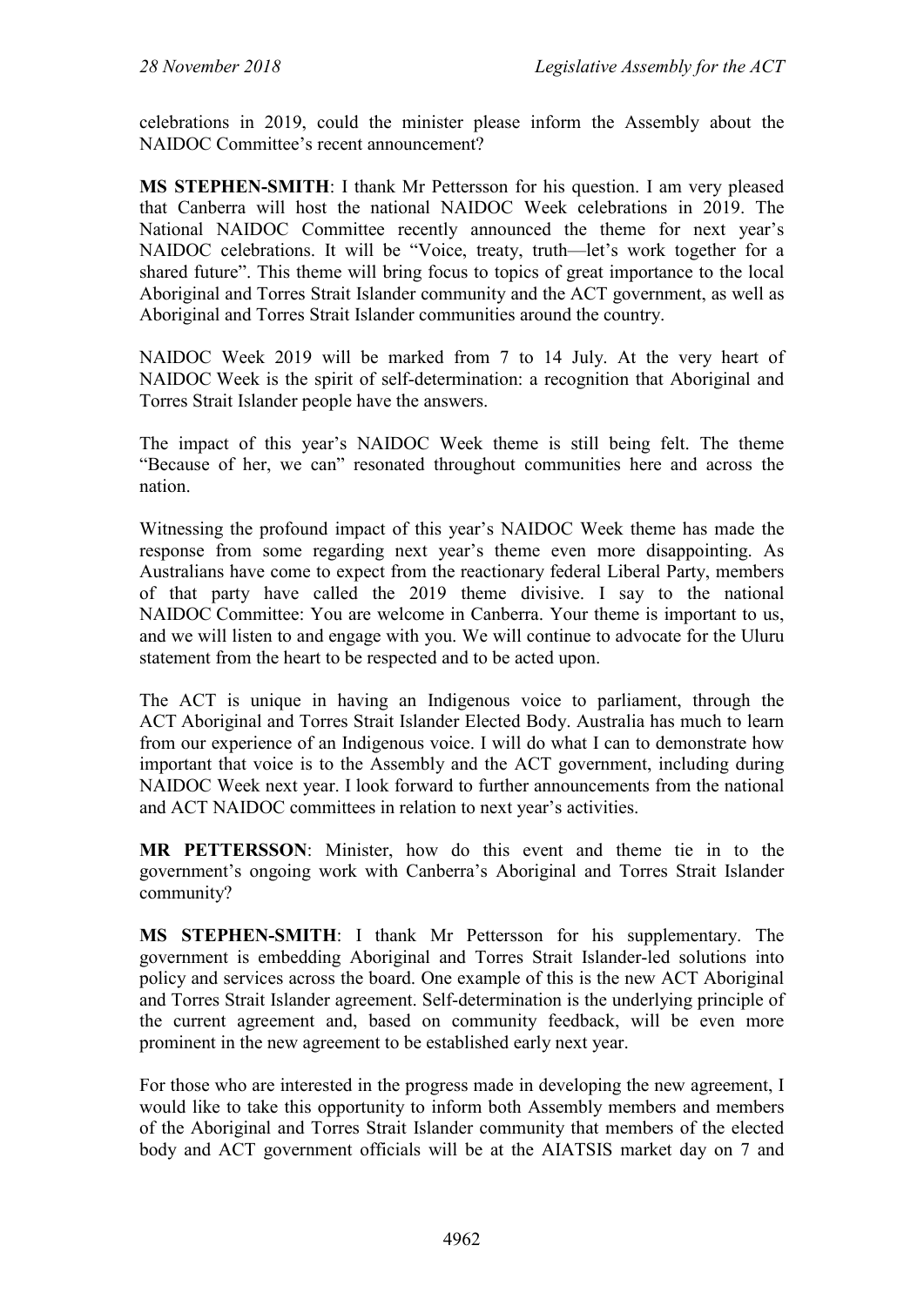celebrations in 2019, could the minister please inform the Assembly about the NAIDOC Committee's recent announcement?

**MS STEPHEN-SMITH**: I thank Mr Pettersson for his question. I am very pleased that Canberra will host the national NAIDOC Week celebrations in 2019. The National NAIDOC Committee recently announced the theme for next year's NAIDOC celebrations. It will be "Voice, treaty, truth—let's work together for a shared future". This theme will bring focus to topics of great importance to the local Aboriginal and Torres Strait Islander community and the ACT government, as well as Aboriginal and Torres Strait Islander communities around the country.

NAIDOC Week 2019 will be marked from 7 to 14 July. At the very heart of NAIDOC Week is the spirit of self-determination: a recognition that Aboriginal and Torres Strait Islander people have the answers.

The impact of this year's NAIDOC Week theme is still being felt. The theme "Because of her, we can" resonated throughout communities here and across the nation.

Witnessing the profound impact of this year's NAIDOC Week theme has made the response from some regarding next year's theme even more disappointing. As Australians have come to expect from the reactionary federal Liberal Party, members of that party have called the 2019 theme divisive. I say to the national NAIDOC Committee: You are welcome in Canberra. Your theme is important to us, and we will listen to and engage with you. We will continue to advocate for the Uluru statement from the heart to be respected and to be acted upon.

The ACT is unique in having an Indigenous voice to parliament, through the ACT Aboriginal and Torres Strait Islander Elected Body. Australia has much to learn from our experience of an Indigenous voice. I will do what I can to demonstrate how important that voice is to the Assembly and the ACT government, including during NAIDOC Week next year. I look forward to further announcements from the national and ACT NAIDOC committees in relation to next year's activities.

**MR PETTERSSON**: Minister, how do this event and theme tie in to the government's ongoing work with Canberra's Aboriginal and Torres Strait Islander community?

**MS STEPHEN-SMITH**: I thank Mr Pettersson for his supplementary. The government is embedding Aboriginal and Torres Strait Islander-led solutions into policy and services across the board. One example of this is the new ACT Aboriginal and Torres Strait Islander agreement. Self-determination is the underlying principle of the current agreement and, based on community feedback, will be even more prominent in the new agreement to be established early next year.

For those who are interested in the progress made in developing the new agreement, I would like to take this opportunity to inform both Assembly members and members of the Aboriginal and Torres Strait Islander community that members of the elected body and ACT government officials will be at the AIATSIS market day on 7 and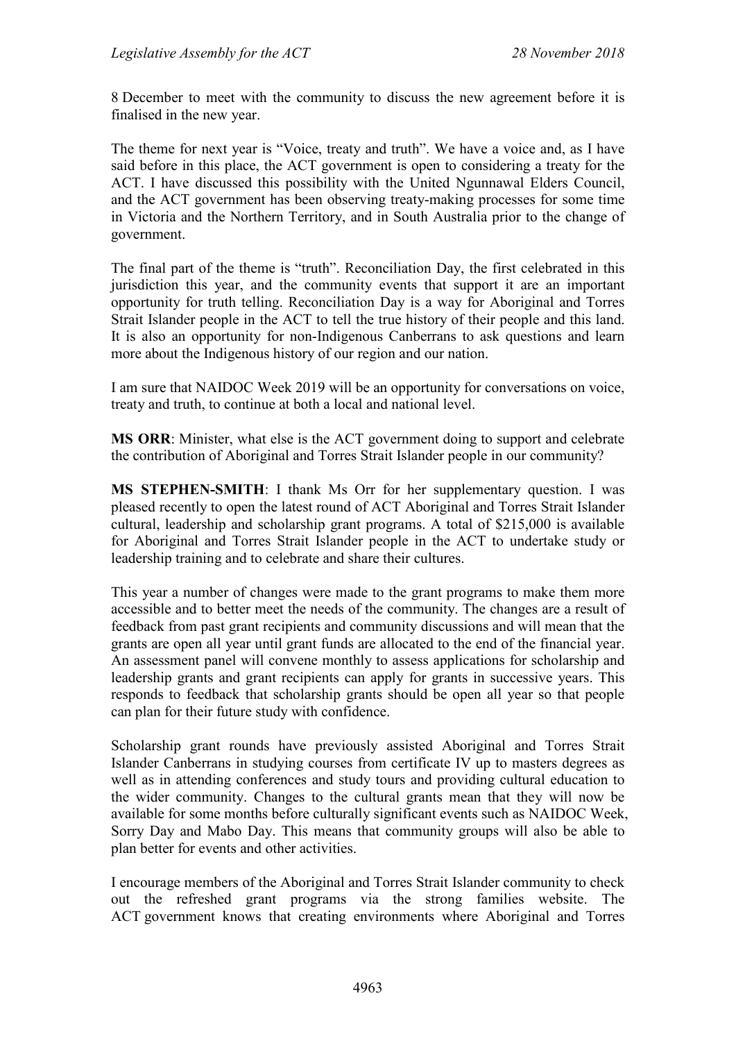8 December to meet with the community to discuss the new agreement before it is finalised in the new year.

The theme for next year is "Voice, treaty and truth". We have a voice and, as I have said before in this place, the ACT government is open to considering a treaty for the ACT. I have discussed this possibility with the United Ngunnawal Elders Council, and the ACT government has been observing treaty-making processes for some time in Victoria and the Northern Territory, and in South Australia prior to the change of government.

The final part of the theme is "truth". Reconciliation Day, the first celebrated in this jurisdiction this year, and the community events that support it are an important opportunity for truth telling. Reconciliation Day is a way for Aboriginal and Torres Strait Islander people in the ACT to tell the true history of their people and this land. It is also an opportunity for non-Indigenous Canberrans to ask questions and learn more about the Indigenous history of our region and our nation.

I am sure that NAIDOC Week 2019 will be an opportunity for conversations on voice, treaty and truth, to continue at both a local and national level.

**MS ORR**: Minister, what else is the ACT government doing to support and celebrate the contribution of Aboriginal and Torres Strait Islander people in our community?

**MS STEPHEN-SMITH**: I thank Ms Orr for her supplementary question. I was pleased recently to open the latest round of ACT Aboriginal and Torres Strait Islander cultural, leadership and scholarship grant programs. A total of $215,000 is available for Aboriginal and Torres Strait Islander people in the ACT to undertake study or leadership training and to celebrate and share their cultures.

This year a number of changes were made to the grant programs to make them more accessible and to better meet the needs of the community. The changes are a result of feedback from past grant recipients and community discussions and will mean that the grants are open all year until grant funds are allocated to the end of the financial year. An assessment panel will convene monthly to assess applications for scholarship and leadership grants and grant recipients can apply for grants in successive years. This responds to feedback that scholarship grants should be open all year so that people can plan for their future study with confidence.

Scholarship grant rounds have previously assisted Aboriginal and Torres Strait Islander Canberrans in studying courses from certificate IV up to masters degrees as well as in attending conferences and study tours and providing cultural education to the wider community. Changes to the cultural grants mean that they will now be available for some months before culturally significant events such as NAIDOC Week, Sorry Day and Mabo Day. This means that community groups will also be able to plan better for events and other activities.

I encourage members of the Aboriginal and Torres Strait Islander community to check out the refreshed grant programs via the strong families website. The ACT government knows that creating environments where Aboriginal and Torres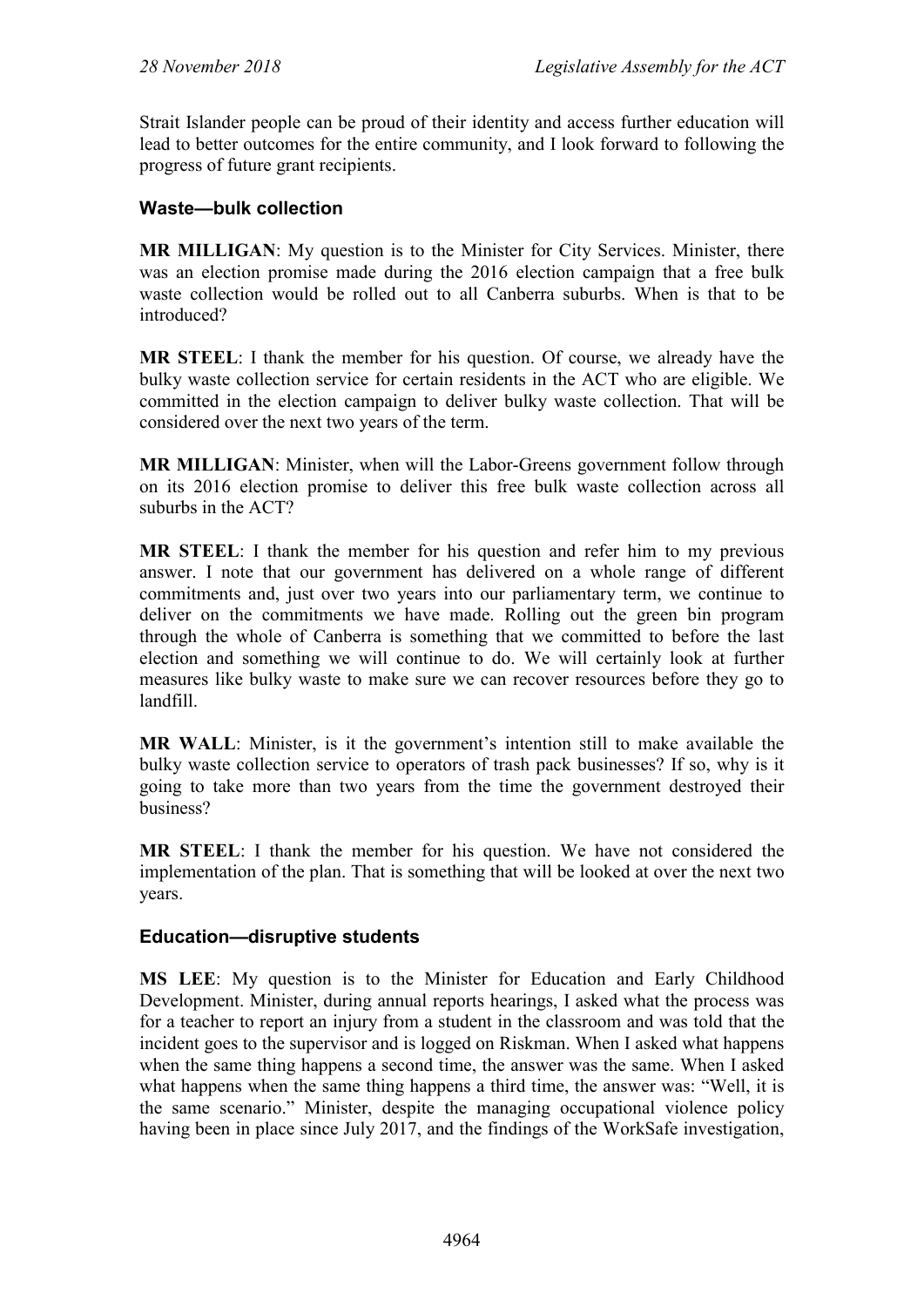Strait Islander people can be proud of their identity and access further education will lead to better outcomes for the entire community, and I look forward to following the progress of future grant recipients.

### Waste—bulk collection

**MR MILLIGAN**: My question is to the Minister for City Services. Minister, there was an election promise made during the 2016 election campaign that a free bulk waste collection would be rolled out to all Canberra suburbs. When is that to be introduced?

**MR STEEL**: I thank the member for his question. Of course, we already have the bulky waste collection service for certain residents in the ACT who are eligible. We committed in the election campaign to deliver bulky waste collection. That will be considered over the next two years of the term.

**MR MILLIGAN**: Minister, when will the Labor-Greens government follow through on its 2016 election promise to deliver this free bulk waste collection across all suburbs in the ACT?

**MR STEEL**: I thank the member for his question and refer him to my previous answer. I note that our government has delivered on a whole range of different commitments and, just over two years into our parliamentary term, we continue to deliver on the commitments we have made. Rolling out the green bin program through the whole of Canberra is something that we committed to before the last election and something we will continue to do. We will certainly look at further measures like bulky waste to make sure we can recover resources before they go to landfill.

**MR WALL**: Minister, is it the government's intention still to make available the bulky waste collection service to operators of trash pack businesses? If so, why is it going to take more than two years from the time the government destroyed their business?

**MR STEEL**: I thank the member for his question. We have not considered the implementation of the plan. That is something that will be looked at over the next two years.

### Education—disruptive students

**MS LEE**: My question is to the Minister for Education and Early Childhood Development. Minister, during annual reports hearings, I asked what the process was for a teacher to report an injury from a student in the classroom and was told that the incident goes to the supervisor and is logged on Riskman. When I asked what happens when the same thing happens a second time, the answer was the same. When I asked what happens when the same thing happens a third time, the answer was: "Well, it is the same scenario." Minister, despite the managing occupational violence policy having been in place since July 2017, and the findings of the WorkSafe investigation,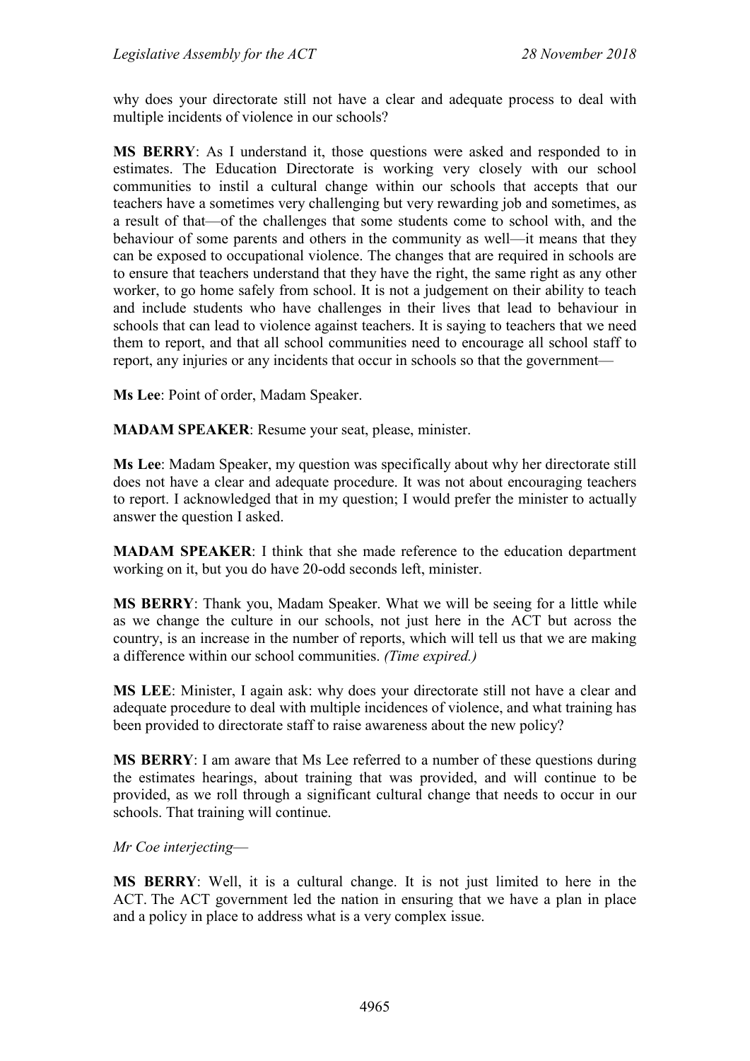why does your directorate still not have a clear and adequate process to deal with multiple incidents of violence in our schools?

**MS BERRY**: As I understand it, those questions were asked and responded to in estimates. The Education Directorate is working very closely with our school communities to instil a cultural change within our schools that accepts that our teachers have a sometimes very challenging but very rewarding job and sometimes, as a result of that—of the challenges that some students come to school with, and the behaviour of some parents and others in the community as well—it means that they can be exposed to occupational violence. The changes that are required in schools are to ensure that teachers understand that they have the right, the same right as any other worker, to go home safely from school. It is not a judgement on their ability to teach and include students who have challenges in their lives that lead to behaviour in schools that can lead to violence against teachers. It is saying to teachers that we need them to report, and that all school communities need to encourage all school staff to report, any injuries or any incidents that occur in schools so that the government—

**Ms Lee**: Point of order, Madam Speaker.

**MADAM SPEAKER**: Resume your seat, please, minister.

**Ms Lee**: Madam Speaker, my question was specifically about why her directorate still does not have a clear and adequate procedure. It was not about encouraging teachers to report. I acknowledged that in my question; I would prefer the minister to actually answer the question I asked.

**MADAM SPEAKER**: I think that she made reference to the education department working on it, but you do have 20-odd seconds left, minister.

**MS BERRY**: Thank you, Madam Speaker. What we will be seeing for a little while as we change the culture in our schools, not just here in the ACT but across the country, is an increase in the number of reports, which will tell us that we are making a difference within our school communities. *(Time expired.)*

**MS LEE**: Minister, I again ask: why does your directorate still not have a clear and adequate procedure to deal with multiple incidences of violence, and what training has been provided to directorate staff to raise awareness about the new policy?

**MS BERRY**: I am aware that Ms Lee referred to a number of these questions during the estimates hearings, about training that was provided, and will continue to be provided, as we roll through a significant cultural change that needs to occur in our schools. That training will continue.

*Mr Coe interjecting*—

**MS BERRY**: Well, it is a cultural change. It is not just limited to here in the ACT. The ACT government led the nation in ensuring that we have a plan in place and a policy in place to address what is a very complex issue.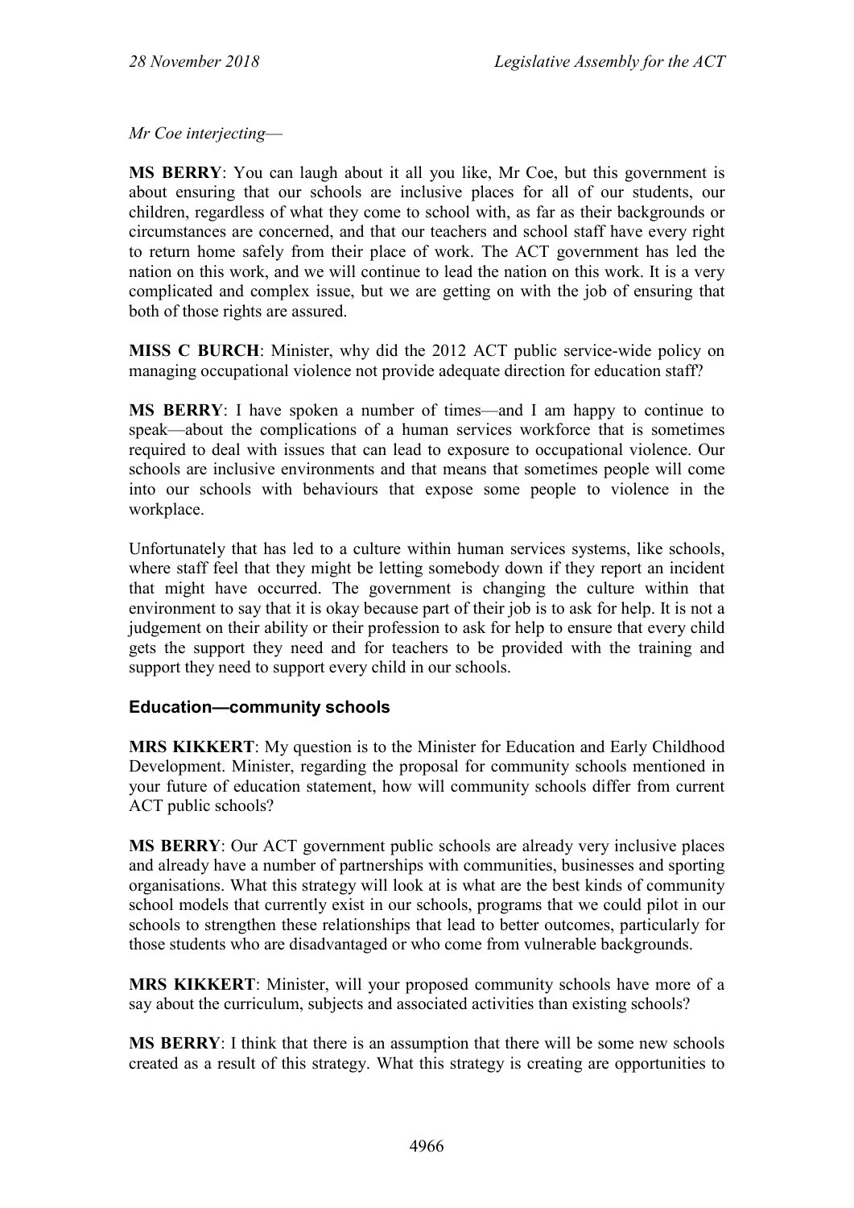*Mr Coe interjecting*—

**MS BERRY**: You can laugh about it all you like, Mr Coe, but this government is about ensuring that our schools are inclusive places for all of our students, our children, regardless of what they come to school with, as far as their backgrounds or circumstances are concerned, and that our teachers and school staff have every right to return home safely from their place of work. The ACT government has led the nation on this work, and we will continue to lead the nation on this work. It is a very complicated and complex issue, but we are getting on with the job of ensuring that both of those rights are assured.

**MISS C BURCH**: Minister, why did the 2012 ACT public service-wide policy on managing occupational violence not provide adequate direction for education staff?

**MS BERRY**: I have spoken a number of times—and I am happy to continue to speak—about the complications of a human services workforce that is sometimes required to deal with issues that can lead to exposure to occupational violence. Our schools are inclusive environments and that means that sometimes people will come into our schools with behaviours that expose some people to violence in the workplace.

Unfortunately that has led to a culture within human services systems, like schools, where staff feel that they might be letting somebody down if they report an incident that might have occurred. The government is changing the culture within that environment to say that it is okay because part of their job is to ask for help. It is not a judgement on their ability or their profession to ask for help to ensure that every child gets the support they need and for teachers to be provided with the training and support they need to support every child in our schools.

### Education—community schools

**MRS KIKKERT**: My question is to the Minister for Education and Early Childhood Development. Minister, regarding the proposal for community schools mentioned in your future of education statement, how will community schools differ from current ACT public schools?

**MS BERRY**: Our ACT government public schools are already very inclusive places and already have a number of partnerships with communities, businesses and sporting organisations. What this strategy will look at is what are the best kinds of community school models that currently exist in our schools, programs that we could pilot in our schools to strengthen these relationships that lead to better outcomes, particularly for those students who are disadvantaged or who come from vulnerable backgrounds.

**MRS KIKKERT**: Minister, will your proposed community schools have more of a say about the curriculum, subjects and associated activities than existing schools?

**MS BERRY**: I think that there is an assumption that there will be some new schools created as a result of this strategy. What this strategy is creating are opportunities to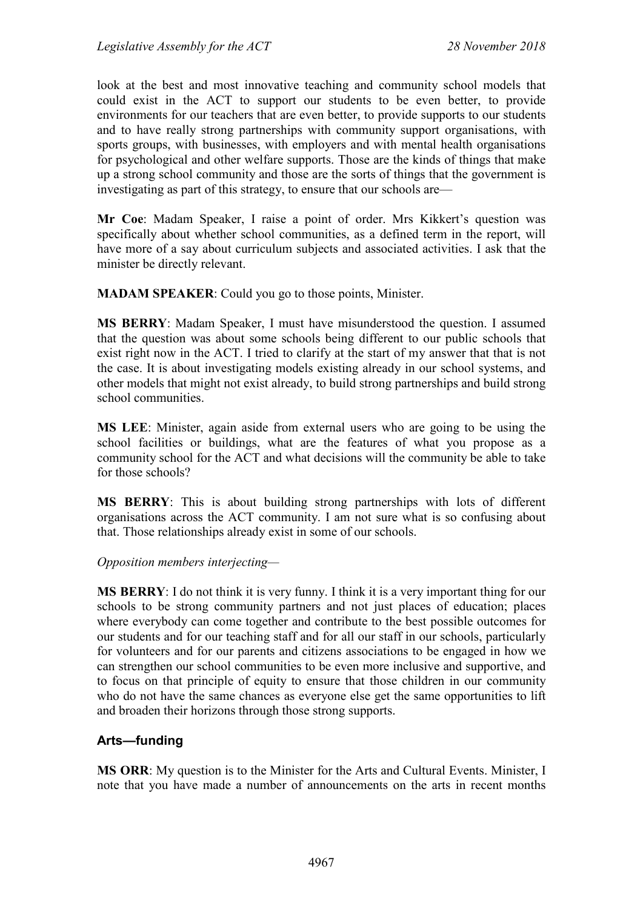look at the best and most innovative teaching and community school models that could exist in the ACT to support our students to be even better, to provide environments for our teachers that are even better, to provide supports to our students and to have really strong partnerships with community support organisations, with sports groups, with businesses, with employers and with mental health organisations for psychological and other welfare supports. Those are the kinds of things that make up a strong school community and those are the sorts of things that the government is investigating as part of this strategy, to ensure that our schools are—

**Mr Coe**: Madam Speaker, I raise a point of order. Mrs Kikkert's question was specifically about whether school communities, as a defined term in the report, will have more of a say about curriculum subjects and associated activities. I ask that the minister be directly relevant.

**MADAM SPEAKER**: Could you go to those points, Minister.

**MS BERRY**: Madam Speaker, I must have misunderstood the question. I assumed that the question was about some schools being different to our public schools that exist right now in the ACT. I tried to clarify at the start of my answer that that is not the case. It is about investigating models existing already in our school systems, and other models that might not exist already, to build strong partnerships and build strong school communities.

**MS LEE**: Minister, again aside from external users who are going to be using the school facilities or buildings, what are the features of what you propose as a community school for the ACT and what decisions will the community be able to take for those schools?

**MS BERRY**: This is about building strong partnerships with lots of different organisations across the ACT community. I am not sure what is so confusing about that. Those relationships already exist in some of our schools.

*Opposition members interjecting*—

**MS BERRY**: I do not think it is very funny. I think it is a very important thing for our schools to be strong community partners and not just places of education; places where everybody can come together and contribute to the best possible outcomes for our students and for our teaching staff and for all our staff in our schools, particularly for volunteers and for our parents and citizens associations to be engaged in how we can strengthen our school communities to be even more inclusive and supportive, and to focus on that principle of equity to ensure that those children in our community who do not have the same chances as everyone else get the same opportunities to lift and broaden their horizons through those strong supports.

## Arts—funding

**MS ORR**: My question is to the Minister for the Arts and Cultural Events. Minister, I note that you have made a number of announcements on the arts in recent months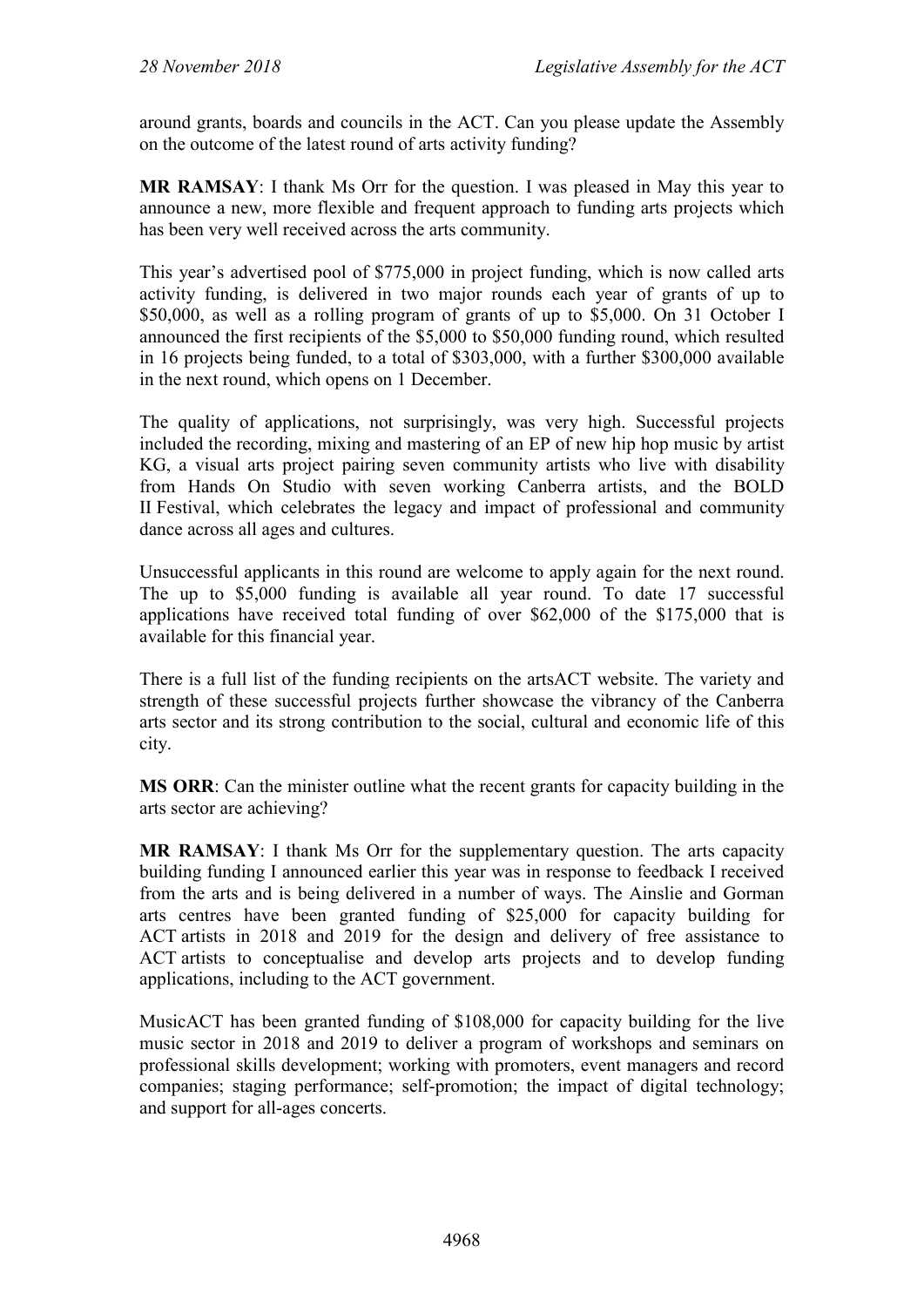around grants, boards and councils in the ACT. Can you please update the Assembly on the outcome of the latest round of arts activity funding?

**MR RAMSAY**: I thank Ms Orr for the question. I was pleased in May this year to announce a new, more flexible and frequent approach to funding arts projects which has been very well received across the arts community.

This year's advertised pool of $775,000 in project funding, which is now called arts activity funding, is delivered in two major rounds each year of grants of up to $50,000, as well as a rolling program of grants of up to $5,000. On 31 October I announced the first recipients of the $5,000 to $50,000 funding round, which resulted in 16 projects being funded, to a total of $303,000, with a further $300,000 available in the next round, which opens on 1 December.

The quality of applications, not surprisingly, was very high. Successful projects included the recording, mixing and mastering of an EP of new hip hop music by artist KG, a visual arts project pairing seven community artists who live with disability from Hands On Studio with seven working Canberra artists, and the BOLD II Festival, which celebrates the legacy and impact of professional and community dance across all ages and cultures.

Unsuccessful applicants in this round are welcome to apply again for the next round. The up to $5,000 funding is available all year round. To date 17 successful applications have received total funding of over $62,000 of the $175,000 that is available for this financial year.

There is a full list of the funding recipients on the artsACT website. The variety and strength of these successful projects further showcase the vibrancy of the Canberra arts sector and its strong contribution to the social, cultural and economic life of this city.

**MS ORR**: Can the minister outline what the recent grants for capacity building in the arts sector are achieving?

**MR RAMSAY**: I thank Ms Orr for the supplementary question. The arts capacity building funding I announced earlier this year was in response to feedback I received from the arts and is being delivered in a number of ways. The Ainslie and Gorman arts centres have been granted funding of $25,000 for capacity building for ACT artists in 2018 and 2019 for the design and delivery of free assistance to ACT artists to conceptualise and develop arts projects and to develop funding applications, including to the ACT government.

MusicACT has been granted funding of $108,000 for capacity building for the live music sector in 2018 and 2019 to deliver a program of workshops and seminars on professional skills development; working with promoters, event managers and record companies; staging performance; self-promotion; the impact of digital technology; and support for all-ages concerts.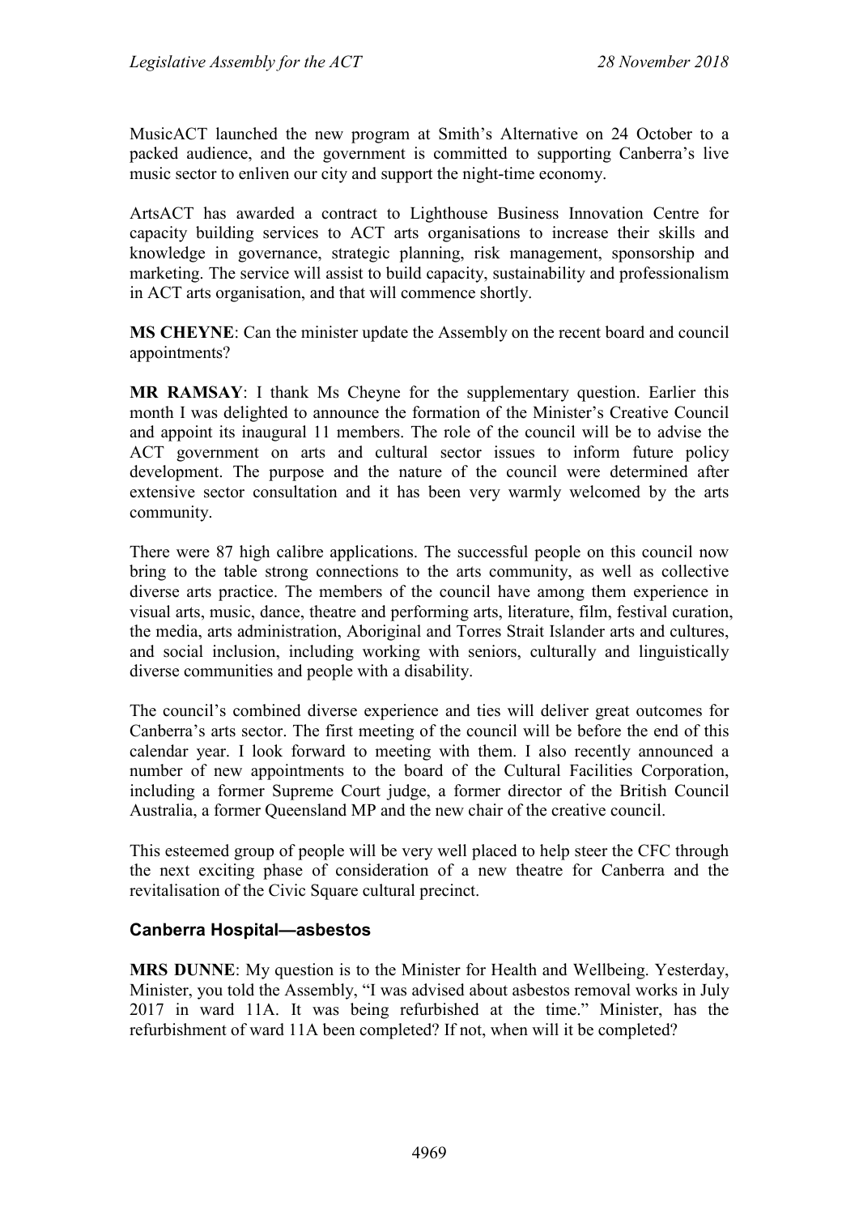MusicACT launched the new program at Smith's Alternative on 24 October to a packed audience, and the government is committed to supporting Canberra's live music sector to enliven our city and support the night-time economy.

ArtsACT has awarded a contract to Lighthouse Business Innovation Centre for capacity building services to ACT arts organisations to increase their skills and knowledge in governance, strategic planning, risk management, sponsorship and marketing. The service will assist to build capacity, sustainability and professionalism in ACT arts organisation, and that will commence shortly.

**MS CHEYNE**: Can the minister update the Assembly on the recent board and council appointments?

**MR RAMSAY**: I thank Ms Cheyne for the supplementary question. Earlier this month I was delighted to announce the formation of the Minister's Creative Council and appoint its inaugural 11 members. The role of the council will be to advise the ACT government on arts and cultural sector issues to inform future policy development. The purpose and the nature of the council were determined after extensive sector consultation and it has been very warmly welcomed by the arts community.

There were 87 high calibre applications. The successful people on this council now bring to the table strong connections to the arts community, as well as collective diverse arts practice. The members of the council have among them experience in visual arts, music, dance, theatre and performing arts, literature, film, festival curation, the media, arts administration, Aboriginal and Torres Strait Islander arts and cultures, and social inclusion, including working with seniors, culturally and linguistically diverse communities and people with a disability.

The council's combined diverse experience and ties will deliver great outcomes for Canberra's arts sector. The first meeting of the council will be before the end of this calendar year. I look forward to meeting with them. I also recently announced a number of new appointments to the board of the Cultural Facilities Corporation, including a former Supreme Court judge, a former director of the British Council Australia, a former Queensland MP and the new chair of the creative council.

This esteemed group of people will be very well placed to help steer the CFC through the next exciting phase of consideration of a new theatre for Canberra and the revitalisation of the Civic Square cultural precinct.

### Canberra Hospital—asbestos

**MRS DUNNE**: My question is to the Minister for Health and Wellbeing. Yesterday, Minister, you told the Assembly, "I was advised about asbestos removal works in July 2017 in ward 11A. It was being refurbished at the time." Minister, has the refurbishment of ward 11A been completed? If not, when will it be completed?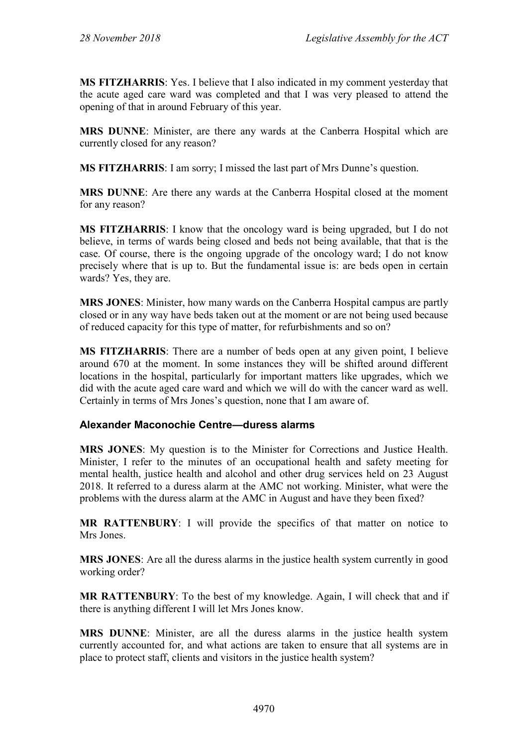**MS FITZHARRIS**: Yes. I believe that I also indicated in my comment yesterday that the acute aged care ward was completed and that I was very pleased to attend the opening of that in around February of this year.

**MRS DUNNE**: Minister, are there any wards at the Canberra Hospital which are currently closed for any reason?

**MS FITZHARRIS**: I am sorry; I missed the last part of Mrs Dunne's question.

**MRS DUNNE**: Are there any wards at the Canberra Hospital closed at the moment for any reason?

**MS FITZHARRIS**: I know that the oncology ward is being upgraded, but I do not believe, in terms of wards being closed and beds not being available, that that is the case. Of course, there is the ongoing upgrade of the oncology ward; I do not know precisely where that is up to. But the fundamental issue is: are beds open in certain wards? Yes, they are.

**MRS JONES**: Minister, how many wards on the Canberra Hospital campus are partly closed or in any way have beds taken out at the moment or are not being used because of reduced capacity for this type of matter, for refurbishments and so on?

**MS FITZHARRIS**: There are a number of beds open at any given point, I believe around 670 at the moment. In some instances they will be shifted around different locations in the hospital, particularly for important matters like upgrades, which we did with the acute aged care ward and which we will do with the cancer ward as well. Certainly in terms of Mrs Jones's question, none that I am aware of.

### Alexander Maconochie Centre—duress alarms

**MRS JONES**: My question is to the Minister for Corrections and Justice Health. Minister, I refer to the minutes of an occupational health and safety meeting for mental health, justice health and alcohol and other drug services held on 23 August 2018. It referred to a duress alarm at the AMC not working. Minister, what were the problems with the duress alarm at the AMC in August and have they been fixed?

**MR RATTENBURY**: I will provide the specifics of that matter on notice to Mrs Jones.

**MRS JONES**: Are all the duress alarms in the justice health system currently in good working order?

**MR RATTENBURY**: To the best of my knowledge. Again, I will check that and if there is anything different I will let Mrs Jones know.

**MRS DUNNE**: Minister, are all the duress alarms in the justice health system currently accounted for, and what actions are taken to ensure that all systems are in place to protect staff, clients and visitors in the justice health system?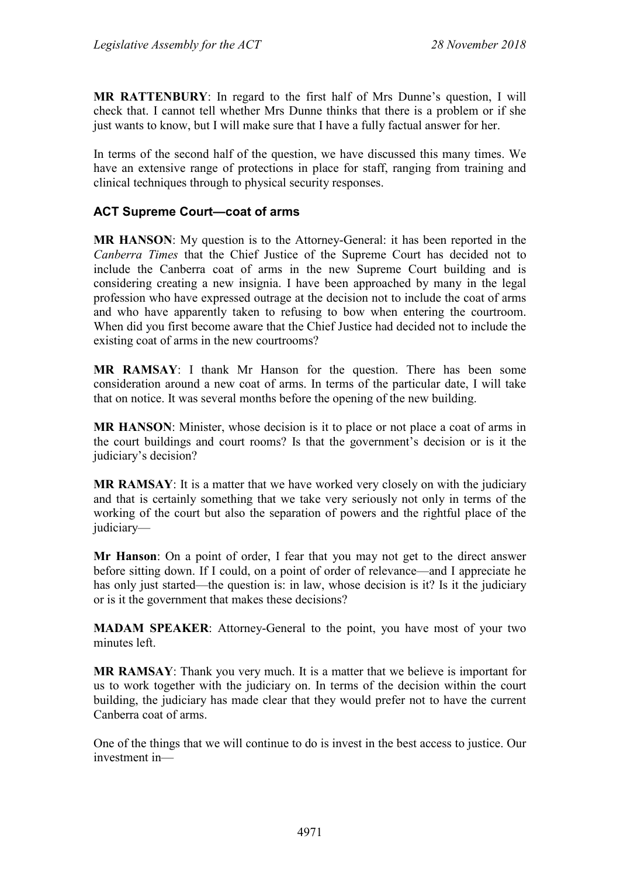**MR RATTENBURY**: In regard to the first half of Mrs Dunne's question, I will check that. I cannot tell whether Mrs Dunne thinks that there is a problem or if she just wants to know, but I will make sure that I have a fully factual answer for her.

In terms of the second half of the question, we have discussed this many times. We have an extensive range of protections in place for staff, ranging from training and clinical techniques through to physical security responses.

### ACT Supreme Court—coat of arms

**MR HANSON**: My question is to the Attorney-General: it has been reported in the *Canberra Times* that the Chief Justice of the Supreme Court has decided not to include the Canberra coat of arms in the new Supreme Court building and is considering creating a new insignia. I have been approached by many in the legal profession who have expressed outrage at the decision not to include the coat of arms and who have apparently taken to refusing to bow when entering the courtroom. When did you first become aware that the Chief Justice had decided not to include the existing coat of arms in the new courtrooms?

**MR RAMSAY**: I thank Mr Hanson for the question. There has been some consideration around a new coat of arms. In terms of the particular date, I will take that on notice. It was several months before the opening of the new building.

**MR HANSON**: Minister, whose decision is it to place or not place a coat of arms in the court buildings and court rooms? Is that the government's decision or is it the judiciary's decision?

**MR RAMSAY**: It is a matter that we have worked very closely on with the judiciary and that is certainly something that we take very seriously not only in terms of the working of the court but also the separation of powers and the rightful place of the judiciary—

**Mr Hanson**: On a point of order, I fear that you may not get to the direct answer before sitting down. If I could, on a point of order of relevance—and I appreciate he has only just started—the question is: in law, whose decision is it? Is it the judiciary or is it the government that makes these decisions?

**MADAM SPEAKER**: Attorney-General to the point, you have most of your two minutes left.

**MR RAMSAY**: Thank you very much. It is a matter that we believe is important for us to work together with the judiciary on. In terms of the decision within the court building, the judiciary has made clear that they would prefer not to have the current Canberra coat of arms.

One of the things that we will continue to do is invest in the best access to justice. Our investment in—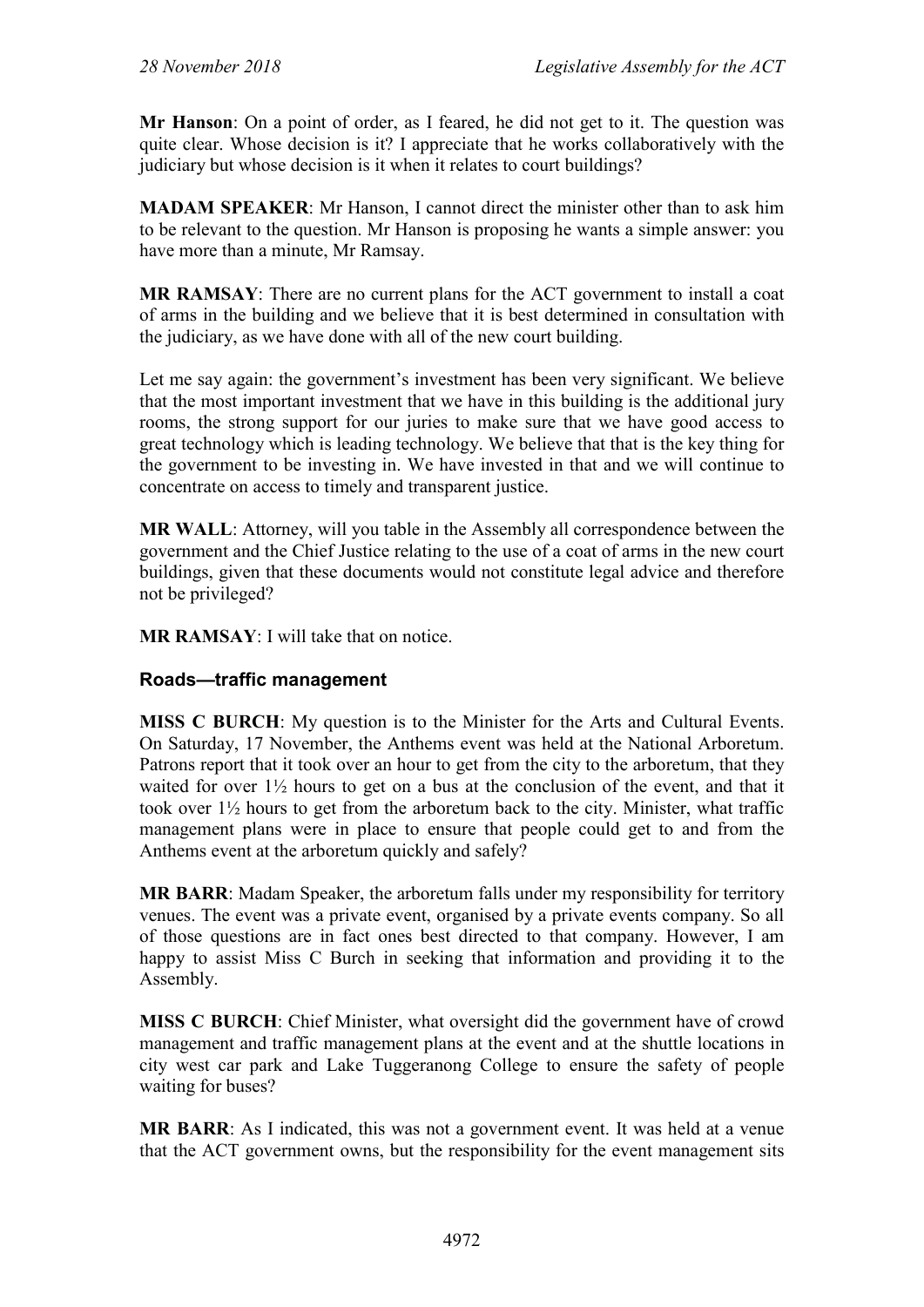**Mr Hanson**: On a point of order, as I feared, he did not get to it. The question was quite clear. Whose decision is it? I appreciate that he works collaboratively with the judiciary but whose decision is it when it relates to court buildings?

**MADAM SPEAKER**: Mr Hanson, I cannot direct the minister other than to ask him to be relevant to the question. Mr Hanson is proposing he wants a simple answer: you have more than a minute, Mr Ramsay.

**MR RAMSAY**: There are no current plans for the ACT government to install a coat of arms in the building and we believe that it is best determined in consultation with the judiciary, as we have done with all of the new court building.

Let me say again: the government's investment has been very significant. We believe that the most important investment that we have in this building is the additional jury rooms, the strong support for our juries to make sure that we have good access to great technology which is leading technology. We believe that that is the key thing for the government to be investing in. We have invested in that and we will continue to concentrate on access to timely and transparent justice.

**MR WALL**: Attorney, will you table in the Assembly all correspondence between the government and the Chief Justice relating to the use of a coat of arms in the new court buildings, given that these documents would not constitute legal advice and therefore not be privileged?

**MR RAMSAY**: I will take that on notice.

### Roads—traffic management

**MISS C BURCH**: My question is to the Minister for the Arts and Cultural Events. On Saturday, 17 November, the Anthems event was held at the National Arboretum. Patrons report that it took over an hour to get from the city to the arboretum, that they waited for over 1½ hours to get on a bus at the conclusion of the event, and that it took over 1½ hours to get from the arboretum back to the city. Minister, what traffic management plans were in place to ensure that people could get to and from the Anthems event at the arboretum quickly and safely?

**MR BARR**: Madam Speaker, the arboretum falls under my responsibility for territory venues. The event was a private event, organised by a private events company. So all of those questions are in fact ones best directed to that company. However, I am happy to assist Miss C Burch in seeking that information and providing it to the Assembly.

**MISS C BURCH**: Chief Minister, what oversight did the government have of crowd management and traffic management plans at the event and at the shuttle locations in city west car park and Lake Tuggeranong College to ensure the safety of people waiting for buses?

**MR BARR**: As I indicated, this was not a government event. It was held at a venue that the ACT government owns, but the responsibility for the event management sits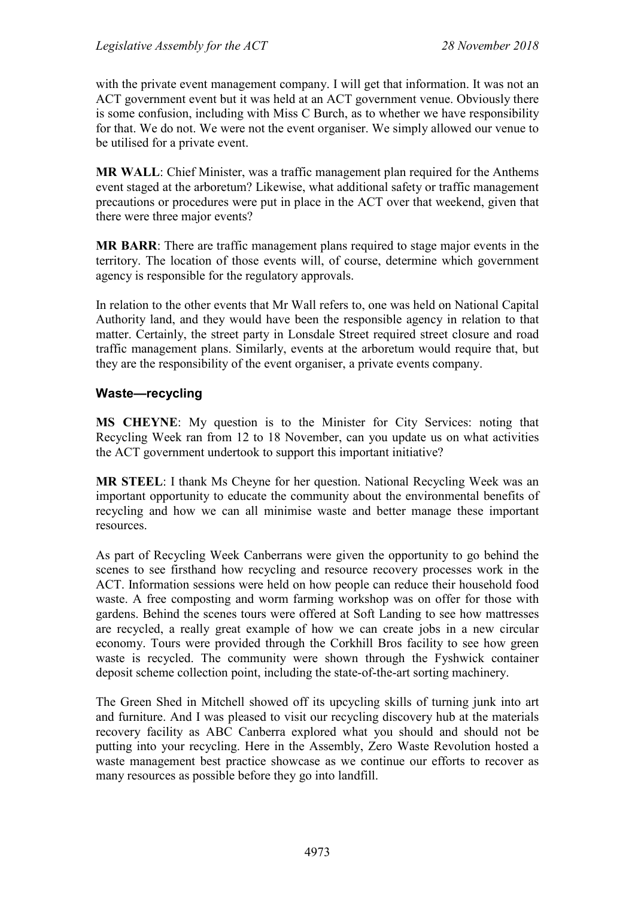with the private event management company. I will get that information. It was not an ACT government event but it was held at an ACT government venue. Obviously there is some confusion, including with Miss C Burch, as to whether we have responsibility for that. We do not. We were not the event organiser. We simply allowed our venue to be utilised for a private event.

**MR WALL**: Chief Minister, was a traffic management plan required for the Anthems event staged at the arboretum? Likewise, what additional safety or traffic management precautions or procedures were put in place in the ACT over that weekend, given that there were three major events?

**MR BARR**: There are traffic management plans required to stage major events in the territory. The location of those events will, of course, determine which government agency is responsible for the regulatory approvals.

In relation to the other events that Mr Wall refers to, one was held on National Capital Authority land, and they would have been the responsible agency in relation to that matter. Certainly, the street party in Lonsdale Street required street closure and road traffic management plans. Similarly, events at the arboretum would require that, but they are the responsibility of the event organiser, a private events company.

### Waste—recycling

**MS CHEYNE**: My question is to the Minister for City Services: noting that Recycling Week ran from 12 to 18 November, can you update us on what activities the ACT government undertook to support this important initiative?

**MR STEEL**: I thank Ms Cheyne for her question. National Recycling Week was an important opportunity to educate the community about the environmental benefits of recycling and how we can all minimise waste and better manage these important resources.

As part of Recycling Week Canberrans were given the opportunity to go behind the scenes to see firsthand how recycling and resource recovery processes work in the ACT. Information sessions were held on how people can reduce their household food waste. A free composting and worm farming workshop was on offer for those with gardens. Behind the scenes tours were offered at Soft Landing to see how mattresses are recycled, a really great example of how we can create jobs in a new circular economy. Tours were provided through the Corkhill Bros facility to see how green waste is recycled. The community were shown through the Fyshwick container deposit scheme collection point, including the state-of-the-art sorting machinery.

The Green Shed in Mitchell showed off its upcycling skills of turning junk into art and furniture. And I was pleased to visit our recycling discovery hub at the materials recovery facility as ABC Canberra explored what you should and should not be putting into your recycling. Here in the Assembly, Zero Waste Revolution hosted a waste management best practice showcase as we continue our efforts to recover as many resources as possible before they go into landfill.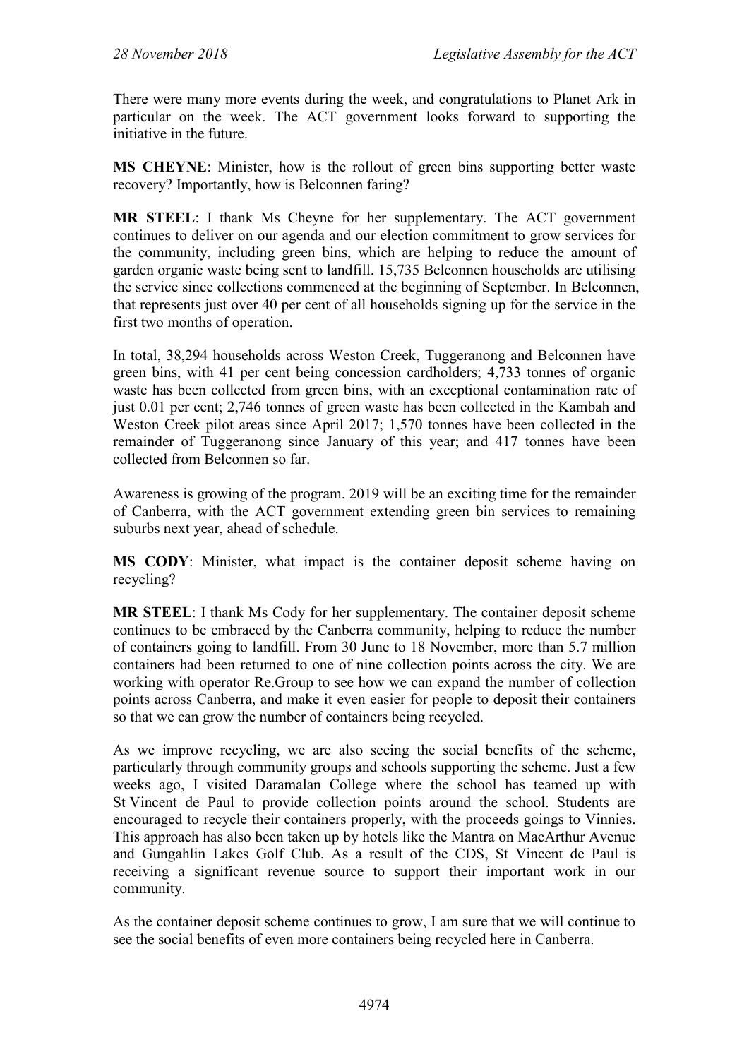There were many more events during the week, and congratulations to Planet Ark in particular on the week. The ACT government looks forward to supporting the initiative in the future.

**MS CHEYNE**: Minister, how is the rollout of green bins supporting better waste recovery? Importantly, how is Belconnen faring?

**MR STEEL**: I thank Ms Cheyne for her supplementary. The ACT government continues to deliver on our agenda and our election commitment to grow services for the community, including green bins, which are helping to reduce the amount of garden organic waste being sent to landfill. 15,735 Belconnen households are utilising the service since collections commenced at the beginning of September. In Belconnen, that represents just over 40 per cent of all households signing up for the service in the first two months of operation.

In total, 38,294 households across Weston Creek, Tuggeranong and Belconnen have green bins, with 41 per cent being concession cardholders; 4,733 tonnes of organic waste has been collected from green bins, with an exceptional contamination rate of just 0.01 per cent; 2,746 tonnes of green waste has been collected in the Kambah and Weston Creek pilot areas since April 2017; 1,570 tonnes have been collected in the remainder of Tuggeranong since January of this year; and 417 tonnes have been collected from Belconnen so far.

Awareness is growing of the program. 2019 will be an exciting time for the remainder of Canberra, with the ACT government extending green bin services to remaining suburbs next year, ahead of schedule.

**MS CODY**: Minister, what impact is the container deposit scheme having on recycling?

**MR STEEL**: I thank Ms Cody for her supplementary. The container deposit scheme continues to be embraced by the Canberra community, helping to reduce the number of containers going to landfill. From 30 June to 18 November, more than 5.7 million containers had been returned to one of nine collection points across the city. We are working with operator Re.Group to see how we can expand the number of collection points across Canberra, and make it even easier for people to deposit their containers so that we can grow the number of containers being recycled.

As we improve recycling, we are also seeing the social benefits of the scheme, particularly through community groups and schools supporting the scheme. Just a few weeks ago, I visited Daramalan College where the school has teamed up with St Vincent de Paul to provide collection points around the school. Students are encouraged to recycle their containers properly, with the proceeds goings to Vinnies. This approach has also been taken up by hotels like the Mantra on MacArthur Avenue and Gungahlin Lakes Golf Club. As a result of the CDS, St Vincent de Paul is receiving a significant revenue source to support their important work in our community.

As the container deposit scheme continues to grow, I am sure that we will continue to see the social benefits of even more containers being recycled here in Canberra.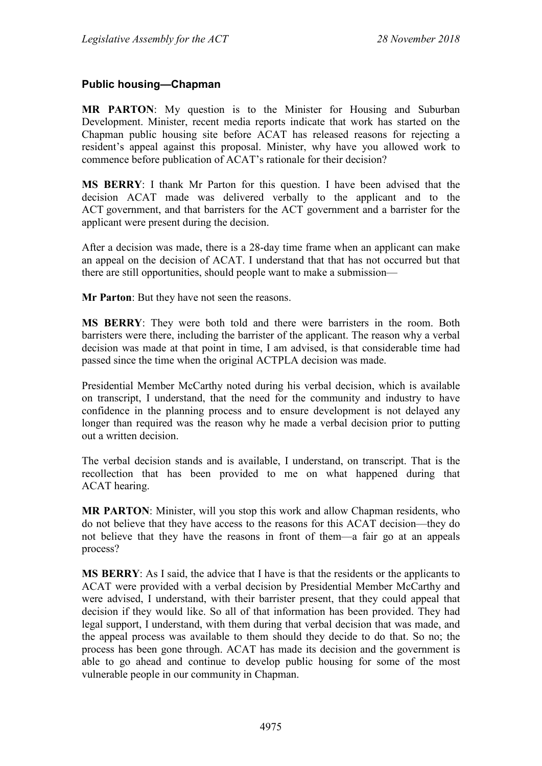### Public housing—Chapman

**MR PARTON**: My question is to the Minister for Housing and Suburban Development. Minister, recent media reports indicate that work has started on the Chapman public housing site before ACAT has released reasons for rejecting a resident's appeal against this proposal. Minister, why have you allowed work to commence before publication of ACAT's rationale for their decision?

**MS BERRY**: I thank Mr Parton for this question. I have been advised that the decision ACAT made was delivered verbally to the applicant and to the ACT government, and that barristers for the ACT government and a barrister for the applicant were present during the decision.

After a decision was made, there is a 28-day time frame when an applicant can make an appeal on the decision of ACAT. I understand that that has not occurred but that there are still opportunities, should people want to make a submission—

**Mr Parton**: But they have not seen the reasons.

**MS BERRY**: They were both told and there were barristers in the room. Both barristers were there, including the barrister of the applicant. The reason why a verbal decision was made at that point in time, I am advised, is that considerable time had passed since the time when the original ACTPLA decision was made.

Presidential Member McCarthy noted during his verbal decision, which is available on transcript, I understand, that the need for the community and industry to have confidence in the planning process and to ensure development is not delayed any longer than required was the reason why he made a verbal decision prior to putting out a written decision.

The verbal decision stands and is available, I understand, on transcript. That is the recollection that has been provided to me on what happened during that ACAT hearing.

**MR PARTON**: Minister, will you stop this work and allow Chapman residents, who do not believe that they have access to the reasons for this ACAT decision—they do not believe that they have the reasons in front of them—a fair go at an appeals process?

**MS BERRY**: As I said, the advice that I have is that the residents or the applicants to ACAT were provided with a verbal decision by Presidential Member McCarthy and were advised, I understand, with their barrister present, that they could appeal that decision if they would like. So all of that information has been provided. They had legal support, I understand, with them during that verbal decision that was made, and the appeal process was available to them should they decide to do that. So no; the process has been gone through. ACAT has made its decision and the government is able to go ahead and continue to develop public housing for some of the most vulnerable people in our community in Chapman.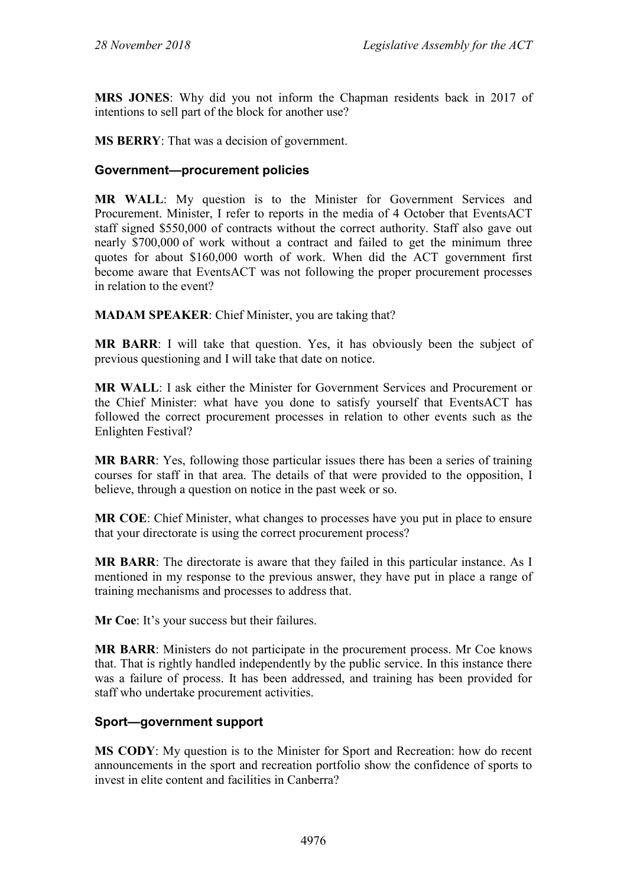**MRS JONES**: Why did you not inform the Chapman residents back in 2017 of intentions to sell part of the block for another use?

**MS BERRY**: That was a decision of government.

### Government—procurement policies

**MR WALL**: My question is to the Minister for Government Services and Procurement. Minister, I refer to reports in the media of 4 October that EventsACT staff signed $550,000 of contracts without the correct authority. Staff also gave out nearly $700,000 of work without a contract and failed to get the minimum three quotes for about $160,000 worth of work. When did the ACT government first become aware that EventsACT was not following the proper procurement processes in relation to the event?

**MADAM SPEAKER**: Chief Minister, you are taking that?

**MR BARR**: I will take that question. Yes, it has obviously been the subject of previous questioning and I will take that date on notice.

**MR WALL**: I ask either the Minister for Government Services and Procurement or the Chief Minister: what have you done to satisfy yourself that EventsACT has followed the correct procurement processes in relation to other events such as the Enlighten Festival?

**MR BARR**: Yes, following those particular issues there has been a series of training courses for staff in that area. The details of that were provided to the opposition, I believe, through a question on notice in the past week or so.

**MR COE**: Chief Minister, what changes to processes have you put in place to ensure that your directorate is using the correct procurement process?

**MR BARR**: The directorate is aware that they failed in this particular instance. As I mentioned in my response to the previous answer, they have put in place a range of training mechanisms and processes to address that.

**Mr Coe**: It's your success but their failures.

**MR BARR**: Ministers do not participate in the procurement process. Mr Coe knows that. That is rightly handled independently by the public service. In this instance there was a failure of process. It has been addressed, and training has been provided for staff who undertake procurement activities.

### Sport—government support

**MS CODY**: My question is to the Minister for Sport and Recreation: how do recent announcements in the sport and recreation portfolio show the confidence of sports to invest in elite content and facilities in Canberra?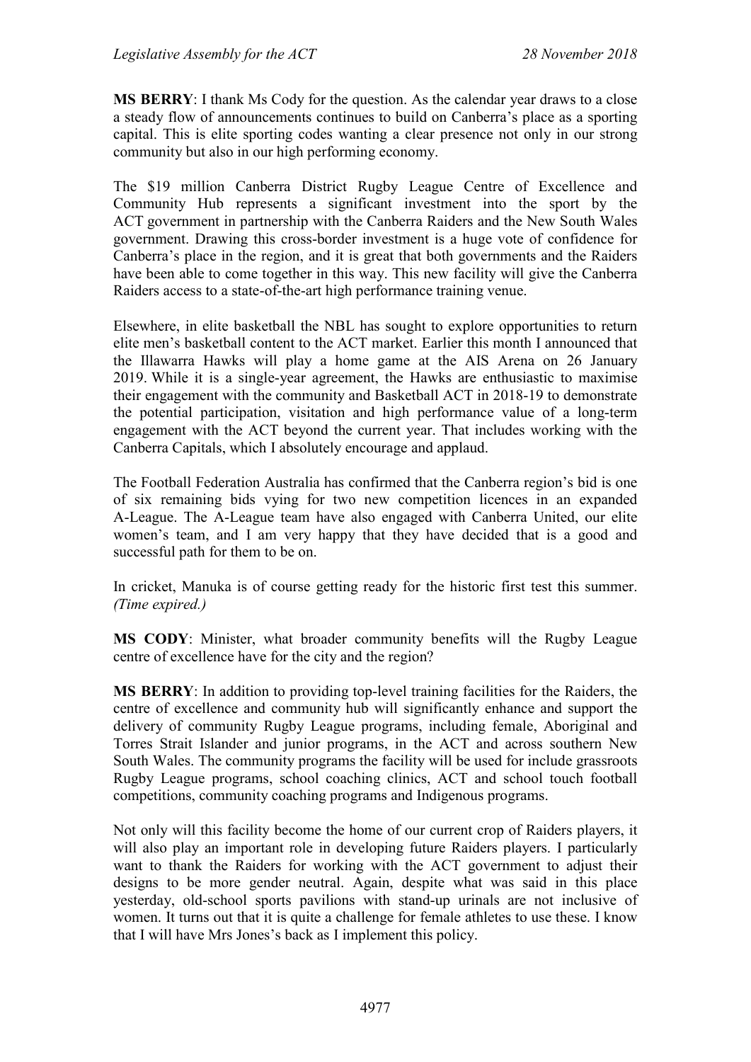**MS BERRY**: I thank Ms Cody for the question. As the calendar year draws to a close a steady flow of announcements continues to build on Canberra's place as a sporting capital. This is elite sporting codes wanting a clear presence not only in our strong community but also in our high performing economy.

The $19 million Canberra District Rugby League Centre of Excellence and Community Hub represents a significant investment into the sport by the ACT government in partnership with the Canberra Raiders and the New South Wales government. Drawing this cross-border investment is a huge vote of confidence for Canberra's place in the region, and it is great that both governments and the Raiders have been able to come together in this way. This new facility will give the Canberra Raiders access to a state-of-the-art high performance training venue.

Elsewhere, in elite basketball the NBL has sought to explore opportunities to return elite men's basketball content to the ACT market. Earlier this month I announced that the Illawarra Hawks will play a home game at the AIS Arena on 26 January 2019. While it is a single-year agreement, the Hawks are enthusiastic to maximise their engagement with the community and Basketball ACT in 2018-19 to demonstrate the potential participation, visitation and high performance value of a long-term engagement with the ACT beyond the current year. That includes working with the Canberra Capitals, which I absolutely encourage and applaud.

The Football Federation Australia has confirmed that the Canberra region's bid is one of six remaining bids vying for two new competition licences in an expanded A-League. The A-League team have also engaged with Canberra United, our elite women's team, and I am very happy that they have decided that is a good and successful path for them to be on.

In cricket, Manuka is of course getting ready for the historic first test this summer. *(Time expired.)*

**MS CODY**: Minister, what broader community benefits will the Rugby League centre of excellence have for the city and the region?

**MS BERRY**: In addition to providing top-level training facilities for the Raiders, the centre of excellence and community hub will significantly enhance and support the delivery of community Rugby League programs, including female, Aboriginal and Torres Strait Islander and junior programs, in the ACT and across southern New South Wales. The community programs the facility will be used for include grassroots Rugby League programs, school coaching clinics, ACT and school touch football competitions, community coaching programs and Indigenous programs.

Not only will this facility become the home of our current crop of Raiders players, it will also play an important role in developing future Raiders players. I particularly want to thank the Raiders for working with the ACT government to adjust their designs to be more gender neutral. Again, despite what was said in this place yesterday, old-school sports pavilions with stand-up urinals are not inclusive of women. It turns out that it is quite a challenge for female athletes to use these. I know that I will have Mrs Jones's back as I implement this policy.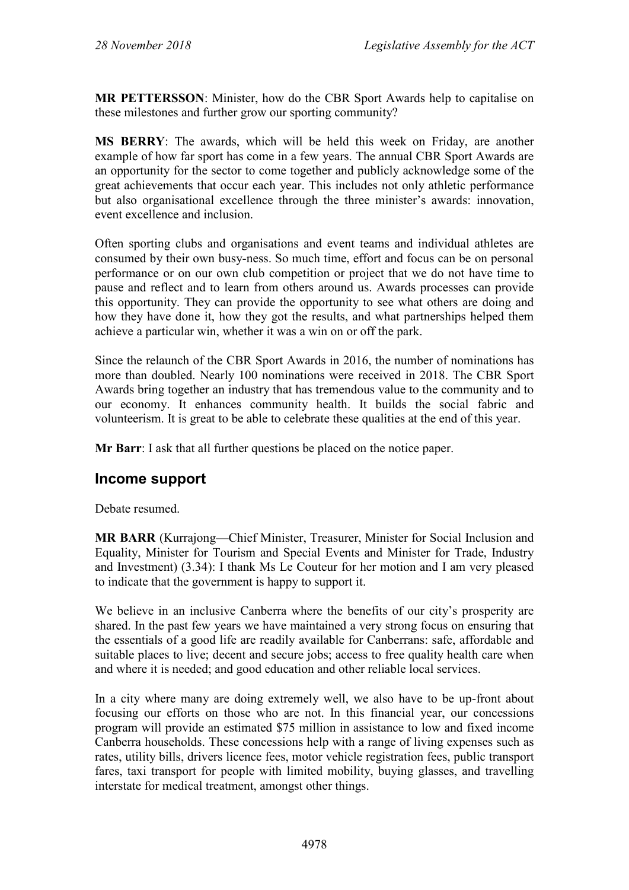**MR PETTERSSON**: Minister, how do the CBR Sport Awards help to capitalise on these milestones and further grow our sporting community?

**MS BERRY**: The awards, which will be held this week on Friday, are another example of how far sport has come in a few years. The annual CBR Sport Awards are an opportunity for the sector to come together and publicly acknowledge some of the great achievements that occur each year. This includes not only athletic performance but also organisational excellence through the three minister's awards: innovation, event excellence and inclusion.

Often sporting clubs and organisations and event teams and individual athletes are consumed by their own busy-ness. So much time, effort and focus can be on personal performance or on our own club competition or project that we do not have time to pause and reflect and to learn from others around us. Awards processes can provide this opportunity. They can provide the opportunity to see what others are doing and how they have done it, how they got the results, and what partnerships helped them achieve a particular win, whether it was a win on or off the park.

Since the relaunch of the CBR Sport Awards in 2016, the number of nominations has more than doubled. Nearly 100 nominations were received in 2018. The CBR Sport Awards bring together an industry that has tremendous value to the community and to our economy. It enhances community health. It builds the social fabric and volunteerism. It is great to be able to celebrate these qualities at the end of this year.

**Mr Barr**: I ask that all further questions be placed on the notice paper.

## Income support

Debate resumed.

**MR BARR** (Kurrajong—Chief Minister, Treasurer, Minister for Social Inclusion and Equality, Minister for Tourism and Special Events and Minister for Trade, Industry and Investment) (3.34): I thank Ms Le Couteur for her motion and I am very pleased to indicate that the government is happy to support it.

We believe in an inclusive Canberra where the benefits of our city's prosperity are shared. In the past few years we have maintained a very strong focus on ensuring that the essentials of a good life are readily available for Canberrans: safe, affordable and suitable places to live; decent and secure jobs; access to free quality health care when and where it is needed; and good education and other reliable local services.

In a city where many are doing extremely well, we also have to be up-front about focusing our efforts on those who are not. In this financial year, our concessions program will provide an estimated $75 million in assistance to low and fixed income Canberra households. These concessions help with a range of living expenses such as rates, utility bills, drivers licence fees, motor vehicle registration fees, public transport fares, taxi transport for people with limited mobility, buying glasses, and travelling interstate for medical treatment, amongst other things.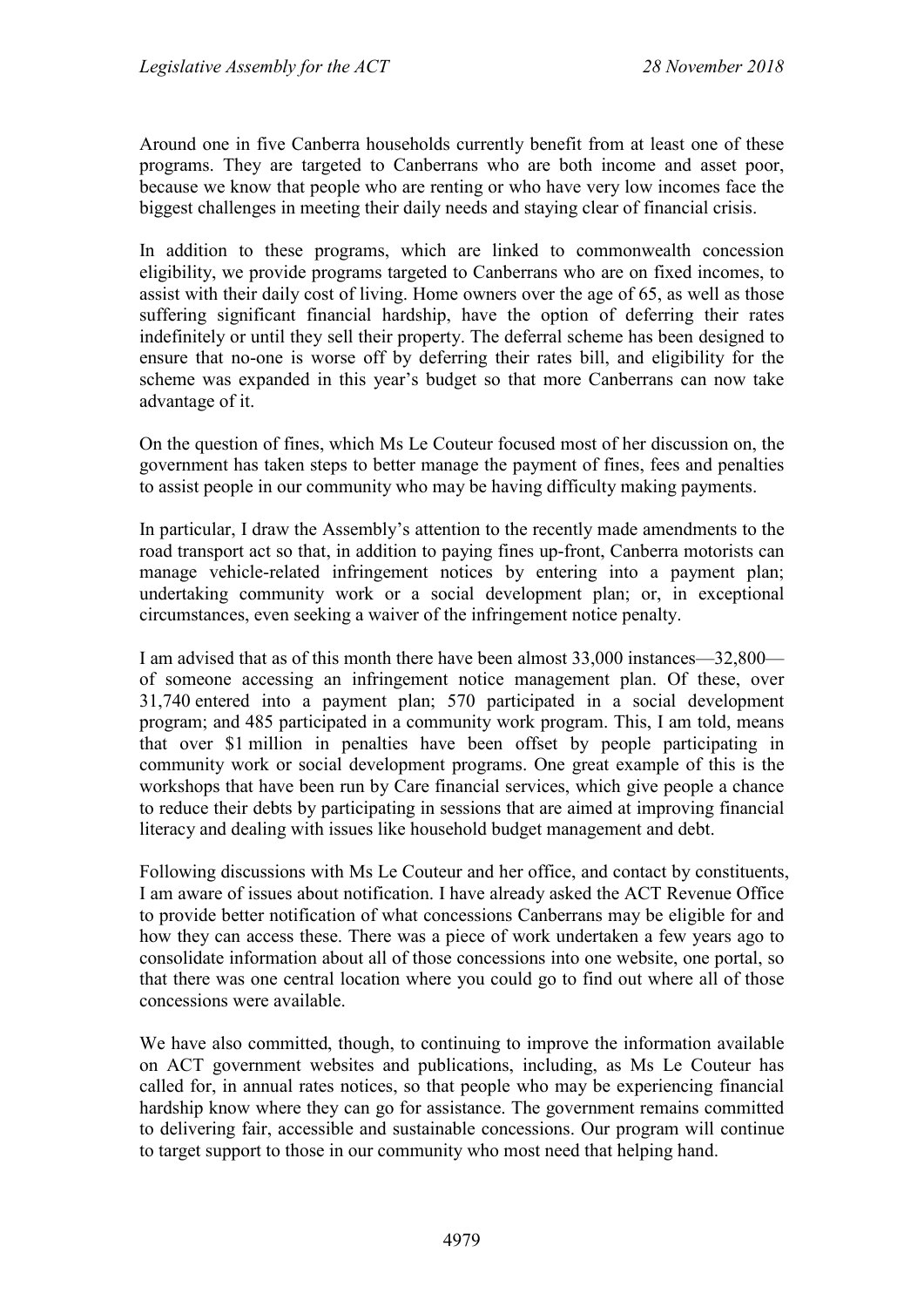Around one in five Canberra households currently benefit from at least one of these programs. They are targeted to Canberrans who are both income and asset poor, because we know that people who are renting or who have very low incomes face the biggest challenges in meeting their daily needs and staying clear of financial crisis.

In addition to these programs, which are linked to commonwealth concession eligibility, we provide programs targeted to Canberrans who are on fixed incomes, to assist with their daily cost of living. Home owners over the age of 65, as well as those suffering significant financial hardship, have the option of deferring their rates indefinitely or until they sell their property. The deferral scheme has been designed to ensure that no-one is worse off by deferring their rates bill, and eligibility for the scheme was expanded in this year's budget so that more Canberrans can now take advantage of it.

On the question of fines, which Ms Le Couteur focused most of her discussion on, the government has taken steps to better manage the payment of fines, fees and penalties to assist people in our community who may be having difficulty making payments.

In particular, I draw the Assembly's attention to the recently made amendments to the road transport act so that, in addition to paying fines up-front, Canberra motorists can manage vehicle-related infringement notices by entering into a payment plan; undertaking community work or a social development plan; or, in exceptional circumstances, even seeking a waiver of the infringement notice penalty.

I am advised that as of this month there have been almost 33,000 instances—32,800—of someone accessing an infringement notice management plan. Of these, over 31,740 entered into a payment plan; 570 participated in a social development program; and 485 participated in a community work program. This, I am told, means that over $1 million in penalties have been offset by people participating in community work or social development programs. One great example of this is the workshops that have been run by Care financial services, which give people a chance to reduce their debts by participating in sessions that are aimed at improving financial literacy and dealing with issues like household budget management and debt.

Following discussions with Ms Le Couteur and her office, and contact by constituents, I am aware of issues about notification. I have already asked the ACT Revenue Office to provide better notification of what concessions Canberrans may be eligible for and how they can access these. There was a piece of work undertaken a few years ago to consolidate information about all of those concessions into one website, one portal, so that there was one central location where you could go to find out where all of those concessions were available.

We have also committed, though, to continuing to improve the information available on ACT government websites and publications, including, as Ms Le Couteur has called for, in annual rates notices, so that people who may be experiencing financial hardship know where they can go for assistance. The government remains committed to delivering fair, accessible and sustainable concessions. Our program will continue to target support to those in our community who most need that helping hand.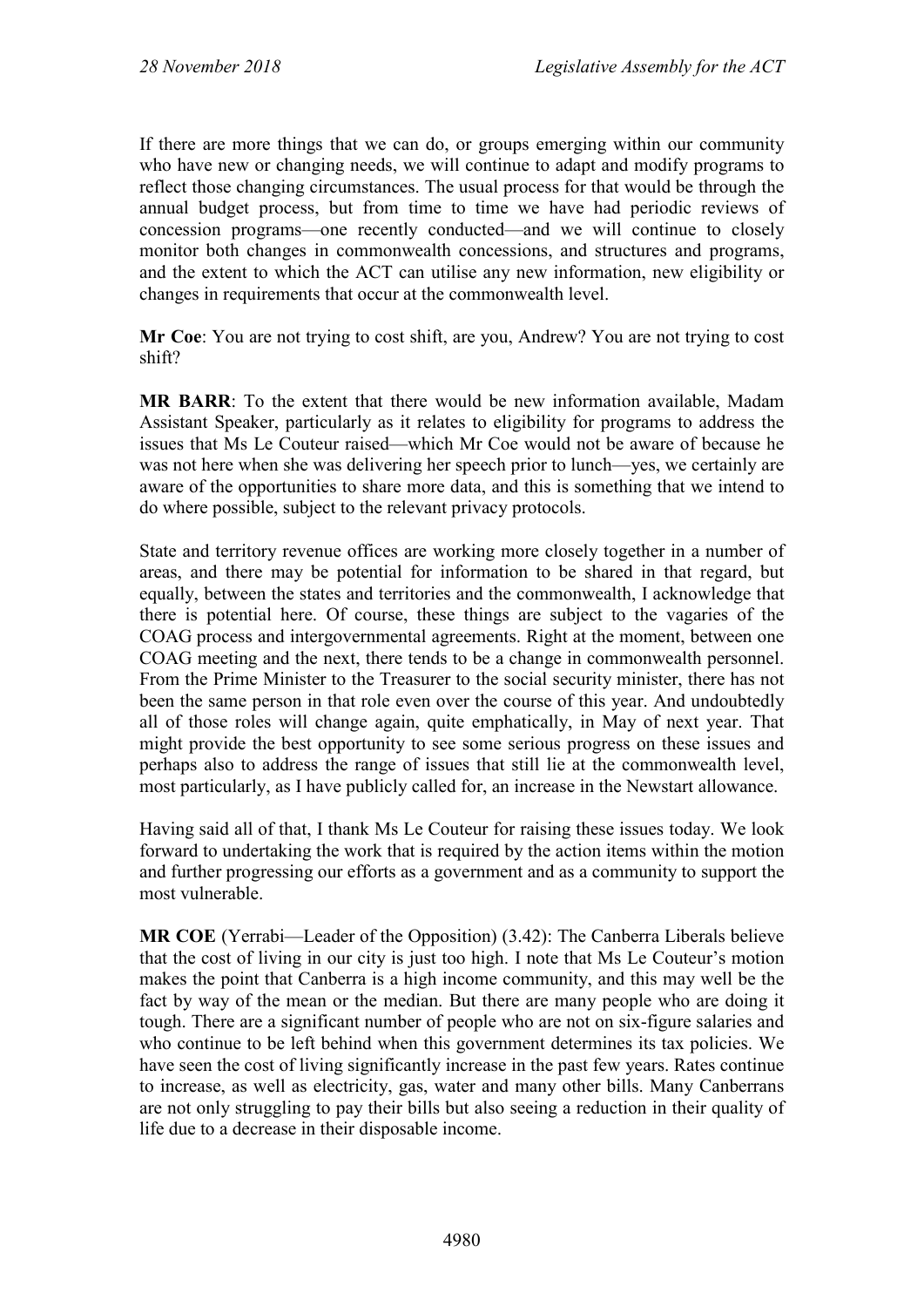If there are more things that we can do, or groups emerging within our community who have new or changing needs, we will continue to adapt and modify programs to reflect those changing circumstances. The usual process for that would be through the annual budget process, but from time to time we have had periodic reviews of concession programs—one recently conducted—and we will continue to closely monitor both changes in commonwealth concessions, and structures and programs, and the extent to which the ACT can utilise any new information, new eligibility or changes in requirements that occur at the commonwealth level.

**Mr Coe**: You are not trying to cost shift, are you, Andrew? You are not trying to cost shift?

**MR BARR**: To the extent that there would be new information available, Madam Assistant Speaker, particularly as it relates to eligibility for programs to address the issues that Ms Le Couteur raised—which Mr Coe would not be aware of because he was not here when she was delivering her speech prior to lunch—yes, we certainly are aware of the opportunities to share more data, and this is something that we intend to do where possible, subject to the relevant privacy protocols.

State and territory revenue offices are working more closely together in a number of areas, and there may be potential for information to be shared in that regard, but equally, between the states and territories and the commonwealth, I acknowledge that there is potential here. Of course, these things are subject to the vagaries of the COAG process and intergovernmental agreements. Right at the moment, between one COAG meeting and the next, there tends to be a change in commonwealth personnel. From the Prime Minister to the Treasurer to the social security minister, there has not been the same person in that role even over the course of this year. And undoubtedly all of those roles will change again, quite emphatically, in May of next year. That might provide the best opportunity to see some serious progress on these issues and perhaps also to address the range of issues that still lie at the commonwealth level, most particularly, as I have publicly called for, an increase in the Newstart allowance.

Having said all of that, I thank Ms Le Couteur for raising these issues today. We look forward to undertaking the work that is required by the action items within the motion and further progressing our efforts as a government and as a community to support the most vulnerable.

**MR COE** (Yerrabi—Leader of the Opposition) (3.42): The Canberra Liberals believe that the cost of living in our city is just too high. I note that Ms Le Couteur's motion makes the point that Canberra is a high income community, and this may well be the fact by way of the mean or the median. But there are many people who are doing it tough. There are a significant number of people who are not on six-figure salaries and who continue to be left behind when this government determines its tax policies. We have seen the cost of living significantly increase in the past few years. Rates continue to increase, as well as electricity, gas, water and many other bills. Many Canberrans are not only struggling to pay their bills but also seeing a reduction in their quality of life due to a decrease in their disposable income.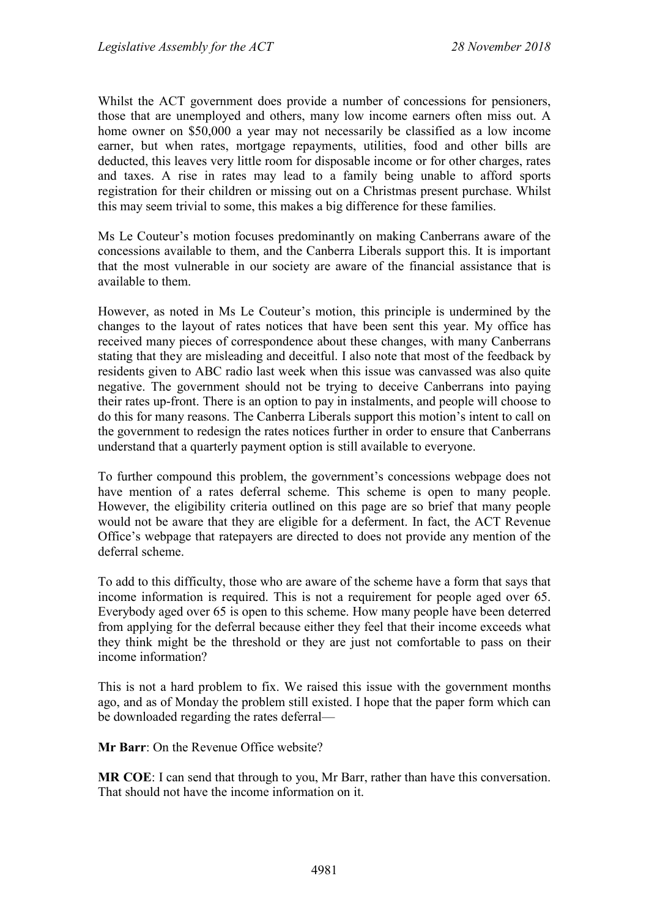Whilst the ACT government does provide a number of concessions for pensioners, those that are unemployed and others, many low income earners often miss out. A home owner on $50,000 a year may not necessarily be classified as a low income earner, but when rates, mortgage repayments, utilities, food and other bills are deducted, this leaves very little room for disposable income or for other charges, rates and taxes. A rise in rates may lead to a family being unable to afford sports registration for their children or missing out on a Christmas present purchase. Whilst this may seem trivial to some, this makes a big difference for these families.

Ms Le Couteur's motion focuses predominantly on making Canberrans aware of the concessions available to them, and the Canberra Liberals support this. It is important that the most vulnerable in our society are aware of the financial assistance that is available to them.

However, as noted in Ms Le Couteur's motion, this principle is undermined by the changes to the layout of rates notices that have been sent this year. My office has received many pieces of correspondence about these changes, with many Canberrans stating that they are misleading and deceitful. I also note that most of the feedback by residents given to ABC radio last week when this issue was canvassed was also quite negative. The government should not be trying to deceive Canberrans into paying their rates up-front. There is an option to pay in instalments, and people will choose to do this for many reasons. The Canberra Liberals support this motion's intent to call on the government to redesign the rates notices further in order to ensure that Canberrans understand that a quarterly payment option is still available to everyone.

To further compound this problem, the government's concessions webpage does not have mention of a rates deferral scheme. This scheme is open to many people. However, the eligibility criteria outlined on this page are so brief that many people would not be aware that they are eligible for a deferment. In fact, the ACT Revenue Office's webpage that ratepayers are directed to does not provide any mention of the deferral scheme.

To add to this difficulty, those who are aware of the scheme have a form that says that income information is required. This is not a requirement for people aged over 65. Everybody aged over 65 is open to this scheme. How many people have been deterred from applying for the deferral because either they feel that their income exceeds what they think might be the threshold or they are just not comfortable to pass on their income information?

This is not a hard problem to fix. We raised this issue with the government months ago, and as of Monday the problem still existed. I hope that the paper form which can be downloaded regarding the rates deferral—

**Mr Barr**: On the Revenue Office website?

**MR COE**: I can send that through to you, Mr Barr, rather than have this conversation. That should not have the income information on it.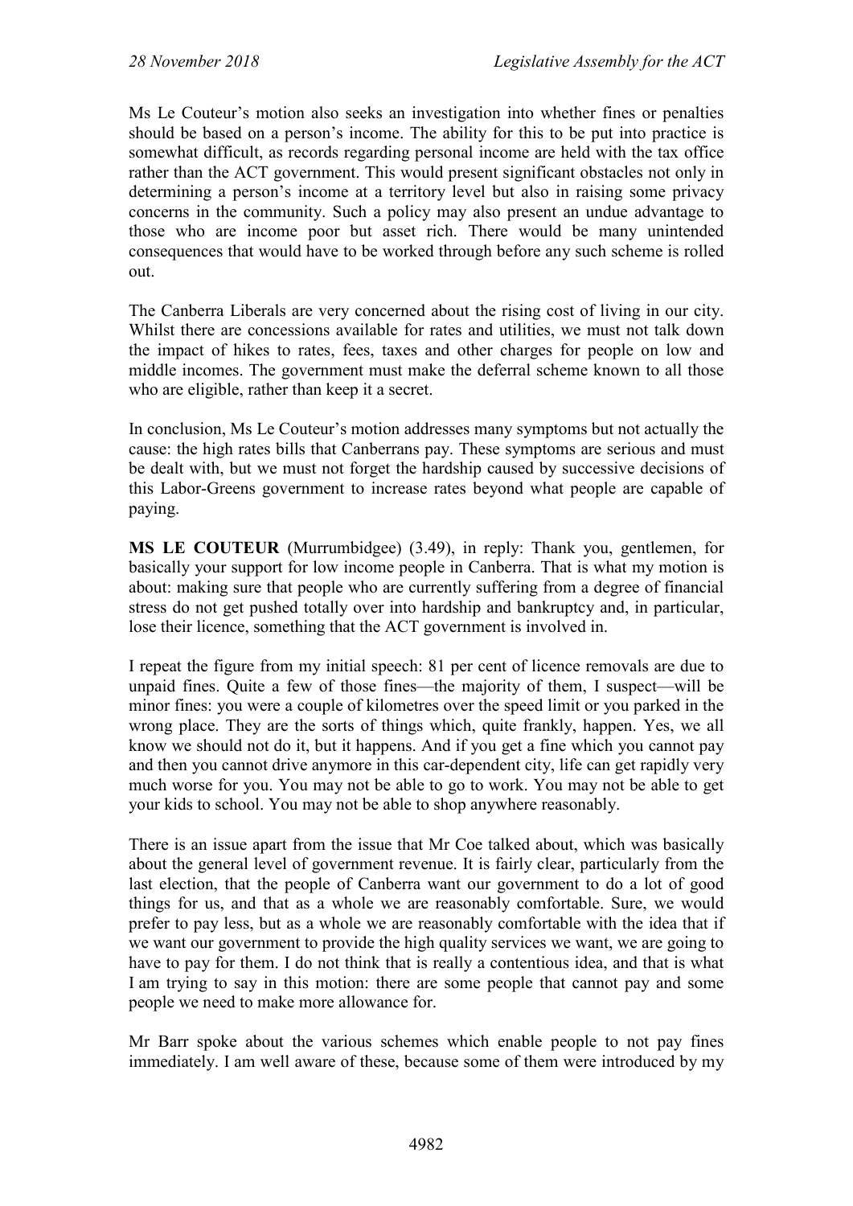Ms Le Couteur's motion also seeks an investigation into whether fines or penalties should be based on a person's income. The ability for this to be put into practice is somewhat difficult, as records regarding personal income are held with the tax office rather than the ACT government. This would present significant obstacles not only in determining a person's income at a territory level but also in raising some privacy concerns in the community. Such a policy may also present an undue advantage to those who are income poor but asset rich. There would be many unintended consequences that would have to be worked through before any such scheme is rolled out.

The Canberra Liberals are very concerned about the rising cost of living in our city. Whilst there are concessions available for rates and utilities, we must not talk down the impact of hikes to rates, fees, taxes and other charges for people on low and middle incomes. The government must make the deferral scheme known to all those who are eligible, rather than keep it a secret.

In conclusion, Ms Le Couteur's motion addresses many symptoms but not actually the cause: the high rates bills that Canberrans pay. These symptoms are serious and must be dealt with, but we must not forget the hardship caused by successive decisions of this Labor-Greens government to increase rates beyond what people are capable of paying.

**MS LE COUTEUR** (Murrumbidgee) (3.49), in reply: Thank you, gentlemen, for basically your support for low income people in Canberra. That is what my motion is about: making sure that people who are currently suffering from a degree of financial stress do not get pushed totally over into hardship and bankruptcy and, in particular, lose their licence, something that the ACT government is involved in.

I repeat the figure from my initial speech: 81 per cent of licence removals are due to unpaid fines. Quite a few of those fines—the majority of them, I suspect—will be minor fines: you were a couple of kilometres over the speed limit or you parked in the wrong place. They are the sorts of things which, quite frankly, happen. Yes, we all know we should not do it, but it happens. And if you get a fine which you cannot pay and then you cannot drive anymore in this car-dependent city, life can get rapidly very much worse for you. You may not be able to go to work. You may not be able to get your kids to school. You may not be able to shop anywhere reasonably.

There is an issue apart from the issue that Mr Coe talked about, which was basically about the general level of government revenue. It is fairly clear, particularly from the last election, that the people of Canberra want our government to do a lot of good things for us, and that as a whole we are reasonably comfortable. Sure, we would prefer to pay less, but as a whole we are reasonably comfortable with the idea that if we want our government to provide the high quality services we want, we are going to have to pay for them. I do not think that is really a contentious idea, and that is what I am trying to say in this motion: there are some people that cannot pay and some people we need to make more allowance for.

Mr Barr spoke about the various schemes which enable people to not pay fines immediately. I am well aware of these, because some of them were introduced by my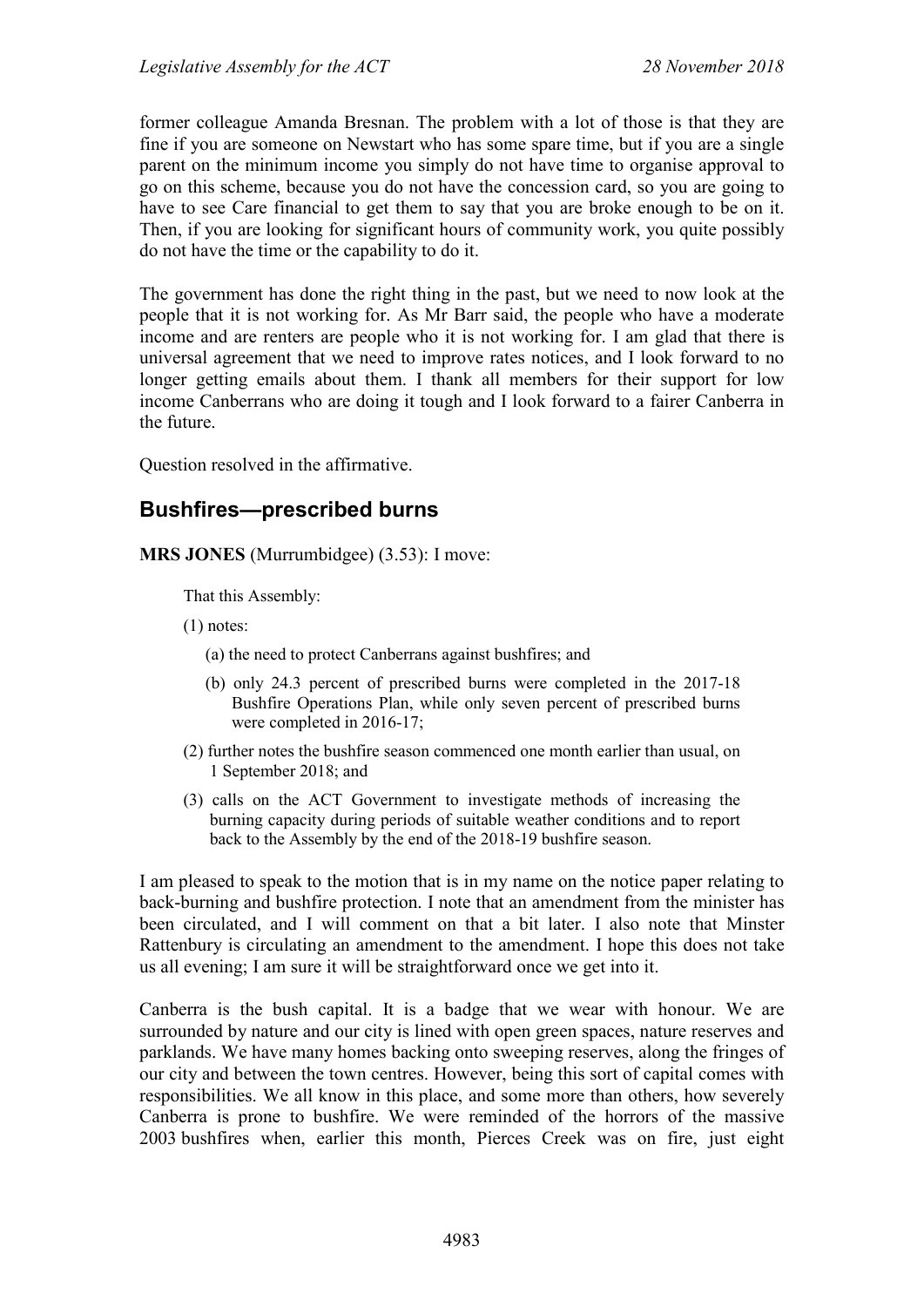former colleague Amanda Bresnan. The problem with a lot of those is that they are fine if you are someone on Newstart who has some spare time, but if you are a single parent on the minimum income you simply do not have time to organise approval to go on this scheme, because you do not have the concession card, so you are going to have to see Care financial to get them to say that you are broke enough to be on it. Then, if you are looking for significant hours of community work, you quite possibly do not have the time or the capability to do it.

The government has done the right thing in the past, but we need to now look at the people that it is not working for. As Mr Barr said, the people who have a moderate income and are renters are people who it is not working for. I am glad that there is universal agreement that we need to improve rates notices, and I look forward to no longer getting emails about them. I thank all members for their support for low income Canberrans who are doing it tough and I look forward to a fairer Canberra in the future.

Question resolved in the affirmative.

## Bushfires—prescribed burns

**MRS JONES** (Murrumbidgee) (3.53): I move:

> That this Assembly:
>
> (1) notes:
>
> (a) the need to protect Canberrans against bushfires; and
>
> (b) only 24.3 percent of prescribed burns were completed in the 2017-18 Bushfire Operations Plan, while only seven percent of prescribed burns were completed in 2016-17;
>
> (2) further notes the bushfire season commenced one month earlier than usual, on 1 September 2018; and
>
> (3) calls on the ACT Government to investigate methods of increasing the burning capacity during periods of suitable weather conditions and to report back to the Assembly by the end of the 2018-19 bushfire season.

I am pleased to speak to the motion that is in my name on the notice paper relating to back-burning and bushfire protection. I note that an amendment from the minister has been circulated, and I will comment on that a bit later. I also note that Minster Rattenbury is circulating an amendment to the amendment. I hope this does not take us all evening; I am sure it will be straightforward once we get into it.

Canberra is the bush capital. It is a badge that we wear with honour. We are surrounded by nature and our city is lined with open green spaces, nature reserves and parklands. We have many homes backing onto sweeping reserves, along the fringes of our city and between the town centres. However, being this sort of capital comes with responsibilities. We all know in this place, and some more than others, how severely Canberra is prone to bushfire. We were reminded of the horrors of the massive 2003 bushfires when, earlier this month, Pierces Creek was on fire, just eight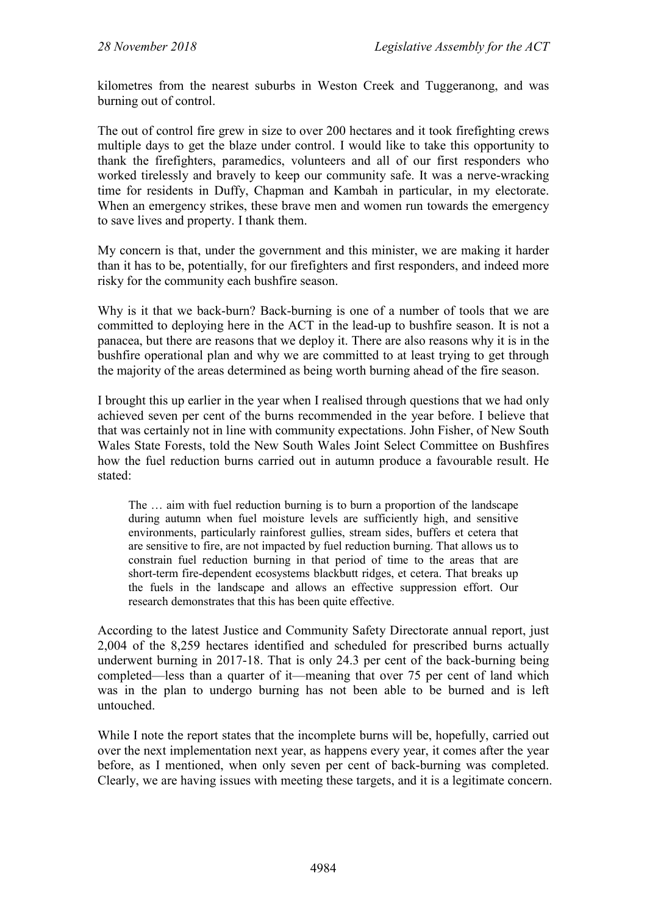kilometres from the nearest suburbs in Weston Creek and Tuggeranong, and was burning out of control.

The out of control fire grew in size to over 200 hectares and it took firefighting crews multiple days to get the blaze under control. I would like to take this opportunity to thank the firefighters, paramedics, volunteers and all of our first responders who worked tirelessly and bravely to keep our community safe. It was a nerve-wracking time for residents in Duffy, Chapman and Kambah in particular, in my electorate. When an emergency strikes, these brave men and women run towards the emergency to save lives and property. I thank them.

My concern is that, under the government and this minister, we are making it harder than it has to be, potentially, for our firefighters and first responders, and indeed more risky for the community each bushfire season.

Why is it that we back-burn? Back-burning is one of a number of tools that we are committed to deploying here in the ACT in the lead-up to bushfire season. It is not a panacea, but there are reasons that we deploy it. There are also reasons why it is in the bushfire operational plan and why we are committed to at least trying to get through the majority of the areas determined as being worth burning ahead of the fire season.

I brought this up earlier in the year when I realised through questions that we had only achieved seven per cent of the burns recommended in the year before. I believe that that was certainly not in line with community expectations. John Fisher, of New South Wales State Forests, told the New South Wales Joint Select Committee on Bushfires how the fuel reduction burns carried out in autumn produce a favourable result. He stated:

> The … aim with fuel reduction burning is to burn a proportion of the landscape during autumn when fuel moisture levels are sufficiently high, and sensitive environments, particularly rainforest gullies, stream sides, buffers et cetera that are sensitive to fire, are not impacted by fuel reduction burning. That allows us to constrain fuel reduction burning in that period of time to the areas that are short-term fire-dependent ecosystems blackbutt ridges, et cetera. That breaks up the fuels in the landscape and allows an effective suppression effort. Our research demonstrates that this has been quite effective.

According to the latest Justice and Community Safety Directorate annual report, just 2,004 of the 8,259 hectares identified and scheduled for prescribed burns actually underwent burning in 2017-18. That is only 24.3 per cent of the back-burning being completed—less than a quarter of it—meaning that over 75 per cent of land which was in the plan to undergo burning has not been able to be burned and is left untouched.

While I note the report states that the incomplete burns will be, hopefully, carried out over the next implementation next year, as happens every year, it comes after the year before, as I mentioned, when only seven per cent of back-burning was completed. Clearly, we are having issues with meeting these targets, and it is a legitimate concern.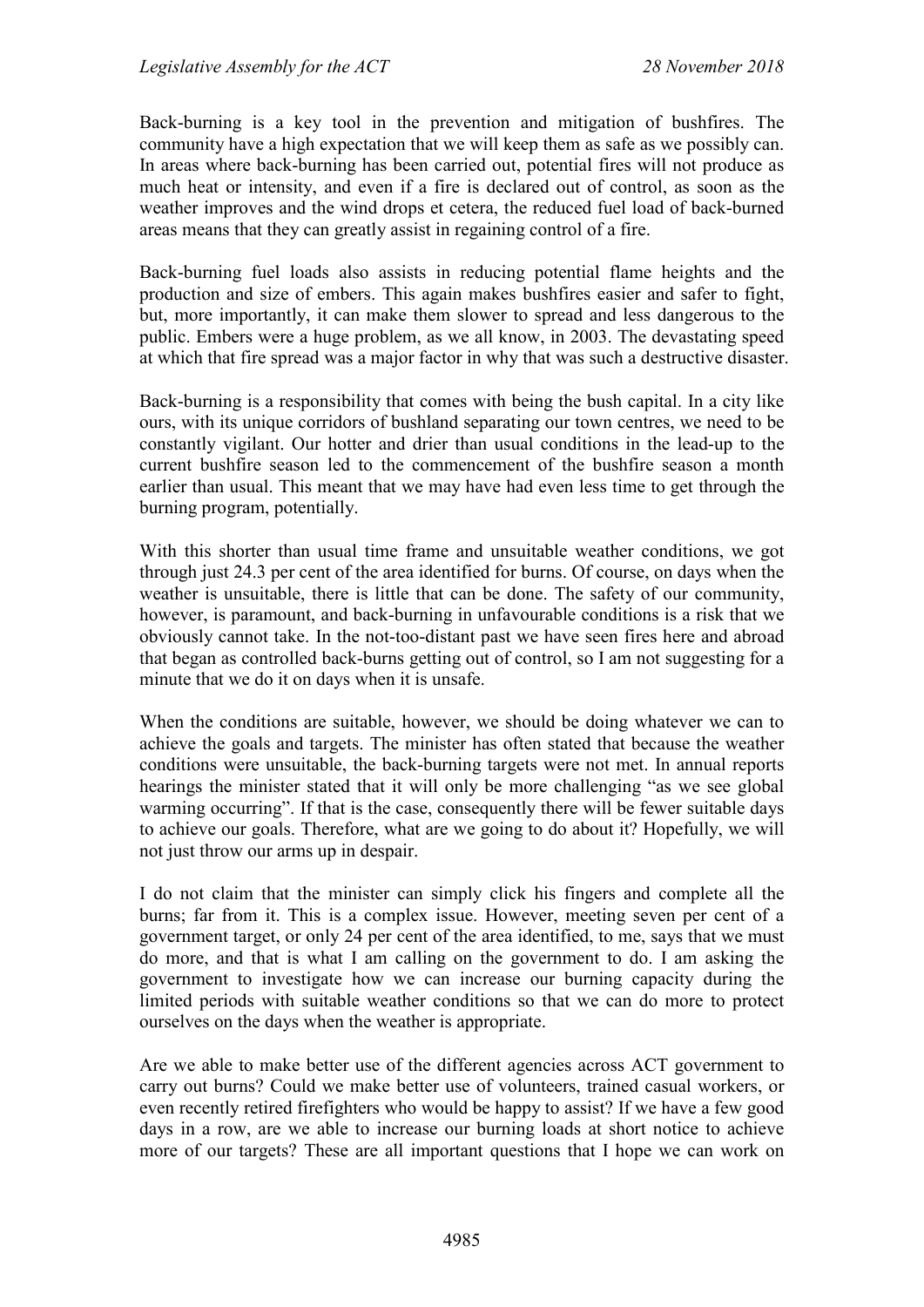Back-burning is a key tool in the prevention and mitigation of bushfires. The community have a high expectation that we will keep them as safe as we possibly can. In areas where back-burning has been carried out, potential fires will not produce as much heat or intensity, and even if a fire is declared out of control, as soon as the weather improves and the wind drops et cetera, the reduced fuel load of back-burned areas means that they can greatly assist in regaining control of a fire.

Back-burning fuel loads also assists in reducing potential flame heights and the production and size of embers. This again makes bushfires easier and safer to fight, but, more importantly, it can make them slower to spread and less dangerous to the public. Embers were a huge problem, as we all know, in 2003. The devastating speed at which that fire spread was a major factor in why that was such a destructive disaster.

Back-burning is a responsibility that comes with being the bush capital. In a city like ours, with its unique corridors of bushland separating our town centres, we need to be constantly vigilant. Our hotter and drier than usual conditions in the lead-up to the current bushfire season led to the commencement of the bushfire season a month earlier than usual. This meant that we may have had even less time to get through the burning program, potentially.

With this shorter than usual time frame and unsuitable weather conditions, we got through just 24.3 per cent of the area identified for burns. Of course, on days when the weather is unsuitable, there is little that can be done. The safety of our community, however, is paramount, and back-burning in unfavourable conditions is a risk that we obviously cannot take. In the not-too-distant past we have seen fires here and abroad that began as controlled back-burns getting out of control, so I am not suggesting for a minute that we do it on days when it is unsafe.

When the conditions are suitable, however, we should be doing whatever we can to achieve the goals and targets. The minister has often stated that because the weather conditions were unsuitable, the back-burning targets were not met. In annual reports hearings the minister stated that it will only be more challenging "as we see global warming occurring". If that is the case, consequently there will be fewer suitable days to achieve our goals. Therefore, what are we going to do about it? Hopefully, we will not just throw our arms up in despair.

I do not claim that the minister can simply click his fingers and complete all the burns; far from it. This is a complex issue. However, meeting seven per cent of a government target, or only 24 per cent of the area identified, to me, says that we must do more, and that is what I am calling on the government to do. I am asking the government to investigate how we can increase our burning capacity during the limited periods with suitable weather conditions so that we can do more to protect ourselves on the days when the weather is appropriate.

Are we able to make better use of the different agencies across ACT government to carry out burns? Could we make better use of volunteers, trained casual workers, or even recently retired firefighters who would be happy to assist? If we have a few good days in a row, are we able to increase our burning loads at short notice to achieve more of our targets? These are all important questions that I hope we can work on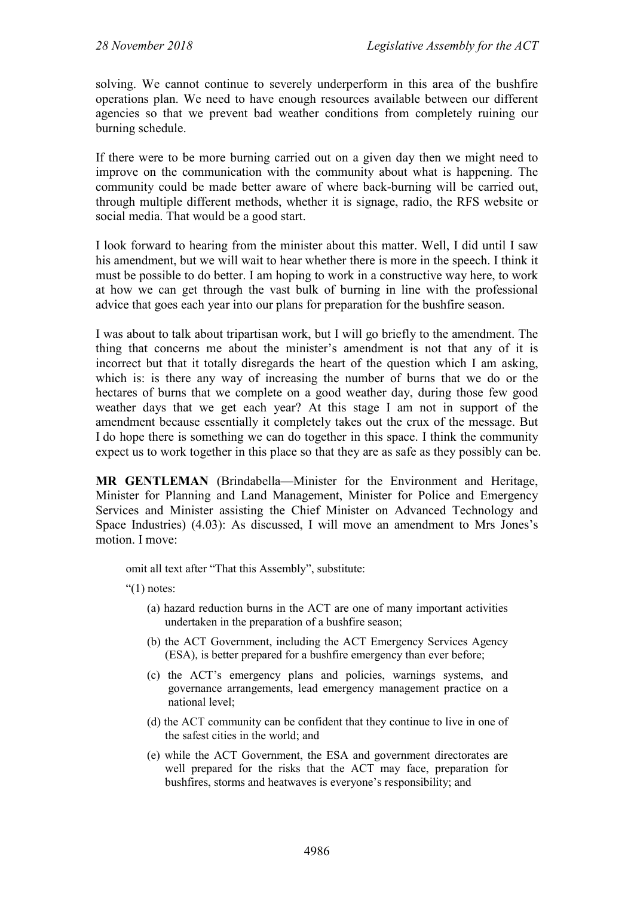solving. We cannot continue to severely underperform in this area of the bushfire operations plan. We need to have enough resources available between our different agencies so that we prevent bad weather conditions from completely ruining our burning schedule.

If there were to be more burning carried out on a given day then we might need to improve on the communication with the community about what is happening. The community could be made better aware of where back-burning will be carried out, through multiple different methods, whether it is signage, radio, the RFS website or social media. That would be a good start.

I look forward to hearing from the minister about this matter. Well, I did until I saw his amendment, but we will wait to hear whether there is more in the speech. I think it must be possible to do better. I am hoping to work in a constructive way here, to work at how we can get through the vast bulk of burning in line with the professional advice that goes each year into our plans for preparation for the bushfire season.

I was about to talk about tripartisan work, but I will go briefly to the amendment. The thing that concerns me about the minister's amendment is not that any of it is incorrect but that it totally disregards the heart of the question which I am asking, which is: is there any way of increasing the number of burns that we do or the hectares of burns that we complete on a good weather day, during those few good weather days that we get each year? At this stage I am not in support of the amendment because essentially it completely takes out the crux of the message. But I do hope there is something we can do together in this space. I think the community expect us to work together in this place so that they are as safe as they possibly can be.

**MR GENTLEMAN** (Brindabella—Minister for the Environment and Heritage, Minister for Planning and Land Management, Minister for Police and Emergency Services and Minister assisting the Chief Minister on Advanced Technology and Space Industries) (4.03): As discussed, I will move an amendment to Mrs Jones's motion. I move:

> omit all text after "That this Assembly", substitute:
>
> "(1) notes:
>
> (a) hazard reduction burns in the ACT are one of many important activities undertaken in the preparation of a bushfire season;
>
> (b) the ACT Government, including the ACT Emergency Services Agency (ESA), is better prepared for a bushfire emergency than ever before;
>
> (c) the ACT's emergency plans and policies, warnings systems, and governance arrangements, lead emergency management practice on a national level;
>
> (d) the ACT community can be confident that they continue to live in one of the safest cities in the world; and
>
> (e) while the ACT Government, the ESA and government directorates are well prepared for the risks that the ACT may face, preparation for bushfires, storms and heatwaves is everyone's responsibility; and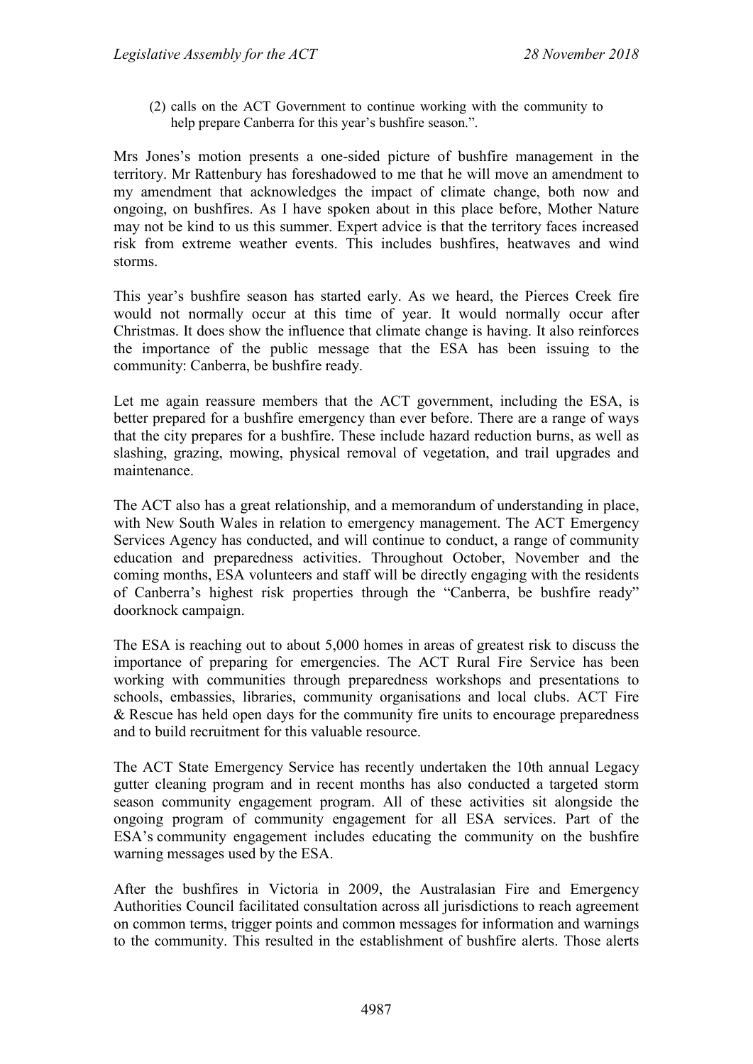(2) calls on the ACT Government to continue working with the community to help prepare Canberra for this year's bushfire season.".

Mrs Jones's motion presents a one-sided picture of bushfire management in the territory. Mr Rattenbury has foreshadowed to me that he will move an amendment to my amendment that acknowledges the impact of climate change, both now and ongoing, on bushfires. As I have spoken about in this place before, Mother Nature may not be kind to us this summer. Expert advice is that the territory faces increased risk from extreme weather events. This includes bushfires, heatwaves and wind storms.

This year's bushfire season has started early. As we heard, the Pierces Creek fire would not normally occur at this time of year. It would normally occur after Christmas. It does show the influence that climate change is having. It also reinforces the importance of the public message that the ESA has been issuing to the community: Canberra, be bushfire ready.

Let me again reassure members that the ACT government, including the ESA, is better prepared for a bushfire emergency than ever before. There are a range of ways that the city prepares for a bushfire. These include hazard reduction burns, as well as slashing, grazing, mowing, physical removal of vegetation, and trail upgrades and maintenance.

The ACT also has a great relationship, and a memorandum of understanding in place, with New South Wales in relation to emergency management. The ACT Emergency Services Agency has conducted, and will continue to conduct, a range of community education and preparedness activities. Throughout October, November and the coming months, ESA volunteers and staff will be directly engaging with the residents of Canberra's highest risk properties through the "Canberra, be bushfire ready" doorknock campaign.

The ESA is reaching out to about 5,000 homes in areas of greatest risk to discuss the importance of preparing for emergencies. The ACT Rural Fire Service has been working with communities through preparedness workshops and presentations to schools, embassies, libraries, community organisations and local clubs. ACT Fire & Rescue has held open days for the community fire units to encourage preparedness and to build recruitment for this valuable resource.

The ACT State Emergency Service has recently undertaken the 10th annual Legacy gutter cleaning program and in recent months has also conducted a targeted storm season community engagement program. All of these activities sit alongside the ongoing program of community engagement for all ESA services. Part of the ESA's community engagement includes educating the community on the bushfire warning messages used by the ESA.

After the bushfires in Victoria in 2009, the Australasian Fire and Emergency Authorities Council facilitated consultation across all jurisdictions to reach agreement on common terms, trigger points and common messages for information and warnings to the community. This resulted in the establishment of bushfire alerts. Those alerts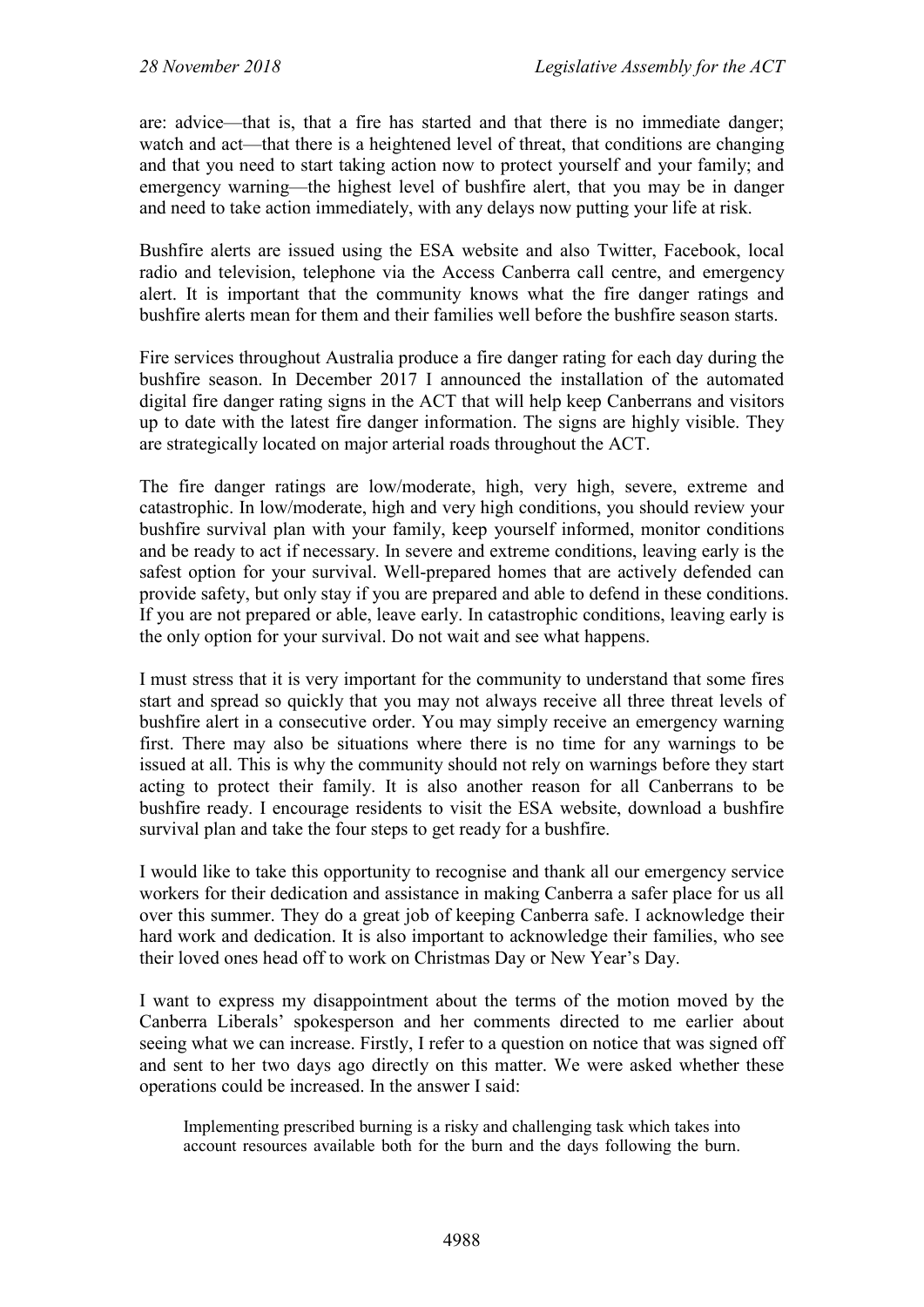are: advice—that is, that a fire has started and that there is no immediate danger; watch and act—that there is a heightened level of threat, that conditions are changing and that you need to start taking action now to protect yourself and your family; and emergency warning—the highest level of bushfire alert, that you may be in danger and need to take action immediately, with any delays now putting your life at risk.

Bushfire alerts are issued using the ESA website and also Twitter, Facebook, local radio and television, telephone via the Access Canberra call centre, and emergency alert. It is important that the community knows what the fire danger ratings and bushfire alerts mean for them and their families well before the bushfire season starts.

Fire services throughout Australia produce a fire danger rating for each day during the bushfire season. In December 2017 I announced the installation of the automated digital fire danger rating signs in the ACT that will help keep Canberrans and visitors up to date with the latest fire danger information. The signs are highly visible. They are strategically located on major arterial roads throughout the ACT.

The fire danger ratings are low/moderate, high, very high, severe, extreme and catastrophic. In low/moderate, high and very high conditions, you should review your bushfire survival plan with your family, keep yourself informed, monitor conditions and be ready to act if necessary. In severe and extreme conditions, leaving early is the safest option for your survival. Well-prepared homes that are actively defended can provide safety, but only stay if you are prepared and able to defend in these conditions. If you are not prepared or able, leave early. In catastrophic conditions, leaving early is the only option for your survival. Do not wait and see what happens.

I must stress that it is very important for the community to understand that some fires start and spread so quickly that you may not always receive all three threat levels of bushfire alert in a consecutive order. You may simply receive an emergency warning first. There may also be situations where there is no time for any warnings to be issued at all. This is why the community should not rely on warnings before they start acting to protect their family. It is also another reason for all Canberrans to be bushfire ready. I encourage residents to visit the ESA website, download a bushfire survival plan and take the four steps to get ready for a bushfire.

I would like to take this opportunity to recognise and thank all our emergency service workers for their dedication and assistance in making Canberra a safer place for us all over this summer. They do a great job of keeping Canberra safe. I acknowledge their hard work and dedication. It is also important to acknowledge their families, who see their loved ones head off to work on Christmas Day or New Year's Day.

I want to express my disappointment about the terms of the motion moved by the Canberra Liberals' spokesperson and her comments directed to me earlier about seeing what we can increase. Firstly, I refer to a question on notice that was signed off and sent to her two days ago directly on this matter. We were asked whether these operations could be increased. In the answer I said:

> Implementing prescribed burning is a risky and challenging task which takes into account resources available both for the burn and the days following the burn.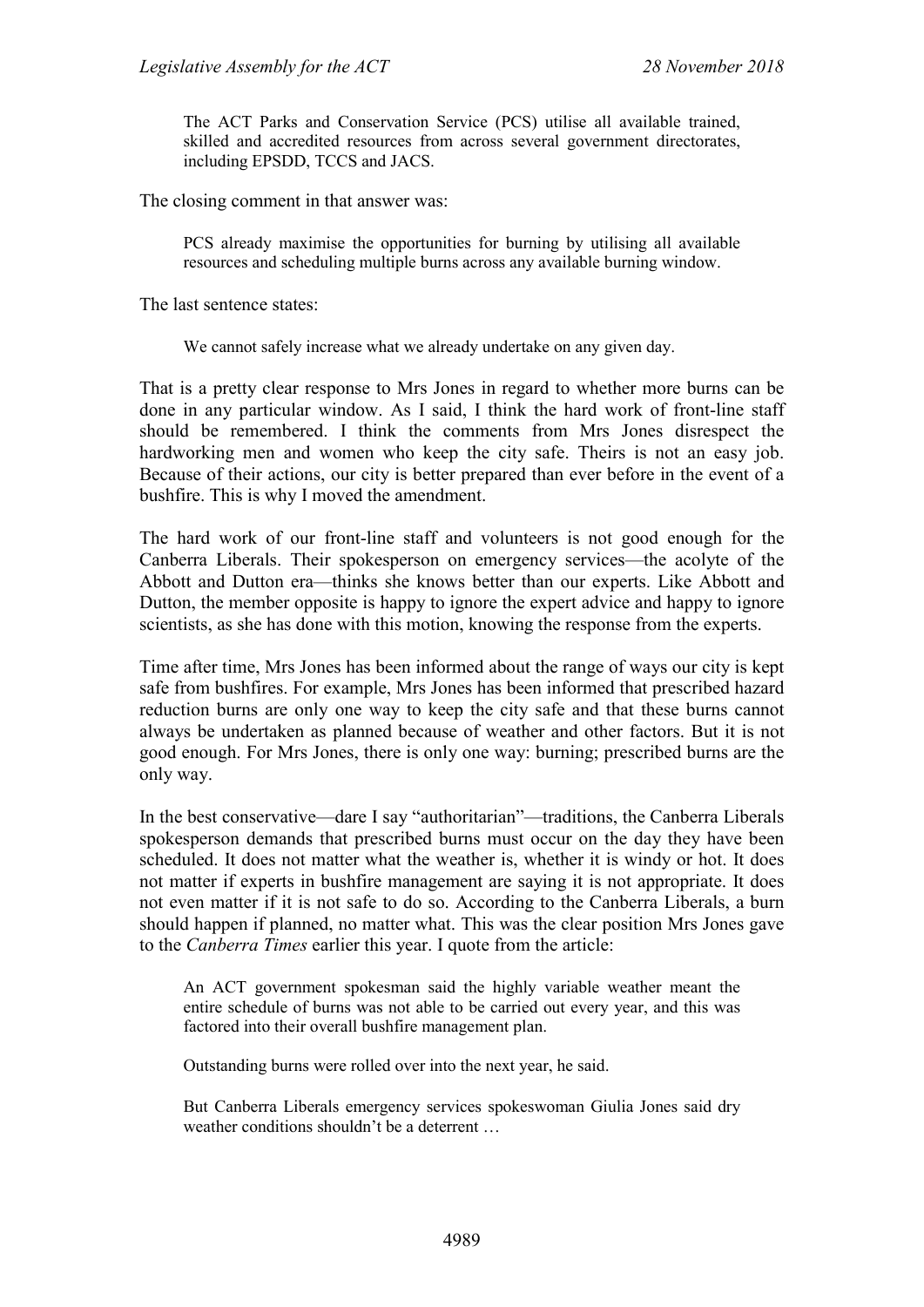> The ACT Parks and Conservation Service (PCS) utilise all available trained, skilled and accredited resources from across several government directorates, including EPSDD, TCCS and JACS.

The closing comment in that answer was:

> PCS already maximise the opportunities for burning by utilising all available resources and scheduling multiple burns across any available burning window.

The last sentence states:

> We cannot safely increase what we already undertake on any given day.

That is a pretty clear response to Mrs Jones in regard to whether more burns can be done in any particular window. As I said, I think the hard work of front-line staff should be remembered. I think the comments from Mrs Jones disrespect the hardworking men and women who keep the city safe. Theirs is not an easy job. Because of their actions, our city is better prepared than ever before in the event of a bushfire. This is why I moved the amendment.

The hard work of our front-line staff and volunteers is not good enough for the Canberra Liberals. Their spokesperson on emergency services—the acolyte of the Abbott and Dutton era—thinks she knows better than our experts. Like Abbott and Dutton, the member opposite is happy to ignore the expert advice and happy to ignore scientists, as she has done with this motion, knowing the response from the experts.

Time after time, Mrs Jones has been informed about the range of ways our city is kept safe from bushfires. For example, Mrs Jones has been informed that prescribed hazard reduction burns are only one way to keep the city safe and that these burns cannot always be undertaken as planned because of weather and other factors. But it is not good enough. For Mrs Jones, there is only one way: burning; prescribed burns are the only way.

In the best conservative—dare I say "authoritarian"—traditions, the Canberra Liberals spokesperson demands that prescribed burns must occur on the day they have been scheduled. It does not matter what the weather is, whether it is windy or hot. It does not matter if experts in bushfire management are saying it is not appropriate. It does not even matter if it is not safe to do so. According to the Canberra Liberals, a burn should happen if planned, no matter what. This was the clear position Mrs Jones gave to the *Canberra Times* earlier this year. I quote from the article:

> An ACT government spokesman said the highly variable weather meant the entire schedule of burns was not able to be carried out every year, and this was factored into their overall bushfire management plan.
>
> Outstanding burns were rolled over into the next year, he said.
>
> But Canberra Liberals emergency services spokeswoman Giulia Jones said dry weather conditions shouldn't be a deterrent …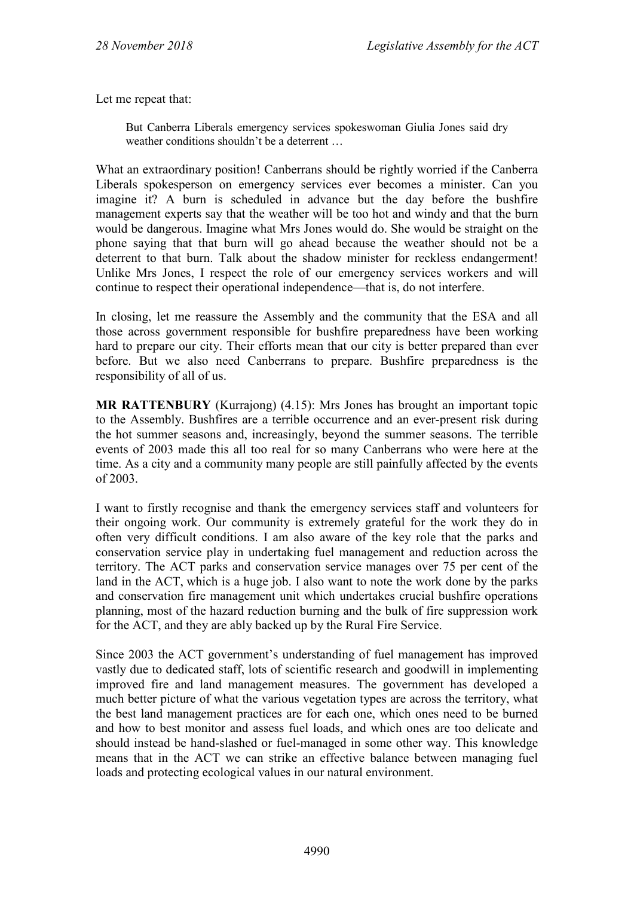Let me repeat that:

> But Canberra Liberals emergency services spokeswoman Giulia Jones said dry weather conditions shouldn't be a deterrent …

What an extraordinary position! Canberrans should be rightly worried if the Canberra Liberals spokesperson on emergency services ever becomes a minister. Can you imagine it? A burn is scheduled in advance but the day before the bushfire management experts say that the weather will be too hot and windy and that the burn would be dangerous. Imagine what Mrs Jones would do. She would be straight on the phone saying that that burn will go ahead because the weather should not be a deterrent to that burn. Talk about the shadow minister for reckless endangerment! Unlike Mrs Jones, I respect the role of our emergency services workers and will continue to respect their operational independence—that is, do not interfere.

In closing, let me reassure the Assembly and the community that the ESA and all those across government responsible for bushfire preparedness have been working hard to prepare our city. Their efforts mean that our city is better prepared than ever before. But we also need Canberrans to prepare. Bushfire preparedness is the responsibility of all of us.

**MR RATTENBURY** (Kurrajong) (4.15): Mrs Jones has brought an important topic to the Assembly. Bushfires are a terrible occurrence and an ever-present risk during the hot summer seasons and, increasingly, beyond the summer seasons. The terrible events of 2003 made this all too real for so many Canberrans who were here at the time. As a city and a community many people are still painfully affected by the events of 2003.

I want to firstly recognise and thank the emergency services staff and volunteers for their ongoing work. Our community is extremely grateful for the work they do in often very difficult conditions. I am also aware of the key role that the parks and conservation service play in undertaking fuel management and reduction across the territory. The ACT parks and conservation service manages over 75 per cent of the land in the ACT, which is a huge job. I also want to note the work done by the parks and conservation fire management unit which undertakes crucial bushfire operations planning, most of the hazard reduction burning and the bulk of fire suppression work for the ACT, and they are ably backed up by the Rural Fire Service.

Since 2003 the ACT government's understanding of fuel management has improved vastly due to dedicated staff, lots of scientific research and goodwill in implementing improved fire and land management measures. The government has developed a much better picture of what the various vegetation types are across the territory, what the best land management practices are for each one, which ones need to be burned and how to best monitor and assess fuel loads, and which ones are too delicate and should instead be hand-slashed or fuel-managed in some other way. This knowledge means that in the ACT we can strike an effective balance between managing fuel loads and protecting ecological values in our natural environment.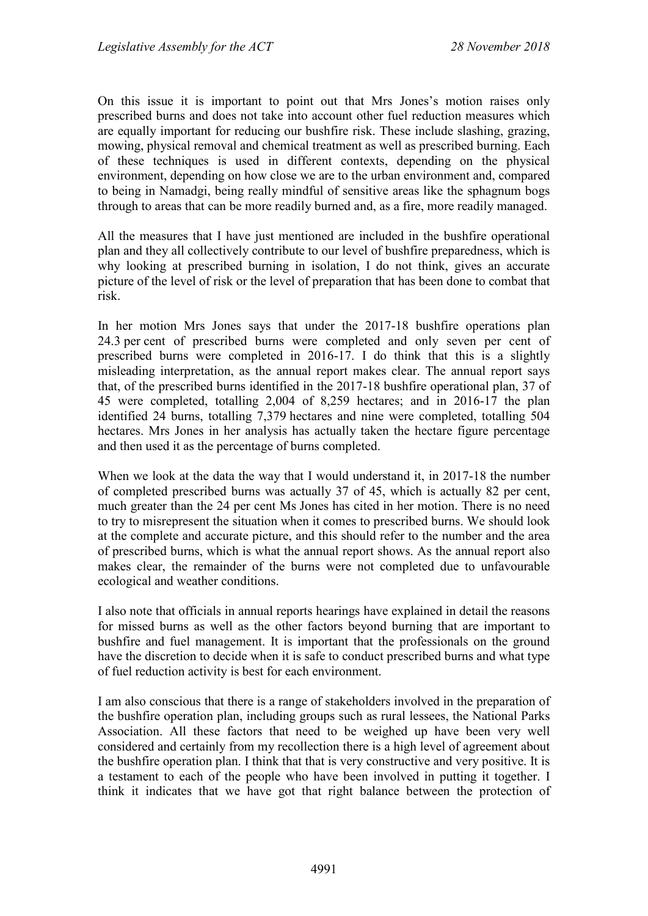On this issue it is important to point out that Mrs Jones's motion raises only prescribed burns and does not take into account other fuel reduction measures which are equally important for reducing our bushfire risk. These include slashing, grazing, mowing, physical removal and chemical treatment as well as prescribed burning. Each of these techniques is used in different contexts, depending on the physical environment, depending on how close we are to the urban environment and, compared to being in Namadgi, being really mindful of sensitive areas like the sphagnum bogs through to areas that can be more readily burned and, as a fire, more readily managed.

All the measures that I have just mentioned are included in the bushfire operational plan and they all collectively contribute to our level of bushfire preparedness, which is why looking at prescribed burning in isolation, I do not think, gives an accurate picture of the level of risk or the level of preparation that has been done to combat that risk.

In her motion Mrs Jones says that under the 2017-18 bushfire operations plan 24.3 per cent of prescribed burns were completed and only seven per cent of prescribed burns were completed in 2016-17. I do think that this is a slightly misleading interpretation, as the annual report makes clear. The annual report says that, of the prescribed burns identified in the 2017-18 bushfire operational plan, 37 of 45 were completed, totalling 2,004 of 8,259 hectares; and in 2016-17 the plan identified 24 burns, totalling 7,379 hectares and nine were completed, totalling 504 hectares. Mrs Jones in her analysis has actually taken the hectare figure percentage and then used it as the percentage of burns completed.

When we look at the data the way that I would understand it, in 2017-18 the number of completed prescribed burns was actually 37 of 45, which is actually 82 per cent, much greater than the 24 per cent Ms Jones has cited in her motion. There is no need to try to misrepresent the situation when it comes to prescribed burns. We should look at the complete and accurate picture, and this should refer to the number and the area of prescribed burns, which is what the annual report shows. As the annual report also makes clear, the remainder of the burns were not completed due to unfavourable ecological and weather conditions.

I also note that officials in annual reports hearings have explained in detail the reasons for missed burns as well as the other factors beyond burning that are important to bushfire and fuel management. It is important that the professionals on the ground have the discretion to decide when it is safe to conduct prescribed burns and what type of fuel reduction activity is best for each environment.

I am also conscious that there is a range of stakeholders involved in the preparation of the bushfire operation plan, including groups such as rural lessees, the National Parks Association. All these factors that need to be weighed up have been very well considered and certainly from my recollection there is a high level of agreement about the bushfire operation plan. I think that that is very constructive and very positive. It is a testament to each of the people who have been involved in putting it together. I think it indicates that we have got that right balance between the protection of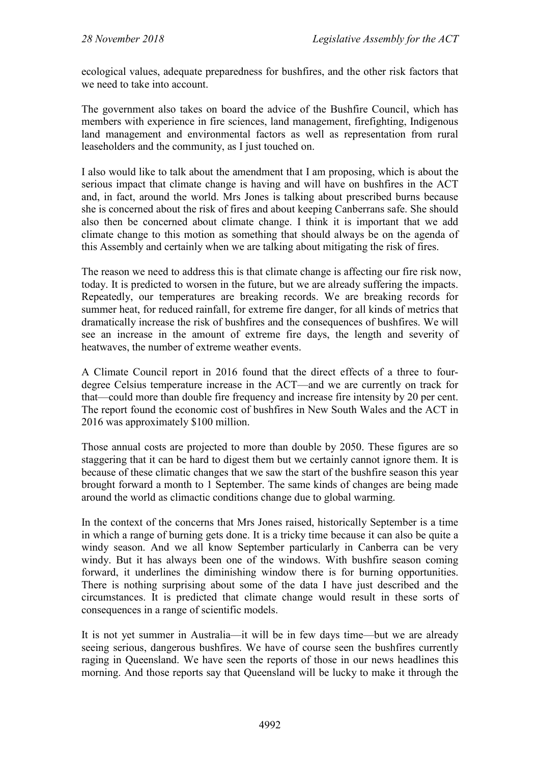ecological values, adequate preparedness for bushfires, and the other risk factors that we need to take into account.

The government also takes on board the advice of the Bushfire Council, which has members with experience in fire sciences, land management, firefighting, Indigenous land management and environmental factors as well as representation from rural leaseholders and the community, as I just touched on.

I also would like to talk about the amendment that I am proposing, which is about the serious impact that climate change is having and will have on bushfires in the ACT and, in fact, around the world. Mrs Jones is talking about prescribed burns because she is concerned about the risk of fires and about keeping Canberrans safe. She should also then be concerned about climate change. I think it is important that we add climate change to this motion as something that should always be on the agenda of this Assembly and certainly when we are talking about mitigating the risk of fires.

The reason we need to address this is that climate change is affecting our fire risk now, today. It is predicted to worsen in the future, but we are already suffering the impacts. Repeatedly, our temperatures are breaking records. We are breaking records for summer heat, for reduced rainfall, for extreme fire danger, for all kinds of metrics that dramatically increase the risk of bushfires and the consequences of bushfires. We will see an increase in the amount of extreme fire days, the length and severity of heatwaves, the number of extreme weather events.

A Climate Council report in 2016 found that the direct effects of a three to four-degree Celsius temperature increase in the ACT—and we are currently on track for that—could more than double fire frequency and increase fire intensity by 20 per cent. The report found the economic cost of bushfires in New South Wales and the ACT in 2016 was approximately $100 million.

Those annual costs are projected to more than double by 2050. These figures are so staggering that it can be hard to digest them but we certainly cannot ignore them. It is because of these climatic changes that we saw the start of the bushfire season this year brought forward a month to 1 September. The same kinds of changes are being made around the world as climactic conditions change due to global warming.

In the context of the concerns that Mrs Jones raised, historically September is a time in which a range of burning gets done. It is a tricky time because it can also be quite a windy season. And we all know September particularly in Canberra can be very windy. But it has always been one of the windows. With bushfire season coming forward, it underlines the diminishing window there is for burning opportunities. There is nothing surprising about some of the data I have just described and the circumstances. It is predicted that climate change would result in these sorts of consequences in a range of scientific models.

It is not yet summer in Australia—it will be in few days time—but we are already seeing serious, dangerous bushfires. We have of course seen the bushfires currently raging in Queensland. We have seen the reports of those in our news headlines this morning. And those reports say that Queensland will be lucky to make it through the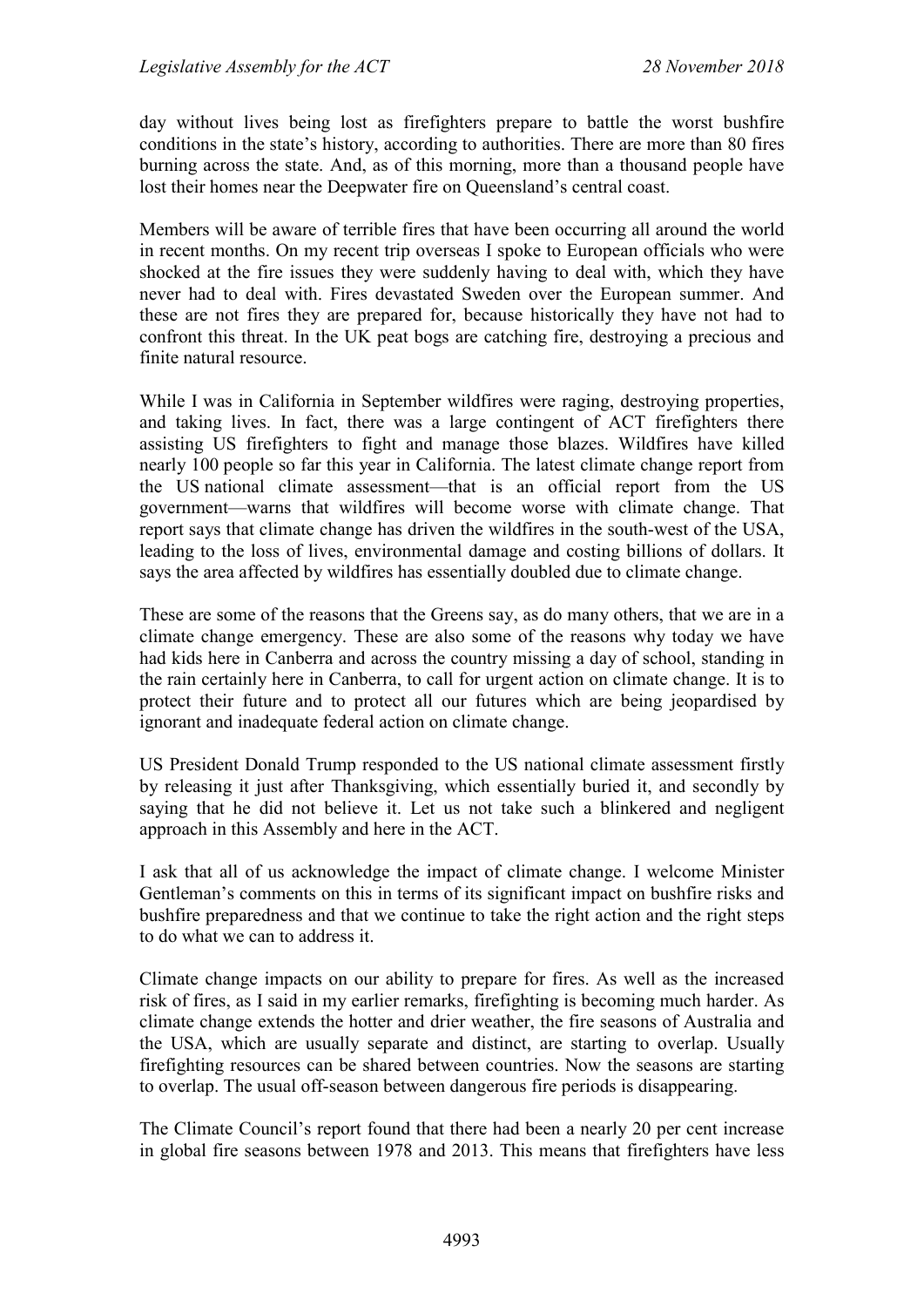day without lives being lost as firefighters prepare to battle the worst bushfire conditions in the state's history, according to authorities. There are more than 80 fires burning across the state. And, as of this morning, more than a thousand people have lost their homes near the Deepwater fire on Queensland's central coast.

Members will be aware of terrible fires that have been occurring all around the world in recent months. On my recent trip overseas I spoke to European officials who were shocked at the fire issues they were suddenly having to deal with, which they have never had to deal with. Fires devastated Sweden over the European summer. And these are not fires they are prepared for, because historically they have not had to confront this threat. In the UK peat bogs are catching fire, destroying a precious and finite natural resource.

While I was in California in September wildfires were raging, destroying properties, and taking lives. In fact, there was a large contingent of ACT firefighters there assisting US firefighters to fight and manage those blazes. Wildfires have killed nearly 100 people so far this year in California. The latest climate change report from the US national climate assessment—that is an official report from the US government—warns that wildfires will become worse with climate change. That report says that climate change has driven the wildfires in the south-west of the USA, leading to the loss of lives, environmental damage and costing billions of dollars. It says the area affected by wildfires has essentially doubled due to climate change.

These are some of the reasons that the Greens say, as do many others, that we are in a climate change emergency. These are also some of the reasons why today we have had kids here in Canberra and across the country missing a day of school, standing in the rain certainly here in Canberra, to call for urgent action on climate change. It is to protect their future and to protect all our futures which are being jeopardised by ignorant and inadequate federal action on climate change.

US President Donald Trump responded to the US national climate assessment firstly by releasing it just after Thanksgiving, which essentially buried it, and secondly by saying that he did not believe it. Let us not take such a blinkered and negligent approach in this Assembly and here in the ACT.

I ask that all of us acknowledge the impact of climate change. I welcome Minister Gentleman's comments on this in terms of its significant impact on bushfire risks and bushfire preparedness and that we continue to take the right action and the right steps to do what we can to address it.

Climate change impacts on our ability to prepare for fires. As well as the increased risk of fires, as I said in my earlier remarks, firefighting is becoming much harder. As climate change extends the hotter and drier weather, the fire seasons of Australia and the USA, which are usually separate and distinct, are starting to overlap. Usually firefighting resources can be shared between countries. Now the seasons are starting to overlap. The usual off-season between dangerous fire periods is disappearing.

The Climate Council's report found that there had been a nearly 20 per cent increase in global fire seasons between 1978 and 2013. This means that firefighters have less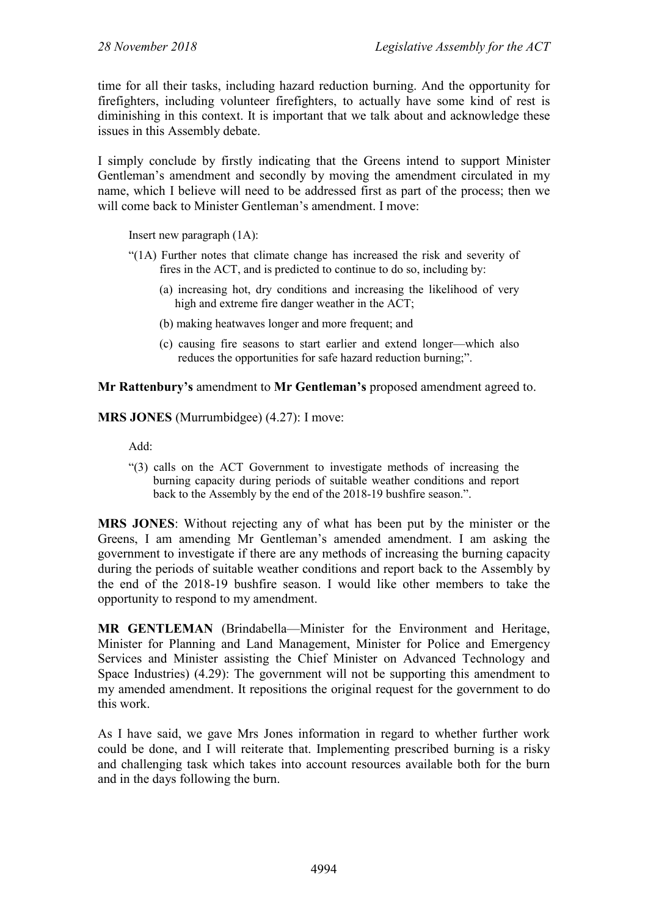time for all their tasks, including hazard reduction burning. And the opportunity for firefighters, including volunteer firefighters, to actually have some kind of rest is diminishing in this context. It is important that we talk about and acknowledge these issues in this Assembly debate.

I simply conclude by firstly indicating that the Greens intend to support Minister Gentleman's amendment and secondly by moving the amendment circulated in my name, which I believe will need to be addressed first as part of the process; then we will come back to Minister Gentleman's amendment. I move:

> Insert new paragraph (1A):
>
> "(1A) Further notes that climate change has increased the risk and severity of fires in the ACT, and is predicted to continue to do so, including by:
>
> (a) increasing hot, dry conditions and increasing the likelihood of very high and extreme fire danger weather in the ACT;
>
> (b) making heatwaves longer and more frequent; and
>
> (c) causing fire seasons to start earlier and extend longer—which also reduces the opportunities for safe hazard reduction burning;".

**Mr Rattenbury's** amendment to **Mr Gentleman's** proposed amendment agreed to.

**MRS JONES** (Murrumbidgee) (4.27): I move:

> Add:
>
> "(3) calls on the ACT Government to investigate methods of increasing the burning capacity during periods of suitable weather conditions and report back to the Assembly by the end of the 2018-19 bushfire season.".

**MRS JONES**: Without rejecting any of what has been put by the minister or the Greens, I am amending Mr Gentleman's amended amendment. I am asking the government to investigate if there are any methods of increasing the burning capacity during the periods of suitable weather conditions and report back to the Assembly by the end of the 2018-19 bushfire season. I would like other members to take the opportunity to respond to my amendment.

**MR GENTLEMAN** (Brindabella—Minister for the Environment and Heritage, Minister for Planning and Land Management, Minister for Police and Emergency Services and Minister assisting the Chief Minister on Advanced Technology and Space Industries) (4.29): The government will not be supporting this amendment to my amended amendment. It repositions the original request for the government to do this work.

As I have said, we gave Mrs Jones information in regard to whether further work could be done, and I will reiterate that. Implementing prescribed burning is a risky and challenging task which takes into account resources available both for the burn and in the days following the burn.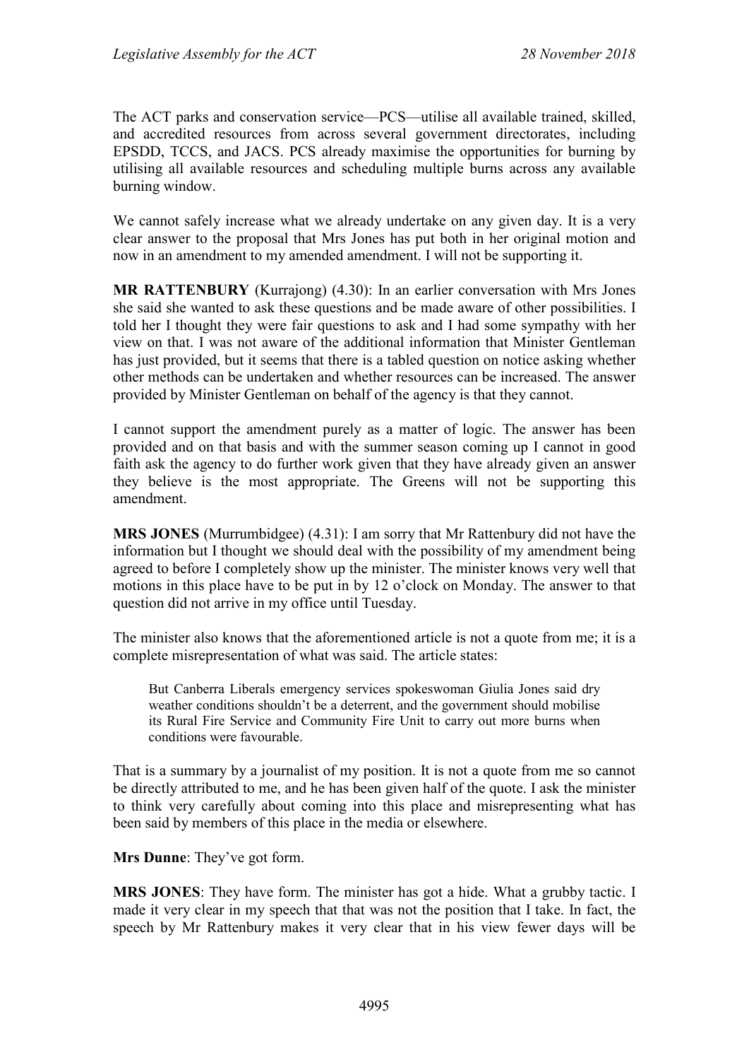The ACT parks and conservation service—PCS—utilise all available trained, skilled, and accredited resources from across several government directorates, including EPSDD, TCCS, and JACS. PCS already maximise the opportunities for burning by utilising all available resources and scheduling multiple burns across any available burning window.

We cannot safely increase what we already undertake on any given day. It is a very clear answer to the proposal that Mrs Jones has put both in her original motion and now in an amendment to my amended amendment. I will not be supporting it.

**MR RATTENBURY** (Kurrajong) (4.30): In an earlier conversation with Mrs Jones she said she wanted to ask these questions and be made aware of other possibilities. I told her I thought they were fair questions to ask and I had some sympathy with her view on that. I was not aware of the additional information that Minister Gentleman has just provided, but it seems that there is a tabled question on notice asking whether other methods can be undertaken and whether resources can be increased. The answer provided by Minister Gentleman on behalf of the agency is that they cannot.

I cannot support the amendment purely as a matter of logic. The answer has been provided and on that basis and with the summer season coming up I cannot in good faith ask the agency to do further work given that they have already given an answer they believe is the most appropriate. The Greens will not be supporting this amendment.

**MRS JONES** (Murrumbidgee) (4.31): I am sorry that Mr Rattenbury did not have the information but I thought we should deal with the possibility of my amendment being agreed to before I completely show up the minister. The minister knows very well that motions in this place have to be put in by 12 o'clock on Monday. The answer to that question did not arrive in my office until Tuesday.

The minister also knows that the aforementioned article is not a quote from me; it is a complete misrepresentation of what was said. The article states:

> But Canberra Liberals emergency services spokeswoman Giulia Jones said dry weather conditions shouldn't be a deterrent, and the government should mobilise its Rural Fire Service and Community Fire Unit to carry out more burns when conditions were favourable.

That is a summary by a journalist of my position. It is not a quote from me so cannot be directly attributed to me, and he has been given half of the quote. I ask the minister to think very carefully about coming into this place and misrepresenting what has been said by members of this place in the media or elsewhere.

**Mrs Dunne**: They've got form.

**MRS JONES**: They have form. The minister has got a hide. What a grubby tactic. I made it very clear in my speech that that was not the position that I take. In fact, the speech by Mr Rattenbury makes it very clear that in his view fewer days will be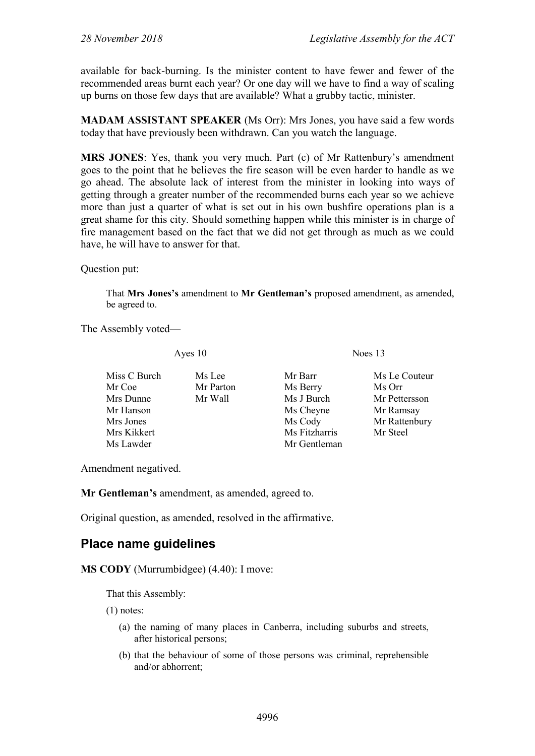available for back-burning. Is the minister content to have fewer and fewer of the recommended areas burnt each year? Or one day will we have to find a way of scaling up burns on those few days that are available? What a grubby tactic, minister.

**MADAM ASSISTANT SPEAKER** (Ms Orr): Mrs Jones, you have said a few words today that have previously been withdrawn. Can you watch the language.

**MRS JONES**: Yes, thank you very much. Part (c) of Mr Rattenbury's amendment goes to the point that he believes the fire season will be even harder to handle as we go ahead. The absolute lack of interest from the minister in looking into ways of getting through a greater number of the recommended burns each year so we achieve more than just a quarter of what is set out in his own bushfire operations plan is a great shame for this city. Should something happen while this minister is in charge of fire management based on the fact that we did not get through as much as we could have, he will have to answer for that.

Question put:

> That **Mrs Jones's** amendment to **Mr Gentleman's** proposed amendment, as amended, be agreed to.

The Assembly voted—

| Ayes 10 | | Noes 13 | |
|---|---|---|---|
| Miss C Burch | Ms Lee | Mr Barr | Ms Le Couteur |
| Mr Coe | Mr Parton | Ms Berry | Ms Orr |
| Mrs Dunne | Mr Wall | Ms J Burch | Mr Pettersson |
| Mr Hanson | | Ms Cheyne | Mr Ramsay |
| Mrs Jones | | Ms Cody | Mr Rattenbury |
| Mrs Kikkert | | Ms Fitzharris | Mr Steel |
| Ms Lawder | | Mr Gentleman | |

Amendment negatived.

**Mr Gentleman's** amendment, as amended, agreed to.

Original question, as amended, resolved in the affirmative.

## Place name guidelines

**MS CODY** (Murrumbidgee) (4.40): I move:

> That this Assembly:
>
> (1) notes:
>
> (a) the naming of many places in Canberra, including suburbs and streets, after historical persons;
>
> (b) that the behaviour of some of those persons was criminal, reprehensible and/or abhorrent;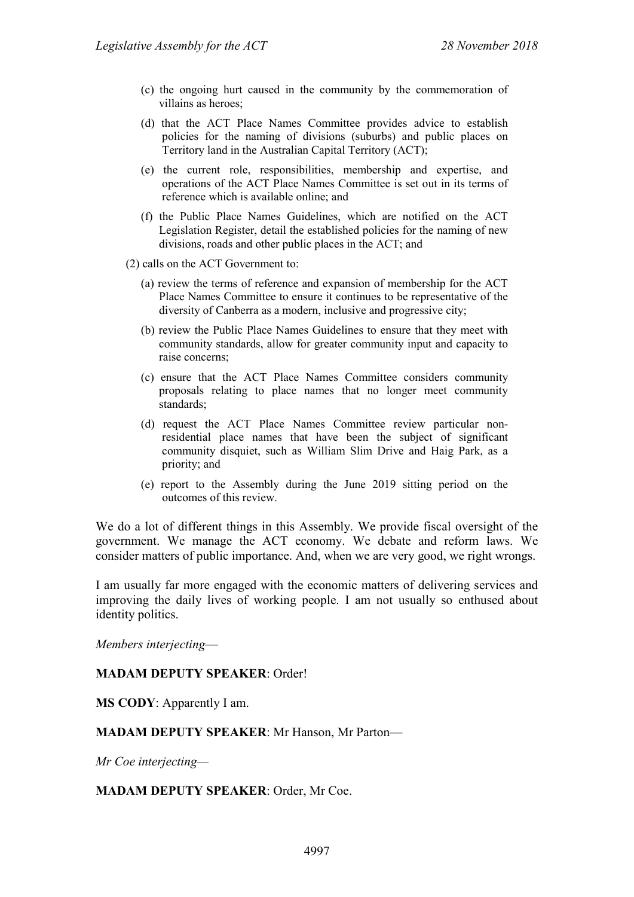- (c) the ongoing hurt caused in the community by the commemoration of villains as heroes;
- (d) that the ACT Place Names Committee provides advice to establish policies for the naming of divisions (suburbs) and public places on Territory land in the Australian Capital Territory (ACT);
- (e) the current role, responsibilities, membership and expertise, and operations of the ACT Place Names Committee is set out in its terms of reference which is available online; and
- (f) the Public Place Names Guidelines, which are notified on the ACT Legislation Register, detail the established policies for the naming of new divisions, roads and other public places in the ACT; and

(2) calls on the ACT Government to:

- (a) review the terms of reference and expansion of membership for the ACT Place Names Committee to ensure it continues to be representative of the diversity of Canberra as a modern, inclusive and progressive city;
- (b) review the Public Place Names Guidelines to ensure that they meet with community standards, allow for greater community input and capacity to raise concerns;
- (c) ensure that the ACT Place Names Committee considers community proposals relating to place names that no longer meet community standards;
- (d) request the ACT Place Names Committee review particular non-residential place names that have been the subject of significant community disquiet, such as William Slim Drive and Haig Park, as a priority; and
- (e) report to the Assembly during the June 2019 sitting period on the outcomes of this review.

We do a lot of different things in this Assembly. We provide fiscal oversight of the government. We manage the ACT economy. We debate and reform laws. We consider matters of public importance. And, when we are very good, we right wrongs.

I am usually far more engaged with the economic matters of delivering services and improving the daily lives of working people. I am not usually so enthused about identity politics.

*Members interjecting*—

**MADAM DEPUTY SPEAKER**: Order!

**MS CODY**: Apparently I am.

**MADAM DEPUTY SPEAKER**: Mr Hanson, Mr Parton—

*Mr Coe interjecting*—

**MADAM DEPUTY SPEAKER**: Order, Mr Coe.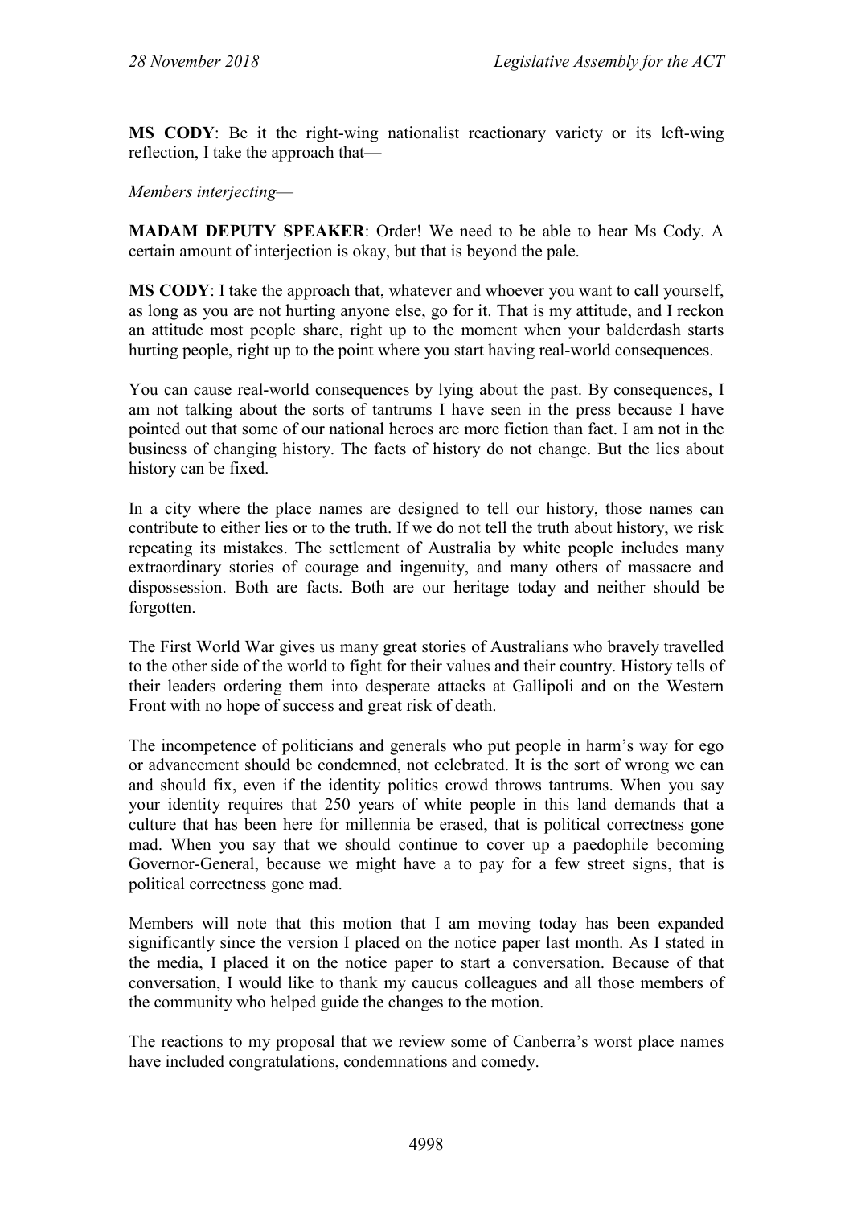**MS CODY**: Be it the right-wing nationalist reactionary variety or its left-wing reflection, I take the approach that—

*Members interjecting*—

**MADAM DEPUTY SPEAKER**: Order! We need to be able to hear Ms Cody. A certain amount of interjection is okay, but that is beyond the pale.

**MS CODY**: I take the approach that, whatever and whoever you want to call yourself, as long as you are not hurting anyone else, go for it. That is my attitude, and I reckon an attitude most people share, right up to the moment when your balderdash starts hurting people, right up to the point where you start having real-world consequences.

You can cause real-world consequences by lying about the past. By consequences, I am not talking about the sorts of tantrums I have seen in the press because I have pointed out that some of our national heroes are more fiction than fact. I am not in the business of changing history. The facts of history do not change. But the lies about history can be fixed.

In a city where the place names are designed to tell our history, those names can contribute to either lies or to the truth. If we do not tell the truth about history, we risk repeating its mistakes. The settlement of Australia by white people includes many extraordinary stories of courage and ingenuity, and many others of massacre and dispossession. Both are facts. Both are our heritage today and neither should be forgotten.

The First World War gives us many great stories of Australians who bravely travelled to the other side of the world to fight for their values and their country. History tells of their leaders ordering them into desperate attacks at Gallipoli and on the Western Front with no hope of success and great risk of death.

The incompetence of politicians and generals who put people in harm's way for ego or advancement should be condemned, not celebrated. It is the sort of wrong we can and should fix, even if the identity politics crowd throws tantrums. When you say your identity requires that 250 years of white people in this land demands that a culture that has been here for millennia be erased, that is political correctness gone mad. When you say that we should continue to cover up a paedophile becoming Governor-General, because we might have a to pay for a few street signs, that is political correctness gone mad.

Members will note that this motion that I am moving today has been expanded significantly since the version I placed on the notice paper last month. As I stated in the media, I placed it on the notice paper to start a conversation. Because of that conversation, I would like to thank my caucus colleagues and all those members of the community who helped guide the changes to the motion.

The reactions to my proposal that we review some of Canberra's worst place names have included congratulations, condemnations and comedy.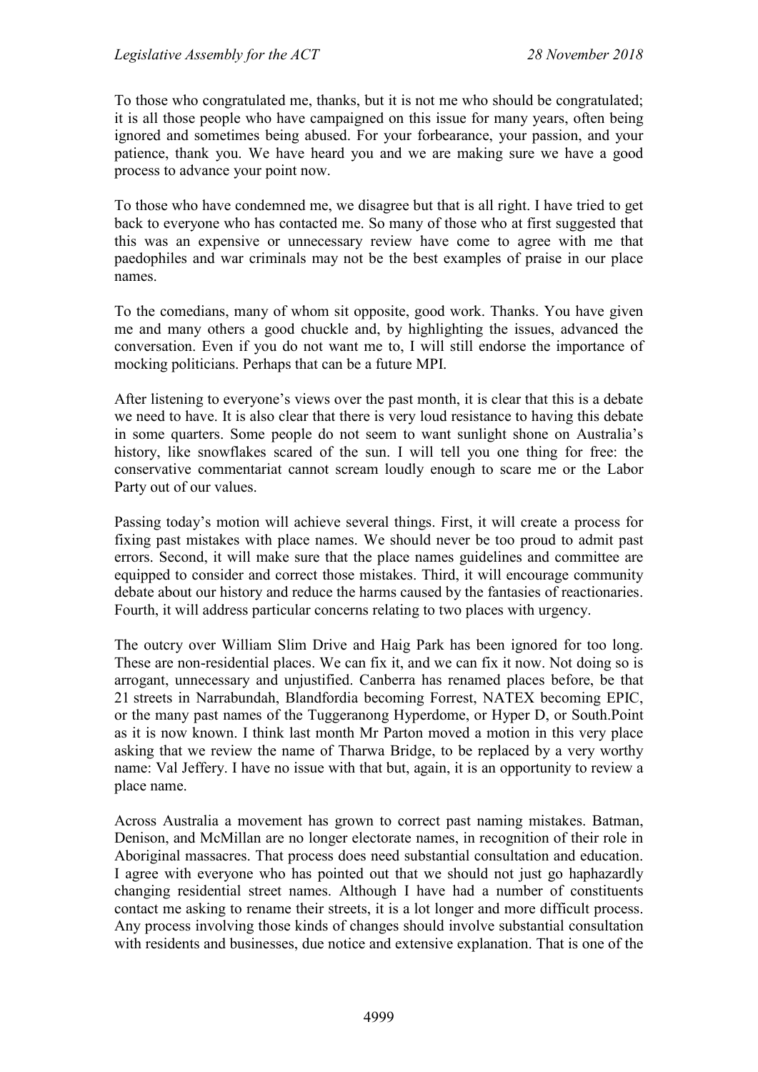To those who congratulated me, thanks, but it is not me who should be congratulated; it is all those people who have campaigned on this issue for many years, often being ignored and sometimes being abused. For your forbearance, your passion, and your patience, thank you. We have heard you and we are making sure we have a good process to advance your point now.

To those who have condemned me, we disagree but that is all right. I have tried to get back to everyone who has contacted me. So many of those who at first suggested that this was an expensive or unnecessary review have come to agree with me that paedophiles and war criminals may not be the best examples of praise in our place names.

To the comedians, many of whom sit opposite, good work. Thanks. You have given me and many others a good chuckle and, by highlighting the issues, advanced the conversation. Even if you do not want me to, I will still endorse the importance of mocking politicians. Perhaps that can be a future MPI.

After listening to everyone's views over the past month, it is clear that this is a debate we need to have. It is also clear that there is very loud resistance to having this debate in some quarters. Some people do not seem to want sunlight shone on Australia's history, like snowflakes scared of the sun. I will tell you one thing for free: the conservative commentariat cannot scream loudly enough to scare me or the Labor Party out of our values.

Passing today's motion will achieve several things. First, it will create a process for fixing past mistakes with place names. We should never be too proud to admit past errors. Second, it will make sure that the place names guidelines and committee are equipped to consider and correct those mistakes. Third, it will encourage community debate about our history and reduce the harms caused by the fantasies of reactionaries. Fourth, it will address particular concerns relating to two places with urgency.

The outcry over William Slim Drive and Haig Park has been ignored for too long. These are non-residential places. We can fix it, and we can fix it now. Not doing so is arrogant, unnecessary and unjustified. Canberra has renamed places before, be that 21 streets in Narrabundah, Blandfordia becoming Forrest, NATEX becoming EPIC, or the many past names of the Tuggeranong Hyperdome, or Hyper D, or South.Point as it is now known. I think last month Mr Parton moved a motion in this very place asking that we review the name of Tharwa Bridge, to be replaced by a very worthy name: Val Jeffery. I have no issue with that but, again, it is an opportunity to review a place name.

Across Australia a movement has grown to correct past naming mistakes. Batman, Denison, and McMillan are no longer electorate names, in recognition of their role in Aboriginal massacres. That process does need substantial consultation and education. I agree with everyone who has pointed out that we should not just go haphazardly changing residential street names. Although I have had a number of constituents contact me asking to rename their streets, it is a lot longer and more difficult process. Any process involving those kinds of changes should involve substantial consultation with residents and businesses, due notice and extensive explanation. That is one of the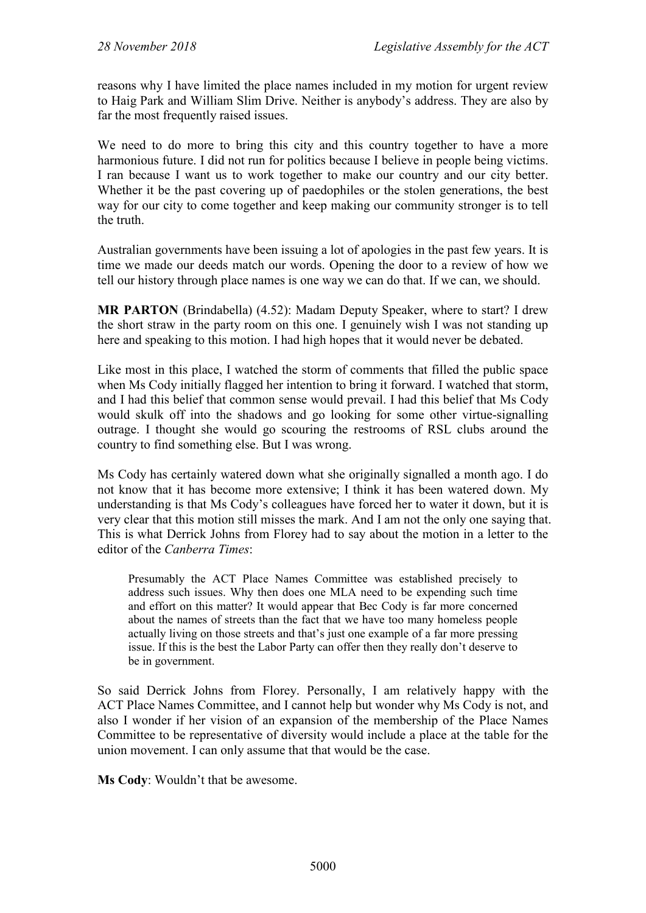reasons why I have limited the place names included in my motion for urgent review to Haig Park and William Slim Drive. Neither is anybody's address. They are also by far the most frequently raised issues.

We need to do more to bring this city and this country together to have a more harmonious future. I did not run for politics because I believe in people being victims. I ran because I want us to work together to make our country and our city better. Whether it be the past covering up of paedophiles or the stolen generations, the best way for our city to come together and keep making our community stronger is to tell the truth.

Australian governments have been issuing a lot of apologies in the past few years. It is time we made our deeds match our words. Opening the door to a review of how we tell our history through place names is one way we can do that. If we can, we should.

**MR PARTON** (Brindabella) (4.52): Madam Deputy Speaker, where to start? I drew the short straw in the party room on this one. I genuinely wish I was not standing up here and speaking to this motion. I had high hopes that it would never be debated.

Like most in this place, I watched the storm of comments that filled the public space when Ms Cody initially flagged her intention to bring it forward. I watched that storm, and I had this belief that common sense would prevail. I had this belief that Ms Cody would skulk off into the shadows and go looking for some other virtue-signalling outrage. I thought she would go scouring the restrooms of RSL clubs around the country to find something else. But I was wrong.

Ms Cody has certainly watered down what she originally signalled a month ago. I do not know that it has become more extensive; I think it has been watered down. My understanding is that Ms Cody's colleagues have forced her to water it down, but it is very clear that this motion still misses the mark. And I am not the only one saying that. This is what Derrick Johns from Florey had to say about the motion in a letter to the editor of the *Canberra Times*:

> Presumably the ACT Place Names Committee was established precisely to address such issues. Why then does one MLA need to be expending such time and effort on this matter? It would appear that Bec Cody is far more concerned about the names of streets than the fact that we have too many homeless people actually living on those streets and that's just one example of a far more pressing issue. If this is the best the Labor Party can offer then they really don't deserve to be in government.

So said Derrick Johns from Florey. Personally, I am relatively happy with the ACT Place Names Committee, and I cannot help but wonder why Ms Cody is not, and also I wonder if her vision of an expansion of the membership of the Place Names Committee to be representative of diversity would include a place at the table for the union movement. I can only assume that that would be the case.

**Ms Cody**: Wouldn't that be awesome.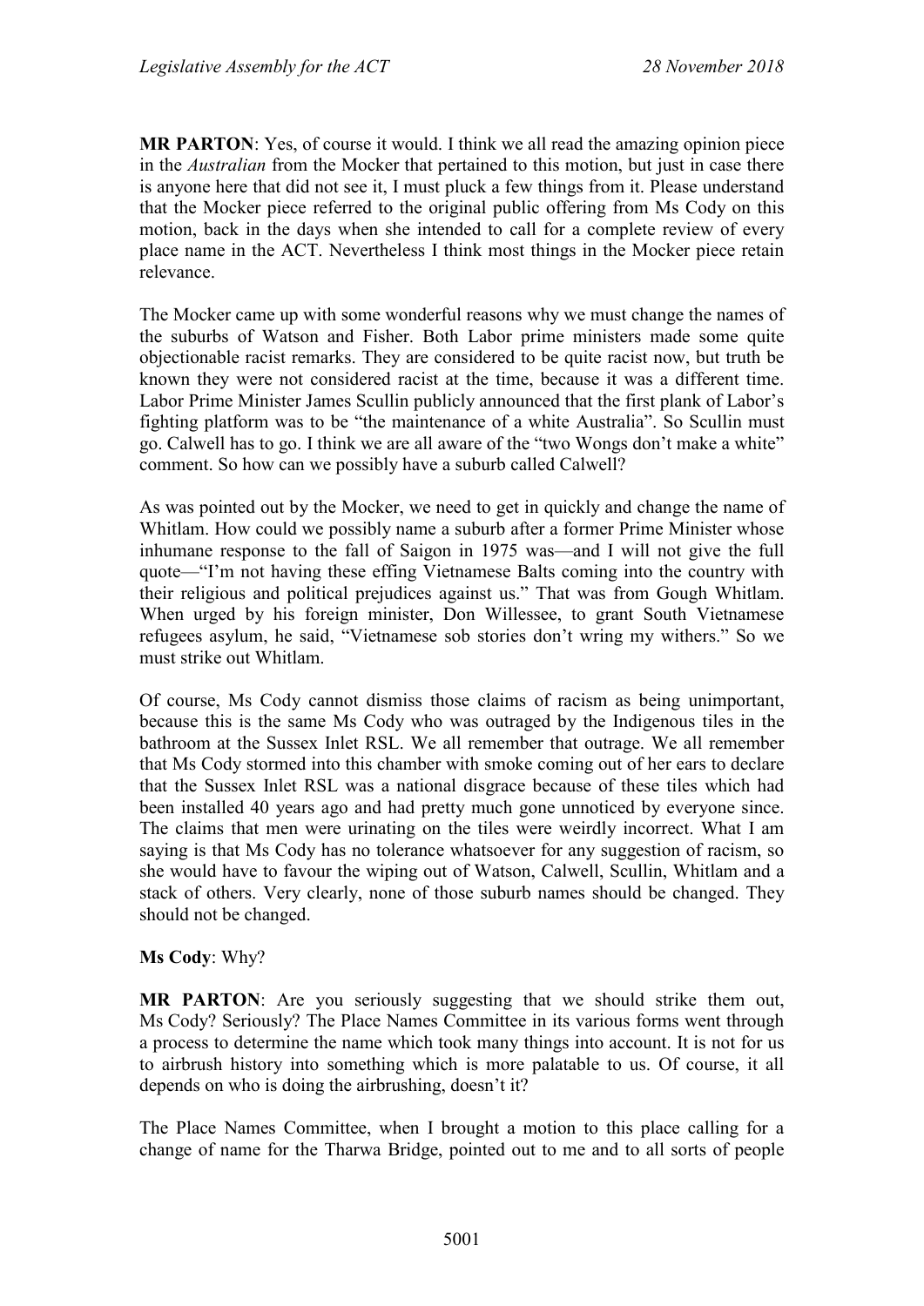**MR PARTON**: Yes, of course it would. I think we all read the amazing opinion piece in the *Australian* from the Mocker that pertained to this motion, but just in case there is anyone here that did not see it, I must pluck a few things from it. Please understand that the Mocker piece referred to the original public offering from Ms Cody on this motion, back in the days when she intended to call for a complete review of every place name in the ACT. Nevertheless I think most things in the Mocker piece retain relevance.

The Mocker came up with some wonderful reasons why we must change the names of the suburbs of Watson and Fisher. Both Labor prime ministers made some quite objectionable racist remarks. They are considered to be quite racist now, but truth be known they were not considered racist at the time, because it was a different time. Labor Prime Minister James Scullin publicly announced that the first plank of Labor's fighting platform was to be "the maintenance of a white Australia". So Scullin must go. Calwell has to go. I think we are all aware of the "two Wongs don't make a white" comment. So how can we possibly have a suburb called Calwell?

As was pointed out by the Mocker, we need to get in quickly and change the name of Whitlam. How could we possibly name a suburb after a former Prime Minister whose inhumane response to the fall of Saigon in 1975 was—and I will not give the full quote—"I'm not having these effing Vietnamese Balts coming into the country with their religious and political prejudices against us." That was from Gough Whitlam. When urged by his foreign minister, Don Willessee, to grant South Vietnamese refugees asylum, he said, "Vietnamese sob stories don't wring my withers." So we must strike out Whitlam.

Of course, Ms Cody cannot dismiss those claims of racism as being unimportant, because this is the same Ms Cody who was outraged by the Indigenous tiles in the bathroom at the Sussex Inlet RSL. We all remember that outrage. We all remember that Ms Cody stormed into this chamber with smoke coming out of her ears to declare that the Sussex Inlet RSL was a national disgrace because of these tiles which had been installed 40 years ago and had pretty much gone unnoticed by everyone since. The claims that men were urinating on the tiles were weirdly incorrect. What I am saying is that Ms Cody has no tolerance whatsoever for any suggestion of racism, so she would have to favour the wiping out of Watson, Calwell, Scullin, Whitlam and a stack of others. Very clearly, none of those suburb names should be changed. They should not be changed.

**Ms Cody**: Why?

**MR PARTON**: Are you seriously suggesting that we should strike them out, Ms Cody? Seriously? The Place Names Committee in its various forms went through a process to determine the name which took many things into account. It is not for us to airbrush history into something which is more palatable to us. Of course, it all depends on who is doing the airbrushing, doesn't it?

The Place Names Committee, when I brought a motion to this place calling for a change of name for the Tharwa Bridge, pointed out to me and to all sorts of people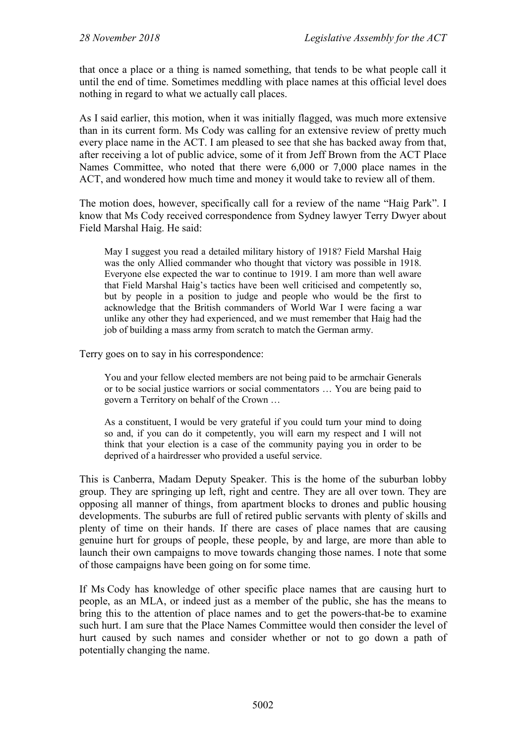that once a place or a thing is named something, that tends to be what people call it until the end of time. Sometimes meddling with place names at this official level does nothing in regard to what we actually call places.

As I said earlier, this motion, when it was initially flagged, was much more extensive than in its current form. Ms Cody was calling for an extensive review of pretty much every place name in the ACT. I am pleased to see that she has backed away from that, after receiving a lot of public advice, some of it from Jeff Brown from the ACT Place Names Committee, who noted that there were 6,000 or 7,000 place names in the ACT, and wondered how much time and money it would take to review all of them.

The motion does, however, specifically call for a review of the name "Haig Park". I know that Ms Cody received correspondence from Sydney lawyer Terry Dwyer about Field Marshal Haig. He said:

> May I suggest you read a detailed military history of 1918? Field Marshal Haig was the only Allied commander who thought that victory was possible in 1918. Everyone else expected the war to continue to 1919. I am more than well aware that Field Marshal Haig's tactics have been well criticised and competently so, but by people in a position to judge and people who would be the first to acknowledge that the British commanders of World War I were facing a war unlike any other they had experienced, and we must remember that Haig had the job of building a mass army from scratch to match the German army.

Terry goes on to say in his correspondence:

> You and your fellow elected members are not being paid to be armchair Generals or to be social justice warriors or social commentators … You are being paid to govern a Territory on behalf of the Crown …
>
> As a constituent, I would be very grateful if you could turn your mind to doing so and, if you can do it competently, you will earn my respect and I will not think that your election is a case of the community paying you in order to be deprived of a hairdresser who provided a useful service.

This is Canberra, Madam Deputy Speaker. This is the home of the suburban lobby group. They are springing up left, right and centre. They are all over town. They are opposing all manner of things, from apartment blocks to drones and public housing developments. The suburbs are full of retired public servants with plenty of skills and plenty of time on their hands. If there are cases of place names that are causing genuine hurt for groups of people, these people, by and large, are more than able to launch their own campaigns to move towards changing those names. I note that some of those campaigns have been going on for some time.

If Ms Cody has knowledge of other specific place names that are causing hurt to people, as an MLA, or indeed just as a member of the public, she has the means to bring this to the attention of place names and to get the powers-that-be to examine such hurt. I am sure that the Place Names Committee would then consider the level of hurt caused by such names and consider whether or not to go down a path of potentially changing the name.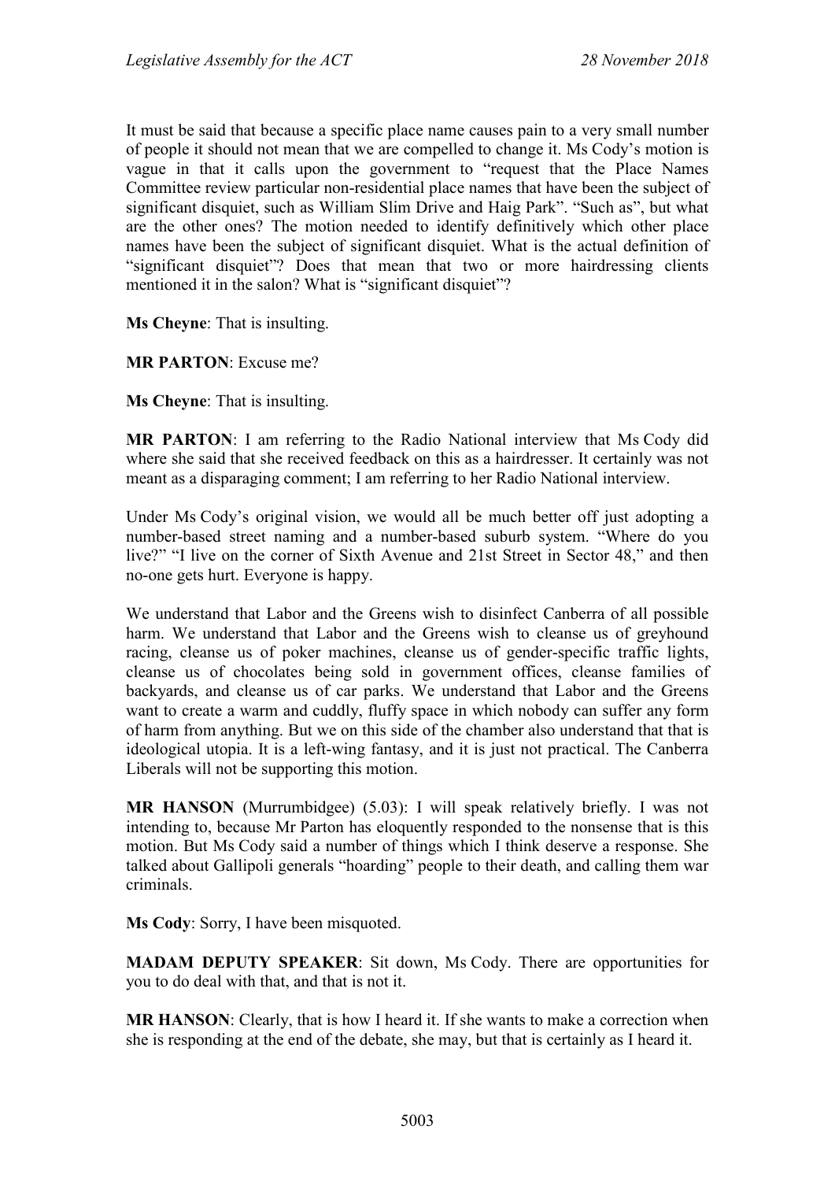It must be said that because a specific place name causes pain to a very small number of people it should not mean that we are compelled to change it. Ms Cody's motion is vague in that it calls upon the government to "request that the Place Names Committee review particular non-residential place names that have been the subject of significant disquiet, such as William Slim Drive and Haig Park". "Such as", but what are the other ones? The motion needed to identify definitively which other place names have been the subject of significant disquiet. What is the actual definition of "significant disquiet"? Does that mean that two or more hairdressing clients mentioned it in the salon? What is "significant disquiet"?

**Ms Cheyne**: That is insulting.

**MR PARTON**: Excuse me?

**Ms Cheyne**: That is insulting.

**MR PARTON**: I am referring to the Radio National interview that Ms Cody did where she said that she received feedback on this as a hairdresser. It certainly was not meant as a disparaging comment; I am referring to her Radio National interview.

Under Ms Cody's original vision, we would all be much better off just adopting a number-based street naming and a number-based suburb system. "Where do you live?" "I live on the corner of Sixth Avenue and 21st Street in Sector 48," and then no-one gets hurt. Everyone is happy.

We understand that Labor and the Greens wish to disinfect Canberra of all possible harm. We understand that Labor and the Greens wish to cleanse us of greyhound racing, cleanse us of poker machines, cleanse us of gender-specific traffic lights, cleanse us of chocolates being sold in government offices, cleanse families of backyards, and cleanse us of car parks. We understand that Labor and the Greens want to create a warm and cuddly, fluffy space in which nobody can suffer any form of harm from anything. But we on this side of the chamber also understand that that is ideological utopia. It is a left-wing fantasy, and it is just not practical. The Canberra Liberals will not be supporting this motion.

**MR HANSON** (Murrumbidgee) (5.03): I will speak relatively briefly. I was not intending to, because Mr Parton has eloquently responded to the nonsense that is this motion. But Ms Cody said a number of things which I think deserve a response. She talked about Gallipoli generals "hoarding" people to their death, and calling them war criminals.

**Ms Cody**: Sorry, I have been misquoted.

**MADAM DEPUTY SPEAKER**: Sit down, Ms Cody. There are opportunities for you to do deal with that, and that is not it.

**MR HANSON**: Clearly, that is how I heard it. If she wants to make a correction when she is responding at the end of the debate, she may, but that is certainly as I heard it.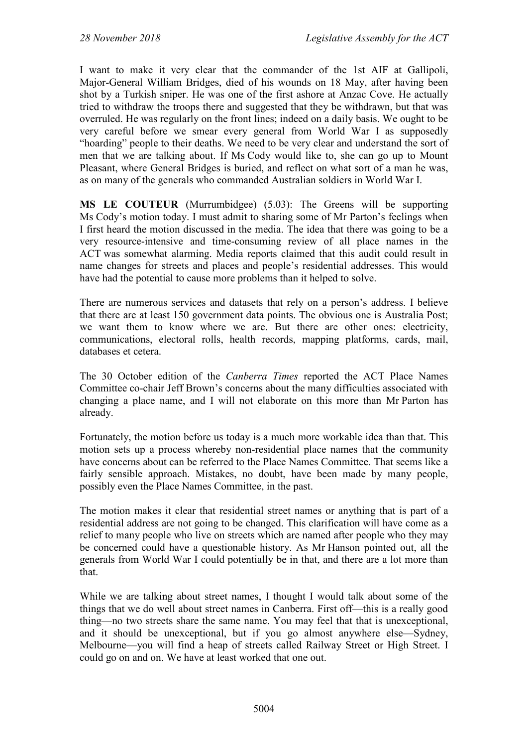I want to make it very clear that the commander of the 1st AIF at Gallipoli, Major-General William Bridges, died of his wounds on 18 May, after having been shot by a Turkish sniper. He was one of the first ashore at Anzac Cove. He actually tried to withdraw the troops there and suggested that they be withdrawn, but that was overruled. He was regularly on the front lines; indeed on a daily basis. We ought to be very careful before we smear every general from World War I as supposedly "hoarding" people to their deaths. We need to be very clear and understand the sort of men that we are talking about. If Ms Cody would like to, she can go up to Mount Pleasant, where General Bridges is buried, and reflect on what sort of a man he was, as on many of the generals who commanded Australian soldiers in World War I.

**MS LE COUTEUR** (Murrumbidgee) (5.03): The Greens will be supporting Ms Cody's motion today. I must admit to sharing some of Mr Parton's feelings when I first heard the motion discussed in the media. The idea that there was going to be a very resource-intensive and time-consuming review of all place names in the ACT was somewhat alarming. Media reports claimed that this audit could result in name changes for streets and places and people's residential addresses. This would have had the potential to cause more problems than it helped to solve.

There are numerous services and datasets that rely on a person's address. I believe that there are at least 150 government data points. The obvious one is Australia Post; we want them to know where we are. But there are other ones: electricity, communications, electoral rolls, health records, mapping platforms, cards, mail, databases et cetera.

The 30 October edition of the *Canberra Times* reported the ACT Place Names Committee co-chair Jeff Brown's concerns about the many difficulties associated with changing a place name, and I will not elaborate on this more than Mr Parton has already.

Fortunately, the motion before us today is a much more workable idea than that. This motion sets up a process whereby non-residential place names that the community have concerns about can be referred to the Place Names Committee. That seems like a fairly sensible approach. Mistakes, no doubt, have been made by many people, possibly even the Place Names Committee, in the past.

The motion makes it clear that residential street names or anything that is part of a residential address are not going to be changed. This clarification will have come as a relief to many people who live on streets which are named after people who they may be concerned could have a questionable history. As Mr Hanson pointed out, all the generals from World War I could potentially be in that, and there are a lot more than that.

While we are talking about street names, I thought I would talk about some of the things that we do well about street names in Canberra. First off—this is a really good thing—no two streets share the same name. You may feel that that is unexceptional, and it should be unexceptional, but if you go almost anywhere else—Sydney, Melbourne—you will find a heap of streets called Railway Street or High Street. I could go on and on. We have at least worked that one out.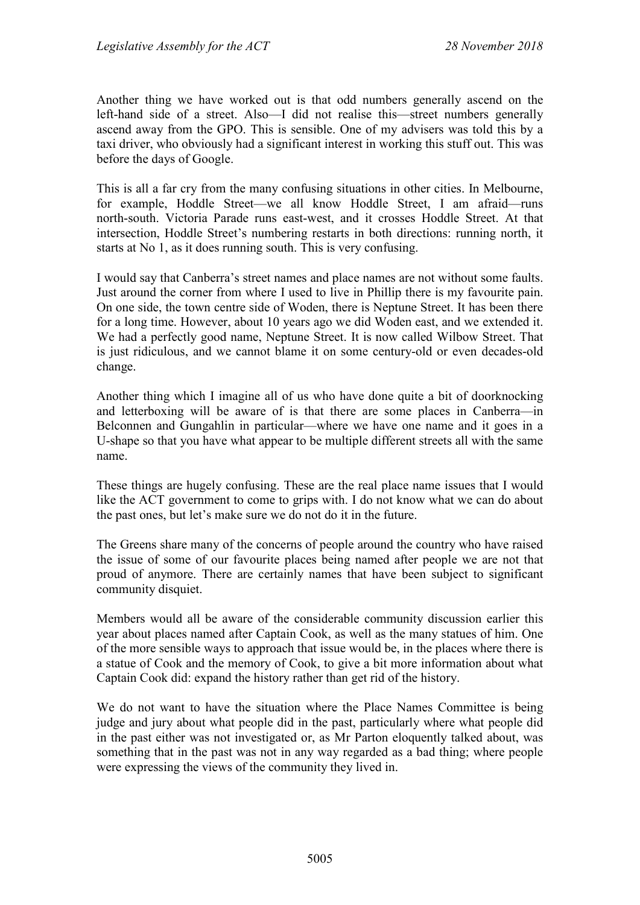Another thing we have worked out is that odd numbers generally ascend on the left-hand side of a street. Also—I did not realise this—street numbers generally ascend away from the GPO. This is sensible. One of my advisers was told this by a taxi driver, who obviously had a significant interest in working this stuff out. This was before the days of Google.

This is all a far cry from the many confusing situations in other cities. In Melbourne, for example, Hoddle Street—we all know Hoddle Street, I am afraid—runs north-south. Victoria Parade runs east-west, and it crosses Hoddle Street. At that intersection, Hoddle Street's numbering restarts in both directions: running north, it starts at No 1, as it does running south. This is very confusing.

I would say that Canberra's street names and place names are not without some faults. Just around the corner from where I used to live in Phillip there is my favourite pain. On one side, the town centre side of Woden, there is Neptune Street. It has been there for a long time. However, about 10 years ago we did Woden east, and we extended it. We had a perfectly good name, Neptune Street. It is now called Wilbow Street. That is just ridiculous, and we cannot blame it on some century-old or even decades-old change.

Another thing which I imagine all of us who have done quite a bit of doorknocking and letterboxing will be aware of is that there are some places in Canberra—in Belconnen and Gungahlin in particular—where we have one name and it goes in a U-shape so that you have what appear to be multiple different streets all with the same name.

These things are hugely confusing. These are the real place name issues that I would like the ACT government to come to grips with. I do not know what we can do about the past ones, but let's make sure we do not do it in the future.

The Greens share many of the concerns of people around the country who have raised the issue of some of our favourite places being named after people we are not that proud of anymore. There are certainly names that have been subject to significant community disquiet.

Members would all be aware of the considerable community discussion earlier this year about places named after Captain Cook, as well as the many statues of him. One of the more sensible ways to approach that issue would be, in the places where there is a statue of Cook and the memory of Cook, to give a bit more information about what Captain Cook did: expand the history rather than get rid of the history.

We do not want to have the situation where the Place Names Committee is being judge and jury about what people did in the past, particularly where what people did in the past either was not investigated or, as Mr Parton eloquently talked about, was something that in the past was not in any way regarded as a bad thing; where people were expressing the views of the community they lived in.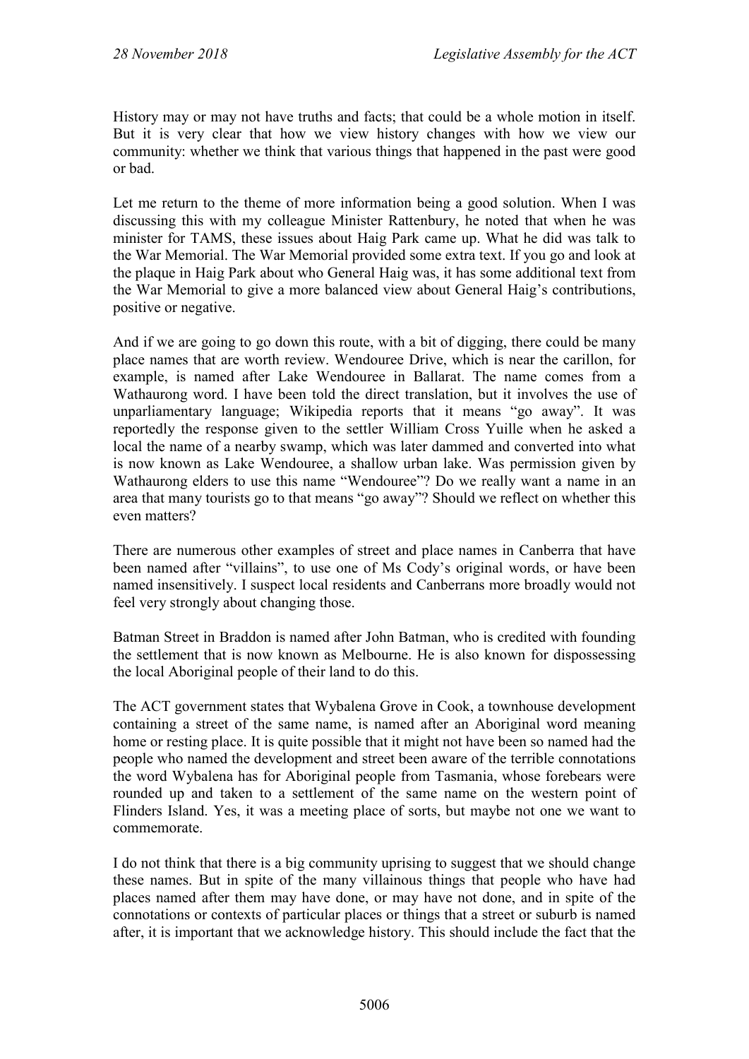History may or may not have truths and facts; that could be a whole motion in itself. But it is very clear that how we view history changes with how we view our community: whether we think that various things that happened in the past were good or bad.

Let me return to the theme of more information being a good solution. When I was discussing this with my colleague Minister Rattenbury, he noted that when he was minister for TAMS, these issues about Haig Park came up. What he did was talk to the War Memorial. The War Memorial provided some extra text. If you go and look at the plaque in Haig Park about who General Haig was, it has some additional text from the War Memorial to give a more balanced view about General Haig's contributions, positive or negative.

And if we are going to go down this route, with a bit of digging, there could be many place names that are worth review. Wendouree Drive, which is near the carillon, for example, is named after Lake Wendouree in Ballarat. The name comes from a Wathaurong word. I have been told the direct translation, but it involves the use of unparliamentary language; Wikipedia reports that it means "go away". It was reportedly the response given to the settler William Cross Yuille when he asked a local the name of a nearby swamp, which was later dammed and converted into what is now known as Lake Wendouree, a shallow urban lake. Was permission given by Wathaurong elders to use this name "Wendouree"? Do we really want a name in an area that many tourists go to that means "go away"? Should we reflect on whether this even matters?

There are numerous other examples of street and place names in Canberra that have been named after "villains", to use one of Ms Cody's original words, or have been named insensitively. I suspect local residents and Canberrans more broadly would not feel very strongly about changing those.

Batman Street in Braddon is named after John Batman, who is credited with founding the settlement that is now known as Melbourne. He is also known for dispossessing the local Aboriginal people of their land to do this.

The ACT government states that Wybalena Grove in Cook, a townhouse development containing a street of the same name, is named after an Aboriginal word meaning home or resting place. It is quite possible that it might not have been so named had the people who named the development and street been aware of the terrible connotations the word Wybalena has for Aboriginal people from Tasmania, whose forebears were rounded up and taken to a settlement of the same name on the western point of Flinders Island. Yes, it was a meeting place of sorts, but maybe not one we want to commemorate.

I do not think that there is a big community uprising to suggest that we should change these names. But in spite of the many villainous things that people who have had places named after them may have done, or may have not done, and in spite of the connotations or contexts of particular places or things that a street or suburb is named after, it is important that we acknowledge history. This should include the fact that the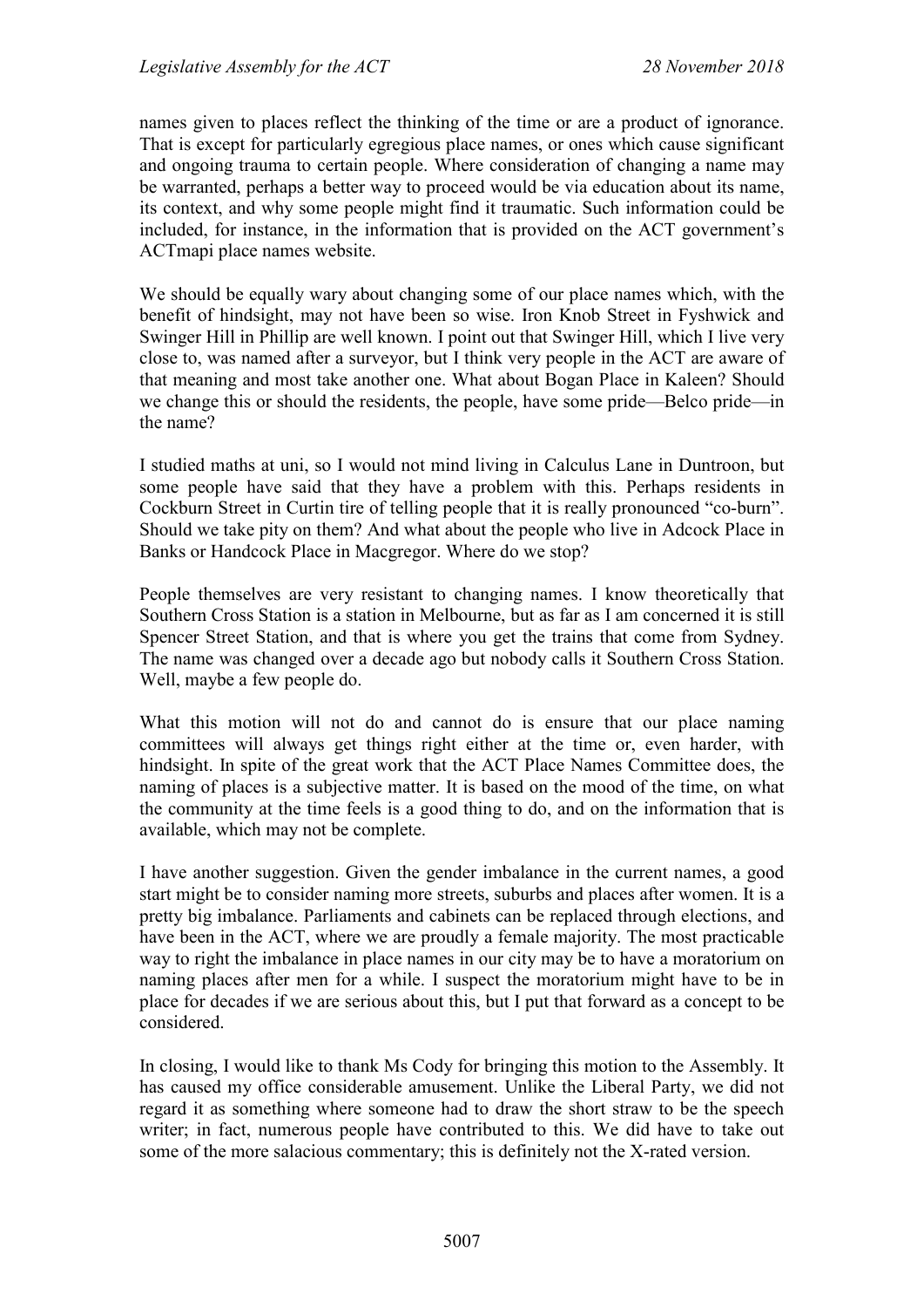names given to places reflect the thinking of the time or are a product of ignorance. That is except for particularly egregious place names, or ones which cause significant and ongoing trauma to certain people. Where consideration of changing a name may be warranted, perhaps a better way to proceed would be via education about its name, its context, and why some people might find it traumatic. Such information could be included, for instance, in the information that is provided on the ACT government's ACTmapi place names website.

We should be equally wary about changing some of our place names which, with the benefit of hindsight, may not have been so wise. Iron Knob Street in Fyshwick and Swinger Hill in Phillip are well known. I point out that Swinger Hill, which I live very close to, was named after a surveyor, but I think very people in the ACT are aware of that meaning and most take another one. What about Bogan Place in Kaleen? Should we change this or should the residents, the people, have some pride—Belco pride—in the name?

I studied maths at uni, so I would not mind living in Calculus Lane in Duntroon, but some people have said that they have a problem with this. Perhaps residents in Cockburn Street in Curtin tire of telling people that it is really pronounced "co-burn". Should we take pity on them? And what about the people who live in Adcock Place in Banks or Handcock Place in Macgregor. Where do we stop?

People themselves are very resistant to changing names. I know theoretically that Southern Cross Station is a station in Melbourne, but as far as I am concerned it is still Spencer Street Station, and that is where you get the trains that come from Sydney. The name was changed over a decade ago but nobody calls it Southern Cross Station. Well, maybe a few people do.

What this motion will not do and cannot do is ensure that our place naming committees will always get things right either at the time or, even harder, with hindsight. In spite of the great work that the ACT Place Names Committee does, the naming of places is a subjective matter. It is based on the mood of the time, on what the community at the time feels is a good thing to do, and on the information that is available, which may not be complete.

I have another suggestion. Given the gender imbalance in the current names, a good start might be to consider naming more streets, suburbs and places after women. It is a pretty big imbalance. Parliaments and cabinets can be replaced through elections, and have been in the ACT, where we are proudly a female majority. The most practicable way to right the imbalance in place names in our city may be to have a moratorium on naming places after men for a while. I suspect the moratorium might have to be in place for decades if we are serious about this, but I put that forward as a concept to be considered.

In closing, I would like to thank Ms Cody for bringing this motion to the Assembly. It has caused my office considerable amusement. Unlike the Liberal Party, we did not regard it as something where someone had to draw the short straw to be the speech writer; in fact, numerous people have contributed to this. We did have to take out some of the more salacious commentary; this is definitely not the X-rated version.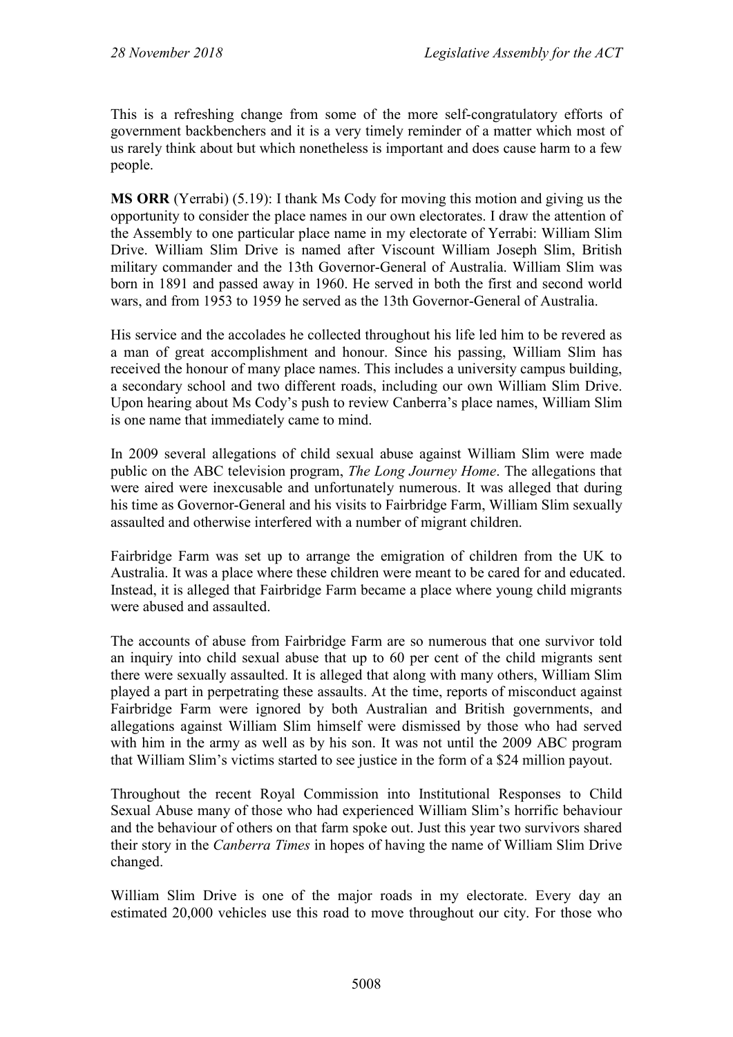This is a refreshing change from some of the more self-congratulatory efforts of government backbenchers and it is a very timely reminder of a matter which most of us rarely think about but which nonetheless is important and does cause harm to a few people.

**MS ORR** (Yerrabi) (5.19): I thank Ms Cody for moving this motion and giving us the opportunity to consider the place names in our own electorates. I draw the attention of the Assembly to one particular place name in my electorate of Yerrabi: William Slim Drive. William Slim Drive is named after Viscount William Joseph Slim, British military commander and the 13th Governor-General of Australia. William Slim was born in 1891 and passed away in 1960. He served in both the first and second world wars, and from 1953 to 1959 he served as the 13th Governor-General of Australia.

His service and the accolades he collected throughout his life led him to be revered as a man of great accomplishment and honour. Since his passing, William Slim has received the honour of many place names. This includes a university campus building, a secondary school and two different roads, including our own William Slim Drive. Upon hearing about Ms Cody's push to review Canberra's place names, William Slim is one name that immediately came to mind.

In 2009 several allegations of child sexual abuse against William Slim were made public on the ABC television program, *The Long Journey Home*. The allegations that were aired were inexcusable and unfortunately numerous. It was alleged that during his time as Governor-General and his visits to Fairbridge Farm, William Slim sexually assaulted and otherwise interfered with a number of migrant children.

Fairbridge Farm was set up to arrange the emigration of children from the UK to Australia. It was a place where these children were meant to be cared for and educated. Instead, it is alleged that Fairbridge Farm became a place where young child migrants were abused and assaulted.

The accounts of abuse from Fairbridge Farm are so numerous that one survivor told an inquiry into child sexual abuse that up to 60 per cent of the child migrants sent there were sexually assaulted. It is alleged that along with many others, William Slim played a part in perpetrating these assaults. At the time, reports of misconduct against Fairbridge Farm were ignored by both Australian and British governments, and allegations against William Slim himself were dismissed by those who had served with him in the army as well as by his son. It was not until the 2009 ABC program that William Slim's victims started to see justice in the form of a $24 million payout.

Throughout the recent Royal Commission into Institutional Responses to Child Sexual Abuse many of those who had experienced William Slim's horrific behaviour and the behaviour of others on that farm spoke out. Just this year two survivors shared their story in the *Canberra Times* in hopes of having the name of William Slim Drive changed.

William Slim Drive is one of the major roads in my electorate. Every day an estimated 20,000 vehicles use this road to move throughout our city. For those who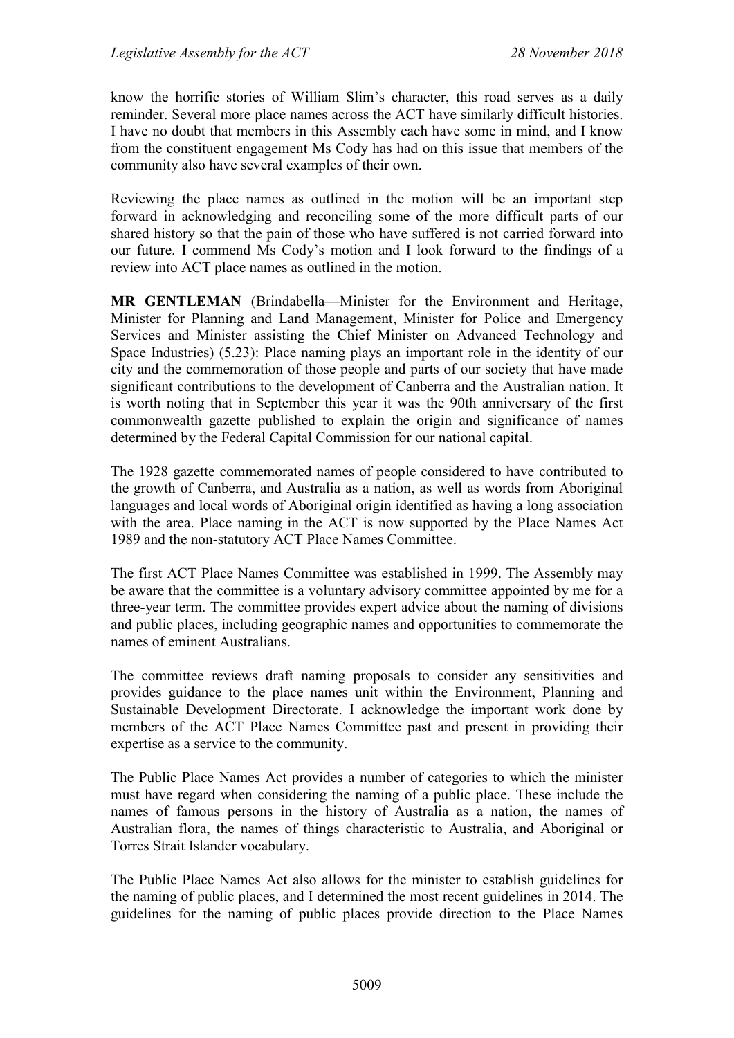know the horrific stories of William Slim's character, this road serves as a daily reminder. Several more place names across the ACT have similarly difficult histories. I have no doubt that members in this Assembly each have some in mind, and I know from the constituent engagement Ms Cody has had on this issue that members of the community also have several examples of their own.

Reviewing the place names as outlined in the motion will be an important step forward in acknowledging and reconciling some of the more difficult parts of our shared history so that the pain of those who have suffered is not carried forward into our future. I commend Ms Cody's motion and I look forward to the findings of a review into ACT place names as outlined in the motion.

**MR GENTLEMAN** (Brindabella—Minister for the Environment and Heritage, Minister for Planning and Land Management, Minister for Police and Emergency Services and Minister assisting the Chief Minister on Advanced Technology and Space Industries) (5.23): Place naming plays an important role in the identity of our city and the commemoration of those people and parts of our society that have made significant contributions to the development of Canberra and the Australian nation. It is worth noting that in September this year it was the 90th anniversary of the first commonwealth gazette published to explain the origin and significance of names determined by the Federal Capital Commission for our national capital.

The 1928 gazette commemorated names of people considered to have contributed to the growth of Canberra, and Australia as a nation, as well as words from Aboriginal languages and local words of Aboriginal origin identified as having a long association with the area. Place naming in the ACT is now supported by the Place Names Act 1989 and the non-statutory ACT Place Names Committee.

The first ACT Place Names Committee was established in 1999. The Assembly may be aware that the committee is a voluntary advisory committee appointed by me for a three-year term. The committee provides expert advice about the naming of divisions and public places, including geographic names and opportunities to commemorate the names of eminent Australians.

The committee reviews draft naming proposals to consider any sensitivities and provides guidance to the place names unit within the Environment, Planning and Sustainable Development Directorate. I acknowledge the important work done by members of the ACT Place Names Committee past and present in providing their expertise as a service to the community.

The Public Place Names Act provides a number of categories to which the minister must have regard when considering the naming of a public place. These include the names of famous persons in the history of Australia as a nation, the names of Australian flora, the names of things characteristic to Australia, and Aboriginal or Torres Strait Islander vocabulary.

The Public Place Names Act also allows for the minister to establish guidelines for the naming of public places, and I determined the most recent guidelines in 2014. The guidelines for the naming of public places provide direction to the Place Names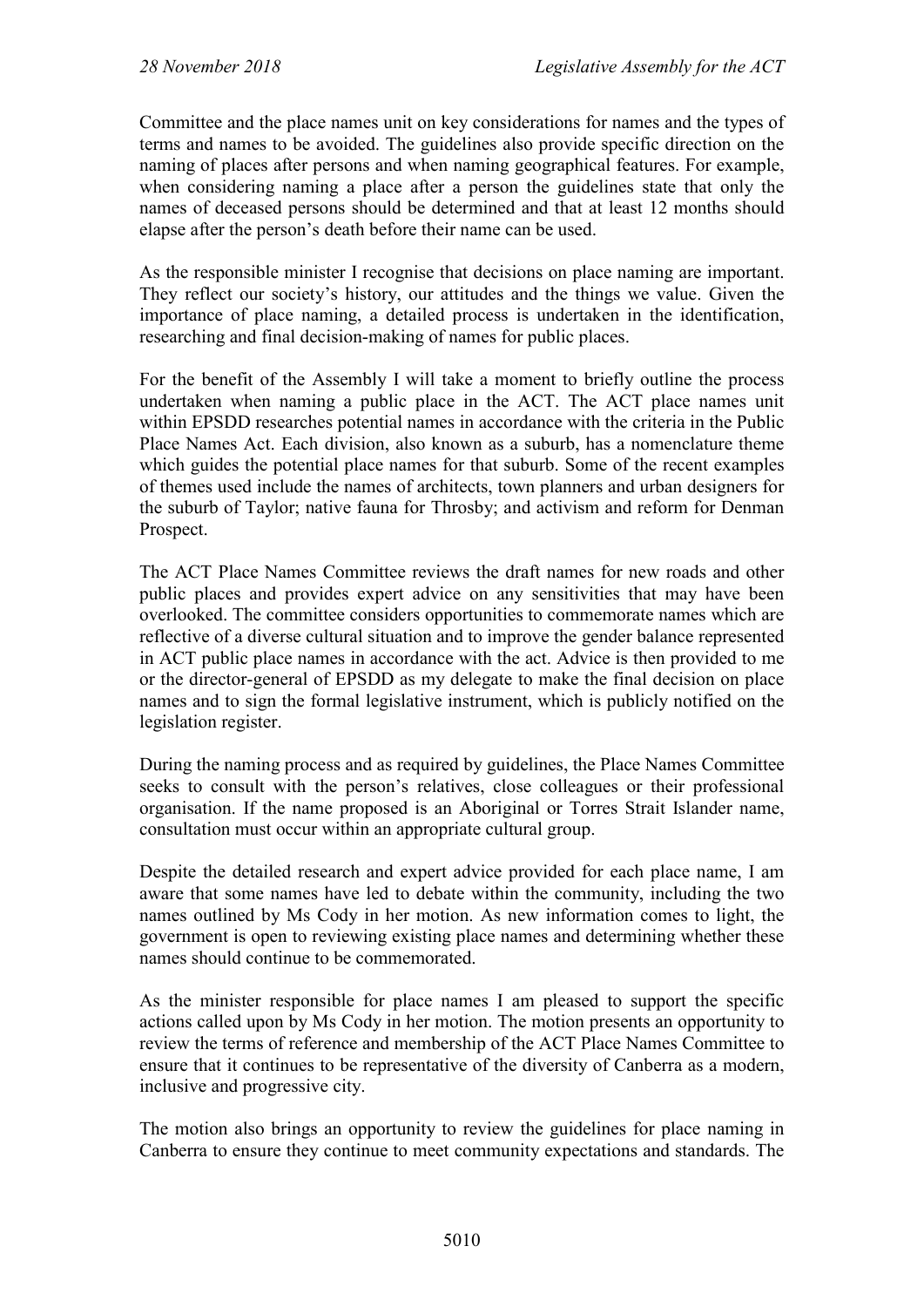Committee and the place names unit on key considerations for names and the types of terms and names to be avoided. The guidelines also provide specific direction on the naming of places after persons and when naming geographical features. For example, when considering naming a place after a person the guidelines state that only the names of deceased persons should be determined and that at least 12 months should elapse after the person's death before their name can be used.

As the responsible minister I recognise that decisions on place naming are important. They reflect our society's history, our attitudes and the things we value. Given the importance of place naming, a detailed process is undertaken in the identification, researching and final decision-making of names for public places.

For the benefit of the Assembly I will take a moment to briefly outline the process undertaken when naming a public place in the ACT. The ACT place names unit within EPSDD researches potential names in accordance with the criteria in the Public Place Names Act. Each division, also known as a suburb, has a nomenclature theme which guides the potential place names for that suburb. Some of the recent examples of themes used include the names of architects, town planners and urban designers for the suburb of Taylor; native fauna for Throsby; and activism and reform for Denman Prospect.

The ACT Place Names Committee reviews the draft names for new roads and other public places and provides expert advice on any sensitivities that may have been overlooked. The committee considers opportunities to commemorate names which are reflective of a diverse cultural situation and to improve the gender balance represented in ACT public place names in accordance with the act. Advice is then provided to me or the director-general of EPSDD as my delegate to make the final decision on place names and to sign the formal legislative instrument, which is publicly notified on the legislation register.

During the naming process and as required by guidelines, the Place Names Committee seeks to consult with the person's relatives, close colleagues or their professional organisation. If the name proposed is an Aboriginal or Torres Strait Islander name, consultation must occur within an appropriate cultural group.

Despite the detailed research and expert advice provided for each place name, I am aware that some names have led to debate within the community, including the two names outlined by Ms Cody in her motion. As new information comes to light, the government is open to reviewing existing place names and determining whether these names should continue to be commemorated.

As the minister responsible for place names I am pleased to support the specific actions called upon by Ms Cody in her motion. The motion presents an opportunity to review the terms of reference and membership of the ACT Place Names Committee to ensure that it continues to be representative of the diversity of Canberra as a modern, inclusive and progressive city.

The motion also brings an opportunity to review the guidelines for place naming in Canberra to ensure they continue to meet community expectations and standards. The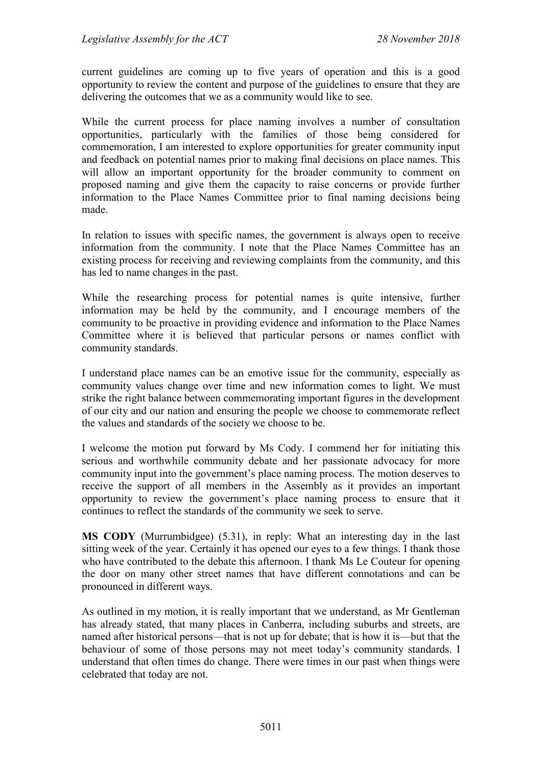current guidelines are coming up to five years of operation and this is a good opportunity to review the content and purpose of the guidelines to ensure that they are delivering the outcomes that we as a community would like to see.

While the current process for place naming involves a number of consultation opportunities, particularly with the families of those being considered for commemoration, I am interested to explore opportunities for greater community input and feedback on potential names prior to making final decisions on place names. This will allow an important opportunity for the broader community to comment on proposed naming and give them the capacity to raise concerns or provide further information to the Place Names Committee prior to final naming decisions being made.

In relation to issues with specific names, the government is always open to receive information from the community. I note that the Place Names Committee has an existing process for receiving and reviewing complaints from the community, and this has led to name changes in the past.

While the researching process for potential names is quite intensive, further information may be held by the community, and I encourage members of the community to be proactive in providing evidence and information to the Place Names Committee where it is believed that particular persons or names conflict with community standards.

I understand place names can be an emotive issue for the community, especially as community values change over time and new information comes to light. We must strike the right balance between commemorating important figures in the development of our city and our nation and ensuring the people we choose to commemorate reflect the values and standards of the society we choose to be.

I welcome the motion put forward by Ms Cody. I commend her for initiating this serious and worthwhile community debate and her passionate advocacy for more community input into the government's place naming process. The motion deserves to receive the support of all members in the Assembly as it provides an important opportunity to review the government's place naming process to ensure that it continues to reflect the standards of the community we seek to serve.

**MS CODY** (Murrumbidgee) (5.31), in reply: What an interesting day in the last sitting week of the year. Certainly it has opened our eyes to a few things. I thank those who have contributed to the debate this afternoon. I thank Ms Le Couteur for opening the door on many other street names that have different connotations and can be pronounced in different ways.

As outlined in my motion, it is really important that we understand, as Mr Gentleman has already stated, that many places in Canberra, including suburbs and streets, are named after historical persons—that is not up for debate; that is how it is—but that the behaviour of some of those persons may not meet today's community standards. I understand that often times do change. There were times in our past when things were celebrated that today are not.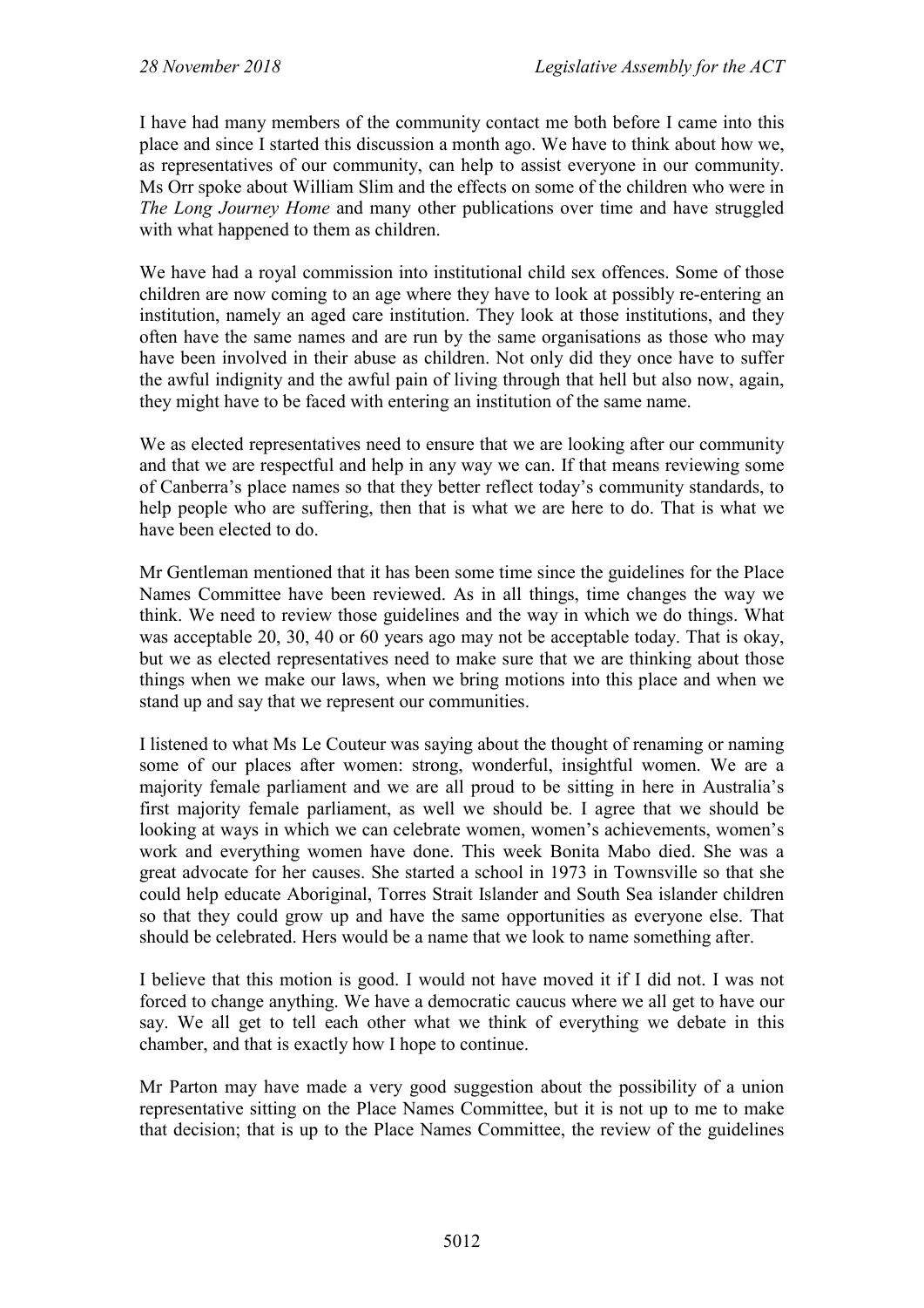I have had many members of the community contact me both before I came into this place and since I started this discussion a month ago. We have to think about how we, as representatives of our community, can help to assist everyone in our community. Ms Orr spoke about William Slim and the effects on some of the children who were in *The Long Journey Home* and many other publications over time and have struggled with what happened to them as children.

We have had a royal commission into institutional child sex offences. Some of those children are now coming to an age where they have to look at possibly re-entering an institution, namely an aged care institution. They look at those institutions, and they often have the same names and are run by the same organisations as those who may have been involved in their abuse as children. Not only did they once have to suffer the awful indignity and the awful pain of living through that hell but also now, again, they might have to be faced with entering an institution of the same name.

We as elected representatives need to ensure that we are looking after our community and that we are respectful and help in any way we can. If that means reviewing some of Canberra's place names so that they better reflect today's community standards, to help people who are suffering, then that is what we are here to do. That is what we have been elected to do.

Mr Gentleman mentioned that it has been some time since the guidelines for the Place Names Committee have been reviewed. As in all things, time changes the way we think. We need to review those guidelines and the way in which we do things. What was acceptable 20, 30, 40 or 60 years ago may not be acceptable today. That is okay, but we as elected representatives need to make sure that we are thinking about those things when we make our laws, when we bring motions into this place and when we stand up and say that we represent our communities.

I listened to what Ms Le Couteur was saying about the thought of renaming or naming some of our places after women: strong, wonderful, insightful women. We are a majority female parliament and we are all proud to be sitting in here in Australia's first majority female parliament, as well we should be. I agree that we should be looking at ways in which we can celebrate women, women's achievements, women's work and everything women have done. This week Bonita Mabo died. She was a great advocate for her causes. She started a school in 1973 in Townsville so that she could help educate Aboriginal, Torres Strait Islander and South Sea islander children so that they could grow up and have the same opportunities as everyone else. That should be celebrated. Hers would be a name that we look to name something after.

I believe that this motion is good. I would not have moved it if I did not. I was not forced to change anything. We have a democratic caucus where we all get to have our say. We all get to tell each other what we think of everything we debate in this chamber, and that is exactly how I hope to continue.

Mr Parton may have made a very good suggestion about the possibility of a union representative sitting on the Place Names Committee, but it is not up to me to make that decision; that is up to the Place Names Committee, the review of the guidelines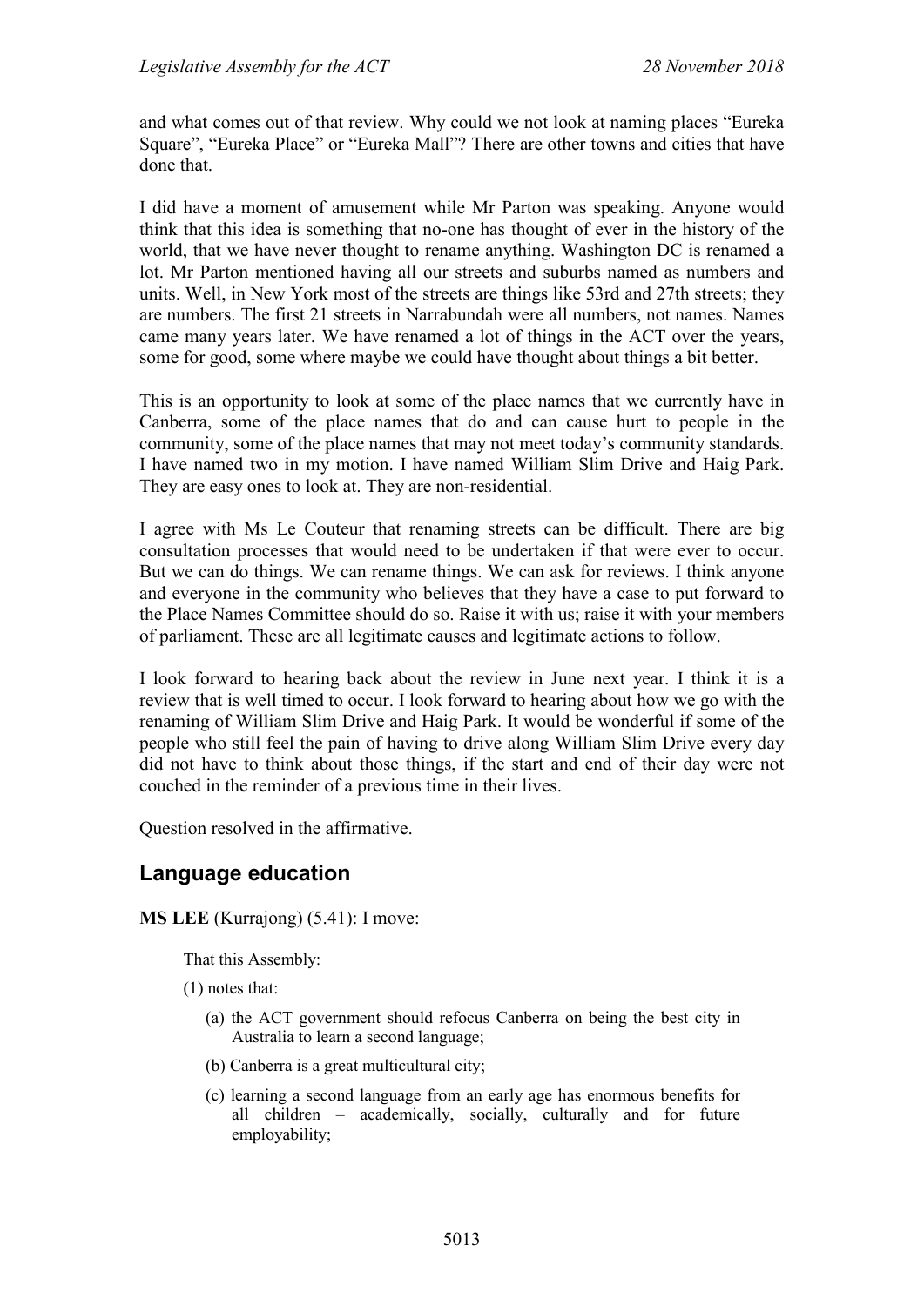and what comes out of that review. Why could we not look at naming places "Eureka Square", "Eureka Place" or "Eureka Mall"? There are other towns and cities that have done that.

I did have a moment of amusement while Mr Parton was speaking. Anyone would think that this idea is something that no-one has thought of ever in the history of the world, that we have never thought to rename anything. Washington DC is renamed a lot. Mr Parton mentioned having all our streets and suburbs named as numbers and units. Well, in New York most of the streets are things like 53rd and 27th streets; they are numbers. The first 21 streets in Narrabundah were all numbers, not names. Names came many years later. We have renamed a lot of things in the ACT over the years, some for good, some where maybe we could have thought about things a bit better.

This is an opportunity to look at some of the place names that we currently have in Canberra, some of the place names that do and can cause hurt to people in the community, some of the place names that may not meet today's community standards. I have named two in my motion. I have named William Slim Drive and Haig Park. They are easy ones to look at. They are non-residential.

I agree with Ms Le Couteur that renaming streets can be difficult. There are big consultation processes that would need to be undertaken if that were ever to occur. But we can do things. We can rename things. We can ask for reviews. I think anyone and everyone in the community who believes that they have a case to put forward to the Place Names Committee should do so. Raise it with us; raise it with your members of parliament. These are all legitimate causes and legitimate actions to follow.

I look forward to hearing back about the review in June next year. I think it is a review that is well timed to occur. I look forward to hearing about how we go with the renaming of William Slim Drive and Haig Park. It would be wonderful if some of the people who still feel the pain of having to drive along William Slim Drive every day did not have to think about those things, if the start and end of their day were not couched in the reminder of a previous time in their lives.

Question resolved in the affirmative.

## Language education

**MS LEE** (Kurrajong) (5.41): I move:

> That this Assembly:
>
> (1) notes that:
>
> (a) the ACT government should refocus Canberra on being the best city in Australia to learn a second language;
>
> (b) Canberra is a great multicultural city;
>
> (c) learning a second language from an early age has enormous benefits for all children – academically, socially, culturally and for future employability;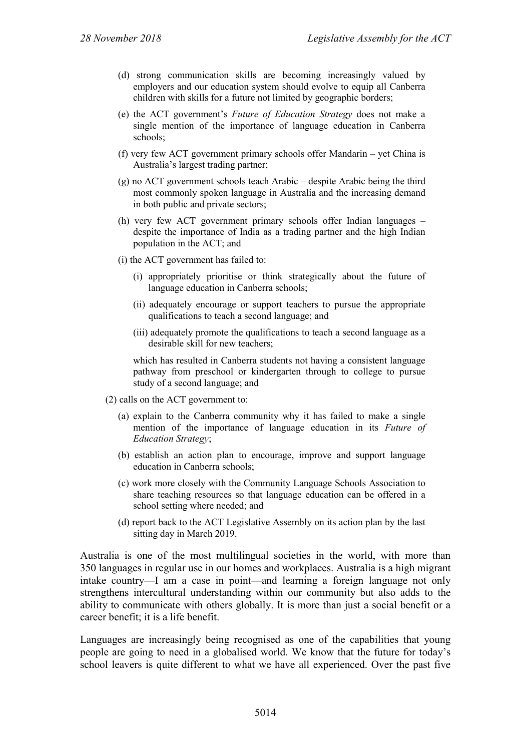(d) strong communication skills are becoming increasingly valued by employers and our education system should evolve to equip all Canberra children with skills for a future not limited by geographic borders;

(e) the ACT government's *Future of Education Strategy* does not make a single mention of the importance of language education in Canberra schools;

(f) very few ACT government primary schools offer Mandarin – yet China is Australia's largest trading partner;

(g) no ACT government schools teach Arabic – despite Arabic being the third most commonly spoken language in Australia and the increasing demand in both public and private sectors;

(h) very few ACT government primary schools offer Indian languages – despite the importance of India as a trading partner and the high Indian population in the ACT; and

(i) the ACT government has failed to:

(i) appropriately prioritise or think strategically about the future of language education in Canberra schools;

(ii) adequately encourage or support teachers to pursue the appropriate qualifications to teach a second language; and

(iii) adequately promote the qualifications to teach a second language as a desirable skill for new teachers;

which has resulted in Canberra students not having a consistent language pathway from preschool or kindergarten through to college to pursue study of a second language; and

(2) calls on the ACT government to:

(a) explain to the Canberra community why it has failed to make a single mention of the importance of language education in its *Future of Education Strategy*;

(b) establish an action plan to encourage, improve and support language education in Canberra schools;

(c) work more closely with the Community Language Schools Association to share teaching resources so that language education can be offered in a school setting where needed; and

(d) report back to the ACT Legislative Assembly on its action plan by the last sitting day in March 2019.

Australia is one of the most multilingual societies in the world, with more than 350 languages in regular use in our homes and workplaces. Australia is a high migrant intake country—I am a case in point—and learning a foreign language not only strengthens intercultural understanding within our community but also adds to the ability to communicate with others globally. It is more than just a social benefit or a career benefit; it is a life benefit.

Languages are increasingly being recognised as one of the capabilities that young people are going to need in a globalised world. We know that the future for today's school leavers is quite different to what we have all experienced. Over the past five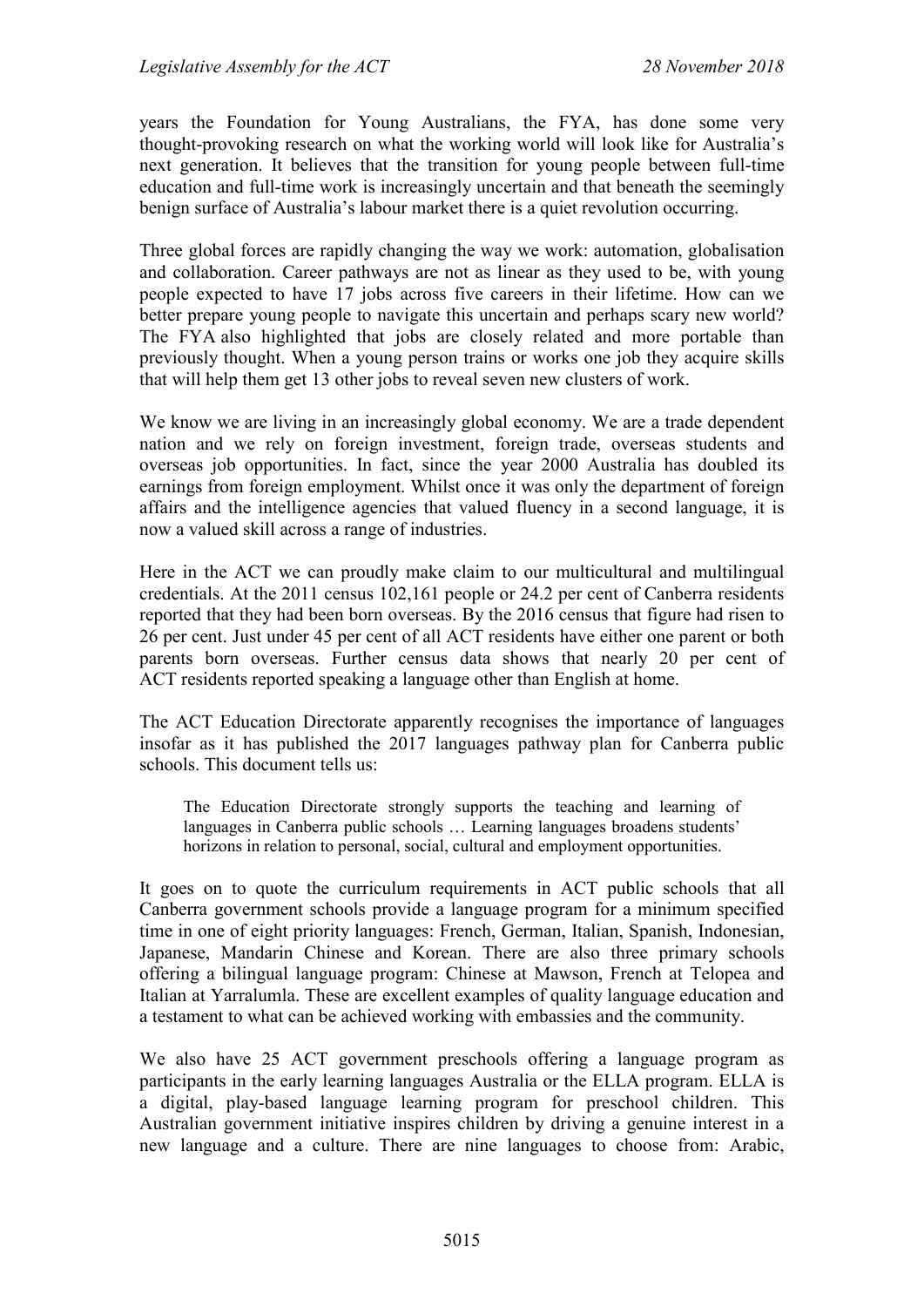years the Foundation for Young Australians, the FYA, has done some very thought-provoking research on what the working world will look like for Australia's next generation. It believes that the transition for young people between full-time education and full-time work is increasingly uncertain and that beneath the seemingly benign surface of Australia's labour market there is a quiet revolution occurring.

Three global forces are rapidly changing the way we work: automation, globalisation and collaboration. Career pathways are not as linear as they used to be, with young people expected to have 17 jobs across five careers in their lifetime. How can we better prepare young people to navigate this uncertain and perhaps scary new world? The FYA also highlighted that jobs are closely related and more portable than previously thought. When a young person trains or works one job they acquire skills that will help them get 13 other jobs to reveal seven new clusters of work.

We know we are living in an increasingly global economy. We are a trade dependent nation and we rely on foreign investment, foreign trade, overseas students and overseas job opportunities. In fact, since the year 2000 Australia has doubled its earnings from foreign employment. Whilst once it was only the department of foreign affairs and the intelligence agencies that valued fluency in a second language, it is now a valued skill across a range of industries.

Here in the ACT we can proudly make claim to our multicultural and multilingual credentials. At the 2011 census 102,161 people or 24.2 per cent of Canberra residents reported that they had been born overseas. By the 2016 census that figure had risen to 26 per cent. Just under 45 per cent of all ACT residents have either one parent or both parents born overseas. Further census data shows that nearly 20 per cent of ACT residents reported speaking a language other than English at home.

The ACT Education Directorate apparently recognises the importance of languages insofar as it has published the 2017 languages pathway plan for Canberra public schools. This document tells us:

> The Education Directorate strongly supports the teaching and learning of languages in Canberra public schools … Learning languages broadens students' horizons in relation to personal, social, cultural and employment opportunities.

It goes on to quote the curriculum requirements in ACT public schools that all Canberra government schools provide a language program for a minimum specified time in one of eight priority languages: French, German, Italian, Spanish, Indonesian, Japanese, Mandarin Chinese and Korean. There are also three primary schools offering a bilingual language program: Chinese at Mawson, French at Telopea and Italian at Yarralumla. These are excellent examples of quality language education and a testament to what can be achieved working with embassies and the community.

We also have 25 ACT government preschools offering a language program as participants in the early learning languages Australia or the ELLA program. ELLA is a digital, play-based language learning program for preschool children. This Australian government initiative inspires children by driving a genuine interest in a new language and a culture. There are nine languages to choose from: Arabic,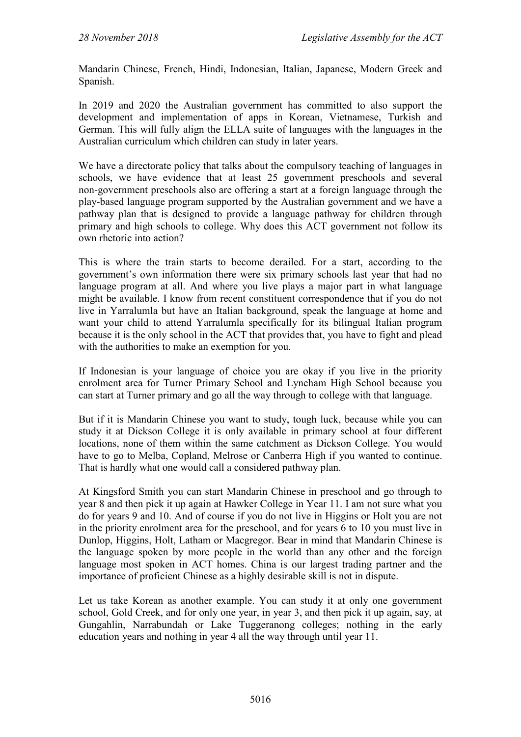Mandarin Chinese, French, Hindi, Indonesian, Italian, Japanese, Modern Greek and Spanish.

In 2019 and 2020 the Australian government has committed to also support the development and implementation of apps in Korean, Vietnamese, Turkish and German. This will fully align the ELLA suite of languages with the languages in the Australian curriculum which children can study in later years.

We have a directorate policy that talks about the compulsory teaching of languages in schools, we have evidence that at least 25 government preschools and several non-government preschools also are offering a start at a foreign language through the play-based language program supported by the Australian government and we have a pathway plan that is designed to provide a language pathway for children through primary and high schools to college. Why does this ACT government not follow its own rhetoric into action?

This is where the train starts to become derailed. For a start, according to the government's own information there were six primary schools last year that had no language program at all. And where you live plays a major part in what language might be available. I know from recent constituent correspondence that if you do not live in Yarralumla but have an Italian background, speak the language at home and want your child to attend Yarralumla specifically for its bilingual Italian program because it is the only school in the ACT that provides that, you have to fight and plead with the authorities to make an exemption for you.

If Indonesian is your language of choice you are okay if you live in the priority enrolment area for Turner Primary School and Lyneham High School because you can start at Turner primary and go all the way through to college with that language.

But if it is Mandarin Chinese you want to study, tough luck, because while you can study it at Dickson College it is only available in primary school at four different locations, none of them within the same catchment as Dickson College. You would have to go to Melba, Copland, Melrose or Canberra High if you wanted to continue. That is hardly what one would call a considered pathway plan.

At Kingsford Smith you can start Mandarin Chinese in preschool and go through to year 8 and then pick it up again at Hawker College in Year 11. I am not sure what you do for years 9 and 10. And of course if you do not live in Higgins or Holt you are not in the priority enrolment area for the preschool, and for years 6 to 10 you must live in Dunlop, Higgins, Holt, Latham or Macgregor. Bear in mind that Mandarin Chinese is the language spoken by more people in the world than any other and the foreign language most spoken in ACT homes. China is our largest trading partner and the importance of proficient Chinese as a highly desirable skill is not in dispute.

Let us take Korean as another example. You can study it at only one government school, Gold Creek, and for only one year, in year 3, and then pick it up again, say, at Gungahlin, Narrabundah or Lake Tuggeranong colleges; nothing in the early education years and nothing in year 4 all the way through until year 11.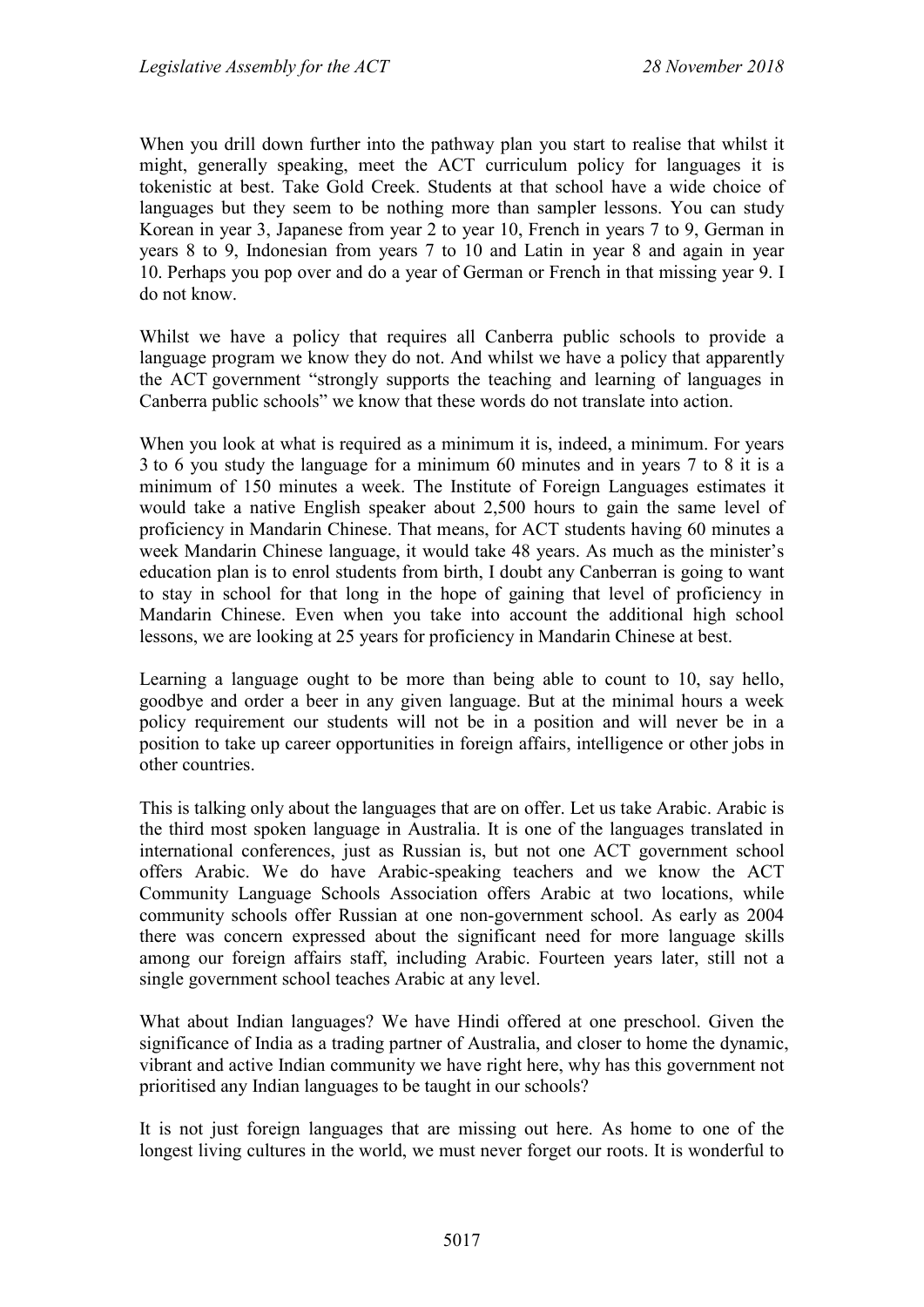When you drill down further into the pathway plan you start to realise that whilst it might, generally speaking, meet the ACT curriculum policy for languages it is tokenistic at best. Take Gold Creek. Students at that school have a wide choice of languages but they seem to be nothing more than sampler lessons. You can study Korean in year 3, Japanese from year 2 to year 10, French in years 7 to 9, German in years 8 to 9, Indonesian from years 7 to 10 and Latin in year 8 and again in year 10. Perhaps you pop over and do a year of German or French in that missing year 9. I do not know.

Whilst we have a policy that requires all Canberra public schools to provide a language program we know they do not. And whilst we have a policy that apparently the ACT government "strongly supports the teaching and learning of languages in Canberra public schools" we know that these words do not translate into action.

When you look at what is required as a minimum it is, indeed, a minimum. For years 3 to 6 you study the language for a minimum 60 minutes and in years 7 to 8 it is a minimum of 150 minutes a week. The Institute of Foreign Languages estimates it would take a native English speaker about 2,500 hours to gain the same level of proficiency in Mandarin Chinese. That means, for ACT students having 60 minutes a week Mandarin Chinese language, it would take 48 years. As much as the minister's education plan is to enrol students from birth, I doubt any Canberran is going to want to stay in school for that long in the hope of gaining that level of proficiency in Mandarin Chinese. Even when you take into account the additional high school lessons, we are looking at 25 years for proficiency in Mandarin Chinese at best.

Learning a language ought to be more than being able to count to 10, say hello, goodbye and order a beer in any given language. But at the minimal hours a week policy requirement our students will not be in a position and will never be in a position to take up career opportunities in foreign affairs, intelligence or other jobs in other countries.

This is talking only about the languages that are on offer. Let us take Arabic. Arabic is the third most spoken language in Australia. It is one of the languages translated in international conferences, just as Russian is, but not one ACT government school offers Arabic. We do have Arabic-speaking teachers and we know the ACT Community Language Schools Association offers Arabic at two locations, while community schools offer Russian at one non-government school. As early as 2004 there was concern expressed about the significant need for more language skills among our foreign affairs staff, including Arabic. Fourteen years later, still not a single government school teaches Arabic at any level.

What about Indian languages? We have Hindi offered at one preschool. Given the significance of India as a trading partner of Australia, and closer to home the dynamic, vibrant and active Indian community we have right here, why has this government not prioritised any Indian languages to be taught in our schools?

It is not just foreign languages that are missing out here. As home to one of the longest living cultures in the world, we must never forget our roots. It is wonderful to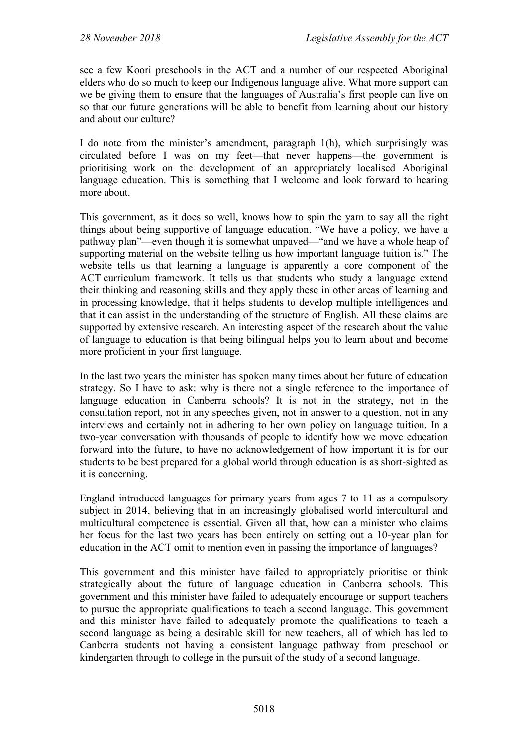see a few Koori preschools in the ACT and a number of our respected Aboriginal elders who do so much to keep our Indigenous language alive. What more support can we be giving them to ensure that the languages of Australia's first people can live on so that our future generations will be able to benefit from learning about our history and about our culture?

I do note from the minister's amendment, paragraph 1(h), which surprisingly was circulated before I was on my feet—that never happens—the government is prioritising work on the development of an appropriately localised Aboriginal language education. This is something that I welcome and look forward to hearing more about.

This government, as it does so well, knows how to spin the yarn to say all the right things about being supportive of language education. "We have a policy, we have a pathway plan"—even though it is somewhat unpaved—"and we have a whole heap of supporting material on the website telling us how important language tuition is." The website tells us that learning a language is apparently a core component of the ACT curriculum framework. It tells us that students who study a language extend their thinking and reasoning skills and they apply these in other areas of learning and in processing knowledge, that it helps students to develop multiple intelligences and that it can assist in the understanding of the structure of English. All these claims are supported by extensive research. An interesting aspect of the research about the value of language to education is that being bilingual helps you to learn about and become more proficient in your first language.

In the last two years the minister has spoken many times about her future of education strategy. So I have to ask: why is there not a single reference to the importance of language education in Canberra schools? It is not in the strategy, not in the consultation report, not in any speeches given, not in answer to a question, not in any interviews and certainly not in adhering to her own policy on language tuition. In a two-year conversation with thousands of people to identify how we move education forward into the future, to have no acknowledgement of how important it is for our students to be best prepared for a global world through education is as short-sighted as it is concerning.

England introduced languages for primary years from ages 7 to 11 as a compulsory subject in 2014, believing that in an increasingly globalised world intercultural and multicultural competence is essential. Given all that, how can a minister who claims her focus for the last two years has been entirely on setting out a 10-year plan for education in the ACT omit to mention even in passing the importance of languages?

This government and this minister have failed to appropriately prioritise or think strategically about the future of language education in Canberra schools. This government and this minister have failed to adequately encourage or support teachers to pursue the appropriate qualifications to teach a second language. This government and this minister have failed to adequately promote the qualifications to teach a second language as being a desirable skill for new teachers, all of which has led to Canberra students not having a consistent language pathway from preschool or kindergarten through to college in the pursuit of the study of a second language.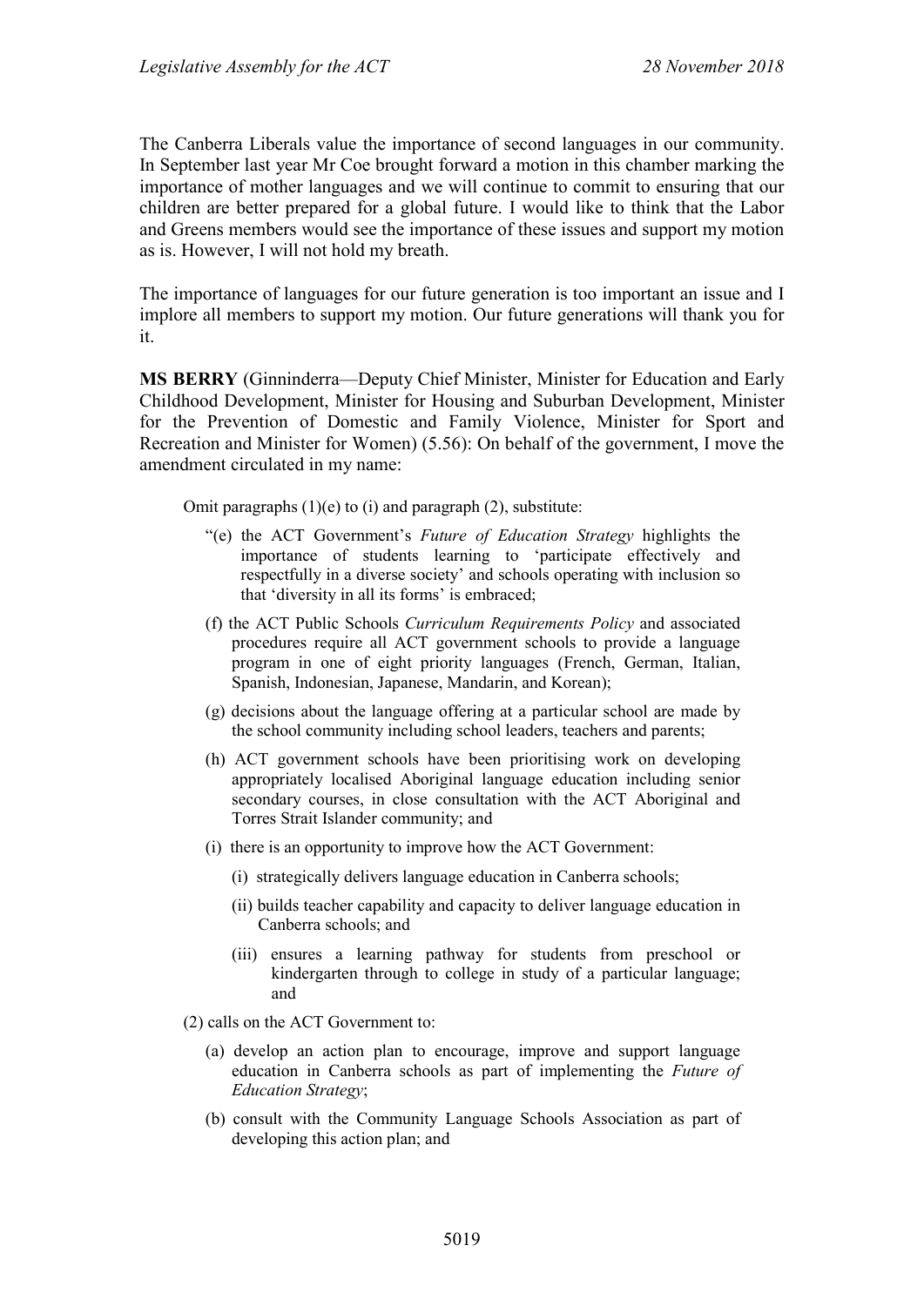The Canberra Liberals value the importance of second languages in our community. In September last year Mr Coe brought forward a motion in this chamber marking the importance of mother languages and we will continue to commit to ensuring that our children are better prepared for a global future. I would like to think that the Labor and Greens members would see the importance of these issues and support my motion as is. However, I will not hold my breath.

The importance of languages for our future generation is too important an issue and I implore all members to support my motion. Our future generations will thank you for it.

**MS BERRY** (Ginninderra—Deputy Chief Minister, Minister for Education and Early Childhood Development, Minister for Housing and Suburban Development, Minister for the Prevention of Domestic and Family Violence, Minister for Sport and Recreation and Minister for Women) (5.56): On behalf of the government, I move the amendment circulated in my name:

> Omit paragraphs (1)(e) to (i) and paragraph (2), substitute:
>
> "(e) the ACT Government's *Future of Education Strategy* highlights the importance of students learning to 'participate effectively and respectfully in a diverse society' and schools operating with inclusion so that 'diversity in all its forms' is embraced;
>
> (f) the ACT Public Schools *Curriculum Requirements Policy* and associated procedures require all ACT government schools to provide a language program in one of eight priority languages (French, German, Italian, Spanish, Indonesian, Japanese, Mandarin, and Korean);
>
> (g) decisions about the language offering at a particular school are made by the school community including school leaders, teachers and parents;
>
> (h) ACT government schools have been prioritising work on developing appropriately localised Aboriginal language education including senior secondary courses, in close consultation with the ACT Aboriginal and Torres Strait Islander community; and
>
> (i) there is an opportunity to improve how the ACT Government:
>
> (i) strategically delivers language education in Canberra schools;
>
> (ii) builds teacher capability and capacity to deliver language education in Canberra schools; and
>
> (iii) ensures a learning pathway for students from preschool or kindergarten through to college in study of a particular language; and
>
> (2) calls on the ACT Government to:
>
> (a) develop an action plan to encourage, improve and support language education in Canberra schools as part of implementing the *Future of Education Strategy*;
>
> (b) consult with the Community Language Schools Association as part of developing this action plan; and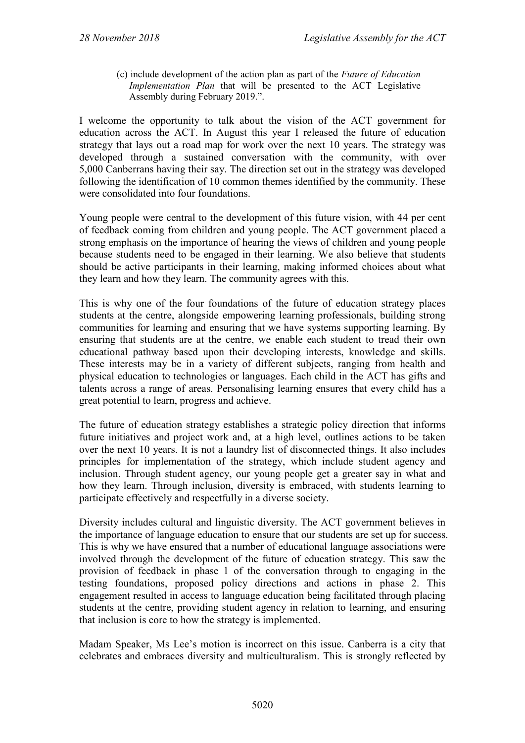(c) include development of the action plan as part of the *Future of Education Implementation Plan* that will be presented to the ACT Legislative Assembly during February 2019.".

I welcome the opportunity to talk about the vision of the ACT government for education across the ACT. In August this year I released the future of education strategy that lays out a road map for work over the next 10 years. The strategy was developed through a sustained conversation with the community, with over 5,000 Canberrans having their say. The direction set out in the strategy was developed following the identification of 10 common themes identified by the community. These were consolidated into four foundations.

Young people were central to the development of this future vision, with 44 per cent of feedback coming from children and young people. The ACT government placed a strong emphasis on the importance of hearing the views of children and young people because students need to be engaged in their learning. We also believe that students should be active participants in their learning, making informed choices about what they learn and how they learn. The community agrees with this.

This is why one of the four foundations of the future of education strategy places students at the centre, alongside empowering learning professionals, building strong communities for learning and ensuring that we have systems supporting learning. By ensuring that students are at the centre, we enable each student to tread their own educational pathway based upon their developing interests, knowledge and skills. These interests may be in a variety of different subjects, ranging from health and physical education to technologies or languages. Each child in the ACT has gifts and talents across a range of areas. Personalising learning ensures that every child has a great potential to learn, progress and achieve.

The future of education strategy establishes a strategic policy direction that informs future initiatives and project work and, at a high level, outlines actions to be taken over the next 10 years. It is not a laundry list of disconnected things. It also includes principles for implementation of the strategy, which include student agency and inclusion. Through student agency, our young people get a greater say in what and how they learn. Through inclusion, diversity is embraced, with students learning to participate effectively and respectfully in a diverse society.

Diversity includes cultural and linguistic diversity. The ACT government believes in the importance of language education to ensure that our students are set up for success. This is why we have ensured that a number of educational language associations were involved through the development of the future of education strategy. This saw the provision of feedback in phase 1 of the conversation through to engaging in the testing foundations, proposed policy directions and actions in phase 2. This engagement resulted in access to language education being facilitated through placing students at the centre, providing student agency in relation to learning, and ensuring that inclusion is core to how the strategy is implemented.

Madam Speaker, Ms Lee's motion is incorrect on this issue. Canberra is a city that celebrates and embraces diversity and multiculturalism. This is strongly reflected by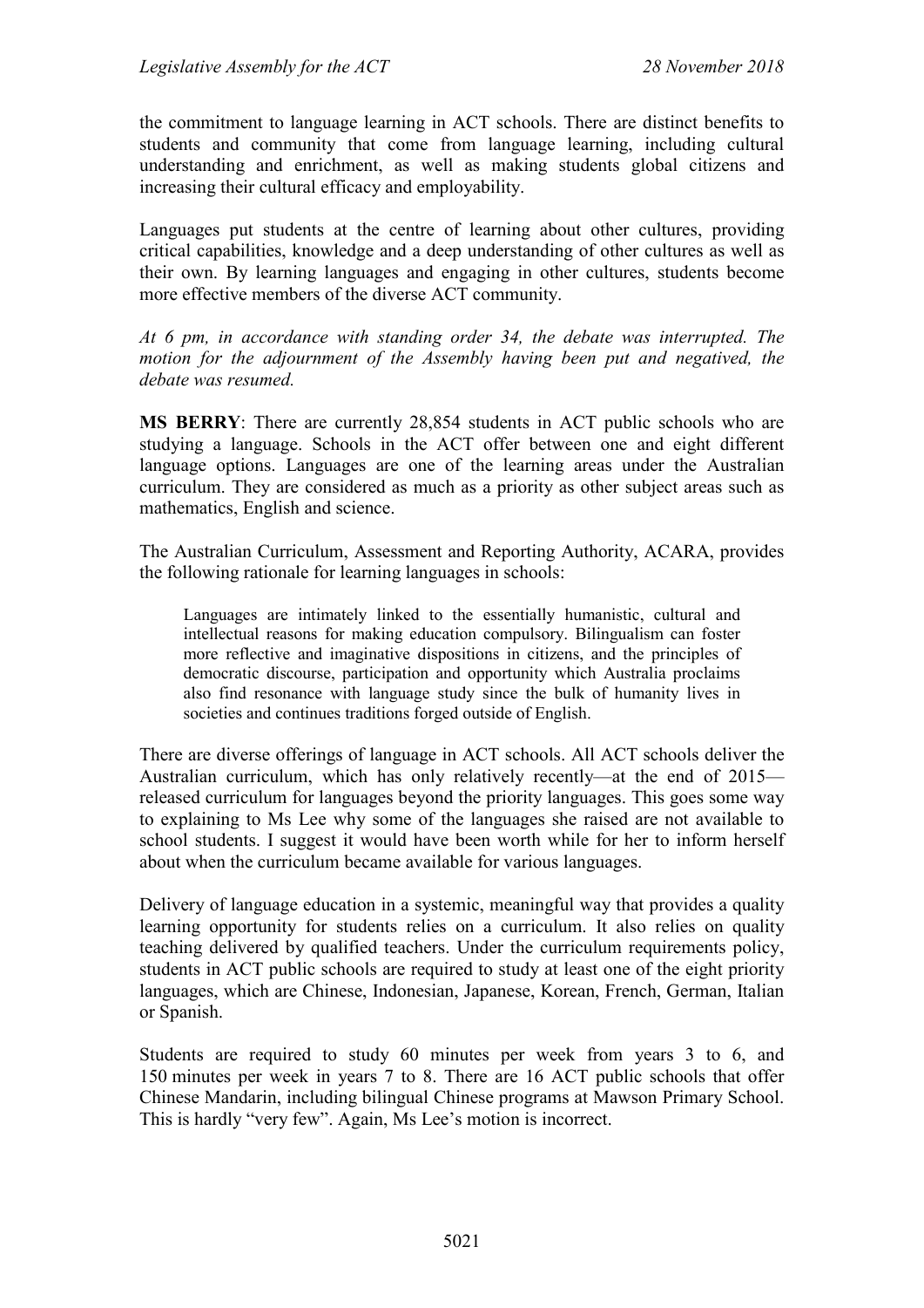the commitment to language learning in ACT schools. There are distinct benefits to students and community that come from language learning, including cultural understanding and enrichment, as well as making students global citizens and increasing their cultural efficacy and employability.

Languages put students at the centre of learning about other cultures, providing critical capabilities, knowledge and a deep understanding of other cultures as well as their own. By learning languages and engaging in other cultures, students become more effective members of the diverse ACT community.

*At 6 pm, in accordance with standing order 34, the debate was interrupted. The motion for the adjournment of the Assembly having been put and negatived, the debate was resumed.*

**MS BERRY**: There are currently 28,854 students in ACT public schools who are studying a language. Schools in the ACT offer between one and eight different language options. Languages are one of the learning areas under the Australian curriculum. They are considered as much as a priority as other subject areas such as mathematics, English and science.

The Australian Curriculum, Assessment and Reporting Authority, ACARA, provides the following rationale for learning languages in schools:

> Languages are intimately linked to the essentially humanistic, cultural and intellectual reasons for making education compulsory. Bilingualism can foster more reflective and imaginative dispositions in citizens, and the principles of democratic discourse, participation and opportunity which Australia proclaims also find resonance with language study since the bulk of humanity lives in societies and continues traditions forged outside of English.

There are diverse offerings of language in ACT schools. All ACT schools deliver the Australian curriculum, which has only relatively recently—at the end of 2015—released curriculum for languages beyond the priority languages. This goes some way to explaining to Ms Lee why some of the languages she raised are not available to school students. I suggest it would have been worth while for her to inform herself about when the curriculum became available for various languages.

Delivery of language education in a systemic, meaningful way that provides a quality learning opportunity for students relies on a curriculum. It also relies on quality teaching delivered by qualified teachers. Under the curriculum requirements policy, students in ACT public schools are required to study at least one of the eight priority languages, which are Chinese, Indonesian, Japanese, Korean, French, German, Italian or Spanish.

Students are required to study 60 minutes per week from years 3 to 6, and 150 minutes per week in years 7 to 8. There are 16 ACT public schools that offer Chinese Mandarin, including bilingual Chinese programs at Mawson Primary School. This is hardly "very few". Again, Ms Lee's motion is incorrect.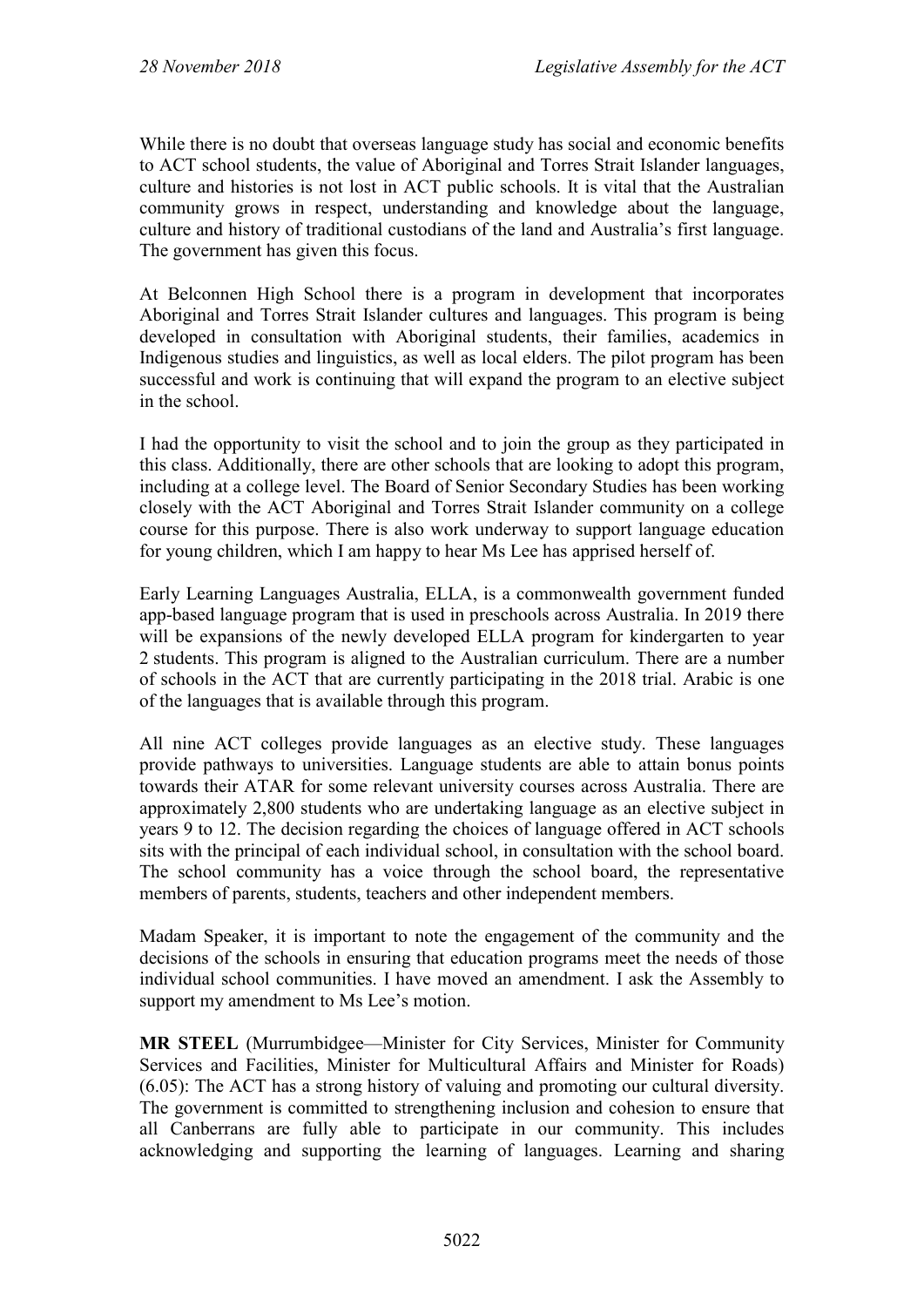While there is no doubt that overseas language study has social and economic benefits to ACT school students, the value of Aboriginal and Torres Strait Islander languages, culture and histories is not lost in ACT public schools. It is vital that the Australian community grows in respect, understanding and knowledge about the language, culture and history of traditional custodians of the land and Australia's first language. The government has given this focus.

At Belconnen High School there is a program in development that incorporates Aboriginal and Torres Strait Islander cultures and languages. This program is being developed in consultation with Aboriginal students, their families, academics in Indigenous studies and linguistics, as well as local elders. The pilot program has been successful and work is continuing that will expand the program to an elective subject in the school.

I had the opportunity to visit the school and to join the group as they participated in this class. Additionally, there are other schools that are looking to adopt this program, including at a college level. The Board of Senior Secondary Studies has been working closely with the ACT Aboriginal and Torres Strait Islander community on a college course for this purpose. There is also work underway to support language education for young children, which I am happy to hear Ms Lee has apprised herself of.

Early Learning Languages Australia, ELLA, is a commonwealth government funded app-based language program that is used in preschools across Australia. In 2019 there will be expansions of the newly developed ELLA program for kindergarten to year 2 students. This program is aligned to the Australian curriculum. There are a number of schools in the ACT that are currently participating in the 2018 trial. Arabic is one of the languages that is available through this program.

All nine ACT colleges provide languages as an elective study. These languages provide pathways to universities. Language students are able to attain bonus points towards their ATAR for some relevant university courses across Australia. There are approximately 2,800 students who are undertaking language as an elective subject in years 9 to 12. The decision regarding the choices of language offered in ACT schools sits with the principal of each individual school, in consultation with the school board. The school community has a voice through the school board, the representative members of parents, students, teachers and other independent members.

Madam Speaker, it is important to note the engagement of the community and the decisions of the schools in ensuring that education programs meet the needs of those individual school communities. I have moved an amendment. I ask the Assembly to support my amendment to Ms Lee's motion.

**MR STEEL** (Murrumbidgee—Minister for City Services, Minister for Community Services and Facilities, Minister for Multicultural Affairs and Minister for Roads) (6.05): The ACT has a strong history of valuing and promoting our cultural diversity. The government is committed to strengthening inclusion and cohesion to ensure that all Canberrans are fully able to participate in our community. This includes acknowledging and supporting the learning of languages. Learning and sharing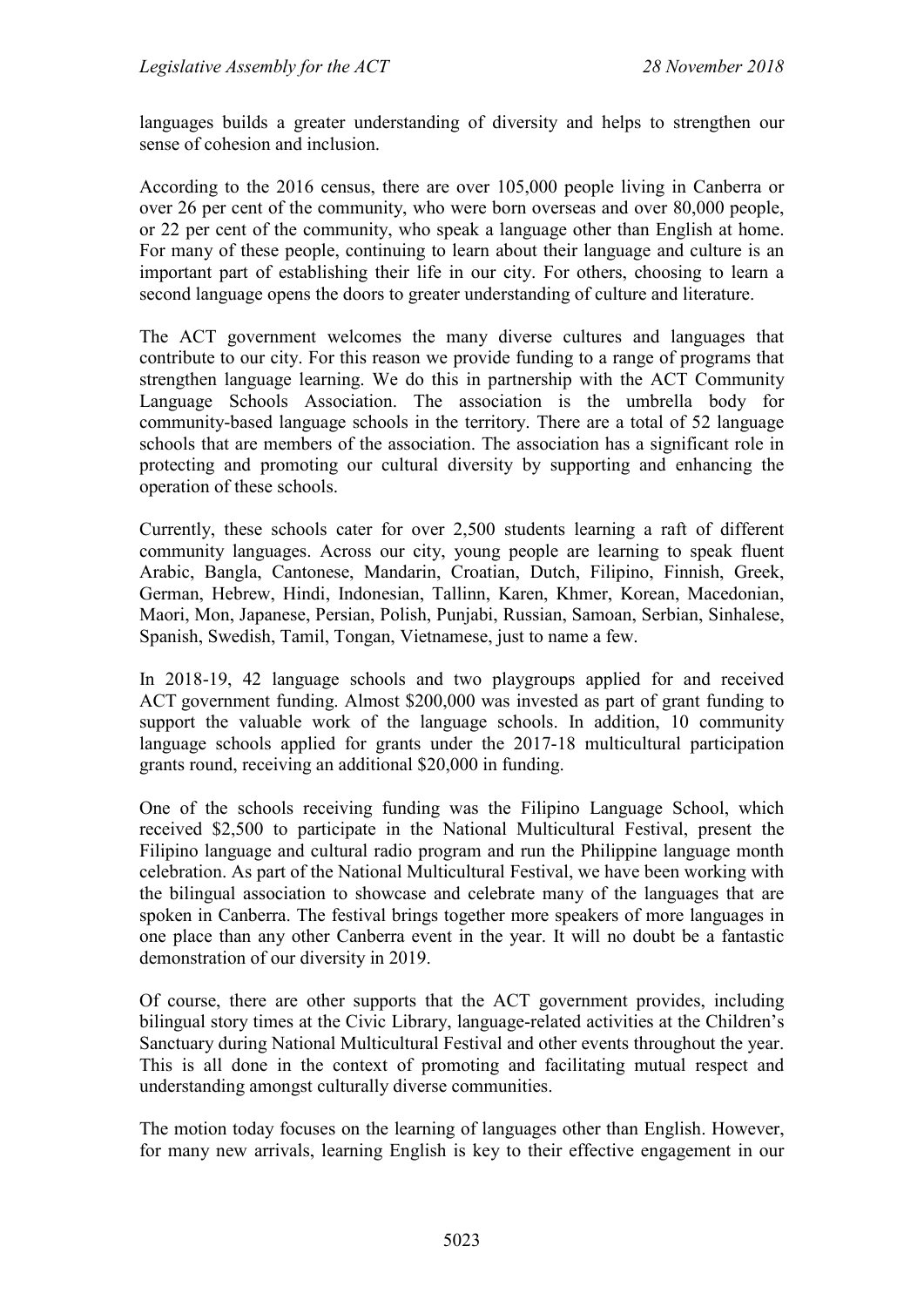languages builds a greater understanding of diversity and helps to strengthen our sense of cohesion and inclusion.

According to the 2016 census, there are over 105,000 people living in Canberra or over 26 per cent of the community, who were born overseas and over 80,000 people, or 22 per cent of the community, who speak a language other than English at home. For many of these people, continuing to learn about their language and culture is an important part of establishing their life in our city. For others, choosing to learn a second language opens the doors to greater understanding of culture and literature.

The ACT government welcomes the many diverse cultures and languages that contribute to our city. For this reason we provide funding to a range of programs that strengthen language learning. We do this in partnership with the ACT Community Language Schools Association. The association is the umbrella body for community-based language schools in the territory. There are a total of 52 language schools that are members of the association. The association has a significant role in protecting and promoting our cultural diversity by supporting and enhancing the operation of these schools.

Currently, these schools cater for over 2,500 students learning a raft of different community languages. Across our city, young people are learning to speak fluent Arabic, Bangla, Cantonese, Mandarin, Croatian, Dutch, Filipino, Finnish, Greek, German, Hebrew, Hindi, Indonesian, Tallinn, Karen, Khmer, Korean, Macedonian, Maori, Mon, Japanese, Persian, Polish, Punjabi, Russian, Samoan, Serbian, Sinhalese, Spanish, Swedish, Tamil, Tongan, Vietnamese, just to name a few.

In 2018-19, 42 language schools and two playgroups applied for and received ACT government funding. Almost $200,000 was invested as part of grant funding to support the valuable work of the language schools. In addition, 10 community language schools applied for grants under the 2017-18 multicultural participation grants round, receiving an additional $20,000 in funding.

One of the schools receiving funding was the Filipino Language School, which received $2,500 to participate in the National Multicultural Festival, present the Filipino language and cultural radio program and run the Philippine language month celebration. As part of the National Multicultural Festival, we have been working with the bilingual association to showcase and celebrate many of the languages that are spoken in Canberra. The festival brings together more speakers of more languages in one place than any other Canberra event in the year. It will no doubt be a fantastic demonstration of our diversity in 2019.

Of course, there are other supports that the ACT government provides, including bilingual story times at the Civic Library, language-related activities at the Children's Sanctuary during National Multicultural Festival and other events throughout the year. This is all done in the context of promoting and facilitating mutual respect and understanding amongst culturally diverse communities.

The motion today focuses on the learning of languages other than English. However, for many new arrivals, learning English is key to their effective engagement in our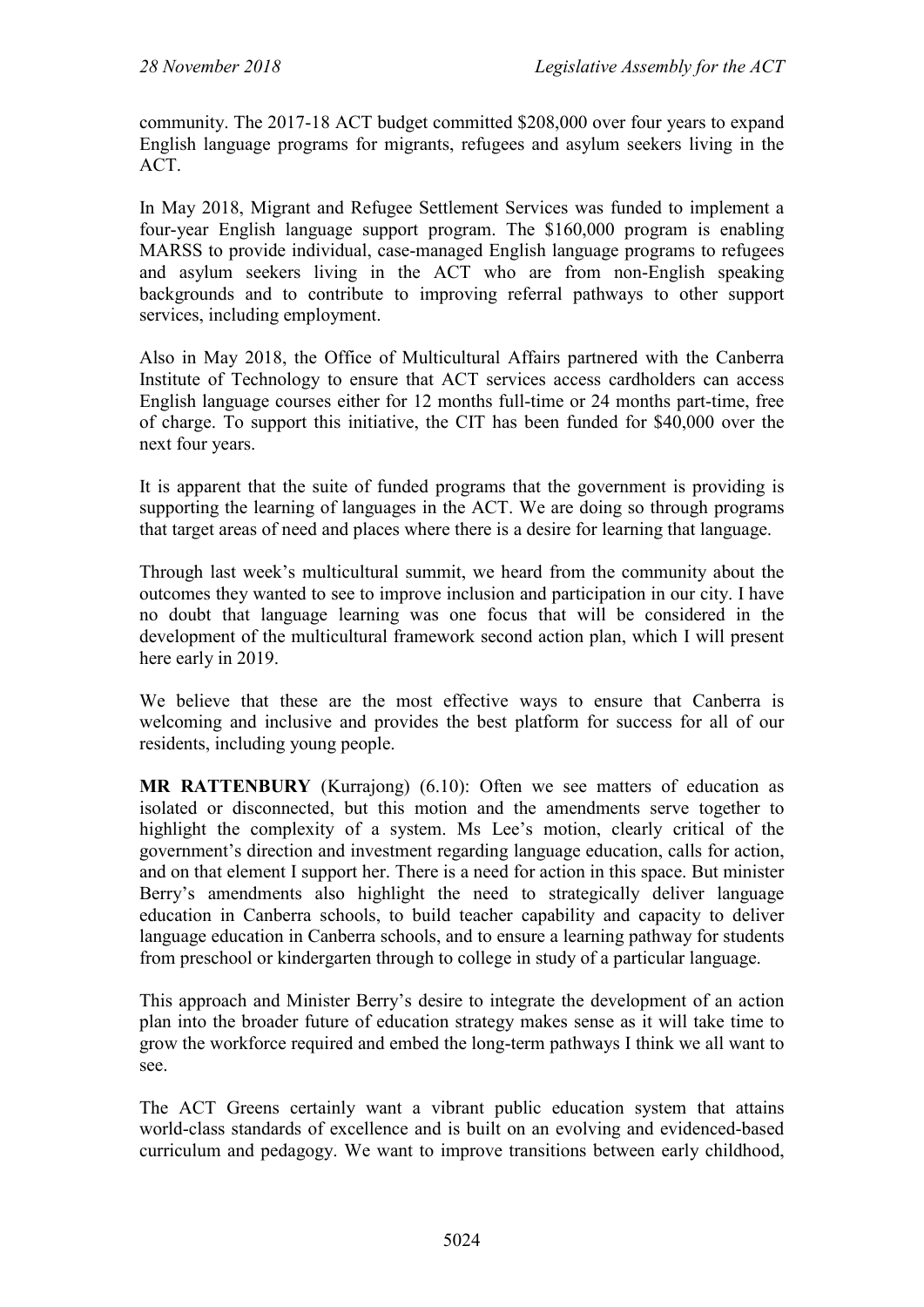community. The 2017-18 ACT budget committed $208,000 over four years to expand English language programs for migrants, refugees and asylum seekers living in the ACT.

In May 2018, Migrant and Refugee Settlement Services was funded to implement a four-year English language support program. The $160,000 program is enabling MARSS to provide individual, case-managed English language programs to refugees and asylum seekers living in the ACT who are from non-English speaking backgrounds and to contribute to improving referral pathways to other support services, including employment.

Also in May 2018, the Office of Multicultural Affairs partnered with the Canberra Institute of Technology to ensure that ACT services access cardholders can access English language courses either for 12 months full-time or 24 months part-time, free of charge. To support this initiative, the CIT has been funded for $40,000 over the next four years.

It is apparent that the suite of funded programs that the government is providing is supporting the learning of languages in the ACT. We are doing so through programs that target areas of need and places where there is a desire for learning that language.

Through last week's multicultural summit, we heard from the community about the outcomes they wanted to see to improve inclusion and participation in our city. I have no doubt that language learning was one focus that will be considered in the development of the multicultural framework second action plan, which I will present here early in 2019.

We believe that these are the most effective ways to ensure that Canberra is welcoming and inclusive and provides the best platform for success for all of our residents, including young people.

**MR RATTENBURY** (Kurrajong) (6.10): Often we see matters of education as isolated or disconnected, but this motion and the amendments serve together to highlight the complexity of a system. Ms Lee's motion, clearly critical of the government's direction and investment regarding language education, calls for action, and on that element I support her. There is a need for action in this space. But minister Berry's amendments also highlight the need to strategically deliver language education in Canberra schools, to build teacher capability and capacity to deliver language education in Canberra schools, and to ensure a learning pathway for students from preschool or kindergarten through to college in study of a particular language.

This approach and Minister Berry's desire to integrate the development of an action plan into the broader future of education strategy makes sense as it will take time to grow the workforce required and embed the long-term pathways I think we all want to see.

The ACT Greens certainly want a vibrant public education system that attains world-class standards of excellence and is built on an evolving and evidenced-based curriculum and pedagogy. We want to improve transitions between early childhood,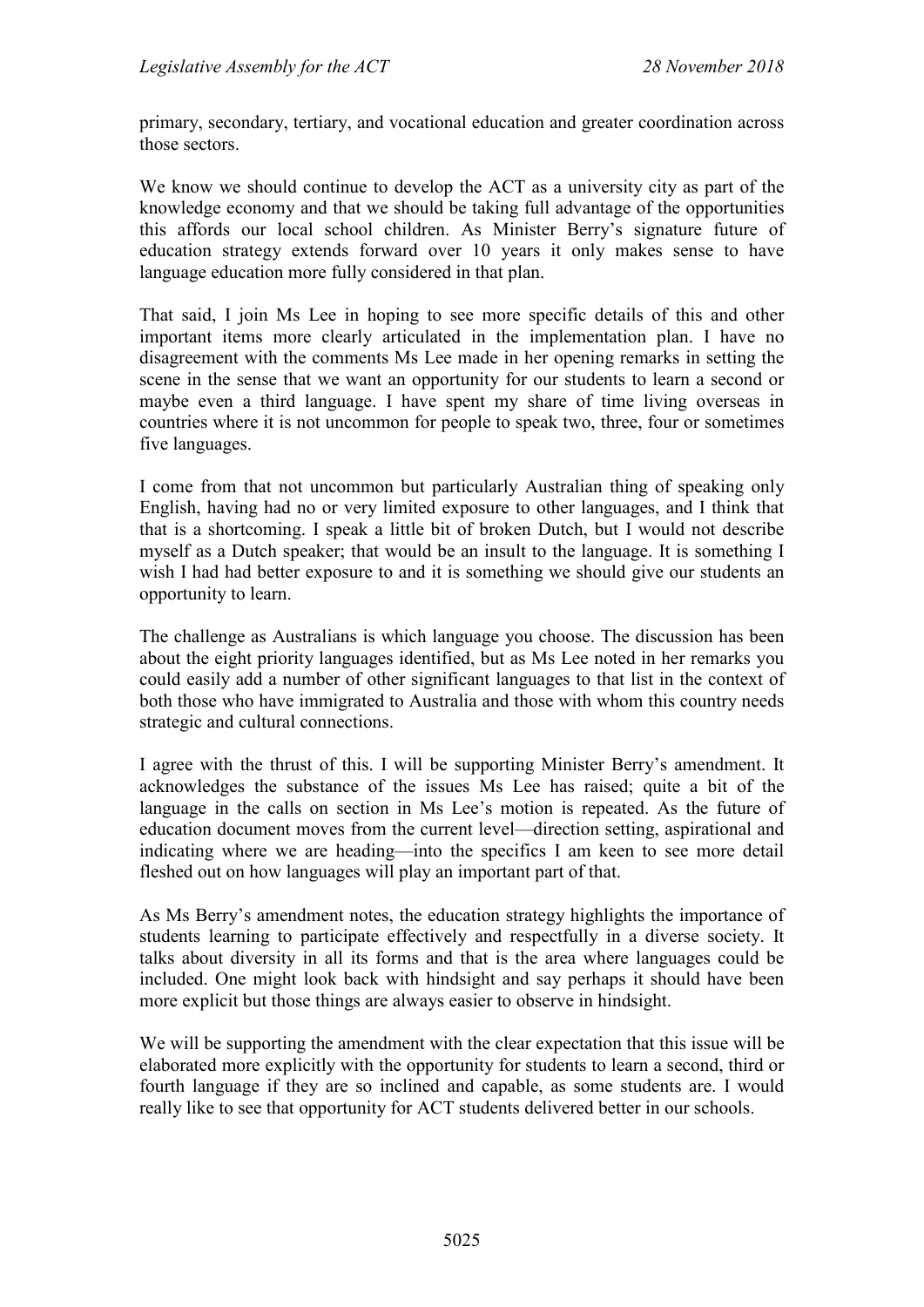primary, secondary, tertiary, and vocational education and greater coordination across those sectors.

We know we should continue to develop the ACT as a university city as part of the knowledge economy and that we should be taking full advantage of the opportunities this affords our local school children. As Minister Berry's signature future of education strategy extends forward over 10 years it only makes sense to have language education more fully considered in that plan.

That said, I join Ms Lee in hoping to see more specific details of this and other important items more clearly articulated in the implementation plan. I have no disagreement with the comments Ms Lee made in her opening remarks in setting the scene in the sense that we want an opportunity for our students to learn a second or maybe even a third language. I have spent my share of time living overseas in countries where it is not uncommon for people to speak two, three, four or sometimes five languages.

I come from that not uncommon but particularly Australian thing of speaking only English, having had no or very limited exposure to other languages, and I think that that is a shortcoming. I speak a little bit of broken Dutch, but I would not describe myself as a Dutch speaker; that would be an insult to the language. It is something I wish I had had better exposure to and it is something we should give our students an opportunity to learn.

The challenge as Australians is which language you choose. The discussion has been about the eight priority languages identified, but as Ms Lee noted in her remarks you could easily add a number of other significant languages to that list in the context of both those who have immigrated to Australia and those with whom this country needs strategic and cultural connections.

I agree with the thrust of this. I will be supporting Minister Berry's amendment. It acknowledges the substance of the issues Ms Lee has raised; quite a bit of the language in the calls on section in Ms Lee's motion is repeated. As the future of education document moves from the current level—direction setting, aspirational and indicating where we are heading—into the specifics I am keen to see more detail fleshed out on how languages will play an important part of that.

As Ms Berry's amendment notes, the education strategy highlights the importance of students learning to participate effectively and respectfully in a diverse society. It talks about diversity in all its forms and that is the area where languages could be included. One might look back with hindsight and say perhaps it should have been more explicit but those things are always easier to observe in hindsight.

We will be supporting the amendment with the clear expectation that this issue will be elaborated more explicitly with the opportunity for students to learn a second, third or fourth language if they are so inclined and capable, as some students are. I would really like to see that opportunity for ACT students delivered better in our schools.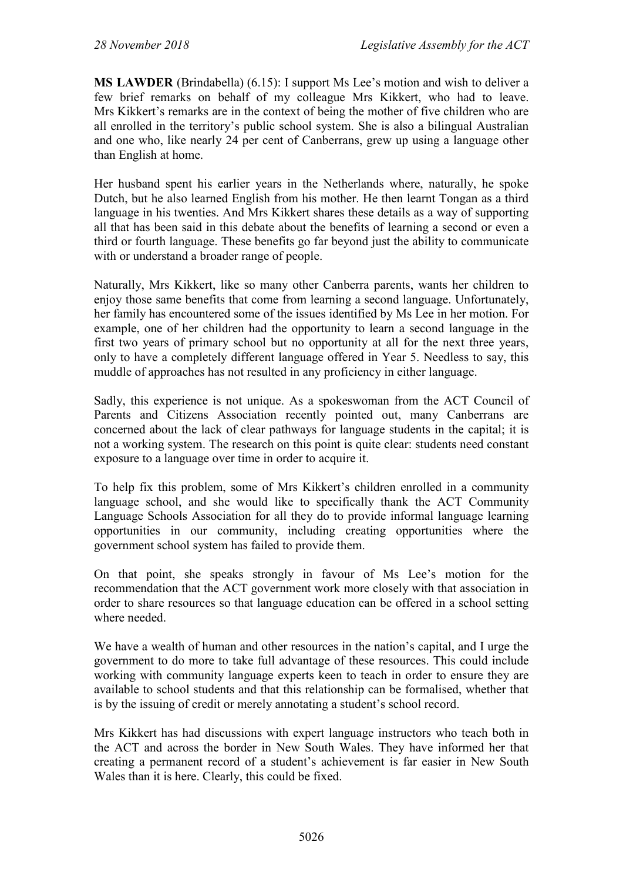**MS LAWDER** (Brindabella) (6.15): I support Ms Lee's motion and wish to deliver a few brief remarks on behalf of my colleague Mrs Kikkert, who had to leave. Mrs Kikkert's remarks are in the context of being the mother of five children who are all enrolled in the territory's public school system. She is also a bilingual Australian and one who, like nearly 24 per cent of Canberrans, grew up using a language other than English at home.

Her husband spent his earlier years in the Netherlands where, naturally, he spoke Dutch, but he also learned English from his mother. He then learnt Tongan as a third language in his twenties. And Mrs Kikkert shares these details as a way of supporting all that has been said in this debate about the benefits of learning a second or even a third or fourth language. These benefits go far beyond just the ability to communicate with or understand a broader range of people.

Naturally, Mrs Kikkert, like so many other Canberra parents, wants her children to enjoy those same benefits that come from learning a second language. Unfortunately, her family has encountered some of the issues identified by Ms Lee in her motion. For example, one of her children had the opportunity to learn a second language in the first two years of primary school but no opportunity at all for the next three years, only to have a completely different language offered in Year 5. Needless to say, this muddle of approaches has not resulted in any proficiency in either language.

Sadly, this experience is not unique. As a spokeswoman from the ACT Council of Parents and Citizens Association recently pointed out, many Canberrans are concerned about the lack of clear pathways for language students in the capital; it is not a working system. The research on this point is quite clear: students need constant exposure to a language over time in order to acquire it.

To help fix this problem, some of Mrs Kikkert's children enrolled in a community language school, and she would like to specifically thank the ACT Community Language Schools Association for all they do to provide informal language learning opportunities in our community, including creating opportunities where the government school system has failed to provide them.

On that point, she speaks strongly in favour of Ms Lee's motion for the recommendation that the ACT government work more closely with that association in order to share resources so that language education can be offered in a school setting where needed.

We have a wealth of human and other resources in the nation's capital, and I urge the government to do more to take full advantage of these resources. This could include working with community language experts keen to teach in order to ensure they are available to school students and that this relationship can be formalised, whether that is by the issuing of credit or merely annotating a student's school record.

Mrs Kikkert has had discussions with expert language instructors who teach both in the ACT and across the border in New South Wales. They have informed her that creating a permanent record of a student's achievement is far easier in New South Wales than it is here. Clearly, this could be fixed.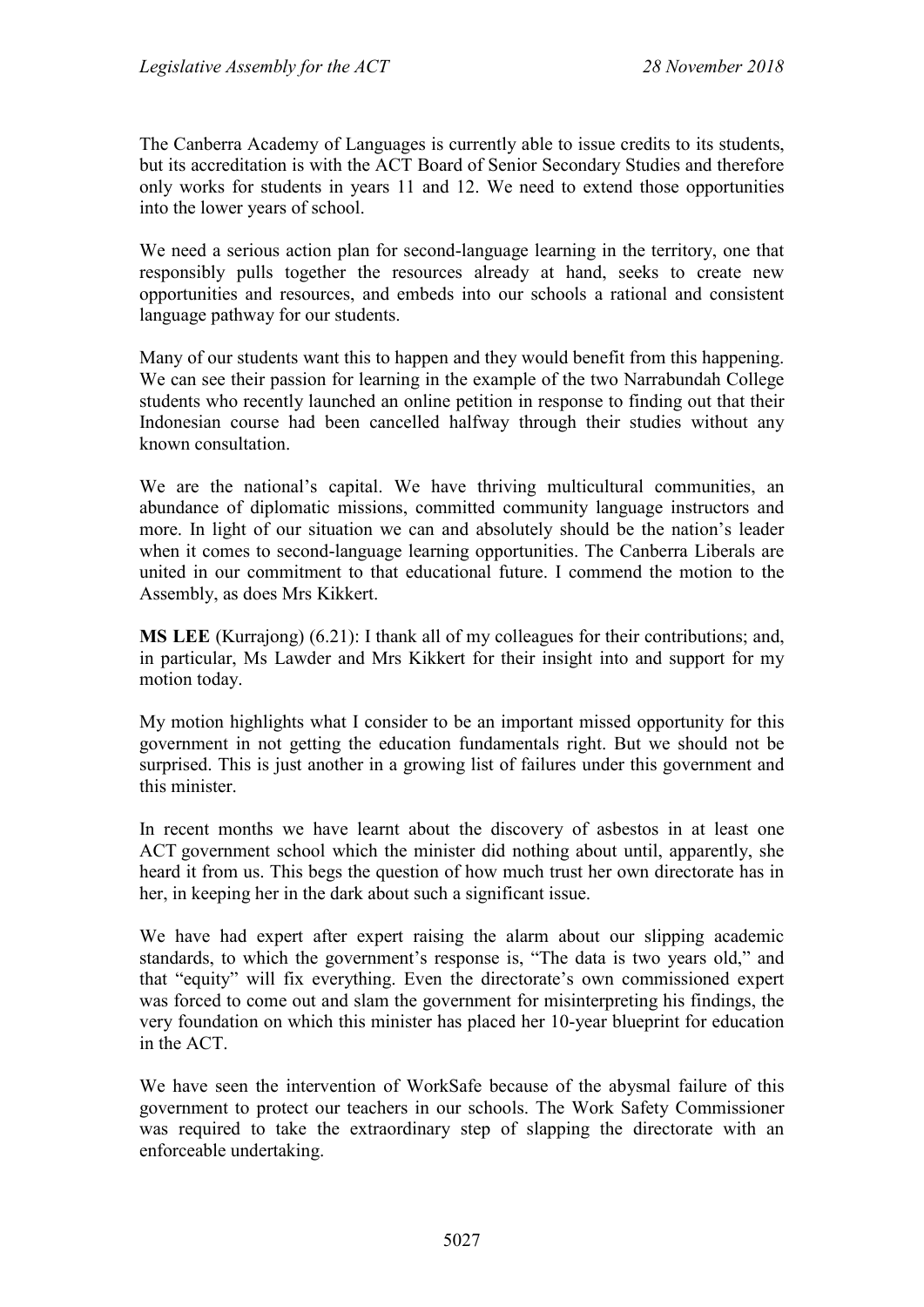The Canberra Academy of Languages is currently able to issue credits to its students, but its accreditation is with the ACT Board of Senior Secondary Studies and therefore only works for students in years 11 and 12. We need to extend those opportunities into the lower years of school.

We need a serious action plan for second-language learning in the territory, one that responsibly pulls together the resources already at hand, seeks to create new opportunities and resources, and embeds into our schools a rational and consistent language pathway for our students.

Many of our students want this to happen and they would benefit from this happening. We can see their passion for learning in the example of the two Narrabundah College students who recently launched an online petition in response to finding out that their Indonesian course had been cancelled halfway through their studies without any known consultation.

We are the national's capital. We have thriving multicultural communities, an abundance of diplomatic missions, committed community language instructors and more. In light of our situation we can and absolutely should be the nation's leader when it comes to second-language learning opportunities. The Canberra Liberals are united in our commitment to that educational future. I commend the motion to the Assembly, as does Mrs Kikkert.

**MS LEE** (Kurrajong) (6.21): I thank all of my colleagues for their contributions; and, in particular, Ms Lawder and Mrs Kikkert for their insight into and support for my motion today.

My motion highlights what I consider to be an important missed opportunity for this government in not getting the education fundamentals right. But we should not be surprised. This is just another in a growing list of failures under this government and this minister.

In recent months we have learnt about the discovery of asbestos in at least one ACT government school which the minister did nothing about until, apparently, she heard it from us. This begs the question of how much trust her own directorate has in her, in keeping her in the dark about such a significant issue.

We have had expert after expert raising the alarm about our slipping academic standards, to which the government's response is, "The data is two years old," and that "equity" will fix everything. Even the directorate's own commissioned expert was forced to come out and slam the government for misinterpreting his findings, the very foundation on which this minister has placed her 10-year blueprint for education in the ACT.

We have seen the intervention of WorkSafe because of the abysmal failure of this government to protect our teachers in our schools. The Work Safety Commissioner was required to take the extraordinary step of slapping the directorate with an enforceable undertaking.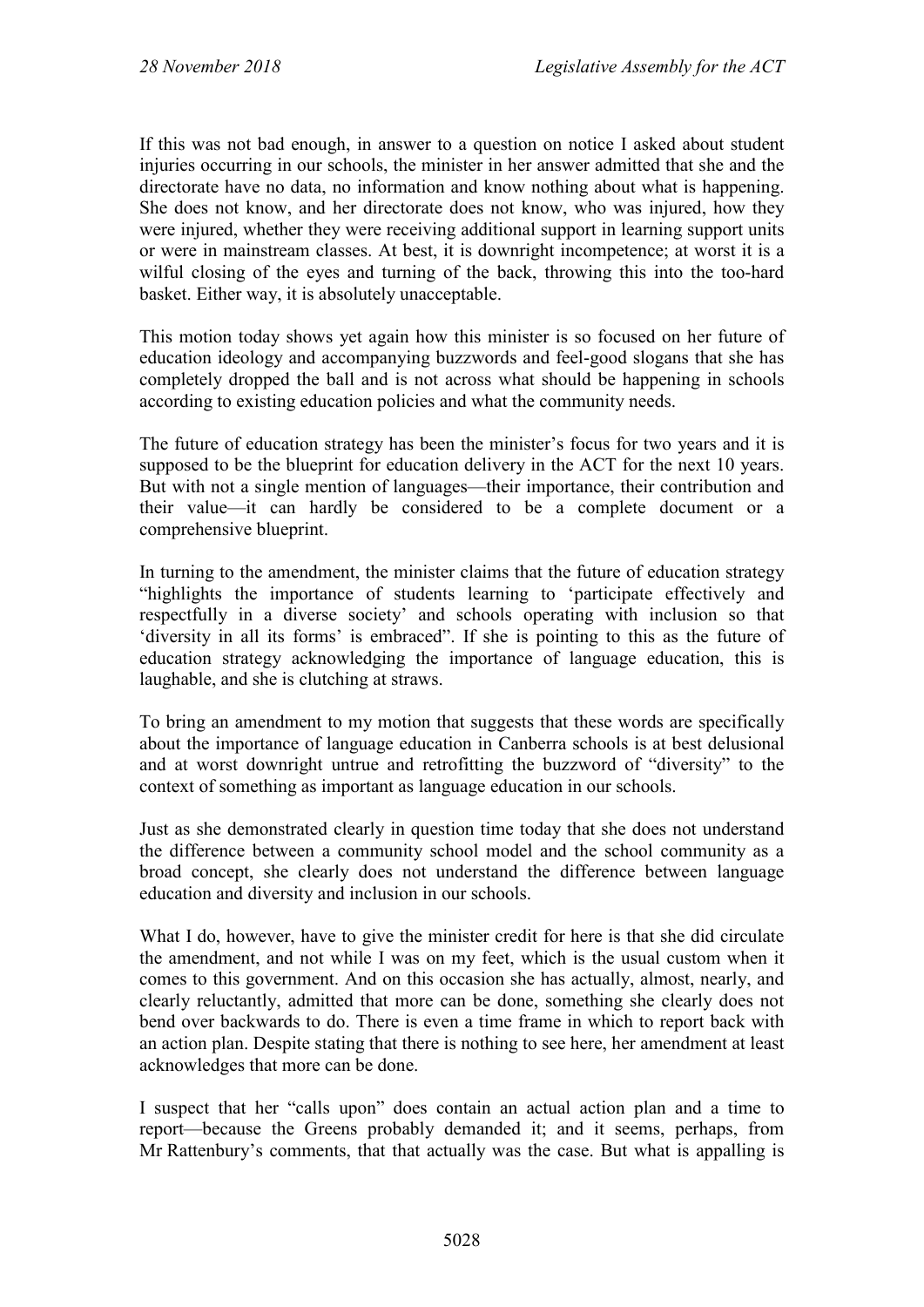If this was not bad enough, in answer to a question on notice I asked about student injuries occurring in our schools, the minister in her answer admitted that she and the directorate have no data, no information and know nothing about what is happening. She does not know, and her directorate does not know, who was injured, how they were injured, whether they were receiving additional support in learning support units or were in mainstream classes. At best, it is downright incompetence; at worst it is a wilful closing of the eyes and turning of the back, throwing this into the too-hard basket. Either way, it is absolutely unacceptable.

This motion today shows yet again how this minister is so focused on her future of education ideology and accompanying buzzwords and feel-good slogans that she has completely dropped the ball and is not across what should be happening in schools according to existing education policies and what the community needs.

The future of education strategy has been the minister's focus for two years and it is supposed to be the blueprint for education delivery in the ACT for the next 10 years. But with not a single mention of languages—their importance, their contribution and their value—it can hardly be considered to be a complete document or a comprehensive blueprint.

In turning to the amendment, the minister claims that the future of education strategy "highlights the importance of students learning to 'participate effectively and respectfully in a diverse society' and schools operating with inclusion so that 'diversity in all its forms' is embraced". If she is pointing to this as the future of education strategy acknowledging the importance of language education, this is laughable, and she is clutching at straws.

To bring an amendment to my motion that suggests that these words are specifically about the importance of language education in Canberra schools is at best delusional and at worst downright untrue and retrofitting the buzzword of "diversity" to the context of something as important as language education in our schools.

Just as she demonstrated clearly in question time today that she does not understand the difference between a community school model and the school community as a broad concept, she clearly does not understand the difference between language education and diversity and inclusion in our schools.

What I do, however, have to give the minister credit for here is that she did circulate the amendment, and not while I was on my feet, which is the usual custom when it comes to this government. And on this occasion she has actually, almost, nearly, and clearly reluctantly, admitted that more can be done, something she clearly does not bend over backwards to do. There is even a time frame in which to report back with an action plan. Despite stating that there is nothing to see here, her amendment at least acknowledges that more can be done.

I suspect that her "calls upon" does contain an actual action plan and a time to report—because the Greens probably demanded it; and it seems, perhaps, from Mr Rattenbury's comments, that that actually was the case. But what is appalling is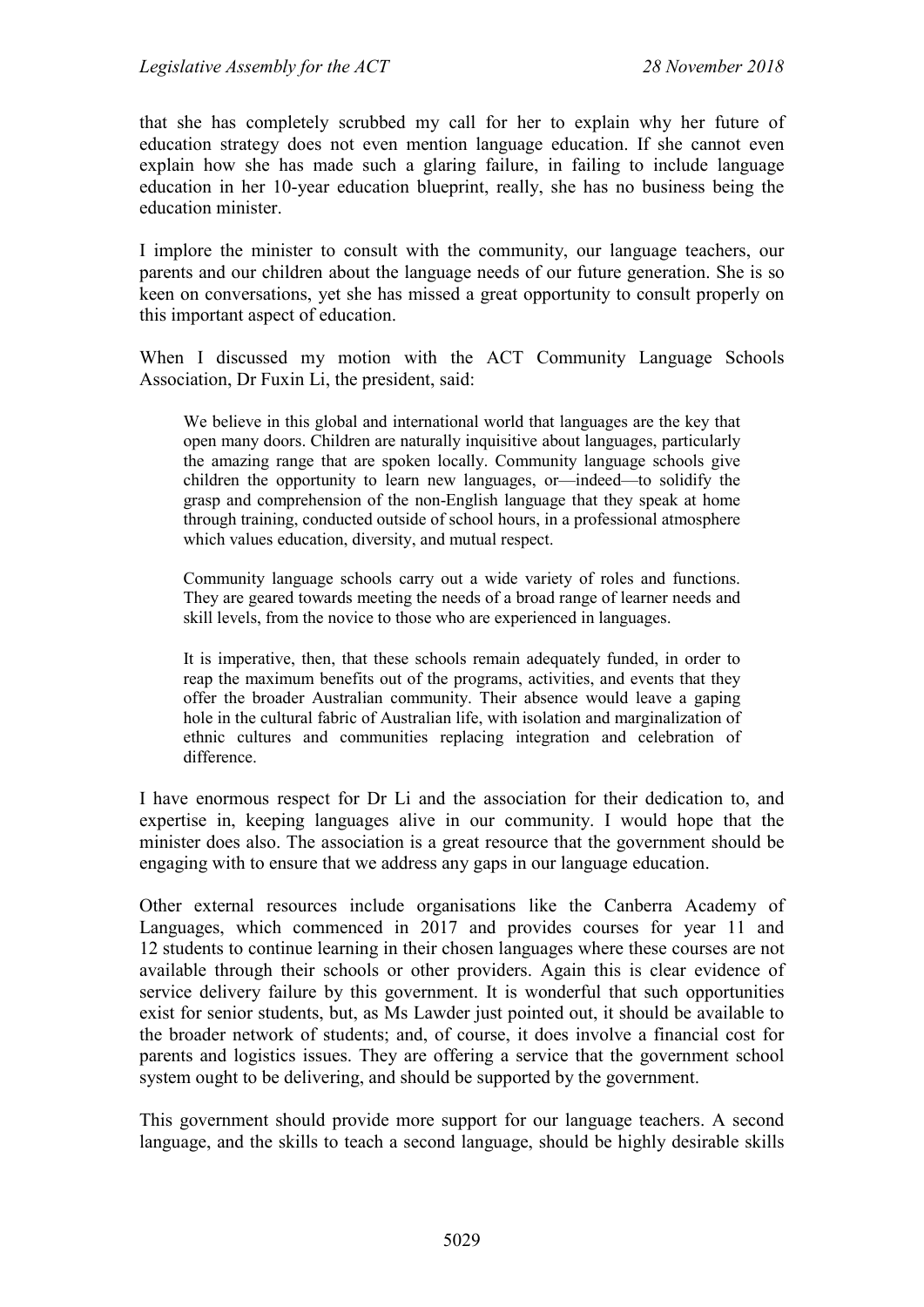that she has completely scrubbed my call for her to explain why her future of education strategy does not even mention language education. If she cannot even explain how she has made such a glaring failure, in failing to include language education in her 10-year education blueprint, really, she has no business being the education minister.

I implore the minister to consult with the community, our language teachers, our parents and our children about the language needs of our future generation. She is so keen on conversations, yet she has missed a great opportunity to consult properly on this important aspect of education.

When I discussed my motion with the ACT Community Language Schools Association, Dr Fuxin Li, the president, said:

> We believe in this global and international world that languages are the key that open many doors. Children are naturally inquisitive about languages, particularly the amazing range that are spoken locally. Community language schools give children the opportunity to learn new languages, or—indeed—to solidify the grasp and comprehension of the non-English language that they speak at home through training, conducted outside of school hours, in a professional atmosphere which values education, diversity, and mutual respect.
>
> Community language schools carry out a wide variety of roles and functions. They are geared towards meeting the needs of a broad range of learner needs and skill levels, from the novice to those who are experienced in languages.
>
> It is imperative, then, that these schools remain adequately funded, in order to reap the maximum benefits out of the programs, activities, and events that they offer the broader Australian community. Their absence would leave a gaping hole in the cultural fabric of Australian life, with isolation and marginalization of ethnic cultures and communities replacing integration and celebration of difference.

I have enormous respect for Dr Li and the association for their dedication to, and expertise in, keeping languages alive in our community. I would hope that the minister does also. The association is a great resource that the government should be engaging with to ensure that we address any gaps in our language education.

Other external resources include organisations like the Canberra Academy of Languages, which commenced in 2017 and provides courses for year 11 and 12 students to continue learning in their chosen languages where these courses are not available through their schools or other providers. Again this is clear evidence of service delivery failure by this government. It is wonderful that such opportunities exist for senior students, but, as Ms Lawder just pointed out, it should be available to the broader network of students; and, of course, it does involve a financial cost for parents and logistics issues. They are offering a service that the government school system ought to be delivering, and should be supported by the government.

This government should provide more support for our language teachers. A second language, and the skills to teach a second language, should be highly desirable skills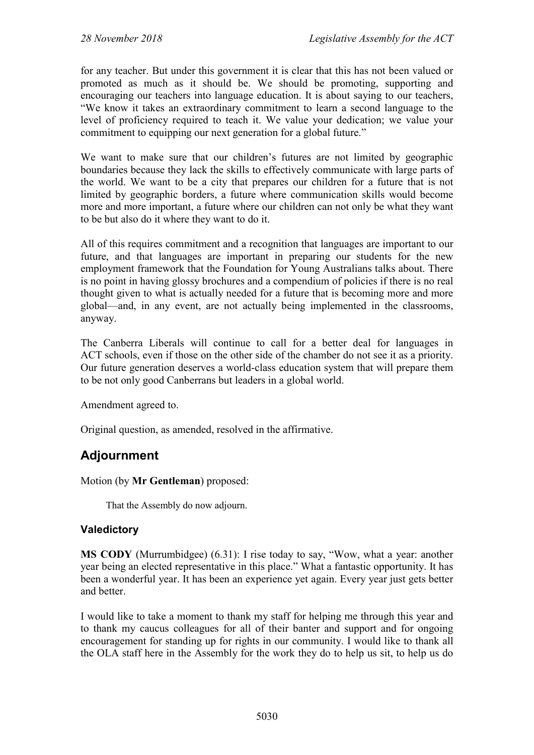for any teacher. But under this government it is clear that this has not been valued or promoted as much as it should be. We should be promoting, supporting and encouraging our teachers into language education. It is about saying to our teachers, "We know it takes an extraordinary commitment to learn a second language to the level of proficiency required to teach it. We value your dedication; we value your commitment to equipping our next generation for a global future."

We want to make sure that our children's futures are not limited by geographic boundaries because they lack the skills to effectively communicate with large parts of the world. We want to be a city that prepares our children for a future that is not limited by geographic borders, a future where communication skills would become more and more important, a future where our children can not only be what they want to be but also do it where they want to do it.

All of this requires commitment and a recognition that languages are important to our future, and that languages are important in preparing our students for the new employment framework that the Foundation for Young Australians talks about. There is no point in having glossy brochures and a compendium of policies if there is no real thought given to what is actually needed for a future that is becoming more and more global—and, in any event, are not actually being implemented in the classrooms, anyway.

The Canberra Liberals will continue to call for a better deal for languages in ACT schools, even if those on the other side of the chamber do not see it as a priority. Our future generation deserves a world-class education system that will prepare them to be not only good Canberrans but leaders in a global world.

Amendment agreed to.

Original question, as amended, resolved in the affirmative.

## Adjournment

Motion (by **Mr Gentleman**) proposed:

> That the Assembly do now adjourn.

### Valedictory

**MS CODY** (Murrumbidgee) (6.31): I rise today to say, "Wow, what a year: another year being an elected representative in this place." What a fantastic opportunity. It has been a wonderful year. It has been an experience yet again. Every year just gets better and better.

I would like to take a moment to thank my staff for helping me through this year and to thank my caucus colleagues for all of their banter and support and for ongoing encouragement for standing up for rights in our community. I would like to thank all the OLA staff here in the Assembly for the work they do to help us sit, to help us do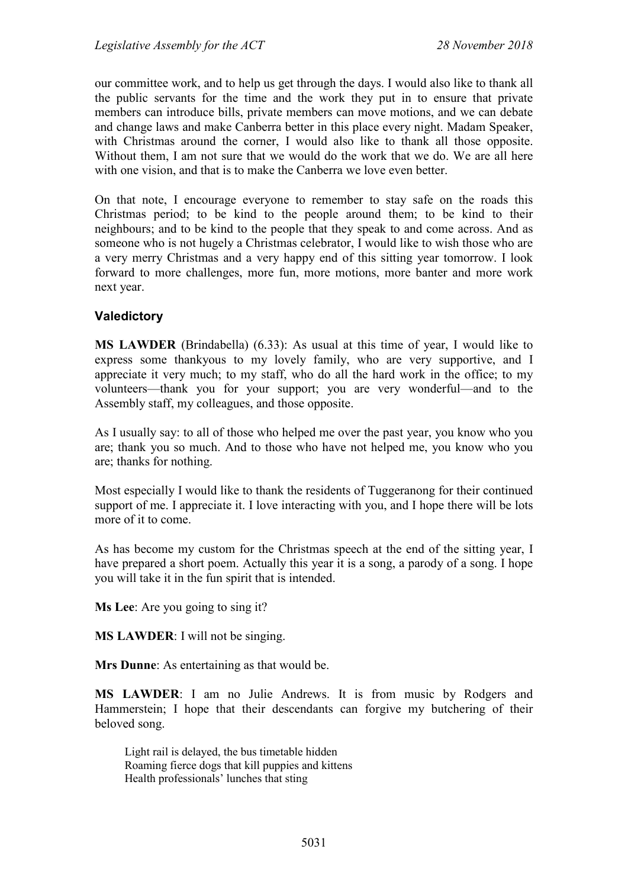our committee work, and to help us get through the days. I would also like to thank all the public servants for the time and the work they put in to ensure that private members can introduce bills, private members can move motions, and we can debate and change laws and make Canberra better in this place every night. Madam Speaker, with Christmas around the corner, I would also like to thank all those opposite. Without them, I am not sure that we would do the work that we do. We are all here with one vision, and that is to make the Canberra we love even better.

On that note, I encourage everyone to remember to stay safe on the roads this Christmas period; to be kind to the people around them; to be kind to their neighbours; and to be kind to the people that they speak to and come across. And as someone who is not hugely a Christmas celebrator, I would like to wish those who are a very merry Christmas and a very happy end of this sitting year tomorrow. I look forward to more challenges, more fun, more motions, more banter and more work next year.

### Valedictory

**MS LAWDER** (Brindabella) (6.33): As usual at this time of year, I would like to express some thankyous to my lovely family, who are very supportive, and I appreciate it very much; to my staff, who do all the hard work in the office; to my volunteers—thank you for your support; you are very wonderful—and to the Assembly staff, my colleagues, and those opposite.

As I usually say: to all of those who helped me over the past year, you know who you are; thank you so much. And to those who have not helped me, you know who you are; thanks for nothing.

Most especially I would like to thank the residents of Tuggeranong for their continued support of me. I appreciate it. I love interacting with you, and I hope there will be lots more of it to come.

As has become my custom for the Christmas speech at the end of the sitting year, I have prepared a short poem. Actually this year it is a song, a parody of a song. I hope you will take it in the fun spirit that is intended.

**Ms Lee**: Are you going to sing it?

**MS LAWDER**: I will not be singing.

**Mrs Dunne**: As entertaining as that would be.

**MS LAWDER**: I am no Julie Andrews. It is from music by Rodgers and Hammerstein; I hope that their descendants can forgive my butchering of their beloved song.

> Light rail is delayed, the bus timetable hidden
> Roaming fierce dogs that kill puppies and kittens
> Health professionals' lunches that sting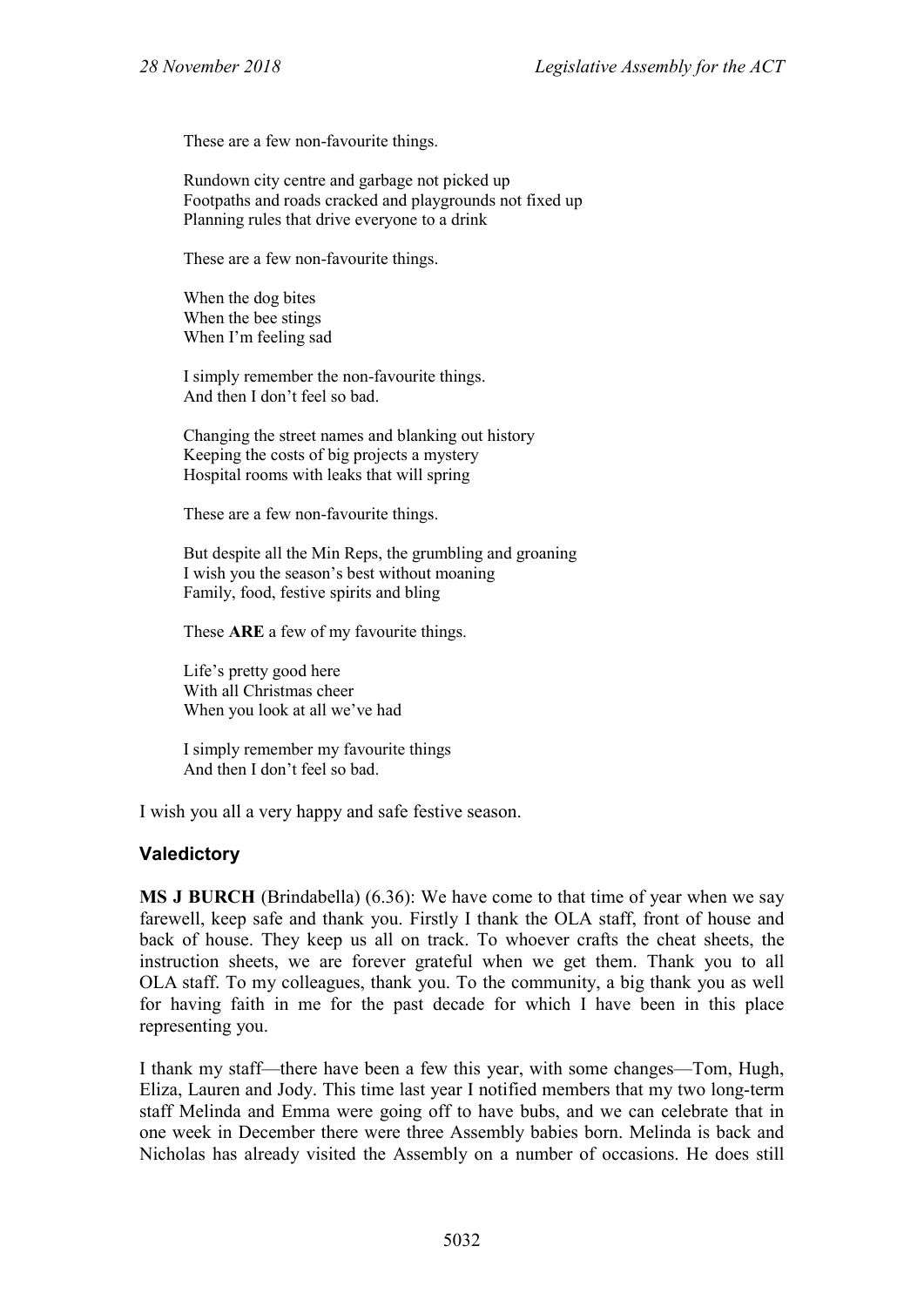These are a few non-favourite things.

Rundown city centre and garbage not picked up  
Footpaths and roads cracked and playgrounds not fixed up  
Planning rules that drive everyone to a drink

These are a few non-favourite things.

When the dog bites  
When the bee stings  
When I'm feeling sad

I simply remember the non-favourite things.  
And then I don't feel so bad.

Changing the street names and blanking out history  
Keeping the costs of big projects a mystery  
Hospital rooms with leaks that will spring

These are a few non-favourite things.

But despite all the Min Reps, the grumbling and groaning  
I wish you the season's best without moaning  
Family, food, festive spirits and bling

These **ARE** a few of my favourite things.

Life's pretty good here  
With all Christmas cheer  
When you look at all we've had

I simply remember my favourite things  
And then I don't feel so bad.

I wish you all a very happy and safe festive season.

### Valedictory

**MS J BURCH** (Brindabella) (6.36): We have come to that time of year when we say farewell, keep safe and thank you. Firstly I thank the OLA staff, front of house and back of house. They keep us all on track. To whoever crafts the cheat sheets, the instruction sheets, we are forever grateful when we get them. Thank you to all OLA staff. To my colleagues, thank you. To the community, a big thank you as well for having faith in me for the past decade for which I have been in this place representing you.

I thank my staff—there have been a few this year, with some changes—Tom, Hugh, Eliza, Lauren and Jody. This time last year I notified members that my two long-term staff Melinda and Emma were going off to have bubs, and we can celebrate that in one week in December there were three Assembly babies born. Melinda is back and Nicholas has already visited the Assembly on a number of occasions. He does still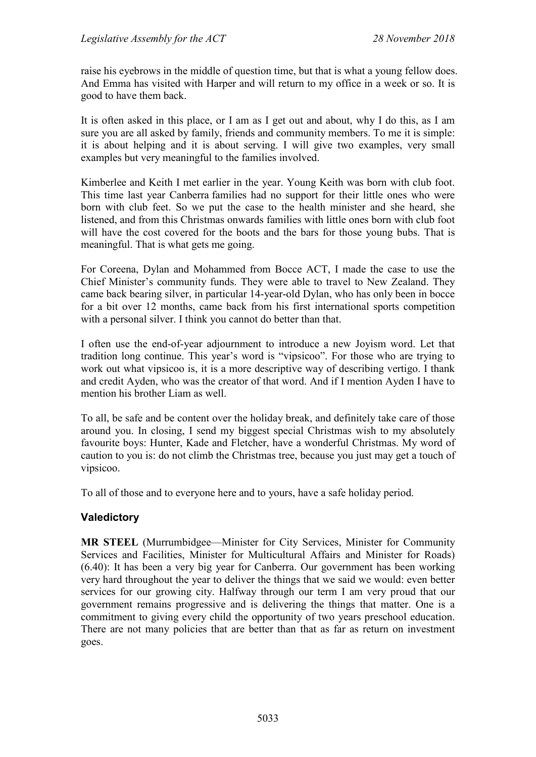raise his eyebrows in the middle of question time, but that is what a young fellow does. And Emma has visited with Harper and will return to my office in a week or so. It is good to have them back.

It is often asked in this place, or I am as I get out and about, why I do this, as I am sure you are all asked by family, friends and community members. To me it is simple: it is about helping and it is about serving. I will give two examples, very small examples but very meaningful to the families involved.

Kimberlee and Keith I met earlier in the year. Young Keith was born with club foot. This time last year Canberra families had no support for their little ones who were born with club feet. So we put the case to the health minister and she heard, she listened, and from this Christmas onwards families with little ones born with club foot will have the cost covered for the boots and the bars for those young bubs. That is meaningful. That is what gets me going.

For Coreena, Dylan and Mohammed from Bocce ACT, I made the case to use the Chief Minister's community funds. They were able to travel to New Zealand. They came back bearing silver, in particular 14-year-old Dylan, who has only been in bocce for a bit over 12 months, came back from his first international sports competition with a personal silver. I think you cannot do better than that.

I often use the end-of-year adjournment to introduce a new Joyism word. Let that tradition long continue. This year's word is "vipsicoo". For those who are trying to work out what vipsicoo is, it is a more descriptive way of describing vertigo. I thank and credit Ayden, who was the creator of that word. And if I mention Ayden I have to mention his brother Liam as well.

To all, be safe and be content over the holiday break, and definitely take care of those around you. In closing, I send my biggest special Christmas wish to my absolutely favourite boys: Hunter, Kade and Fletcher, have a wonderful Christmas. My word of caution to you is: do not climb the Christmas tree, because you just may get a touch of vipsicoo.

To all of those and to everyone here and to yours, have a safe holiday period.

### Valedictory

**MR STEEL** (Murrumbidgee—Minister for City Services, Minister for Community Services and Facilities, Minister for Multicultural Affairs and Minister for Roads) (6.40): It has been a very big year for Canberra. Our government has been working very hard throughout the year to deliver the things that we said we would: even better services for our growing city. Halfway through our term I am very proud that our government remains progressive and is delivering the things that matter. One is a commitment to giving every child the opportunity of two years preschool education. There are not many policies that are better than that as far as return on investment goes.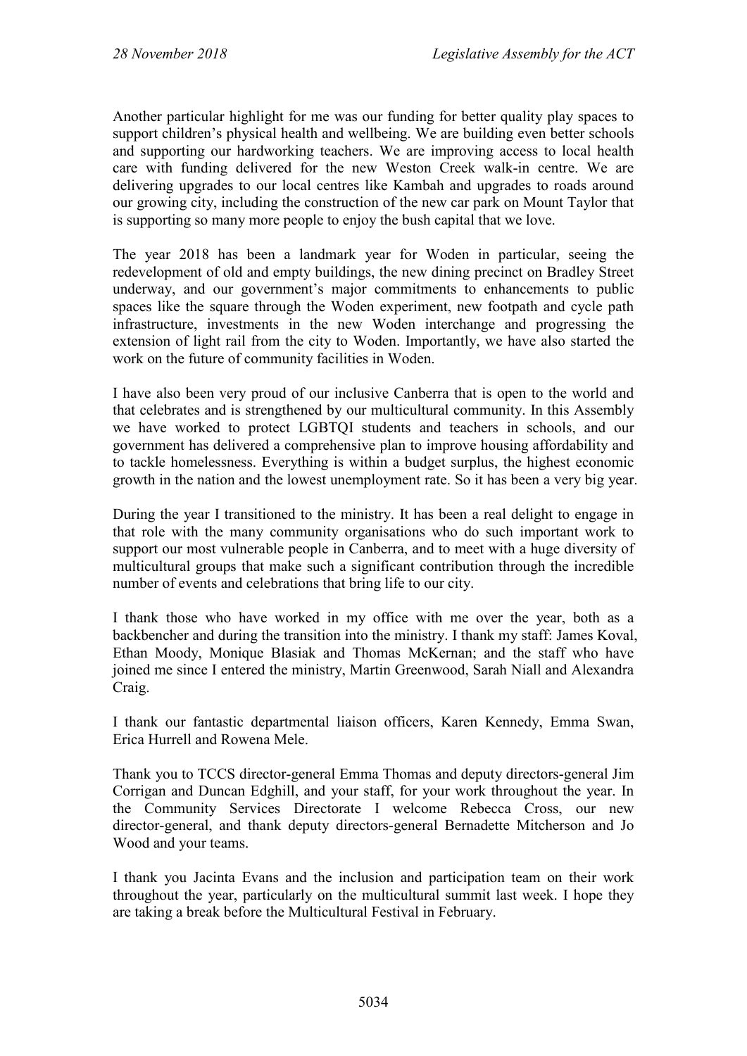Another particular highlight for me was our funding for better quality play spaces to support children's physical health and wellbeing. We are building even better schools and supporting our hardworking teachers. We are improving access to local health care with funding delivered for the new Weston Creek walk-in centre. We are delivering upgrades to our local centres like Kambah and upgrades to roads around our growing city, including the construction of the new car park on Mount Taylor that is supporting so many more people to enjoy the bush capital that we love.

The year 2018 has been a landmark year for Woden in particular, seeing the redevelopment of old and empty buildings, the new dining precinct on Bradley Street underway, and our government's major commitments to enhancements to public spaces like the square through the Woden experiment, new footpath and cycle path infrastructure, investments in the new Woden interchange and progressing the extension of light rail from the city to Woden. Importantly, we have also started the work on the future of community facilities in Woden.

I have also been very proud of our inclusive Canberra that is open to the world and that celebrates and is strengthened by our multicultural community. In this Assembly we have worked to protect LGBTQI students and teachers in schools, and our government has delivered a comprehensive plan to improve housing affordability and to tackle homelessness. Everything is within a budget surplus, the highest economic growth in the nation and the lowest unemployment rate. So it has been a very big year.

During the year I transitioned to the ministry. It has been a real delight to engage in that role with the many community organisations who do such important work to support our most vulnerable people in Canberra, and to meet with a huge diversity of multicultural groups that make such a significant contribution through the incredible number of events and celebrations that bring life to our city.

I thank those who have worked in my office with me over the year, both as a backbencher and during the transition into the ministry. I thank my staff: James Koval, Ethan Moody, Monique Blasiak and Thomas McKernan; and the staff who have joined me since I entered the ministry, Martin Greenwood, Sarah Niall and Alexandra Craig.

I thank our fantastic departmental liaison officers, Karen Kennedy, Emma Swan, Erica Hurrell and Rowena Mele.

Thank you to TCCS director-general Emma Thomas and deputy directors-general Jim Corrigan and Duncan Edghill, and your staff, for your work throughout the year. In the Community Services Directorate I welcome Rebecca Cross, our new director-general, and thank deputy directors-general Bernadette Mitcherson and Jo Wood and your teams.

I thank you Jacinta Evans and the inclusion and participation team on their work throughout the year, particularly on the multicultural summit last week. I hope they are taking a break before the Multicultural Festival in February.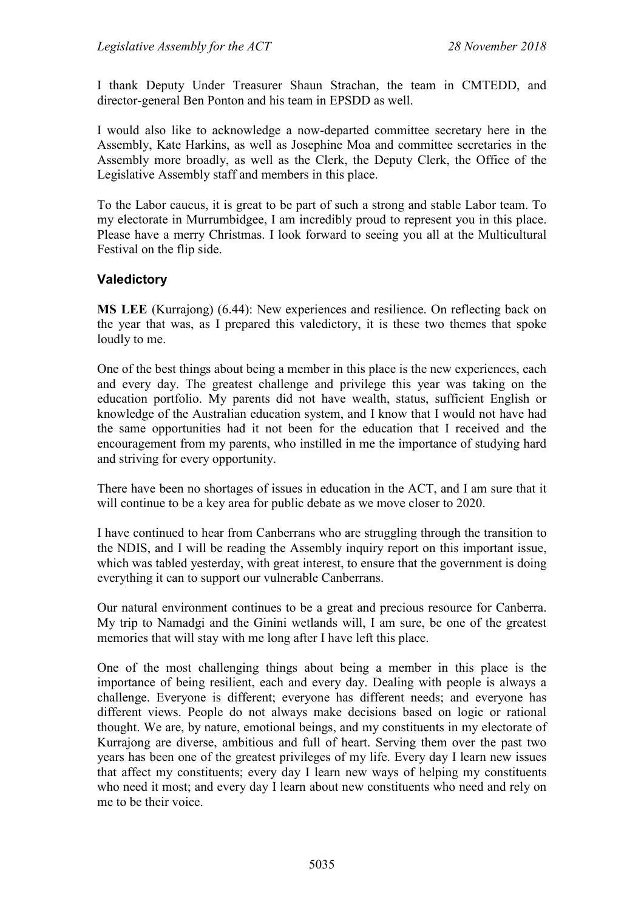I thank Deputy Under Treasurer Shaun Strachan, the team in CMTEDD, and director-general Ben Ponton and his team in EPSDD as well.

I would also like to acknowledge a now-departed committee secretary here in the Assembly, Kate Harkins, as well as Josephine Moa and committee secretaries in the Assembly more broadly, as well as the Clerk, the Deputy Clerk, the Office of the Legislative Assembly staff and members in this place.

To the Labor caucus, it is great to be part of such a strong and stable Labor team. To my electorate in Murrumbidgee, I am incredibly proud to represent you in this place. Please have a merry Christmas. I look forward to seeing you all at the Multicultural Festival on the flip side.

### Valedictory

**MS LEE** (Kurrajong) (6.44): New experiences and resilience. On reflecting back on the year that was, as I prepared this valedictory, it is these two themes that spoke loudly to me.

One of the best things about being a member in this place is the new experiences, each and every day. The greatest challenge and privilege this year was taking on the education portfolio. My parents did not have wealth, status, sufficient English or knowledge of the Australian education system, and I know that I would not have had the same opportunities had it not been for the education that I received and the encouragement from my parents, who instilled in me the importance of studying hard and striving for every opportunity.

There have been no shortages of issues in education in the ACT, and I am sure that it will continue to be a key area for public debate as we move closer to 2020.

I have continued to hear from Canberrans who are struggling through the transition to the NDIS, and I will be reading the Assembly inquiry report on this important issue, which was tabled yesterday, with great interest, to ensure that the government is doing everything it can to support our vulnerable Canberrans.

Our natural environment continues to be a great and precious resource for Canberra. My trip to Namadgi and the Ginini wetlands will, I am sure, be one of the greatest memories that will stay with me long after I have left this place.

One of the most challenging things about being a member in this place is the importance of being resilient, each and every day. Dealing with people is always a challenge. Everyone is different; everyone has different needs; and everyone has different views. People do not always make decisions based on logic or rational thought. We are, by nature, emotional beings, and my constituents in my electorate of Kurrajong are diverse, ambitious and full of heart. Serving them over the past two years has been one of the greatest privileges of my life. Every day I learn new issues that affect my constituents; every day I learn new ways of helping my constituents who need it most; and every day I learn about new constituents who need and rely on me to be their voice.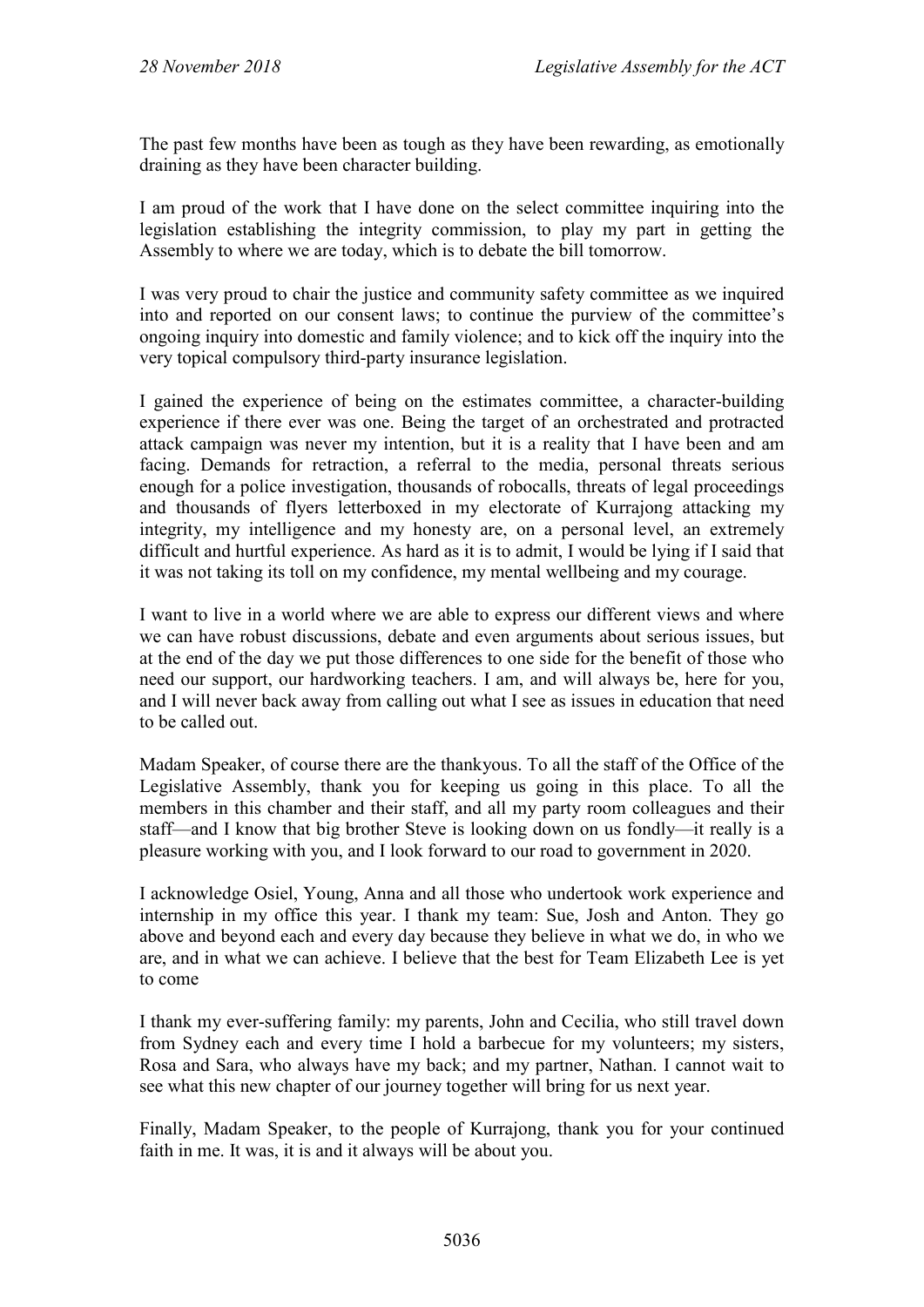The past few months have been as tough as they have been rewarding, as emotionally draining as they have been character building.

I am proud of the work that I have done on the select committee inquiring into the legislation establishing the integrity commission, to play my part in getting the Assembly to where we are today, which is to debate the bill tomorrow.

I was very proud to chair the justice and community safety committee as we inquired into and reported on our consent laws; to continue the purview of the committee's ongoing inquiry into domestic and family violence; and to kick off the inquiry into the very topical compulsory third-party insurance legislation.

I gained the experience of being on the estimates committee, a character-building experience if there ever was one. Being the target of an orchestrated and protracted attack campaign was never my intention, but it is a reality that I have been and am facing. Demands for retraction, a referral to the media, personal threats serious enough for a police investigation, thousands of robocalls, threats of legal proceedings and thousands of flyers letterboxed in my electorate of Kurrajong attacking my integrity, my intelligence and my honesty are, on a personal level, an extremely difficult and hurtful experience. As hard as it is to admit, I would be lying if I said that it was not taking its toll on my confidence, my mental wellbeing and my courage.

I want to live in a world where we are able to express our different views and where we can have robust discussions, debate and even arguments about serious issues, but at the end of the day we put those differences to one side for the benefit of those who need our support, our hardworking teachers. I am, and will always be, here for you, and I will never back away from calling out what I see as issues in education that need to be called out.

Madam Speaker, of course there are the thankyous. To all the staff of the Office of the Legislative Assembly, thank you for keeping us going in this place. To all the members in this chamber and their staff, and all my party room colleagues and their staff—and I know that big brother Steve is looking down on us fondly—it really is a pleasure working with you, and I look forward to our road to government in 2020.

I acknowledge Osiel, Young, Anna and all those who undertook work experience and internship in my office this year. I thank my team: Sue, Josh and Anton. They go above and beyond each and every day because they believe in what we do, in who we are, and in what we can achieve. I believe that the best for Team Elizabeth Lee is yet to come

I thank my ever-suffering family: my parents, John and Cecilia, who still travel down from Sydney each and every time I hold a barbecue for my volunteers; my sisters, Rosa and Sara, who always have my back; and my partner, Nathan. I cannot wait to see what this new chapter of our journey together will bring for us next year.

Finally, Madam Speaker, to the people of Kurrajong, thank you for your continued faith in me. It was, it is and it always will be about you.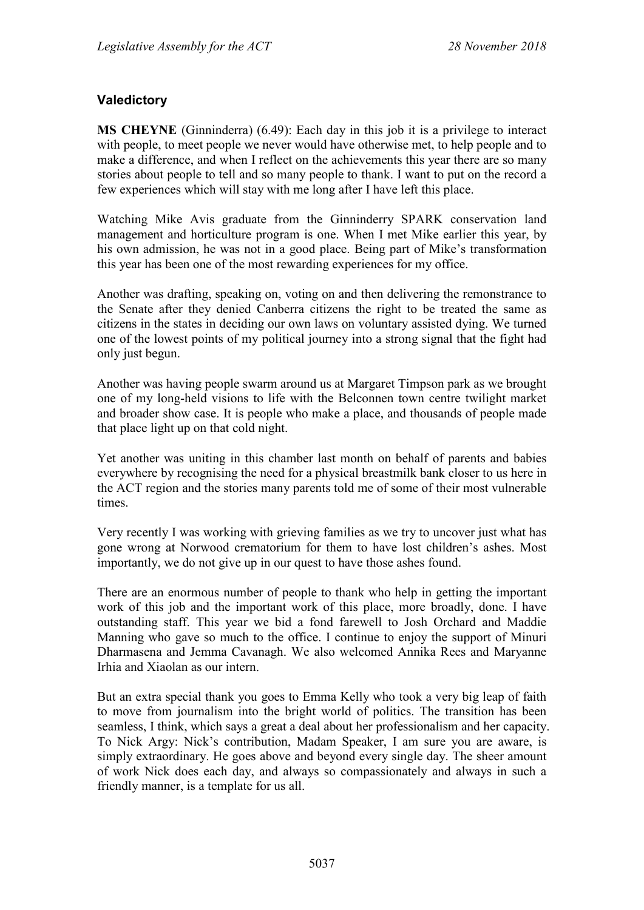## Valedictory

**MS CHEYNE** (Ginninderra) (6.49): Each day in this job it is a privilege to interact with people, to meet people we never would have otherwise met, to help people and to make a difference, and when I reflect on the achievements this year there are so many stories about people to tell and so many people to thank. I want to put on the record a few experiences which will stay with me long after I have left this place.

Watching Mike Avis graduate from the Ginninderry SPARK conservation land management and horticulture program is one. When I met Mike earlier this year, by his own admission, he was not in a good place. Being part of Mike's transformation this year has been one of the most rewarding experiences for my office.

Another was drafting, speaking on, voting on and then delivering the remonstrance to the Senate after they denied Canberra citizens the right to be treated the same as citizens in the states in deciding our own laws on voluntary assisted dying. We turned one of the lowest points of my political journey into a strong signal that the fight had only just begun.

Another was having people swarm around us at Margaret Timpson park as we brought one of my long-held visions to life with the Belconnen town centre twilight market and broader show case. It is people who make a place, and thousands of people made that place light up on that cold night.

Yet another was uniting in this chamber last month on behalf of parents and babies everywhere by recognising the need for a physical breastmilk bank closer to us here in the ACT region and the stories many parents told me of some of their most vulnerable times.

Very recently I was working with grieving families as we try to uncover just what has gone wrong at Norwood crematorium for them to have lost children's ashes. Most importantly, we do not give up in our quest to have those ashes found.

There are an enormous number of people to thank who help in getting the important work of this job and the important work of this place, more broadly, done. I have outstanding staff. This year we bid a fond farewell to Josh Orchard and Maddie Manning who gave so much to the office. I continue to enjoy the support of Minuri Dharmasena and Jemma Cavanagh. We also welcomed Annika Rees and Maryanne Irhia and Xiaolan as our intern.

But an extra special thank you goes to Emma Kelly who took a very big leap of faith to move from journalism into the bright world of politics. The transition has been seamless, I think, which says a great a deal about her professionalism and her capacity. To Nick Argy: Nick's contribution, Madam Speaker, I am sure you are aware, is simply extraordinary. He goes above and beyond every single day. The sheer amount of work Nick does each day, and always so compassionately and always in such a friendly manner, is a template for us all.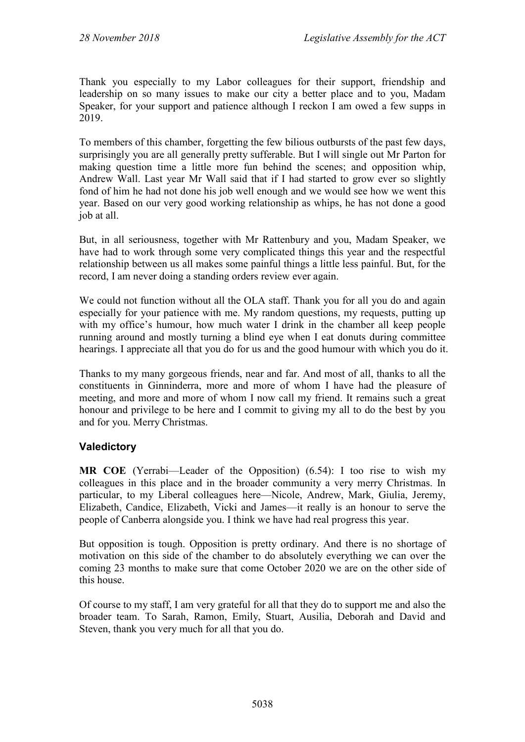Thank you especially to my Labor colleagues for their support, friendship and leadership on so many issues to make our city a better place and to you, Madam Speaker, for your support and patience although I reckon I am owed a few supps in 2019.

To members of this chamber, forgetting the few bilious outbursts of the past few days, surprisingly you are all generally pretty sufferable. But I will single out Mr Parton for making question time a little more fun behind the scenes; and opposition whip, Andrew Wall. Last year Mr Wall said that if I had started to grow ever so slightly fond of him he had not done his job well enough and we would see how we went this year. Based on our very good working relationship as whips, he has not done a good job at all.

But, in all seriousness, together with Mr Rattenbury and you, Madam Speaker, we have had to work through some very complicated things this year and the respectful relationship between us all makes some painful things a little less painful. But, for the record, I am never doing a standing orders review ever again.

We could not function without all the OLA staff. Thank you for all you do and again especially for your patience with me. My random questions, my requests, putting up with my office's humour, how much water I drink in the chamber all keep people running around and mostly turning a blind eye when I eat donuts during committee hearings. I appreciate all that you do for us and the good humour with which you do it.

Thanks to my many gorgeous friends, near and far. And most of all, thanks to all the constituents in Ginninderra, more and more of whom I have had the pleasure of meeting, and more and more of whom I now call my friend. It remains such a great honour and privilege to be here and I commit to giving my all to do the best by you and for you. Merry Christmas.

## Valedictory

**MR COE** (Yerrabi—Leader of the Opposition) (6.54): I too rise to wish my colleagues in this place and in the broader community a very merry Christmas. In particular, to my Liberal colleagues here—Nicole, Andrew, Mark, Giulia, Jeremy, Elizabeth, Candice, Elizabeth, Vicki and James—it really is an honour to serve the people of Canberra alongside you. I think we have had real progress this year.

But opposition is tough. Opposition is pretty ordinary. And there is no shortage of motivation on this side of the chamber to do absolutely everything we can over the coming 23 months to make sure that come October 2020 we are on the other side of this house.

Of course to my staff, I am very grateful for all that they do to support me and also the broader team. To Sarah, Ramon, Emily, Stuart, Ausilia, Deborah and David and Steven, thank you very much for all that you do.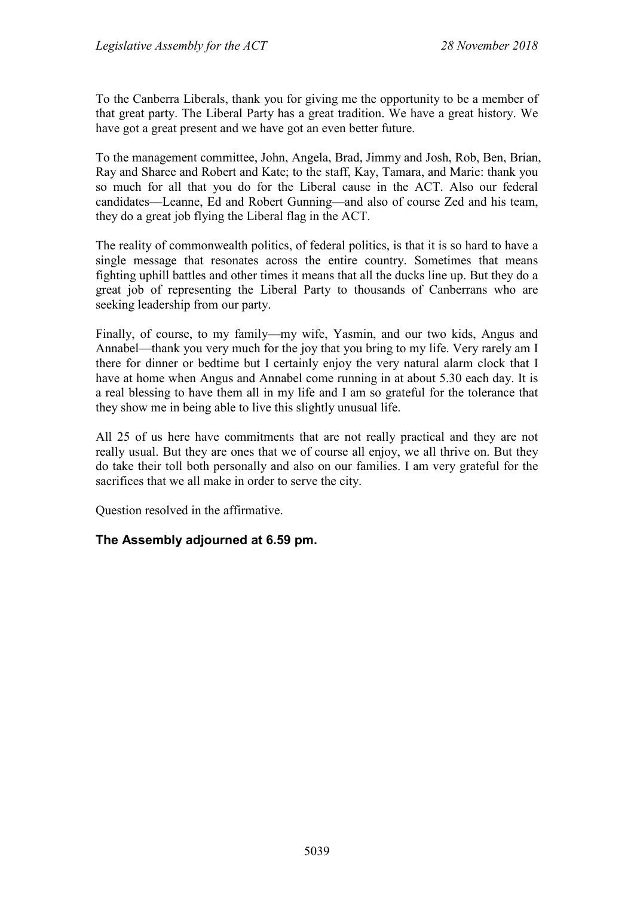To the Canberra Liberals, thank you for giving me the opportunity to be a member of that great party. The Liberal Party has a great tradition. We have a great history. We have got a great present and we have got an even better future.

To the management committee, John, Angela, Brad, Jimmy and Josh, Rob, Ben, Brian, Ray and Sharee and Robert and Kate; to the staff, Kay, Tamara, and Marie: thank you so much for all that you do for the Liberal cause in the ACT. Also our federal candidates—Leanne, Ed and Robert Gunning—and also of course Zed and his team, they do a great job flying the Liberal flag in the ACT.

The reality of commonwealth politics, of federal politics, is that it is so hard to have a single message that resonates across the entire country. Sometimes that means fighting uphill battles and other times it means that all the ducks line up. But they do a great job of representing the Liberal Party to thousands of Canberrans who are seeking leadership from our party.

Finally, of course, to my family—my wife, Yasmin, and our two kids, Angus and Annabel—thank you very much for the joy that you bring to my life. Very rarely am I there for dinner or bedtime but I certainly enjoy the very natural alarm clock that I have at home when Angus and Annabel come running in at about 5.30 each day. It is a real blessing to have them all in my life and I am so grateful for the tolerance that they show me in being able to live this slightly unusual life.

All 25 of us here have commitments that are not really practical and they are not really usual. But they are ones that we of course all enjoy, we all thrive on. But they do take their toll both personally and also on our families. I am very grateful for the sacrifices that we all make in order to serve the city.

Question resolved in the affirmative.

**The Assembly adjourned at 6.59 pm.**